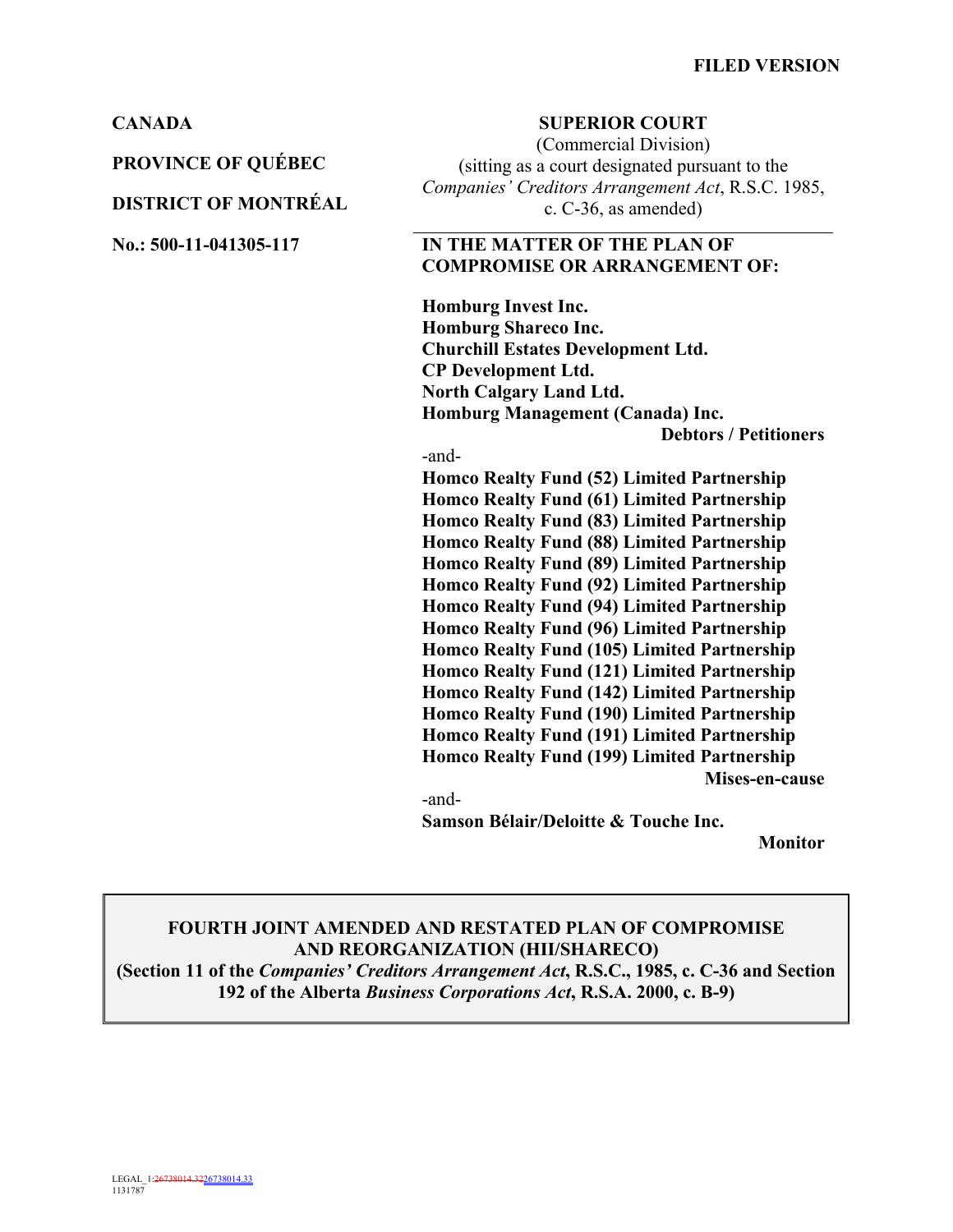**FILED VERSION**

**CANADA**

**PROVINCE OF QUÉBEC**

**DISTRICT OF MONTRÉAL**

**No.: 500-11-041305-117**

**SUPERIOR COURT**
(Commercial Division)
(sitting as a court designated pursuant to the *Companies' Creditors Arrangement Act*, R.S.C. 1985, c. C-36, as amended)

**IN THE MATTER OF THE PLAN OF COMPROMISE OR ARRANGEMENT OF:**

**Homburg Invest Inc.**
**Homburg Shareco Inc.**
**Churchill Estates Development Ltd.**
**CP Development Ltd.**
**North Calgary Land Ltd.**
**Homburg Management (Canada) Inc.**

**Debtors / Petitioners**

-and-

**Homco Realty Fund (52) Limited Partnership**
**Homco Realty Fund (61) Limited Partnership**
**Homco Realty Fund (83) Limited Partnership**
**Homco Realty Fund (88) Limited Partnership**
**Homco Realty Fund (89) Limited Partnership**
**Homco Realty Fund (92) Limited Partnership**
**Homco Realty Fund (94) Limited Partnership**
**Homco Realty Fund (96) Limited Partnership**
**Homco Realty Fund (105) Limited Partnership**
**Homco Realty Fund (121) Limited Partnership**
**Homco Realty Fund (142) Limited Partnership**
**Homco Realty Fund (190) Limited Partnership**
**Homco Realty Fund (191) Limited Partnership**
**Homco Realty Fund (199) Limited Partnership**

**Mises-en-cause**

-and-

**Samson Bélair/Deloitte & Touche Inc.**

**Monitor**

---

**FOURTH JOINT AMENDED AND RESTATED PLAN OF COMPROMISE AND REORGANIZATION (HII/SHARECO)**
**(Section 11 of the *Companies' Creditors Arrangement Act*, R.S.C., 1985, c. C-36 and Section 192 of the Alberta *Business Corporations Act*, R.S.A. 2000, c. B-9)**

---

LEGAL_1:26738014.3226738014.33
1131787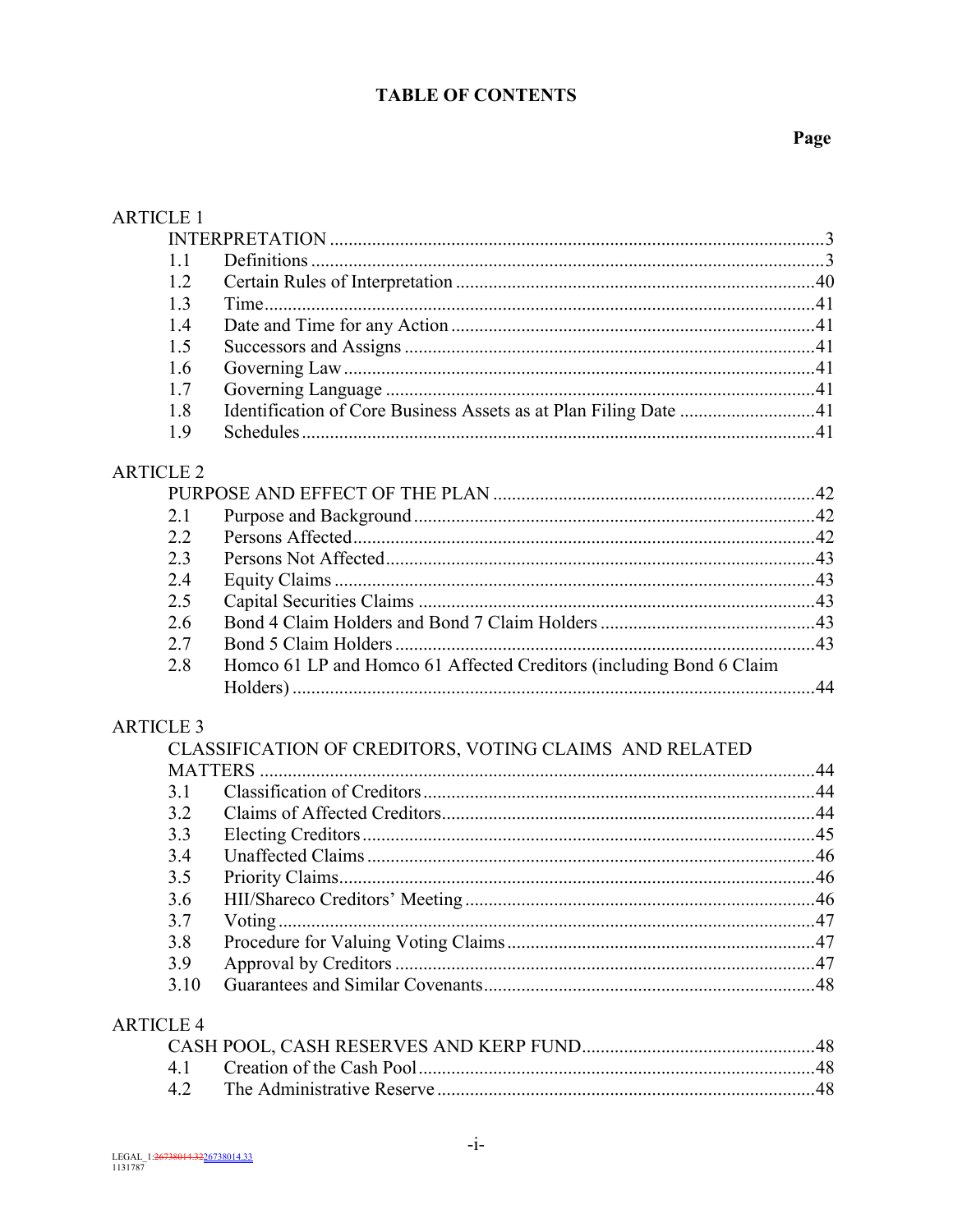# TABLE OF CONTENTS

| | | Page |
|---|---|---|
| ARTICLE 1 INTERPRETATION | | 3 |
| 1.1 | Definitions | 3 |
| 1.2 | Certain Rules of Interpretation | 40 |
| 1.3 | Time | 41 |
| 1.4 | Date and Time for any Action | 41 |
| 1.5 | Successors and Assigns | 41 |
| 1.6 | Governing Law | 41 |
| 1.7 | Governing Language | 41 |
| 1.8 | Identification of Core Business Assets as at Plan Filing Date | 41 |
| 1.9 | Schedules | 41 |
| ARTICLE 2 PURPOSE AND EFFECT OF THE PLAN | | 42 |
| 2.1 | Purpose and Background | 42 |
| 2.2 | Persons Affected | 42 |
| 2.3 | Persons Not Affected | 43 |
| 2.4 | Equity Claims | 43 |
| 2.5 | Capital Securities Claims | 43 |
| 2.6 | Bond 4 Claim Holders and Bond 7 Claim Holders | 43 |
| 2.7 | Bond 5 Claim Holders | 43 |
| 2.8 | Homco 61 LP and Homco 61 Affected Creditors (including Bond 6 Claim Holders) | 44 |
| ARTICLE 3 CLASSIFICATION OF CREDITORS, VOTING CLAIMS AND RELATED MATTERS | | 44 |
| 3.1 | Classification of Creditors | 44 |
| 3.2 | Claims of Affected Creditors | 44 |
| 3.3 | Electing Creditors | 45 |
| 3.4 | Unaffected Claims | 46 |
| 3.5 | Priority Claims | 46 |
| 3.6 | HII/Shareco Creditors' Meeting | 46 |
| 3.7 | Voting | 47 |
| 3.8 | Procedure for Valuing Voting Claims | 47 |
| 3.9 | Approval by Creditors | 47 |
| 3.10 | Guarantees and Similar Covenants | 48 |
| ARTICLE 4 CASH POOL, CASH RESERVES AND KERP FUND | | 48 |
| 4.1 | Creation of the Cash Pool | 48 |
| 4.2 | The Administrative Reserve | 48 |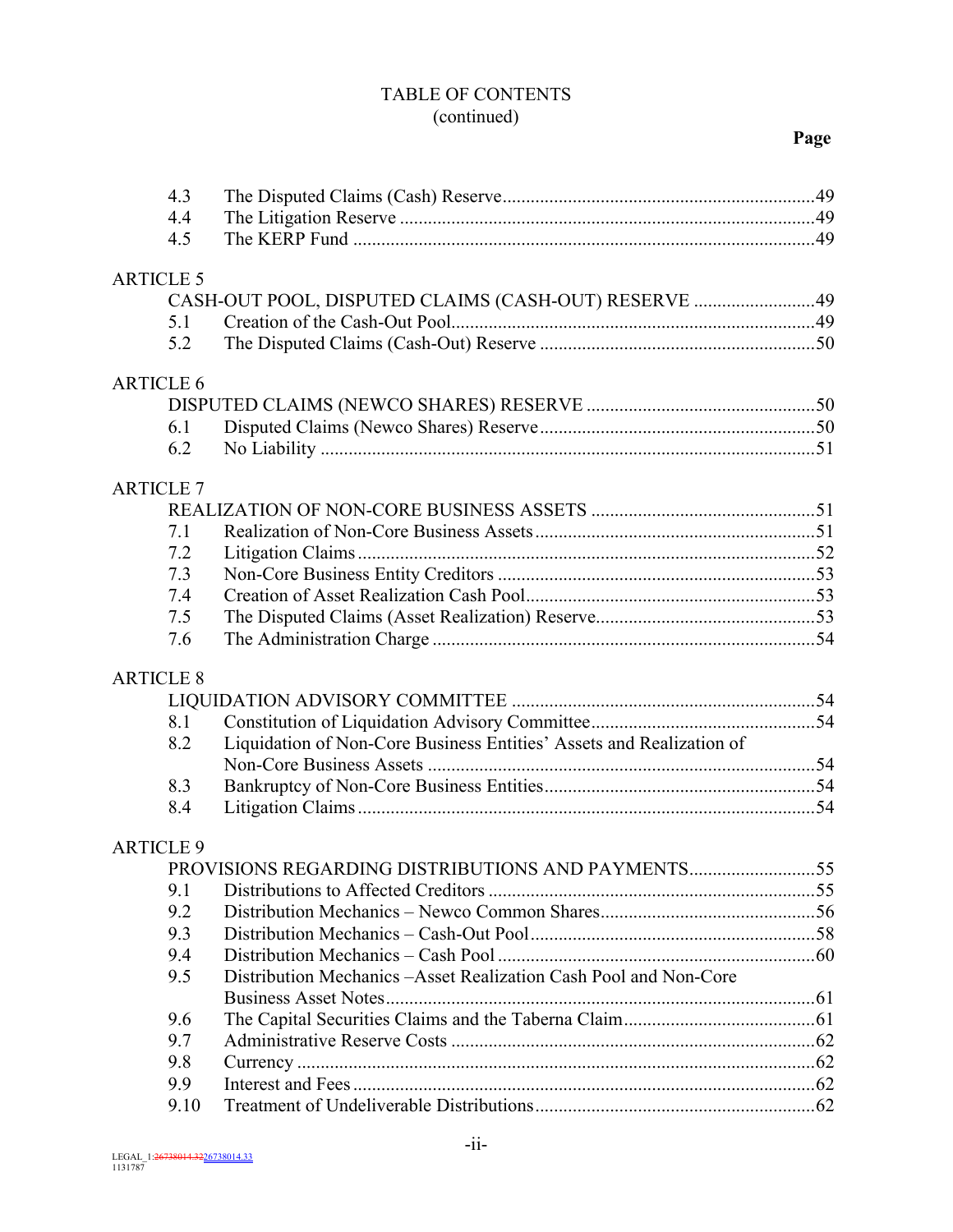TABLE OF CONTENTS
(continued)

| | | Page |
|---|---|---|
| 4.3 | The Disputed Claims (Cash) Reserve | 49 |
| 4.4 | The Litigation Reserve | 49 |
| 4.5 | The KERP Fund | 49 |
| ARTICLE 5 | | |
| | CASH-OUT POOL, DISPUTED CLAIMS (CASH-OUT) RESERVE | 49 |
| 5.1 | Creation of the Cash-Out Pool | 49 |
| 5.2 | The Disputed Claims (Cash-Out) Reserve | 50 |
| ARTICLE 6 | | |
| | DISPUTED CLAIMS (NEWCO SHARES) RESERVE | 50 |
| 6.1 | Disputed Claims (Newco Shares) Reserve | 50 |
| 6.2 | No Liability | 51 |
| ARTICLE 7 | | |
| | REALIZATION OF NON-CORE BUSINESS ASSETS | 51 |
| 7.1 | Realization of Non-Core Business Assets | 51 |
| 7.2 | Litigation Claims | 52 |
| 7.3 | Non-Core Business Entity Creditors | 53 |
| 7.4 | Creation of Asset Realization Cash Pool | 53 |
| 7.5 | The Disputed Claims (Asset Realization) Reserve | 53 |
| 7.6 | The Administration Charge | 54 |
| ARTICLE 8 | | |
| | LIQUIDATION ADVISORY COMMITTEE | 54 |
| 8.1 | Constitution of Liquidation Advisory Committee | 54 |
| 8.2 | Liquidation of Non-Core Business Entities' Assets and Realization of Non-Core Business Assets | 54 |
| 8.3 | Bankruptcy of Non-Core Business Entities | 54 |
| 8.4 | Litigation Claims | 54 |
| ARTICLE 9 | | |
| | PROVISIONS REGARDING DISTRIBUTIONS AND PAYMENTS | 55 |
| 9.1 | Distributions to Affected Creditors | 55 |
| 9.2 | Distribution Mechanics – Newco Common Shares | 56 |
| 9.3 | Distribution Mechanics – Cash-Out Pool | 58 |
| 9.4 | Distribution Mechanics – Cash Pool | 60 |
| 9.5 | Distribution Mechanics –Asset Realization Cash Pool and Non-Core Business Asset Notes | 61 |
| 9.6 | The Capital Securities Claims and the Taberna Claim | 61 |
| 9.7 | Administrative Reserve Costs | 62 |
| 9.8 | Currency | 62 |
| 9.9 | Interest and Fees | 62 |
| 9.10 | Treatment of Undeliverable Distributions | 62 |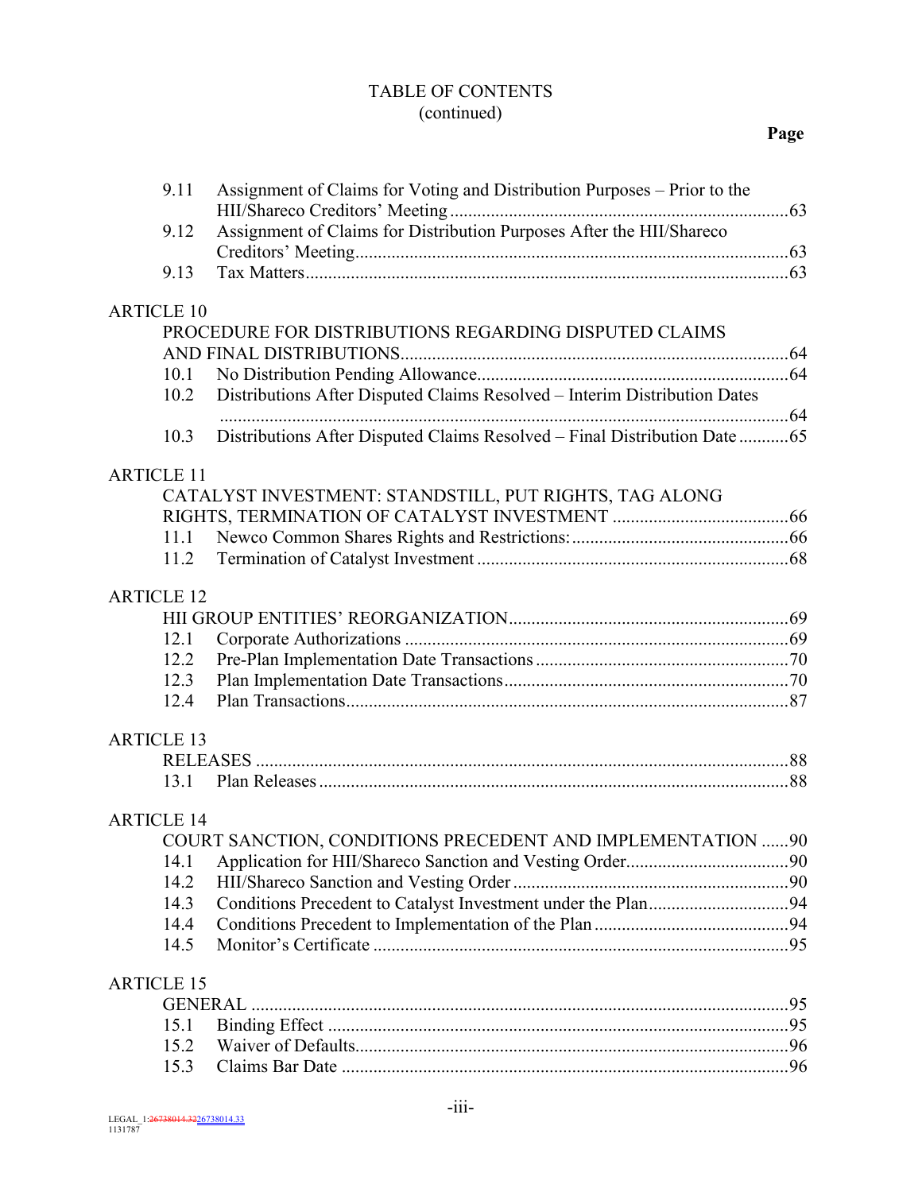TABLE OF CONTENTS
(continued)

**Page**

9.11 Assignment of Claims for Voting and Distribution Purposes – Prior to the HII/Shareco Creditors' Meeting ... 63
9.12 Assignment of Claims for Distribution Purposes After the HII/Shareco Creditors' Meeting ... 63
9.13 Tax Matters ... 63

ARTICLE 10
PROCEDURE FOR DISTRIBUTIONS REGARDING DISPUTED CLAIMS AND FINAL DISTRIBUTIONS ... 64
10.1 No Distribution Pending Allowance ... 64
10.2 Distributions After Disputed Claims Resolved – Interim Distribution Dates ... 64
10.3 Distributions After Disputed Claims Resolved – Final Distribution Date ... 65

ARTICLE 11
CATALYST INVESTMENT: STANDSTILL, PUT RIGHTS, TAG ALONG RIGHTS, TERMINATION OF CATALYST INVESTMENT ... 66
11.1 Newco Common Shares Rights and Restrictions: ... 66
11.2 Termination of Catalyst Investment ... 68

ARTICLE 12
HII GROUP ENTITIES' REORGANIZATION ... 69
12.1 Corporate Authorizations ... 69
12.2 Pre-Plan Implementation Date Transactions ... 70
12.3 Plan Implementation Date Transactions ... 70
12.4 Plan Transactions ... 87

ARTICLE 13
RELEASES ... 88
13.1 Plan Releases ... 88

ARTICLE 14
COURT SANCTION, CONDITIONS PRECEDENT AND IMPLEMENTATION ... 90
14.1 Application for HII/Shareco Sanction and Vesting Order ... 90
14.2 HII/Shareco Sanction and Vesting Order ... 90
14.3 Conditions Precedent to Catalyst Investment under the Plan ... 94
14.4 Conditions Precedent to Implementation of the Plan ... 94
14.5 Monitor's Certificate ... 95

ARTICLE 15
GENERAL ... 95
15.1 Binding Effect ... 95
15.2 Waiver of Defaults ... 96
15.3 Claims Bar Date ... 96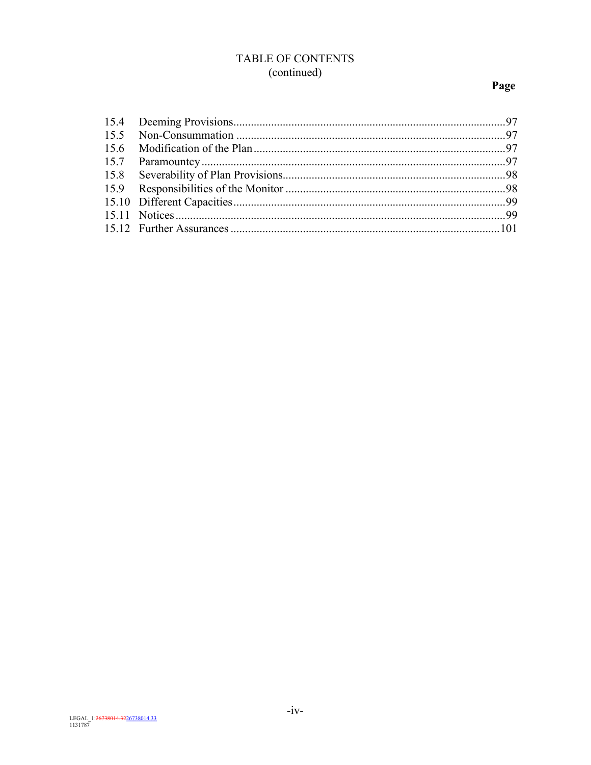TABLE OF CONTENTS
(continued)

| | | Page |
|---|---|---|
| 15.4 | Deeming Provisions | 97 |
| 15.5 | Non-Consummation | 97 |
| 15.6 | Modification of the Plan | 97 |
| 15.7 | Paramountcy | 97 |
| 15.8 | Severability of Plan Provisions | 98 |
| 15.9 | Responsibilities of the Monitor | 98 |
| 15.10 | Different Capacities | 99 |
| 15.11 | Notices | 99 |
| 15.12 | Further Assurances | 101 |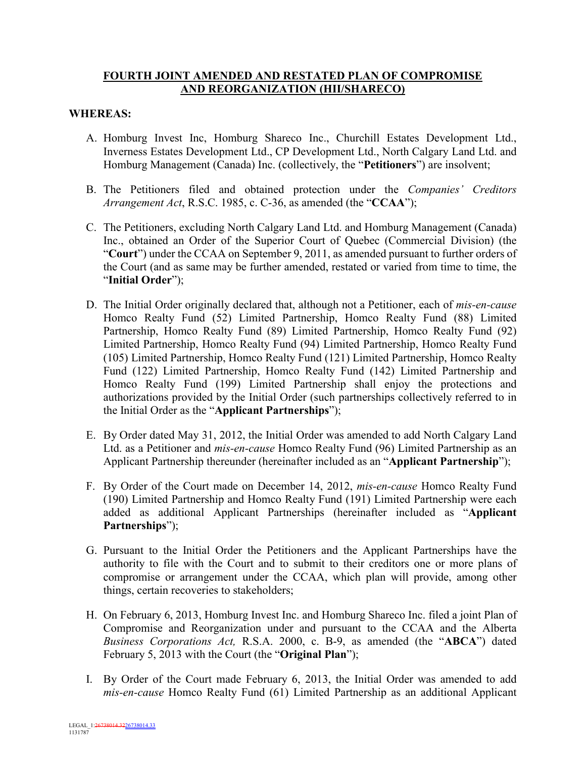# FOURTH JOINT AMENDED AND RESTATED PLAN OF COMPROMISE AND REORGANIZATION (HII/SHARECO)

**WHEREAS:**

A. Homburg Invest Inc, Homburg Shareco Inc., Churchill Estates Development Ltd., Inverness Estates Development Ltd., CP Development Ltd., North Calgary Land Ltd. and Homburg Management (Canada) Inc. (collectively, the "**Petitioners**") are insolvent;

B. The Petitioners filed and obtained protection under the *Companies' Creditors Arrangement Act*, R.S.C. 1985, c. C-36, as amended (the "**CCAA**");

C. The Petitioners, excluding North Calgary Land Ltd. and Homburg Management (Canada) Inc., obtained an Order of the Superior Court of Quebec (Commercial Division) (the "**Court**") under the CCAA on September 9, 2011, as amended pursuant to further orders of the Court (and as same may be further amended, restated or varied from time to time, the "**Initial Order**");

D. The Initial Order originally declared that, although not a Petitioner, each of *mis-en-cause* Homco Realty Fund (52) Limited Partnership, Homco Realty Fund (88) Limited Partnership, Homco Realty Fund (89) Limited Partnership, Homco Realty Fund (92) Limited Partnership, Homco Realty Fund (94) Limited Partnership, Homco Realty Fund (105) Limited Partnership, Homco Realty Fund (121) Limited Partnership, Homco Realty Fund (122) Limited Partnership, Homco Realty Fund (142) Limited Partnership and Homco Realty Fund (199) Limited Partnership shall enjoy the protections and authorizations provided by the Initial Order (such partnerships collectively referred to in the Initial Order as the "**Applicant Partnerships**");

E. By Order dated May 31, 2012, the Initial Order was amended to add North Calgary Land Ltd. as a Petitioner and *mis-en-cause* Homco Realty Fund (96) Limited Partnership as an Applicant Partnership thereunder (hereinafter included as an "**Applicant Partnership**");

F. By Order of the Court made on December 14, 2012, *mis-en-cause* Homco Realty Fund (190) Limited Partnership and Homco Realty Fund (191) Limited Partnership were each added as additional Applicant Partnerships (hereinafter included as "**Applicant Partnerships**");

G. Pursuant to the Initial Order the Petitioners and the Applicant Partnerships have the authority to file with the Court and to submit to their creditors one or more plans of compromise or arrangement under the CCAA, which plan will provide, among other things, certain recoveries to stakeholders;

H. On February 6, 2013, Homburg Invest Inc. and Homburg Shareco Inc. filed a joint Plan of Compromise and Reorganization under and pursuant to the CCAA and the Alberta *Business Corporations Act,* R.S.A. 2000, c. B-9, as amended (the "**ABCA**") dated February 5, 2013 with the Court (the "**Original Plan**");

I. By Order of the Court made February 6, 2013, the Initial Order was amended to add *mis-en-cause* Homco Realty Fund (61) Limited Partnership as an additional Applicant

LEGAL_1:26738014.3226738014.33
1131787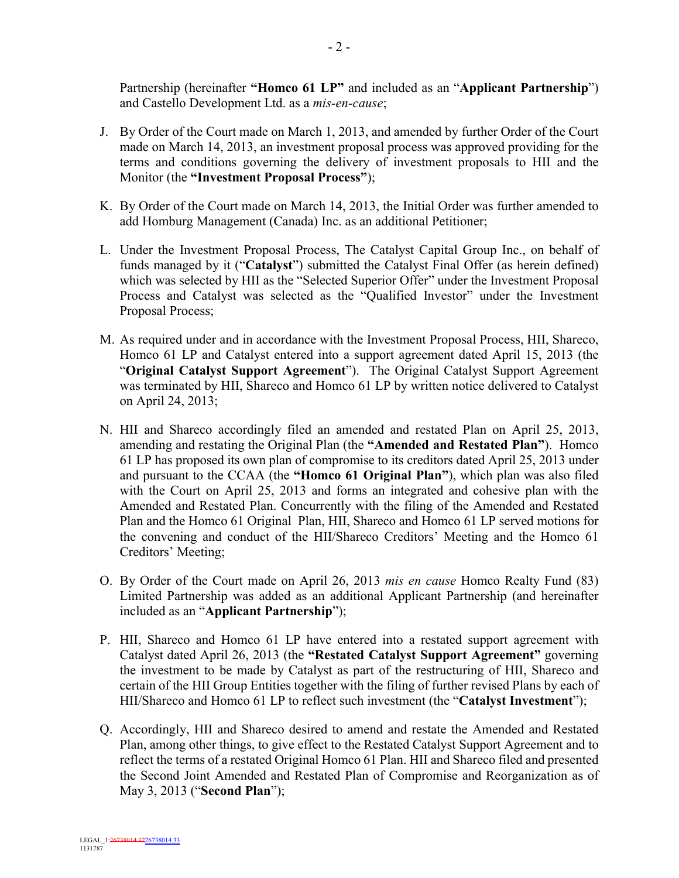Partnership (hereinafter **"Homco 61 LP"** and included as an "**Applicant Partnership**") and Castello Development Ltd. as a *mis-en-cause*;

J. By Order of the Court made on March 1, 2013, and amended by further Order of the Court made on March 14, 2013, an investment proposal process was approved providing for the terms and conditions governing the delivery of investment proposals to HII and the Monitor (the **"Investment Proposal Process"**);

K. By Order of the Court made on March 14, 2013, the Initial Order was further amended to add Homburg Management (Canada) Inc. as an additional Petitioner;

L. Under the Investment Proposal Process, The Catalyst Capital Group Inc., on behalf of funds managed by it ("**Catalyst**") submitted the Catalyst Final Offer (as herein defined) which was selected by HII as the "Selected Superior Offer" under the Investment Proposal Process and Catalyst was selected as the "Qualified Investor" under the Investment Proposal Process;

M. As required under and in accordance with the Investment Proposal Process, HII, Shareco, Homco 61 LP and Catalyst entered into a support agreement dated April 15, 2013 (the "**Original Catalyst Support Agreement**"). The Original Catalyst Support Agreement was terminated by HII, Shareco and Homco 61 LP by written notice delivered to Catalyst on April 24, 2013;

N. HII and Shareco accordingly filed an amended and restated Plan on April 25, 2013, amending and restating the Original Plan (the **"Amended and Restated Plan"**). Homco 61 LP has proposed its own plan of compromise to its creditors dated April 25, 2013 under and pursuant to the CCAA (the **"Homco 61 Original Plan"**), which plan was also filed with the Court on April 25, 2013 and forms an integrated and cohesive plan with the Amended and Restated Plan. Concurrently with the filing of the Amended and Restated Plan and the Homco 61 Original Plan, HII, Shareco and Homco 61 LP served motions for the convening and conduct of the HII/Shareco Creditors' Meeting and the Homco 61 Creditors' Meeting;

O. By Order of the Court made on April 26, 2013 *mis en cause* Homco Realty Fund (83) Limited Partnership was added as an additional Applicant Partnership (and hereinafter included as an "**Applicant Partnership**");

P. HII, Shareco and Homco 61 LP have entered into a restated support agreement with Catalyst dated April 26, 2013 (the **"Restated Catalyst Support Agreement"** governing the investment to be made by Catalyst as part of the restructuring of HII, Shareco and certain of the HII Group Entities together with the filing of further revised Plans by each of HII/Shareco and Homco 61 LP to reflect such investment (the "**Catalyst Investment**");

Q. Accordingly, HII and Shareco desired to amend and restate the Amended and Restated Plan, among other things, to give effect to the Restated Catalyst Support Agreement and to reflect the terms of a restated Original Homco 61 Plan. HII and Shareco filed and presented the Second Joint Amended and Restated Plan of Compromise and Reorganization as of May 3, 2013 ("**Second Plan**");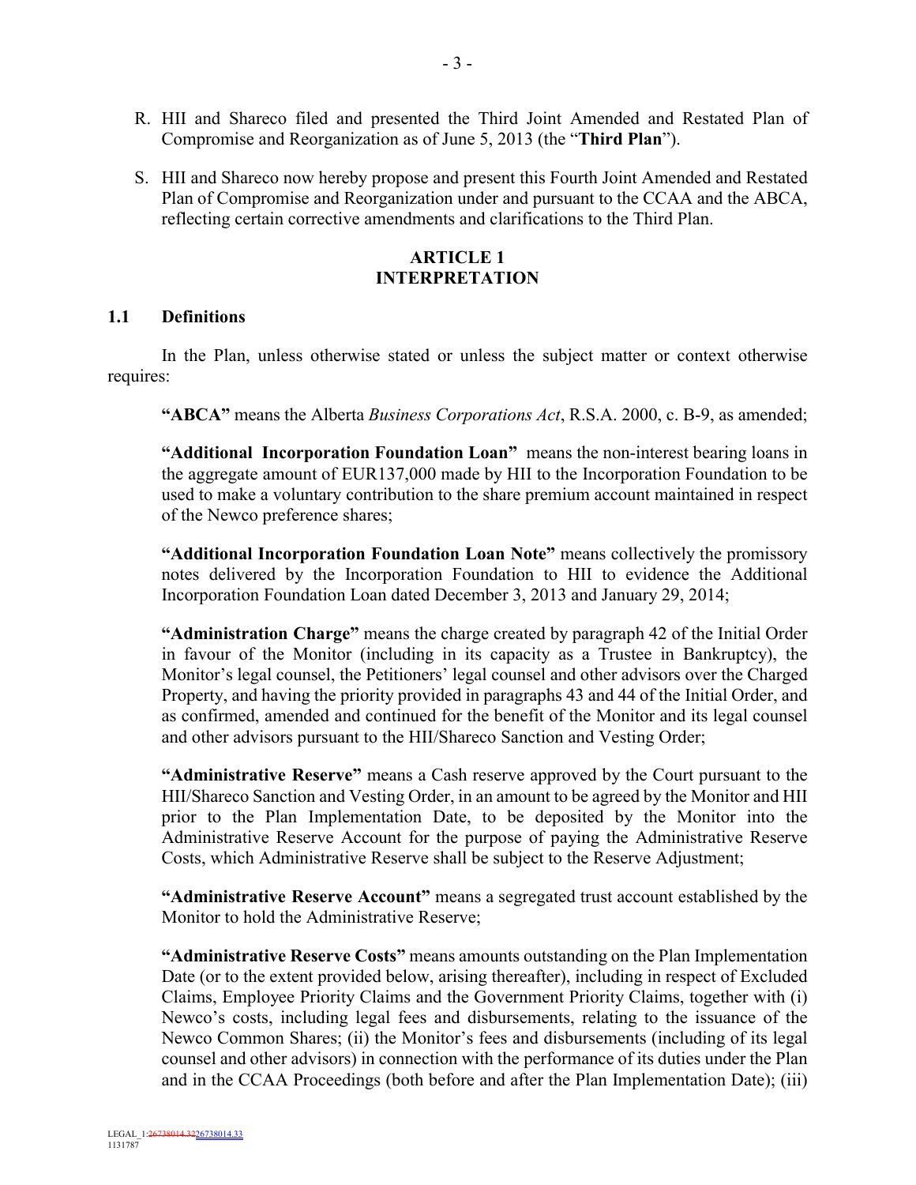R. HII and Shareco filed and presented the Third Joint Amended and Restated Plan of Compromise and Reorganization as of June 5, 2013 (the "**Third Plan**").

S. HII and Shareco now hereby propose and present this Fourth Joint Amended and Restated Plan of Compromise and Reorganization under and pursuant to the CCAA and the ABCA, reflecting certain corrective amendments and clarifications to the Third Plan.

## ARTICLE 1
## INTERPRETATION

### 1.1 Definitions

In the Plan, unless otherwise stated or unless the subject matter or context otherwise requires:

**"ABCA"** means the Alberta *Business Corporations Act*, R.S.A. 2000, c. B-9, as amended;

**"Additional Incorporation Foundation Loan"** means the non-interest bearing loans in the aggregate amount of EUR137,000 made by HII to the Incorporation Foundation to be used to make a voluntary contribution to the share premium account maintained in respect of the Newco preference shares;

**"Additional Incorporation Foundation Loan Note"** means collectively the promissory notes delivered by the Incorporation Foundation to HII to evidence the Additional Incorporation Foundation Loan dated December 3, 2013 and January 29, 2014;

**"Administration Charge"** means the charge created by paragraph 42 of the Initial Order in favour of the Monitor (including in its capacity as a Trustee in Bankruptcy), the Monitor's legal counsel, the Petitioners' legal counsel and other advisors over the Charged Property, and having the priority provided in paragraphs 43 and 44 of the Initial Order, and as confirmed, amended and continued for the benefit of the Monitor and its legal counsel and other advisors pursuant to the HII/Shareco Sanction and Vesting Order;

**"Administrative Reserve"** means a Cash reserve approved by the Court pursuant to the HII/Shareco Sanction and Vesting Order, in an amount to be agreed by the Monitor and HII prior to the Plan Implementation Date, to be deposited by the Monitor into the Administrative Reserve Account for the purpose of paying the Administrative Reserve Costs, which Administrative Reserve shall be subject to the Reserve Adjustment;

**"Administrative Reserve Account"** means a segregated trust account established by the Monitor to hold the Administrative Reserve;

**"Administrative Reserve Costs"** means amounts outstanding on the Plan Implementation Date (or to the extent provided below, arising thereafter), including in respect of Excluded Claims, Employee Priority Claims and the Government Priority Claims, together with (i) Newco's costs, including legal fees and disbursements, relating to the issuance of the Newco Common Shares; (ii) the Monitor's fees and disbursements (including of its legal counsel and other advisors) in connection with the performance of its duties under the Plan and in the CCAA Proceedings (both before and after the Plan Implementation Date); (iii)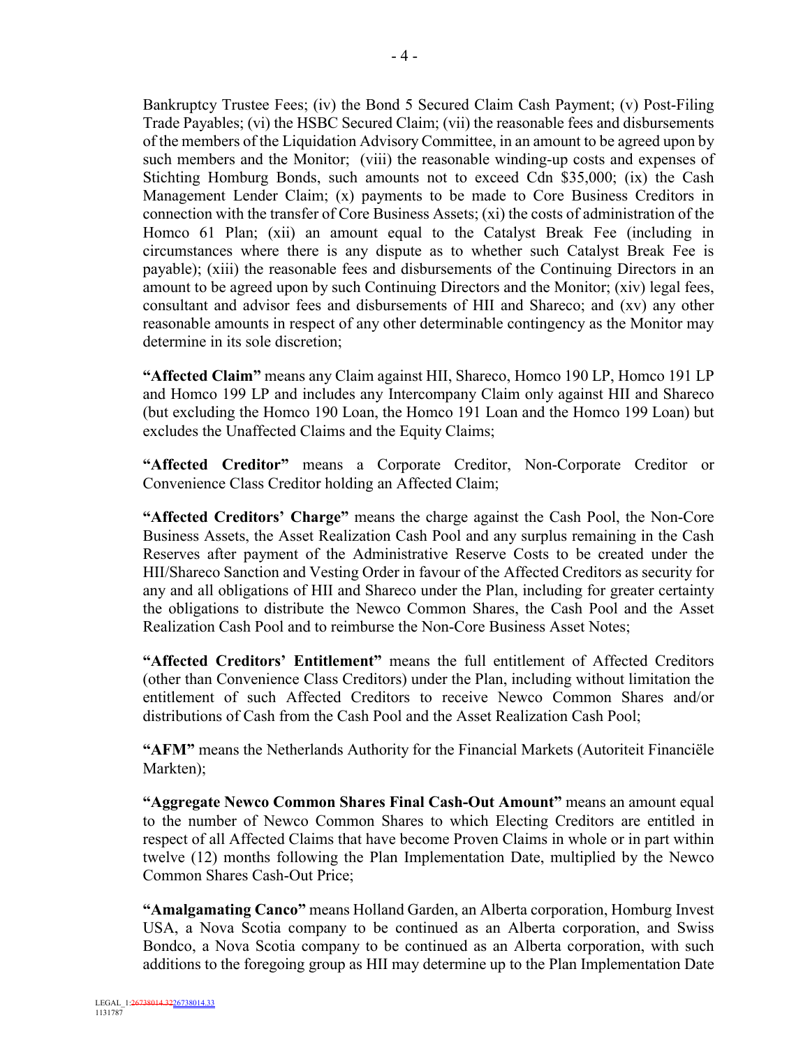Bankruptcy Trustee Fees; (iv) the Bond 5 Secured Claim Cash Payment; (v) Post-Filing Trade Payables; (vi) the HSBC Secured Claim; (vii) the reasonable fees and disbursements of the members of the Liquidation Advisory Committee, in an amount to be agreed upon by such members and the Monitor; (viii) the reasonable winding-up costs and expenses of Stichting Homburg Bonds, such amounts not to exceed Cdn $35,000; (ix) the Cash Management Lender Claim; (x) payments to be made to Core Business Creditors in connection with the transfer of Core Business Assets; (xi) the costs of administration of the Homco 61 Plan; (xii) an amount equal to the Catalyst Break Fee (including in circumstances where there is any dispute as to whether such Catalyst Break Fee is payable); (xiii) the reasonable fees and disbursements of the Continuing Directors in an amount to be agreed upon by such Continuing Directors and the Monitor; (xiv) legal fees, consultant and advisor fees and disbursements of HII and Shareco; and (xv) any other reasonable amounts in respect of any other determinable contingency as the Monitor may determine in its sole discretion;

**"Affected Claim"** means any Claim against HII, Shareco, Homco 190 LP, Homco 191 LP and Homco 199 LP and includes any Intercompany Claim only against HII and Shareco (but excluding the Homco 190 Loan, the Homco 191 Loan and the Homco 199 Loan) but excludes the Unaffected Claims and the Equity Claims;

**"Affected Creditor"** means a Corporate Creditor, Non-Corporate Creditor or Convenience Class Creditor holding an Affected Claim;

**"Affected Creditors' Charge"** means the charge against the Cash Pool, the Non-Core Business Assets, the Asset Realization Cash Pool and any surplus remaining in the Cash Reserves after payment of the Administrative Reserve Costs to be created under the HII/Shareco Sanction and Vesting Order in favour of the Affected Creditors as security for any and all obligations of HII and Shareco under the Plan, including for greater certainty the obligations to distribute the Newco Common Shares, the Cash Pool and the Asset Realization Cash Pool and to reimburse the Non-Core Business Asset Notes;

**"Affected Creditors' Entitlement"** means the full entitlement of Affected Creditors (other than Convenience Class Creditors) under the Plan, including without limitation the entitlement of such Affected Creditors to receive Newco Common Shares and/or distributions of Cash from the Cash Pool and the Asset Realization Cash Pool;

**"AFM"** means the Netherlands Authority for the Financial Markets (Autoriteit Financiële Markten);

**"Aggregate Newco Common Shares Final Cash-Out Amount"** means an amount equal to the number of Newco Common Shares to which Electing Creditors are entitled in respect of all Affected Claims that have become Proven Claims in whole or in part within twelve (12) months following the Plan Implementation Date, multiplied by the Newco Common Shares Cash-Out Price;

**"Amalgamating Canco"** means Holland Garden, an Alberta corporation, Homburg Invest USA, a Nova Scotia company to be continued as an Alberta corporation, and Swiss Bondco, a Nova Scotia company to be continued as an Alberta corporation, with such additions to the foregoing group as HII may determine up to the Plan Implementation Date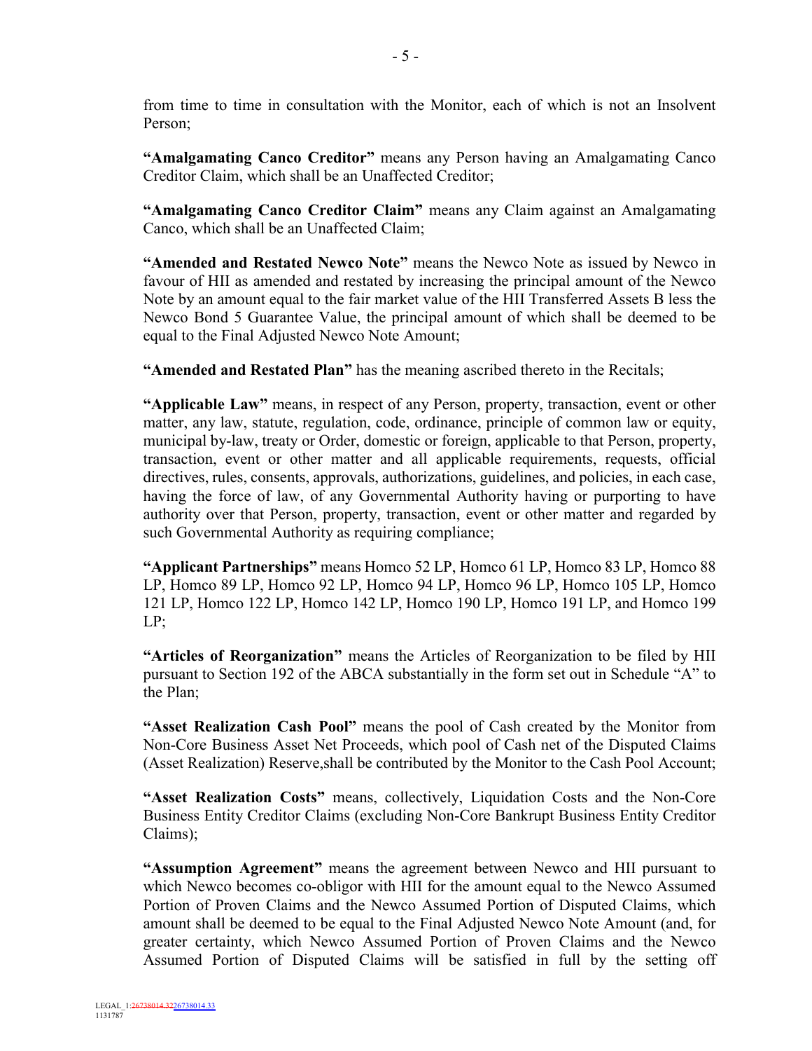from time to time in consultation with the Monitor, each of which is not an Insolvent Person;

**"Amalgamating Canco Creditor"** means any Person having an Amalgamating Canco Creditor Claim, which shall be an Unaffected Creditor;

**"Amalgamating Canco Creditor Claim"** means any Claim against an Amalgamating Canco, which shall be an Unaffected Claim;

**"Amended and Restated Newco Note"** means the Newco Note as issued by Newco in favour of HII as amended and restated by increasing the principal amount of the Newco Note by an amount equal to the fair market value of the HII Transferred Assets B less the Newco Bond 5 Guarantee Value, the principal amount of which shall be deemed to be equal to the Final Adjusted Newco Note Amount;

**"Amended and Restated Plan"** has the meaning ascribed thereto in the Recitals;

**"Applicable Law"** means, in respect of any Person, property, transaction, event or other matter, any law, statute, regulation, code, ordinance, principle of common law or equity, municipal by-law, treaty or Order, domestic or foreign, applicable to that Person, property, transaction, event or other matter and all applicable requirements, requests, official directives, rules, consents, approvals, authorizations, guidelines, and policies, in each case, having the force of law, of any Governmental Authority having or purporting to have authority over that Person, property, transaction, event or other matter and regarded by such Governmental Authority as requiring compliance;

**"Applicant Partnerships"** means Homco 52 LP, Homco 61 LP, Homco 83 LP, Homco 88 LP, Homco 89 LP, Homco 92 LP, Homco 94 LP, Homco 96 LP, Homco 105 LP, Homco 121 LP, Homco 122 LP, Homco 142 LP, Homco 190 LP, Homco 191 LP, and Homco 199 LP;

**"Articles of Reorganization"** means the Articles of Reorganization to be filed by HII pursuant to Section 192 of the ABCA substantially in the form set out in Schedule "A" to the Plan;

**"Asset Realization Cash Pool"** means the pool of Cash created by the Monitor from Non-Core Business Asset Net Proceeds, which pool of Cash net of the Disputed Claims (Asset Realization) Reserve,shall be contributed by the Monitor to the Cash Pool Account;

**"Asset Realization Costs"** means, collectively, Liquidation Costs and the Non-Core Business Entity Creditor Claims (excluding Non-Core Bankrupt Business Entity Creditor Claims);

**"Assumption Agreement"** means the agreement between Newco and HII pursuant to which Newco becomes co-obligor with HII for the amount equal to the Newco Assumed Portion of Proven Claims and the Newco Assumed Portion of Disputed Claims, which amount shall be deemed to be equal to the Final Adjusted Newco Note Amount (and, for greater certainty, which Newco Assumed Portion of Proven Claims and the Newco Assumed Portion of Disputed Claims will be satisfied in full by the setting off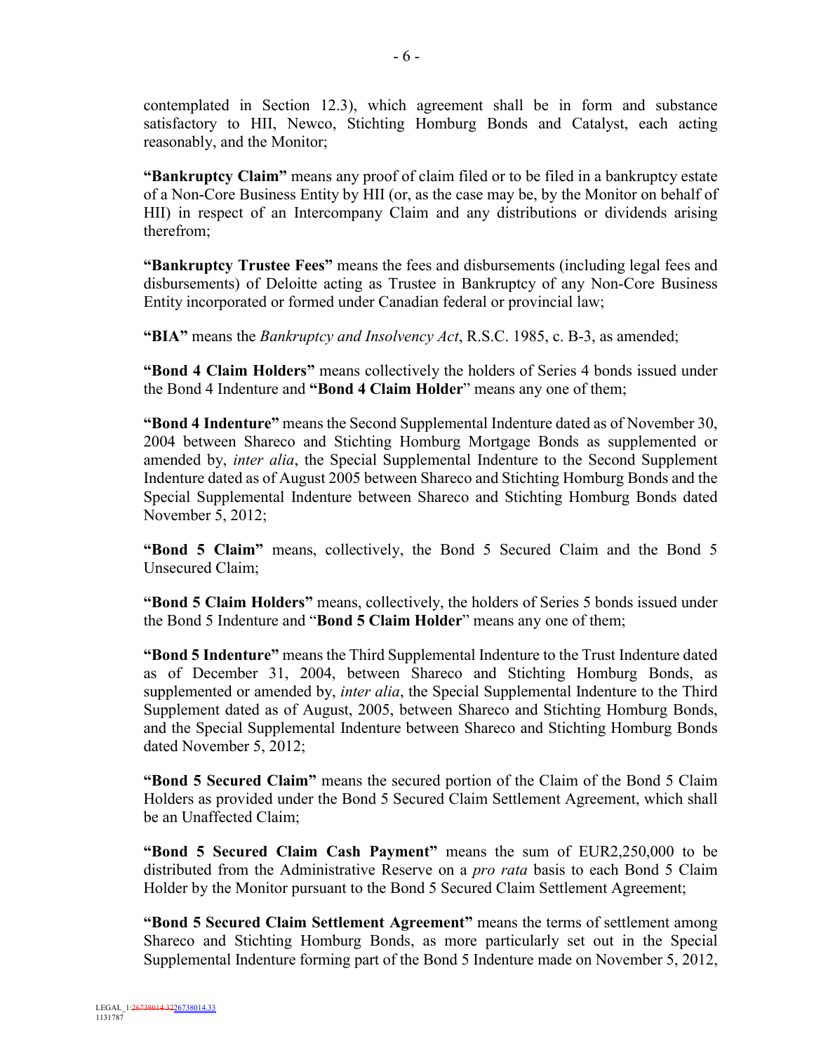contemplated in Section 12.3), which agreement shall be in form and substance satisfactory to HII, Newco, Stichting Homburg Bonds and Catalyst, each acting reasonably, and the Monitor;

**"Bankruptcy Claim"** means any proof of claim filed or to be filed in a bankruptcy estate of a Non-Core Business Entity by HII (or, as the case may be, by the Monitor on behalf of HII) in respect of an Intercompany Claim and any distributions or dividends arising therefrom;

**"Bankruptcy Trustee Fees"** means the fees and disbursements (including legal fees and disbursements) of Deloitte acting as Trustee in Bankruptcy of any Non-Core Business Entity incorporated or formed under Canadian federal or provincial law;

**"BIA"** means the *Bankruptcy and Insolvency Act*, R.S.C. 1985, c. B-3, as amended;

**"Bond 4 Claim Holders"** means collectively the holders of Series 4 bonds issued under the Bond 4 Indenture and **"Bond 4 Claim Holder"** means any one of them;

**"Bond 4 Indenture"** means the Second Supplemental Indenture dated as of November 30, 2004 between Shareco and Stichting Homburg Mortgage Bonds as supplemented or amended by, *inter alia*, the Special Supplemental Indenture to the Second Supplement Indenture dated as of August 2005 between Shareco and Stichting Homburg Bonds and the Special Supplemental Indenture between Shareco and Stichting Homburg Bonds dated November 5, 2012;

**"Bond 5 Claim"** means, collectively, the Bond 5 Secured Claim and the Bond 5 Unsecured Claim;

**"Bond 5 Claim Holders"** means, collectively, the holders of Series 5 bonds issued under the Bond 5 Indenture and "**Bond 5 Claim Holder**" means any one of them;

**"Bond 5 Indenture"** means the Third Supplemental Indenture to the Trust Indenture dated as of December 31, 2004, between Shareco and Stichting Homburg Bonds, as supplemented or amended by, *inter alia*, the Special Supplemental Indenture to the Third Supplement dated as of August, 2005, between Shareco and Stichting Homburg Bonds, and the Special Supplemental Indenture between Shareco and Stichting Homburg Bonds dated November 5, 2012;

**"Bond 5 Secured Claim"** means the secured portion of the Claim of the Bond 5 Claim Holders as provided under the Bond 5 Secured Claim Settlement Agreement, which shall be an Unaffected Claim;

**"Bond 5 Secured Claim Cash Payment"** means the sum of EUR2,250,000 to be distributed from the Administrative Reserve on a *pro rata* basis to each Bond 5 Claim Holder by the Monitor pursuant to the Bond 5 Secured Claim Settlement Agreement;

**"Bond 5 Secured Claim Settlement Agreement"** means the terms of settlement among Shareco and Stichting Homburg Bonds, as more particularly set out in the Special Supplemental Indenture forming part of the Bond 5 Indenture made on November 5, 2012,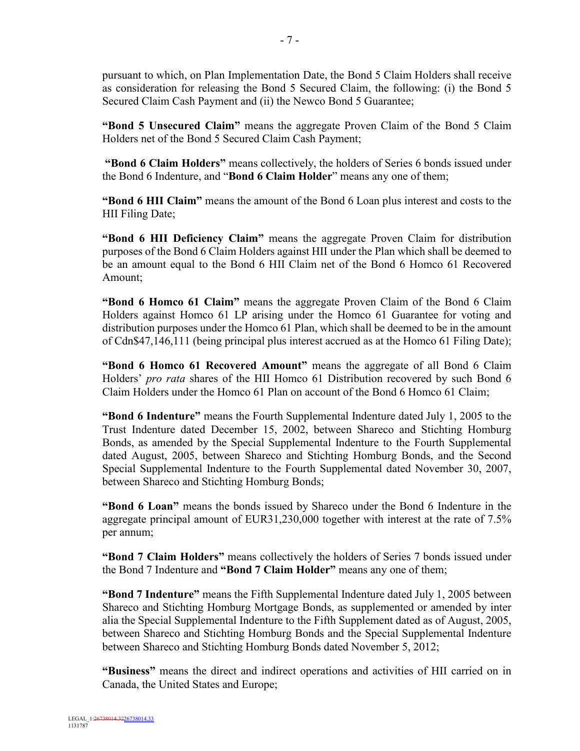pursuant to which, on Plan Implementation Date, the Bond 5 Claim Holders shall receive as consideration for releasing the Bond 5 Secured Claim, the following: (i) the Bond 5 Secured Claim Cash Payment and (ii) the Newco Bond 5 Guarantee;

**"Bond 5 Unsecured Claim"** means the aggregate Proven Claim of the Bond 5 Claim Holders net of the Bond 5 Secured Claim Cash Payment;

**"Bond 6 Claim Holders"** means collectively, the holders of Series 6 bonds issued under the Bond 6 Indenture, and "**Bond 6 Claim Holder**" means any one of them;

**"Bond 6 HII Claim"** means the amount of the Bond 6 Loan plus interest and costs to the HII Filing Date;

**"Bond 6 HII Deficiency Claim"** means the aggregate Proven Claim for distribution purposes of the Bond 6 Claim Holders against HII under the Plan which shall be deemed to be an amount equal to the Bond 6 HII Claim net of the Bond 6 Homco 61 Recovered Amount;

**"Bond 6 Homco 61 Claim"** means the aggregate Proven Claim of the Bond 6 Claim Holders against Homco 61 LP arising under the Homco 61 Guarantee for voting and distribution purposes under the Homco 61 Plan, which shall be deemed to be in the amount of Cdn$47,146,111 (being principal plus interest accrued as at the Homco 61 Filing Date);

**"Bond 6 Homco 61 Recovered Amount"** means the aggregate of all Bond 6 Claim Holders' *pro rata* shares of the HII Homco 61 Distribution recovered by such Bond 6 Claim Holders under the Homco 61 Plan on account of the Bond 6 Homco 61 Claim;

**"Bond 6 Indenture"** means the Fourth Supplemental Indenture dated July 1, 2005 to the Trust Indenture dated December 15, 2002, between Shareco and Stichting Homburg Bonds, as amended by the Special Supplemental Indenture to the Fourth Supplemental dated August, 2005, between Shareco and Stichting Homburg Bonds, and the Second Special Supplemental Indenture to the Fourth Supplemental dated November 30, 2007, between Shareco and Stichting Homburg Bonds;

**"Bond 6 Loan"** means the bonds issued by Shareco under the Bond 6 Indenture in the aggregate principal amount of EUR31,230,000 together with interest at the rate of 7.5% per annum;

**"Bond 7 Claim Holders"** means collectively the holders of Series 7 bonds issued under the Bond 7 Indenture and **"Bond 7 Claim Holder"** means any one of them;

**"Bond 7 Indenture"** means the Fifth Supplemental Indenture dated July 1, 2005 between Shareco and Stichting Homburg Mortgage Bonds, as supplemented or amended by inter alia the Special Supplemental Indenture to the Fifth Supplement dated as of August, 2005, between Shareco and Stichting Homburg Bonds and the Special Supplemental Indenture between Shareco and Stichting Homburg Bonds dated November 5, 2012;

**"Business"** means the direct and indirect operations and activities of HII carried on in Canada, the United States and Europe;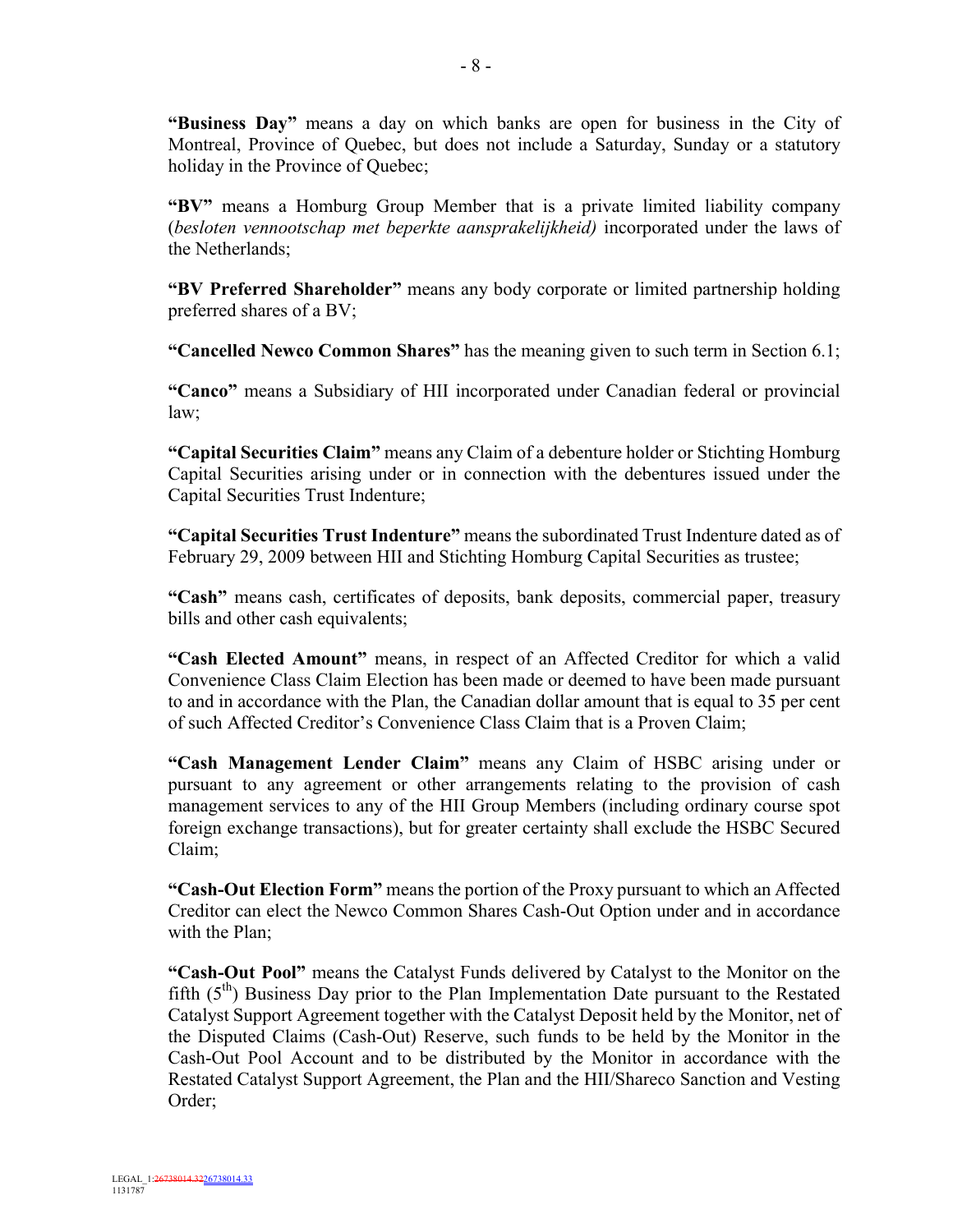**"Business Day"** means a day on which banks are open for business in the City of Montreal, Province of Quebec, but does not include a Saturday, Sunday or a statutory holiday in the Province of Quebec;

**"BV"** means a Homburg Group Member that is a private limited liability company (*besloten vennootschap met beperkte aansprakelijkheid)* incorporated under the laws of the Netherlands;

**"BV Preferred Shareholder"** means any body corporate or limited partnership holding preferred shares of a BV;

**"Cancelled Newco Common Shares"** has the meaning given to such term in Section 6.1;

**"Canco"** means a Subsidiary of HII incorporated under Canadian federal or provincial law;

**"Capital Securities Claim"** means any Claim of a debenture holder or Stichting Homburg Capital Securities arising under or in connection with the debentures issued under the Capital Securities Trust Indenture;

**"Capital Securities Trust Indenture"** means the subordinated Trust Indenture dated as of February 29, 2009 between HII and Stichting Homburg Capital Securities as trustee;

**"Cash"** means cash, certificates of deposits, bank deposits, commercial paper, treasury bills and other cash equivalents;

**"Cash Elected Amount"** means, in respect of an Affected Creditor for which a valid Convenience Class Claim Election has been made or deemed to have been made pursuant to and in accordance with the Plan, the Canadian dollar amount that is equal to 35 per cent of such Affected Creditor's Convenience Class Claim that is a Proven Claim;

**"Cash Management Lender Claim"** means any Claim of HSBC arising under or pursuant to any agreement or other arrangements relating to the provision of cash management services to any of the HII Group Members (including ordinary course spot foreign exchange transactions), but for greater certainty shall exclude the HSBC Secured Claim;

**"Cash-Out Election Form"** means the portion of the Proxy pursuant to which an Affected Creditor can elect the Newco Common Shares Cash-Out Option under and in accordance with the Plan;

**"Cash-Out Pool"** means the Catalyst Funds delivered by Catalyst to the Monitor on the fifth (5th) Business Day prior to the Plan Implementation Date pursuant to the Restated Catalyst Support Agreement together with the Catalyst Deposit held by the Monitor, net of the Disputed Claims (Cash-Out) Reserve, such funds to be held by the Monitor in the Cash-Out Pool Account and to be distributed by the Monitor in accordance with the Restated Catalyst Support Agreement, the Plan and the HII/Shareco Sanction and Vesting Order;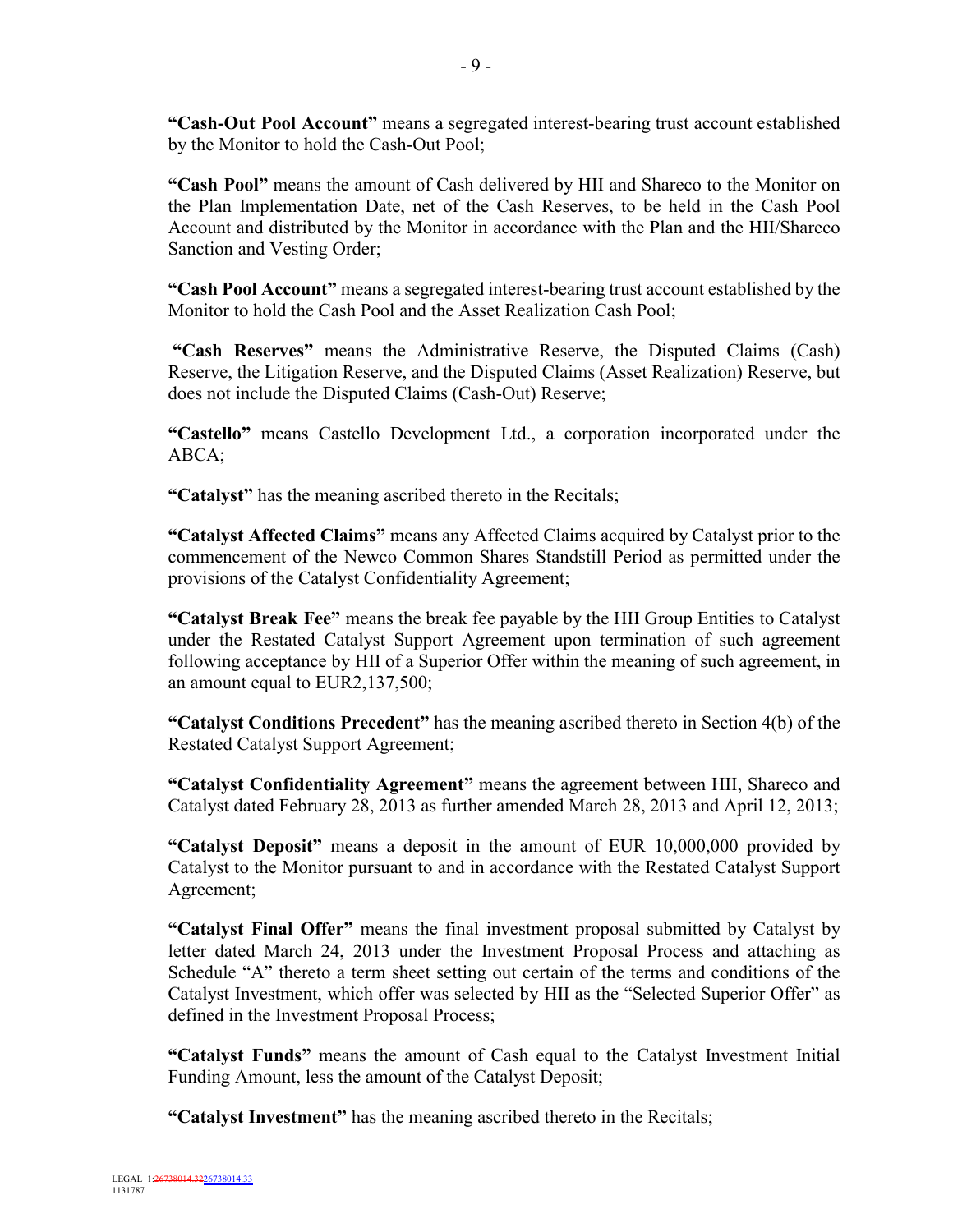**"Cash-Out Pool Account"** means a segregated interest-bearing trust account established by the Monitor to hold the Cash-Out Pool;

**"Cash Pool"** means the amount of Cash delivered by HII and Shareco to the Monitor on the Plan Implementation Date, net of the Cash Reserves, to be held in the Cash Pool Account and distributed by the Monitor in accordance with the Plan and the HII/Shareco Sanction and Vesting Order;

**"Cash Pool Account"** means a segregated interest-bearing trust account established by the Monitor to hold the Cash Pool and the Asset Realization Cash Pool;

**"Cash Reserves"** means the Administrative Reserve, the Disputed Claims (Cash) Reserve, the Litigation Reserve, and the Disputed Claims (Asset Realization) Reserve, but does not include the Disputed Claims (Cash-Out) Reserve;

**"Castello"** means Castello Development Ltd., a corporation incorporated under the ABCA;

**"Catalyst"** has the meaning ascribed thereto in the Recitals;

**"Catalyst Affected Claims"** means any Affected Claims acquired by Catalyst prior to the commencement of the Newco Common Shares Standstill Period as permitted under the provisions of the Catalyst Confidentiality Agreement;

**"Catalyst Break Fee"** means the break fee payable by the HII Group Entities to Catalyst under the Restated Catalyst Support Agreement upon termination of such agreement following acceptance by HII of a Superior Offer within the meaning of such agreement, in an amount equal to EUR2,137,500;

**"Catalyst Conditions Precedent"** has the meaning ascribed thereto in Section 4(b) of the Restated Catalyst Support Agreement;

**"Catalyst Confidentiality Agreement"** means the agreement between HII, Shareco and Catalyst dated February 28, 2013 as further amended March 28, 2013 and April 12, 2013;

**"Catalyst Deposit"** means a deposit in the amount of EUR 10,000,000 provided by Catalyst to the Monitor pursuant to and in accordance with the Restated Catalyst Support Agreement;

**"Catalyst Final Offer"** means the final investment proposal submitted by Catalyst by letter dated March 24, 2013 under the Investment Proposal Process and attaching as Schedule "A" thereto a term sheet setting out certain of the terms and conditions of the Catalyst Investment, which offer was selected by HII as the "Selected Superior Offer" as defined in the Investment Proposal Process;

**"Catalyst Funds"** means the amount of Cash equal to the Catalyst Investment Initial Funding Amount, less the amount of the Catalyst Deposit;

**"Catalyst Investment"** has the meaning ascribed thereto in the Recitals;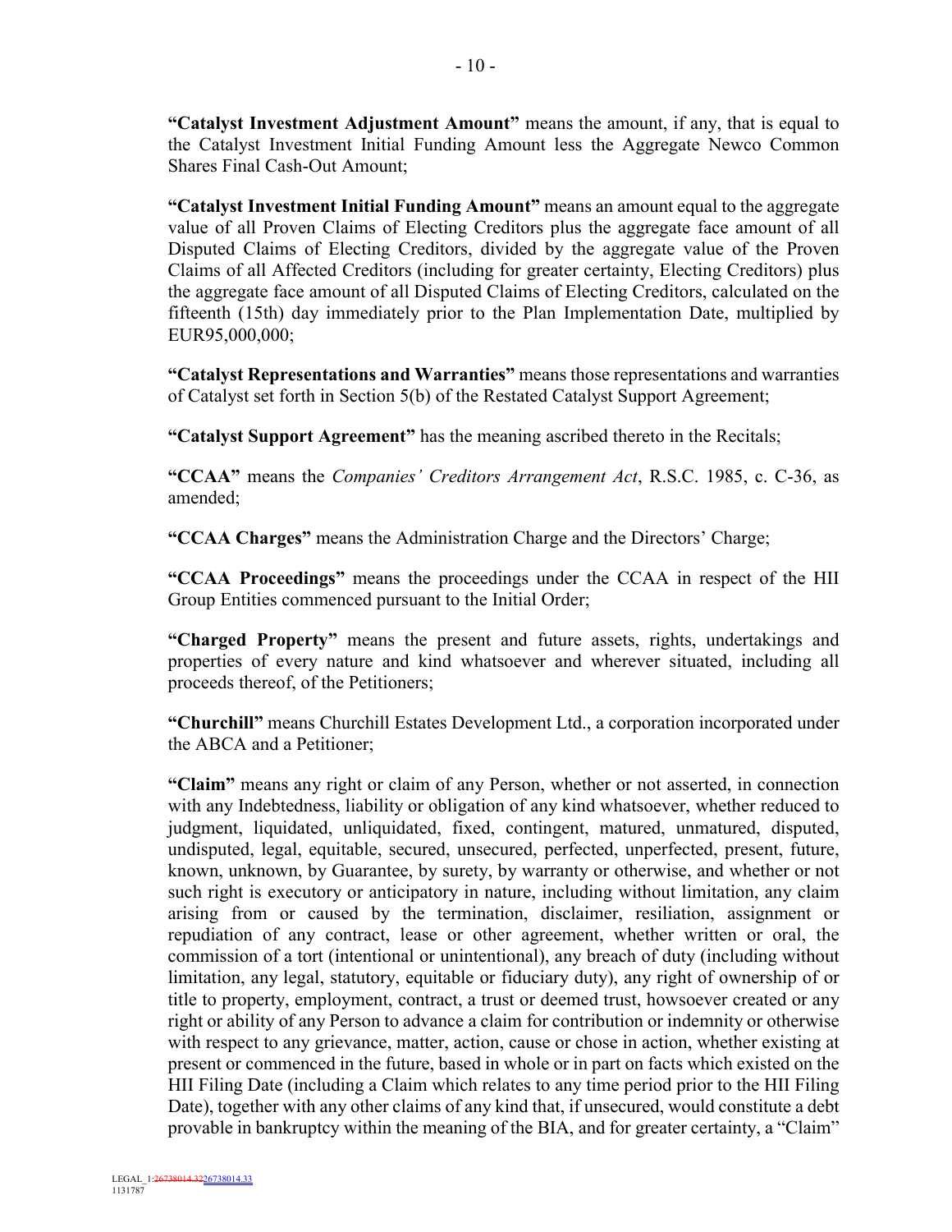**"Catalyst Investment Adjustment Amount"** means the amount, if any, that is equal to the Catalyst Investment Initial Funding Amount less the Aggregate Newco Common Shares Final Cash-Out Amount;

**"Catalyst Investment Initial Funding Amount"** means an amount equal to the aggregate value of all Proven Claims of Electing Creditors plus the aggregate face amount of all Disputed Claims of Electing Creditors, divided by the aggregate value of the Proven Claims of all Affected Creditors (including for greater certainty, Electing Creditors) plus the aggregate face amount of all Disputed Claims of Electing Creditors, calculated on the fifteenth (15th) day immediately prior to the Plan Implementation Date, multiplied by EUR95,000,000;

**"Catalyst Representations and Warranties"** means those representations and warranties of Catalyst set forth in Section 5(b) of the Restated Catalyst Support Agreement;

**"Catalyst Support Agreement"** has the meaning ascribed thereto in the Recitals;

**"CCAA"** means the *Companies' Creditors Arrangement Act*, R.S.C. 1985, c. C-36, as amended;

**"CCAA Charges"** means the Administration Charge and the Directors' Charge;

**"CCAA Proceedings"** means the proceedings under the CCAA in respect of the HII Group Entities commenced pursuant to the Initial Order;

**"Charged Property"** means the present and future assets, rights, undertakings and properties of every nature and kind whatsoever and wherever situated, including all proceeds thereof, of the Petitioners;

**"Churchill"** means Churchill Estates Development Ltd., a corporation incorporated under the ABCA and a Petitioner;

**"Claim"** means any right or claim of any Person, whether or not asserted, in connection with any Indebtedness, liability or obligation of any kind whatsoever, whether reduced to judgment, liquidated, unliquidated, fixed, contingent, matured, unmatured, disputed, undisputed, legal, equitable, secured, unsecured, perfected, unperfected, present, future, known, unknown, by Guarantee, by surety, by warranty or otherwise, and whether or not such right is executory or anticipatory in nature, including without limitation, any claim arising from or caused by the termination, disclaimer, resiliation, assignment or repudiation of any contract, lease or other agreement, whether written or oral, the commission of a tort (intentional or unintentional), any breach of duty (including without limitation, any legal, statutory, equitable or fiduciary duty), any right of ownership of or title to property, employment, contract, a trust or deemed trust, howsoever created or any right or ability of any Person to advance a claim for contribution or indemnity or otherwise with respect to any grievance, matter, action, cause or chose in action, whether existing at present or commenced in the future, based in whole or in part on facts which existed on the HII Filing Date (including a Claim which relates to any time period prior to the HII Filing Date), together with any other claims of any kind that, if unsecured, would constitute a debt provable in bankruptcy within the meaning of the BIA, and for greater certainty, a "Claim"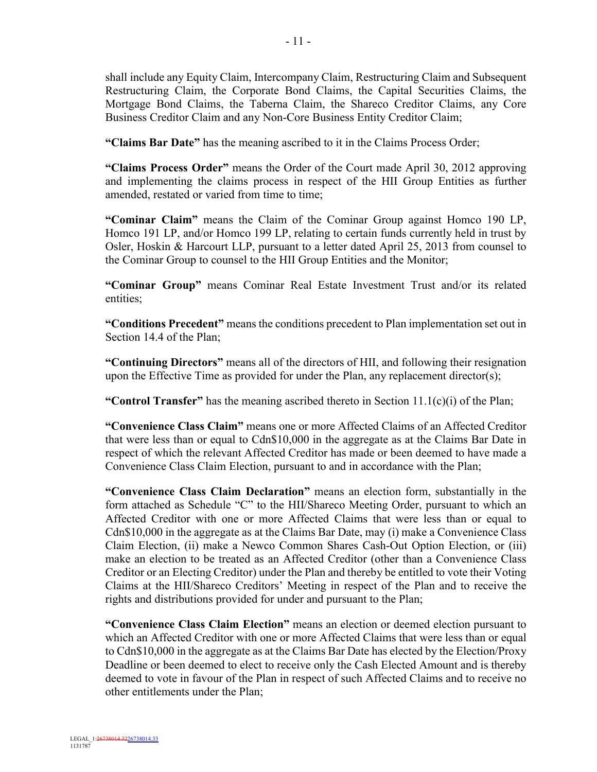shall include any Equity Claim, Intercompany Claim, Restructuring Claim and Subsequent Restructuring Claim, the Corporate Bond Claims, the Capital Securities Claims, the Mortgage Bond Claims, the Taberna Claim, the Shareco Creditor Claims, any Core Business Creditor Claim and any Non-Core Business Entity Creditor Claim;

**"Claims Bar Date"** has the meaning ascribed to it in the Claims Process Order;

**"Claims Process Order"** means the Order of the Court made April 30, 2012 approving and implementing the claims process in respect of the HII Group Entities as further amended, restated or varied from time to time;

**"Cominar Claim"** means the Claim of the Cominar Group against Homco 190 LP, Homco 191 LP, and/or Homco 199 LP, relating to certain funds currently held in trust by Osler, Hoskin & Harcourt LLP, pursuant to a letter dated April 25, 2013 from counsel to the Cominar Group to counsel to the HII Group Entities and the Monitor;

**"Cominar Group"** means Cominar Real Estate Investment Trust and/or its related entities;

**"Conditions Precedent"** means the conditions precedent to Plan implementation set out in Section 14.4 of the Plan;

**"Continuing Directors"** means all of the directors of HII, and following their resignation upon the Effective Time as provided for under the Plan, any replacement director(s);

**"Control Transfer"** has the meaning ascribed thereto in Section 11.1(c)(i) of the Plan;

**"Convenience Class Claim"** means one or more Affected Claims of an Affected Creditor that were less than or equal to Cdn$10,000 in the aggregate as at the Claims Bar Date in respect of which the relevant Affected Creditor has made or been deemed to have made a Convenience Class Claim Election, pursuant to and in accordance with the Plan;

**"Convenience Class Claim Declaration"** means an election form, substantially in the form attached as Schedule "C" to the HII/Shareco Meeting Order, pursuant to which an Affected Creditor with one or more Affected Claims that were less than or equal to Cdn$10,000 in the aggregate as at the Claims Bar Date, may (i) make a Convenience Class Claim Election, (ii) make a Newco Common Shares Cash-Out Option Election, or (iii) make an election to be treated as an Affected Creditor (other than a Convenience Class Creditor or an Electing Creditor) under the Plan and thereby be entitled to vote their Voting Claims at the HII/Shareco Creditors' Meeting in respect of the Plan and to receive the rights and distributions provided for under and pursuant to the Plan;

**"Convenience Class Claim Election"** means an election or deemed election pursuant to which an Affected Creditor with one or more Affected Claims that were less than or equal to Cdn$10,000 in the aggregate as at the Claims Bar Date has elected by the Election/Proxy Deadline or been deemed to elect to receive only the Cash Elected Amount and is thereby deemed to vote in favour of the Plan in respect of such Affected Claims and to receive no other entitlements under the Plan;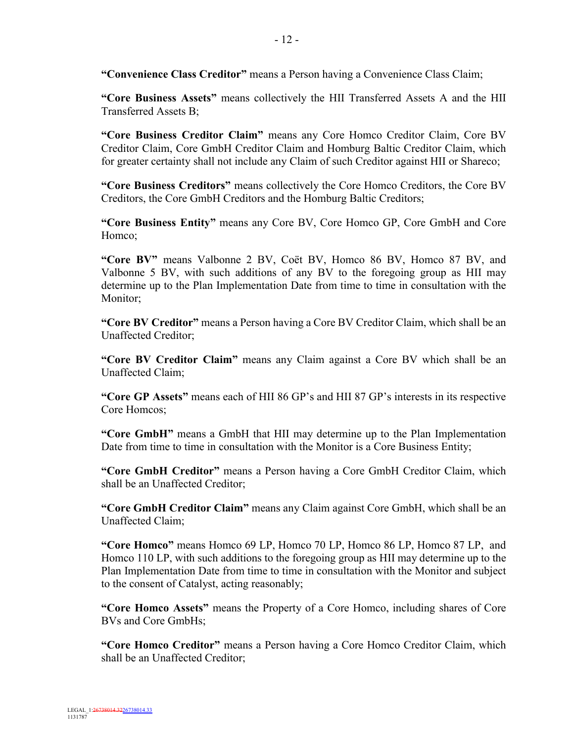**"Convenience Class Creditor"** means a Person having a Convenience Class Claim;

**"Core Business Assets"** means collectively the HII Transferred Assets A and the HII Transferred Assets B;

**"Core Business Creditor Claim"** means any Core Homco Creditor Claim, Core BV Creditor Claim, Core GmbH Creditor Claim and Homburg Baltic Creditor Claim, which for greater certainty shall not include any Claim of such Creditor against HII or Shareco;

**"Core Business Creditors"** means collectively the Core Homco Creditors, the Core BV Creditors, the Core GmbH Creditors and the Homburg Baltic Creditors;

**"Core Business Entity"** means any Core BV, Core Homco GP, Core GmbH and Core Homco;

**"Core BV"** means Valbonne 2 BV, Coët BV, Homco 86 BV, Homco 87 BV, and Valbonne 5 BV, with such additions of any BV to the foregoing group as HII may determine up to the Plan Implementation Date from time to time in consultation with the Monitor;

**"Core BV Creditor"** means a Person having a Core BV Creditor Claim, which shall be an Unaffected Creditor;

**"Core BV Creditor Claim"** means any Claim against a Core BV which shall be an Unaffected Claim;

**"Core GP Assets"** means each of HII 86 GP's and HII 87 GP's interests in its respective Core Homcos;

**"Core GmbH"** means a GmbH that HII may determine up to the Plan Implementation Date from time to time in consultation with the Monitor is a Core Business Entity;

**"Core GmbH Creditor"** means a Person having a Core GmbH Creditor Claim, which shall be an Unaffected Creditor;

**"Core GmbH Creditor Claim"** means any Claim against Core GmbH, which shall be an Unaffected Claim;

**"Core Homco"** means Homco 69 LP, Homco 70 LP, Homco 86 LP, Homco 87 LP, and Homco 110 LP, with such additions to the foregoing group as HII may determine up to the Plan Implementation Date from time to time in consultation with the Monitor and subject to the consent of Catalyst, acting reasonably;

**"Core Homco Assets"** means the Property of a Core Homco, including shares of Core BVs and Core GmbHs;

**"Core Homco Creditor"** means a Person having a Core Homco Creditor Claim, which shall be an Unaffected Creditor;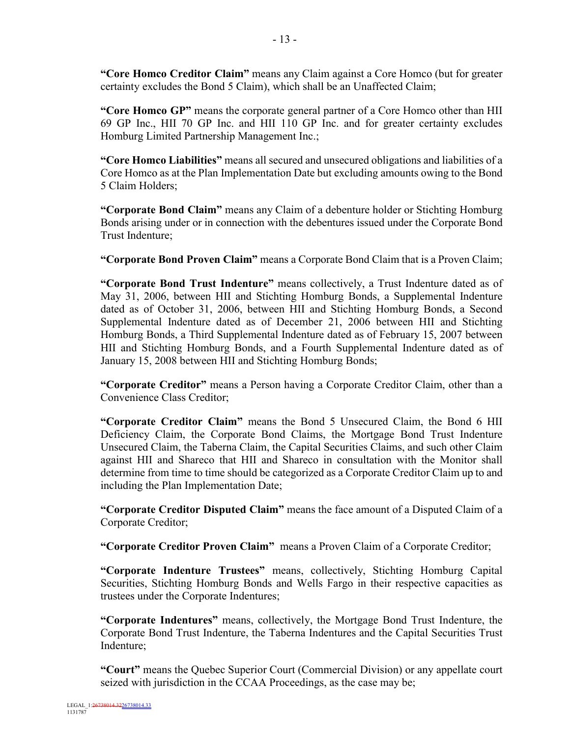**"Core Homco Creditor Claim"** means any Claim against a Core Homco (but for greater certainty excludes the Bond 5 Claim), which shall be an Unaffected Claim;

**"Core Homco GP"** means the corporate general partner of a Core Homco other than HII 69 GP Inc., HII 70 GP Inc. and HII 110 GP Inc. and for greater certainty excludes Homburg Limited Partnership Management Inc.;

**"Core Homco Liabilities"** means all secured and unsecured obligations and liabilities of a Core Homco as at the Plan Implementation Date but excluding amounts owing to the Bond 5 Claim Holders;

**"Corporate Bond Claim"** means any Claim of a debenture holder or Stichting Homburg Bonds arising under or in connection with the debentures issued under the Corporate Bond Trust Indenture;

**"Corporate Bond Proven Claim"** means a Corporate Bond Claim that is a Proven Claim;

**"Corporate Bond Trust Indenture"** means collectively, a Trust Indenture dated as of May 31, 2006, between HII and Stichting Homburg Bonds, a Supplemental Indenture dated as of October 31, 2006, between HII and Stichting Homburg Bonds, a Second Supplemental Indenture dated as of December 21, 2006 between HII and Stichting Homburg Bonds, a Third Supplemental Indenture dated as of February 15, 2007 between HII and Stichting Homburg Bonds, and a Fourth Supplemental Indenture dated as of January 15, 2008 between HII and Stichting Homburg Bonds;

**"Corporate Creditor"** means a Person having a Corporate Creditor Claim, other than a Convenience Class Creditor;

**"Corporate Creditor Claim"** means the Bond 5 Unsecured Claim, the Bond 6 HII Deficiency Claim, the Corporate Bond Claims, the Mortgage Bond Trust Indenture Unsecured Claim, the Taberna Claim, the Capital Securities Claims, and such other Claim against HII and Shareco that HII and Shareco in consultation with the Monitor shall determine from time to time should be categorized as a Corporate Creditor Claim up to and including the Plan Implementation Date;

**"Corporate Creditor Disputed Claim"** means the face amount of a Disputed Claim of a Corporate Creditor;

**"Corporate Creditor Proven Claim"** means a Proven Claim of a Corporate Creditor;

**"Corporate Indenture Trustees"** means, collectively, Stichting Homburg Capital Securities, Stichting Homburg Bonds and Wells Fargo in their respective capacities as trustees under the Corporate Indentures;

**"Corporate Indentures"** means, collectively, the Mortgage Bond Trust Indenture, the Corporate Bond Trust Indenture, the Taberna Indentures and the Capital Securities Trust Indenture;

**"Court"** means the Quebec Superior Court (Commercial Division) or any appellate court seized with jurisdiction in the CCAA Proceedings, as the case may be;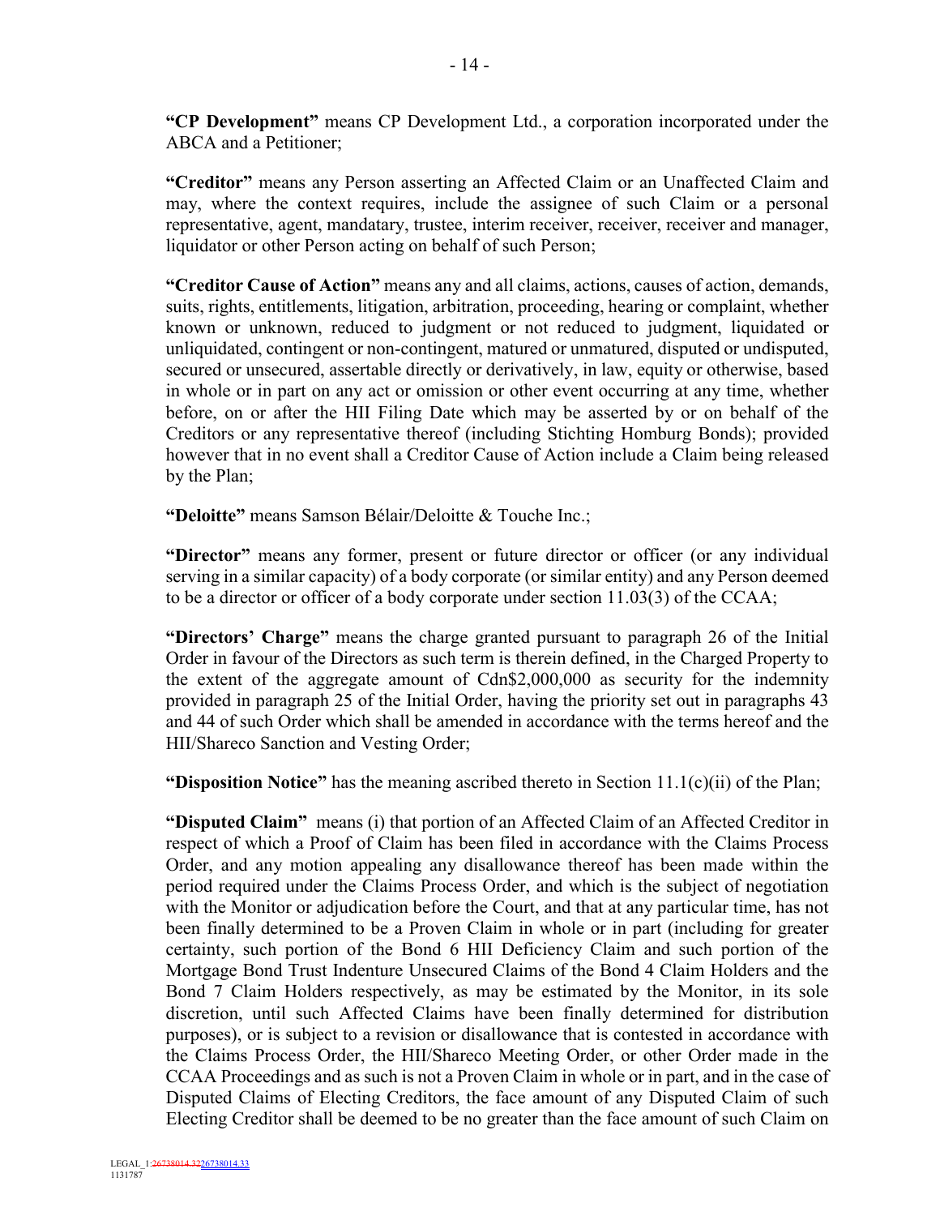**"CP Development"** means CP Development Ltd., a corporation incorporated under the ABCA and a Petitioner;

**"Creditor"** means any Person asserting an Affected Claim or an Unaffected Claim and may, where the context requires, include the assignee of such Claim or a personal representative, agent, mandatary, trustee, interim receiver, receiver, receiver and manager, liquidator or other Person acting on behalf of such Person;

**"Creditor Cause of Action"** means any and all claims, actions, causes of action, demands, suits, rights, entitlements, litigation, arbitration, proceeding, hearing or complaint, whether known or unknown, reduced to judgment or not reduced to judgment, liquidated or unliquidated, contingent or non-contingent, matured or unmatured, disputed or undisputed, secured or unsecured, assertable directly or derivatively, in law, equity or otherwise, based in whole or in part on any act or omission or other event occurring at any time, whether before, on or after the HII Filing Date which may be asserted by or on behalf of the Creditors or any representative thereof (including Stichting Homburg Bonds); provided however that in no event shall a Creditor Cause of Action include a Claim being released by the Plan;

**"Deloitte"** means Samson Bélair/Deloitte & Touche Inc.;

**"Director"** means any former, present or future director or officer (or any individual serving in a similar capacity) of a body corporate (or similar entity) and any Person deemed to be a director or officer of a body corporate under section 11.03(3) of the CCAA;

**"Directors' Charge"** means the charge granted pursuant to paragraph 26 of the Initial Order in favour of the Directors as such term is therein defined, in the Charged Property to the extent of the aggregate amount of Cdn$2,000,000 as security for the indemnity provided in paragraph 25 of the Initial Order, having the priority set out in paragraphs 43 and 44 of such Order which shall be amended in accordance with the terms hereof and the HII/Shareco Sanction and Vesting Order;

**"Disposition Notice"** has the meaning ascribed thereto in Section 11.1(c)(ii) of the Plan;

**"Disputed Claim"** means (i) that portion of an Affected Claim of an Affected Creditor in respect of which a Proof of Claim has been filed in accordance with the Claims Process Order, and any motion appealing any disallowance thereof has been made within the period required under the Claims Process Order, and which is the subject of negotiation with the Monitor or adjudication before the Court, and that at any particular time, has not been finally determined to be a Proven Claim in whole or in part (including for greater certainty, such portion of the Bond 6 HII Deficiency Claim and such portion of the Mortgage Bond Trust Indenture Unsecured Claims of the Bond 4 Claim Holders and the Bond 7 Claim Holders respectively, as may be estimated by the Monitor, in its sole discretion, until such Affected Claims have been finally determined for distribution purposes), or is subject to a revision or disallowance that is contested in accordance with the Claims Process Order, the HII/Shareco Meeting Order, or other Order made in the CCAA Proceedings and as such is not a Proven Claim in whole or in part, and in the case of Disputed Claims of Electing Creditors, the face amount of any Disputed Claim of such Electing Creditor shall be deemed to be no greater than the face amount of such Claim on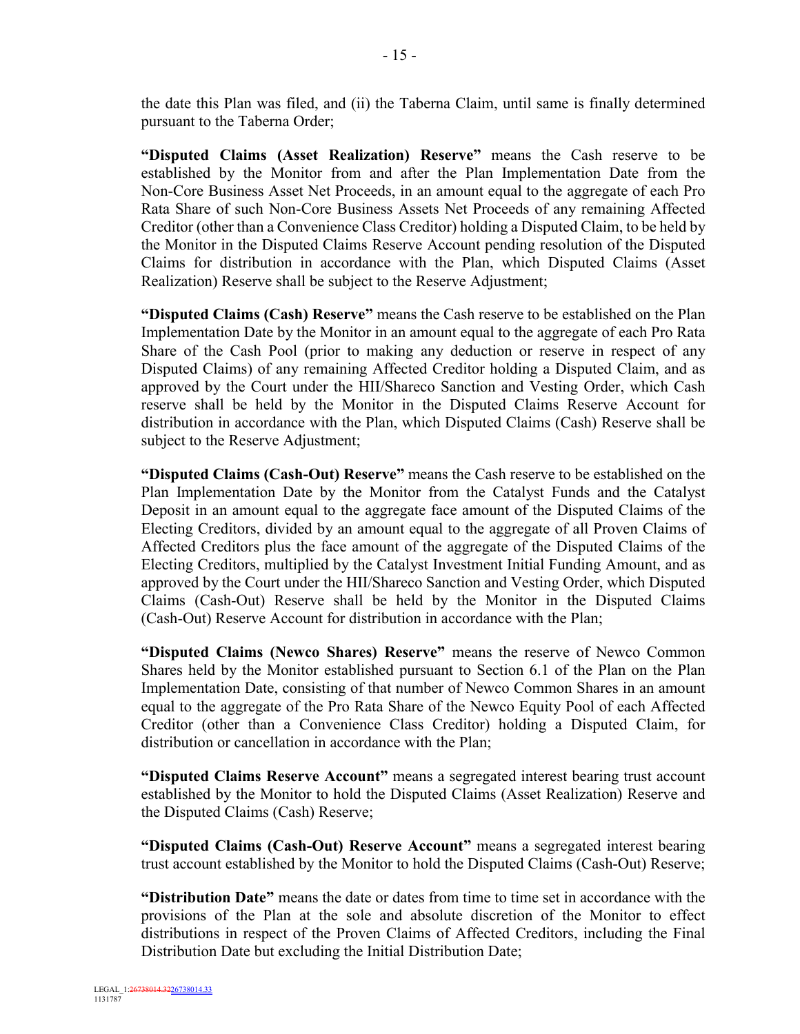the date this Plan was filed, and (ii) the Taberna Claim, until same is finally determined pursuant to the Taberna Order;

**"Disputed Claims (Asset Realization) Reserve"** means the Cash reserve to be established by the Monitor from and after the Plan Implementation Date from the Non-Core Business Asset Net Proceeds, in an amount equal to the aggregate of each Pro Rata Share of such Non-Core Business Assets Net Proceeds of any remaining Affected Creditor (other than a Convenience Class Creditor) holding a Disputed Claim, to be held by the Monitor in the Disputed Claims Reserve Account pending resolution of the Disputed Claims for distribution in accordance with the Plan, which Disputed Claims (Asset Realization) Reserve shall be subject to the Reserve Adjustment;

**"Disputed Claims (Cash) Reserve"** means the Cash reserve to be established on the Plan Implementation Date by the Monitor in an amount equal to the aggregate of each Pro Rata Share of the Cash Pool (prior to making any deduction or reserve in respect of any Disputed Claims) of any remaining Affected Creditor holding a Disputed Claim, and as approved by the Court under the HII/Shareco Sanction and Vesting Order, which Cash reserve shall be held by the Monitor in the Disputed Claims Reserve Account for distribution in accordance with the Plan, which Disputed Claims (Cash) Reserve shall be subject to the Reserve Adjustment;

**"Disputed Claims (Cash-Out) Reserve"** means the Cash reserve to be established on the Plan Implementation Date by the Monitor from the Catalyst Funds and the Catalyst Deposit in an amount equal to the aggregate face amount of the Disputed Claims of the Electing Creditors, divided by an amount equal to the aggregate of all Proven Claims of Affected Creditors plus the face amount of the aggregate of the Disputed Claims of the Electing Creditors, multiplied by the Catalyst Investment Initial Funding Amount, and as approved by the Court under the HII/Shareco Sanction and Vesting Order, which Disputed Claims (Cash-Out) Reserve shall be held by the Monitor in the Disputed Claims (Cash-Out) Reserve Account for distribution in accordance with the Plan;

**"Disputed Claims (Newco Shares) Reserve"** means the reserve of Newco Common Shares held by the Monitor established pursuant to Section 6.1 of the Plan on the Plan Implementation Date, consisting of that number of Newco Common Shares in an amount equal to the aggregate of the Pro Rata Share of the Newco Equity Pool of each Affected Creditor (other than a Convenience Class Creditor) holding a Disputed Claim, for distribution or cancellation in accordance with the Plan;

**"Disputed Claims Reserve Account"** means a segregated interest bearing trust account established by the Monitor to hold the Disputed Claims (Asset Realization) Reserve and the Disputed Claims (Cash) Reserve;

**"Disputed Claims (Cash-Out) Reserve Account"** means a segregated interest bearing trust account established by the Monitor to hold the Disputed Claims (Cash-Out) Reserve;

**"Distribution Date"** means the date or dates from time to time set in accordance with the provisions of the Plan at the sole and absolute discretion of the Monitor to effect distributions in respect of the Proven Claims of Affected Creditors, including the Final Distribution Date but excluding the Initial Distribution Date;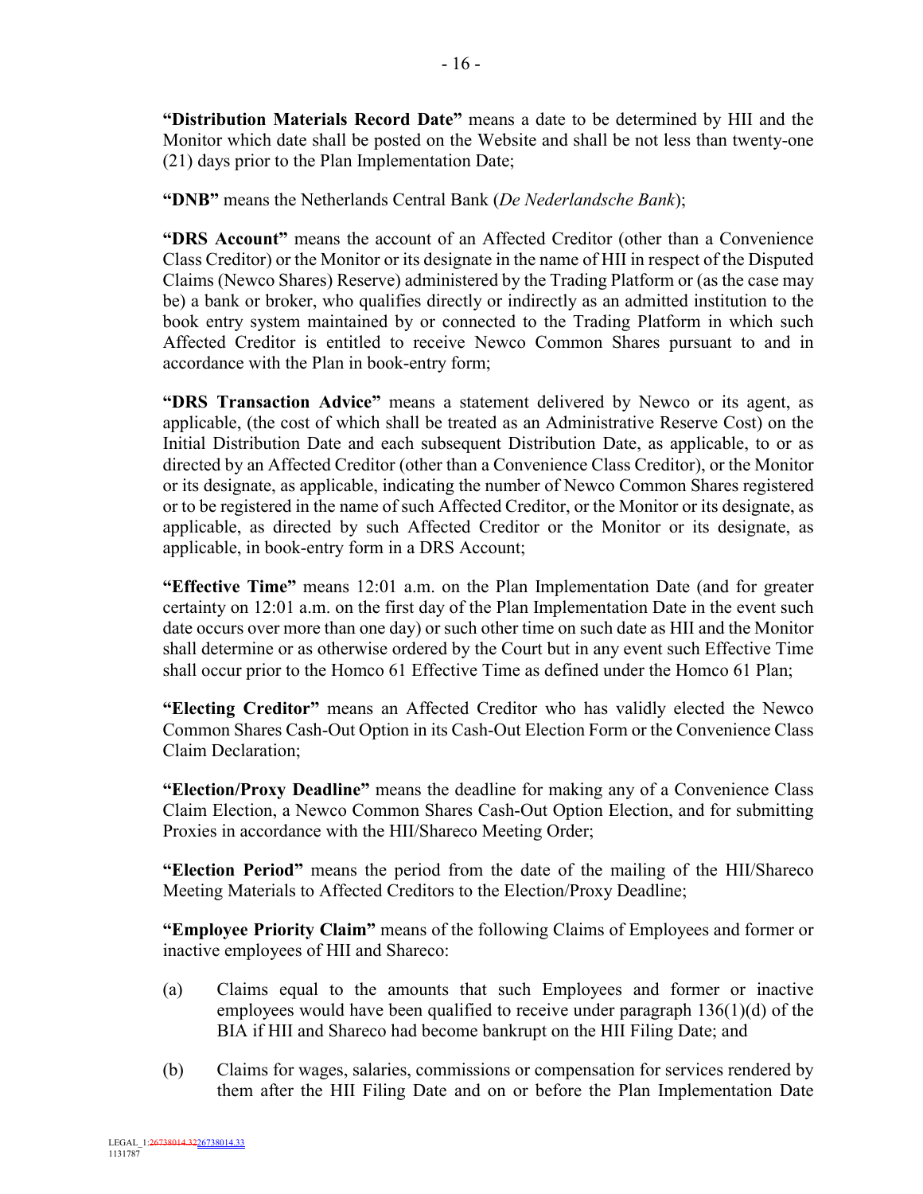**"Distribution Materials Record Date"** means a date to be determined by HII and the Monitor which date shall be posted on the Website and shall be not less than twenty-one (21) days prior to the Plan Implementation Date;

**"DNB"** means the Netherlands Central Bank (*De Nederlandsche Bank*);

**"DRS Account"** means the account of an Affected Creditor (other than a Convenience Class Creditor) or the Monitor or its designate in the name of HII in respect of the Disputed Claims (Newco Shares) Reserve) administered by the Trading Platform or (as the case may be) a bank or broker, who qualifies directly or indirectly as an admitted institution to the book entry system maintained by or connected to the Trading Platform in which such Affected Creditor is entitled to receive Newco Common Shares pursuant to and in accordance with the Plan in book-entry form;

**"DRS Transaction Advice"** means a statement delivered by Newco or its agent, as applicable, (the cost of which shall be treated as an Administrative Reserve Cost) on the Initial Distribution Date and each subsequent Distribution Date, as applicable, to or as directed by an Affected Creditor (other than a Convenience Class Creditor), or the Monitor or its designate, as applicable, indicating the number of Newco Common Shares registered or to be registered in the name of such Affected Creditor, or the Monitor or its designate, as applicable, as directed by such Affected Creditor or the Monitor or its designate, as applicable, in book-entry form in a DRS Account;

**"Effective Time"** means 12:01 a.m. on the Plan Implementation Date (and for greater certainty on 12:01 a.m. on the first day of the Plan Implementation Date in the event such date occurs over more than one day) or such other time on such date as HII and the Monitor shall determine or as otherwise ordered by the Court but in any event such Effective Time shall occur prior to the Homco 61 Effective Time as defined under the Homco 61 Plan;

**"Electing Creditor"** means an Affected Creditor who has validly elected the Newco Common Shares Cash-Out Option in its Cash-Out Election Form or the Convenience Class Claim Declaration;

**"Election/Proxy Deadline"** means the deadline for making any of a Convenience Class Claim Election, a Newco Common Shares Cash-Out Option Election, and for submitting Proxies in accordance with the HII/Shareco Meeting Order;

**"Election Period"** means the period from the date of the mailing of the HII/Shareco Meeting Materials to Affected Creditors to the Election/Proxy Deadline;

**"Employee Priority Claim"** means of the following Claims of Employees and former or inactive employees of HII and Shareco:

(a) Claims equal to the amounts that such Employees and former or inactive employees would have been qualified to receive under paragraph 136(1)(d) of the BIA if HII and Shareco had become bankrupt on the HII Filing Date; and

(b) Claims for wages, salaries, commissions or compensation for services rendered by them after the HII Filing Date and on or before the Plan Implementation Date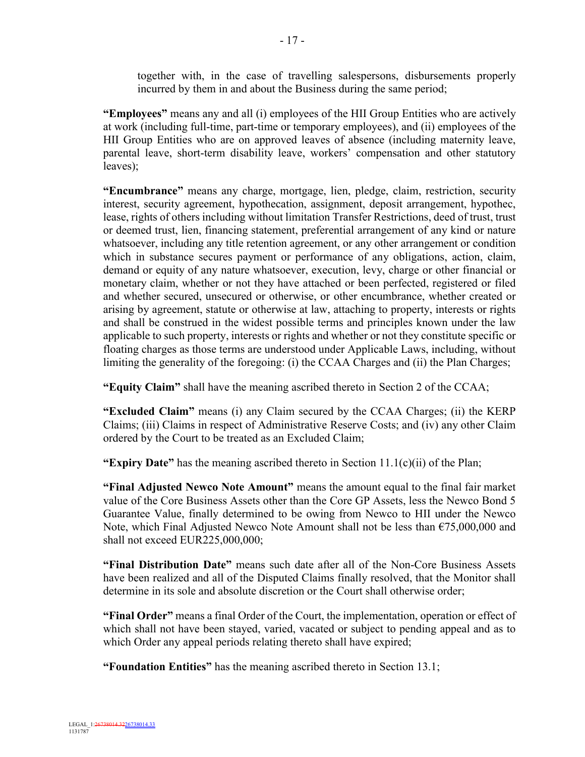together with, in the case of travelling salespersons, disbursements properly incurred by them in and about the Business during the same period;

**"Employees"** means any and all (i) employees of the HII Group Entities who are actively at work (including full-time, part-time or temporary employees), and (ii) employees of the HII Group Entities who are on approved leaves of absence (including maternity leave, parental leave, short-term disability leave, workers' compensation and other statutory leaves);

**"Encumbrance"** means any charge, mortgage, lien, pledge, claim, restriction, security interest, security agreement, hypothecation, assignment, deposit arrangement, hypothec, lease, rights of others including without limitation Transfer Restrictions, deed of trust, trust or deemed trust, lien, financing statement, preferential arrangement of any kind or nature whatsoever, including any title retention agreement, or any other arrangement or condition which in substance secures payment or performance of any obligations, action, claim, demand or equity of any nature whatsoever, execution, levy, charge or other financial or monetary claim, whether or not they have attached or been perfected, registered or filed and whether secured, unsecured or otherwise, or other encumbrance, whether created or arising by agreement, statute or otherwise at law, attaching to property, interests or rights and shall be construed in the widest possible terms and principles known under the law applicable to such property, interests or rights and whether or not they constitute specific or floating charges as those terms are understood under Applicable Laws, including, without limiting the generality of the foregoing: (i) the CCAA Charges and (ii) the Plan Charges;

**"Equity Claim"** shall have the meaning ascribed thereto in Section 2 of the CCAA;

**"Excluded Claim"** means (i) any Claim secured by the CCAA Charges; (ii) the KERP Claims; (iii) Claims in respect of Administrative Reserve Costs; and (iv) any other Claim ordered by the Court to be treated as an Excluded Claim;

**"Expiry Date"** has the meaning ascribed thereto in Section 11.1(c)(ii) of the Plan;

**"Final Adjusted Newco Note Amount"** means the amount equal to the final fair market value of the Core Business Assets other than the Core GP Assets, less the Newco Bond 5 Guarantee Value, finally determined to be owing from Newco to HII under the Newco Note, which Final Adjusted Newco Note Amount shall not be less than €75,000,000 and shall not exceed EUR225,000,000;

**"Final Distribution Date"** means such date after all of the Non-Core Business Assets have been realized and all of the Disputed Claims finally resolved, that the Monitor shall determine in its sole and absolute discretion or the Court shall otherwise order;

**"Final Order"** means a final Order of the Court, the implementation, operation or effect of which shall not have been stayed, varied, vacated or subject to pending appeal and as to which Order any appeal periods relating thereto shall have expired;

**"Foundation Entities"** has the meaning ascribed thereto in Section 13.1;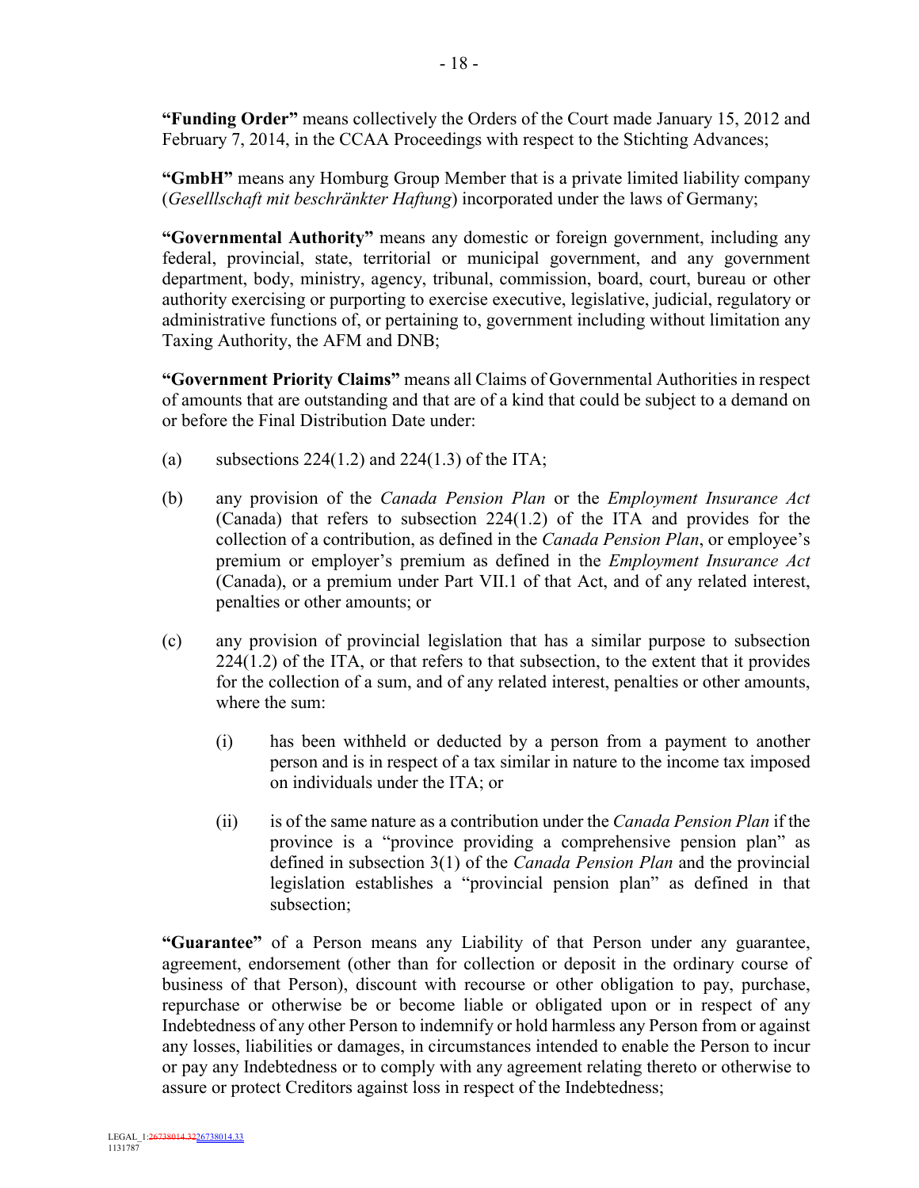**"Funding Order"** means collectively the Orders of the Court made January 15, 2012 and February 7, 2014, in the CCAA Proceedings with respect to the Stichting Advances;

**"GmbH"** means any Homburg Group Member that is a private limited liability company (*Geselllschaft mit beschränkter Haftung*) incorporated under the laws of Germany;

**"Governmental Authority"** means any domestic or foreign government, including any federal, provincial, state, territorial or municipal government, and any government department, body, ministry, agency, tribunal, commission, board, court, bureau or other authority exercising or purporting to exercise executive, legislative, judicial, regulatory or administrative functions of, or pertaining to, government including without limitation any Taxing Authority, the AFM and DNB;

**"Government Priority Claims"** means all Claims of Governmental Authorities in respect of amounts that are outstanding and that are of a kind that could be subject to a demand on or before the Final Distribution Date under:

(a) subsections 224(1.2) and 224(1.3) of the ITA;

(b) any provision of the *Canada Pension Plan* or the *Employment Insurance Act* (Canada) that refers to subsection 224(1.2) of the ITA and provides for the collection of a contribution, as defined in the *Canada Pension Plan*, or employee's premium or employer's premium as defined in the *Employment Insurance Act* (Canada), or a premium under Part VII.1 of that Act, and of any related interest, penalties or other amounts; or

(c) any provision of provincial legislation that has a similar purpose to subsection 224(1.2) of the ITA, or that refers to that subsection, to the extent that it provides for the collection of a sum, and of any related interest, penalties or other amounts, where the sum:

  (i) has been withheld or deducted by a person from a payment to another person and is in respect of a tax similar in nature to the income tax imposed on individuals under the ITA; or

  (ii) is of the same nature as a contribution under the *Canada Pension Plan* if the province is a "province providing a comprehensive pension plan" as defined in subsection 3(1) of the *Canada Pension Plan* and the provincial legislation establishes a "provincial pension plan" as defined in that subsection;

**"Guarantee"** of a Person means any Liability of that Person under any guarantee, agreement, endorsement (other than for collection or deposit in the ordinary course of business of that Person), discount with recourse or other obligation to pay, purchase, repurchase or otherwise be or become liable or obligated upon or in respect of any Indebtedness of any other Person to indemnify or hold harmless any Person from or against any losses, liabilities or damages, in circumstances intended to enable the Person to incur or pay any Indebtedness or to comply with any agreement relating thereto or otherwise to assure or protect Creditors against loss in respect of the Indebtedness;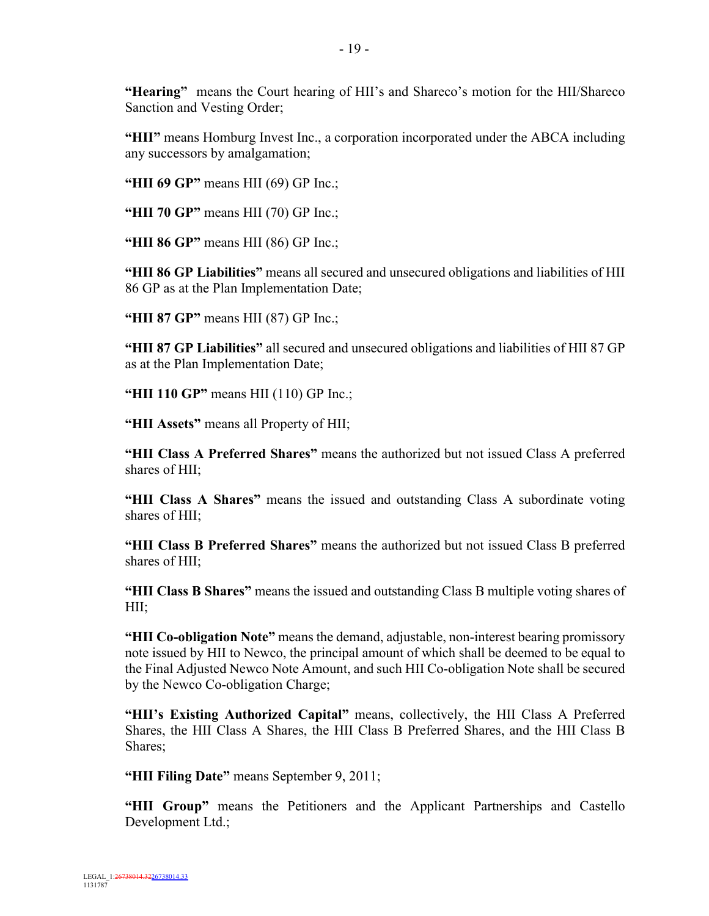**"Hearing"** means the Court hearing of HII's and Shareco's motion for the HII/Shareco Sanction and Vesting Order;

**"HII"** means Homburg Invest Inc., a corporation incorporated under the ABCA including any successors by amalgamation;

**"HII 69 GP"** means HII (69) GP Inc.;

**"HII 70 GP"** means HII (70) GP Inc.;

**"HII 86 GP"** means HII (86) GP Inc.;

**"HII 86 GP Liabilities"** means all secured and unsecured obligations and liabilities of HII 86 GP as at the Plan Implementation Date;

**"HII 87 GP"** means HII (87) GP Inc.;

**"HII 87 GP Liabilities"** all secured and unsecured obligations and liabilities of HII 87 GP as at the Plan Implementation Date;

**"HII 110 GP"** means HII (110) GP Inc.;

**"HII Assets"** means all Property of HII;

**"HII Class A Preferred Shares"** means the authorized but not issued Class A preferred shares of HII;

**"HII Class A Shares"** means the issued and outstanding Class A subordinate voting shares of HII;

**"HII Class B Preferred Shares"** means the authorized but not issued Class B preferred shares of HII;

**"HII Class B Shares"** means the issued and outstanding Class B multiple voting shares of HII;

**"HII Co-obligation Note"** means the demand, adjustable, non-interest bearing promissory note issued by HII to Newco, the principal amount of which shall be deemed to be equal to the Final Adjusted Newco Note Amount, and such HII Co-obligation Note shall be secured by the Newco Co-obligation Charge;

**"HII's Existing Authorized Capital"** means, collectively, the HII Class A Preferred Shares, the HII Class A Shares, the HII Class B Preferred Shares, and the HII Class B Shares;

**"HII Filing Date"** means September 9, 2011;

**"HII Group"** means the Petitioners and the Applicant Partnerships and Castello Development Ltd.;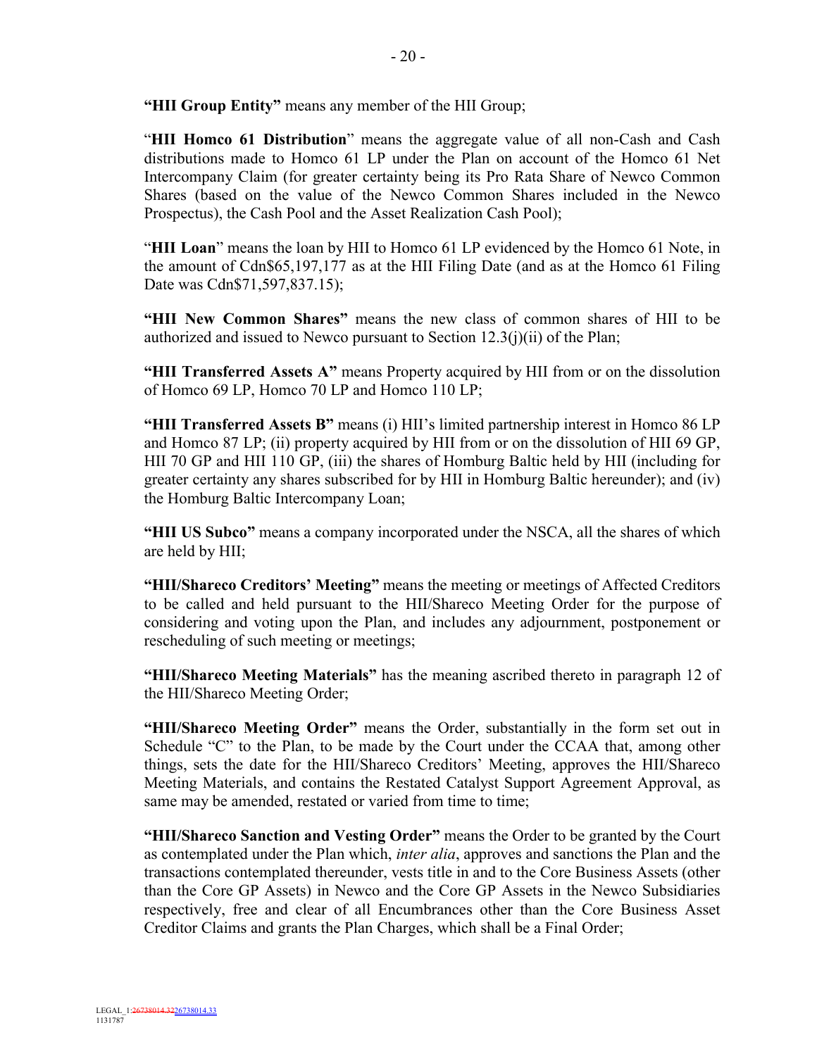**"HII Group Entity"** means any member of the HII Group;

"**HII Homco 61 Distribution**" means the aggregate value of all non-Cash and Cash distributions made to Homco 61 LP under the Plan on account of the Homco 61 Net Intercompany Claim (for greater certainty being its Pro Rata Share of Newco Common Shares (based on the value of the Newco Common Shares included in the Newco Prospectus), the Cash Pool and the Asset Realization Cash Pool);

"**HII Loan**" means the loan by HII to Homco 61 LP evidenced by the Homco 61 Note, in the amount of Cdn$65,197,177 as at the HII Filing Date (and as at the Homco 61 Filing Date was Cdn$71,597,837.15);

**"HII New Common Shares"** means the new class of common shares of HII to be authorized and issued to Newco pursuant to Section 12.3(j)(ii) of the Plan;

**"HII Transferred Assets A"** means Property acquired by HII from or on the dissolution of Homco 69 LP, Homco 70 LP and Homco 110 LP;

**"HII Transferred Assets B"** means (i) HII's limited partnership interest in Homco 86 LP and Homco 87 LP; (ii) property acquired by HII from or on the dissolution of HII 69 GP, HII 70 GP and HII 110 GP, (iii) the shares of Homburg Baltic held by HII (including for greater certainty any shares subscribed for by HII in Homburg Baltic hereunder); and (iv) the Homburg Baltic Intercompany Loan;

**"HII US Subco"** means a company incorporated under the NSCA, all the shares of which are held by HII;

**"HII/Shareco Creditors' Meeting"** means the meeting or meetings of Affected Creditors to be called and held pursuant to the HII/Shareco Meeting Order for the purpose of considering and voting upon the Plan, and includes any adjournment, postponement or rescheduling of such meeting or meetings;

**"HII/Shareco Meeting Materials"** has the meaning ascribed thereto in paragraph 12 of the HII/Shareco Meeting Order;

**"HII/Shareco Meeting Order"** means the Order, substantially in the form set out in Schedule "C" to the Plan, to be made by the Court under the CCAA that, among other things, sets the date for the HII/Shareco Creditors' Meeting, approves the HII/Shareco Meeting Materials, and contains the Restated Catalyst Support Agreement Approval, as same may be amended, restated or varied from time to time;

**"HII/Shareco Sanction and Vesting Order"** means the Order to be granted by the Court as contemplated under the Plan which, *inter alia*, approves and sanctions the Plan and the transactions contemplated thereunder, vests title in and to the Core Business Assets (other than the Core GP Assets) in Newco and the Core GP Assets in the Newco Subsidiaries respectively, free and clear of all Encumbrances other than the Core Business Asset Creditor Claims and grants the Plan Charges, which shall be a Final Order;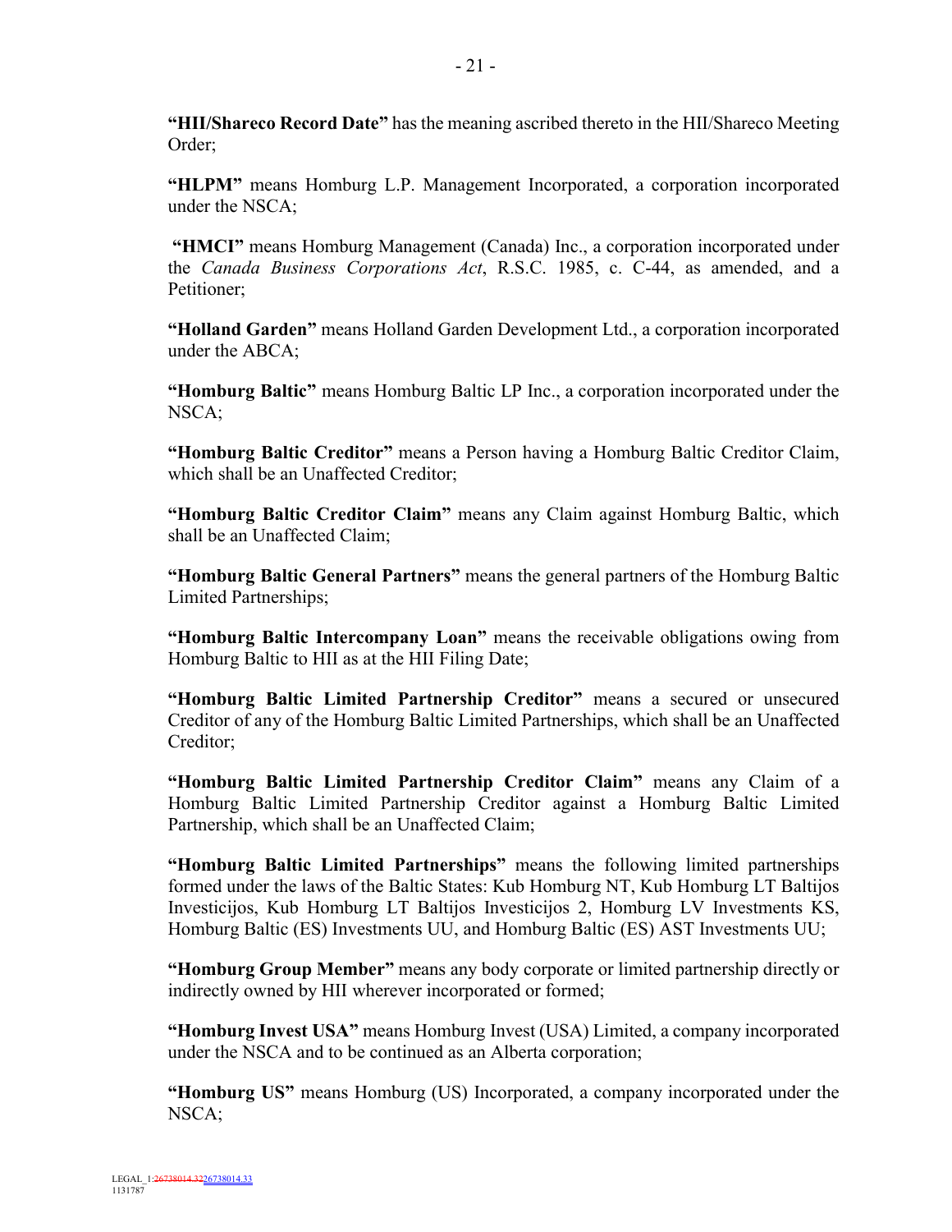**"HII/Shareco Record Date"** has the meaning ascribed thereto in the HII/Shareco Meeting Order;

**"HLPM"** means Homburg L.P. Management Incorporated, a corporation incorporated under the NSCA;

**"HMCI"** means Homburg Management (Canada) Inc., a corporation incorporated under the *Canada Business Corporations Act*, R.S.C. 1985, c. C-44, as amended, and a Petitioner;

**"Holland Garden"** means Holland Garden Development Ltd., a corporation incorporated under the ABCA;

**"Homburg Baltic"** means Homburg Baltic LP Inc., a corporation incorporated under the NSCA;

**"Homburg Baltic Creditor"** means a Person having a Homburg Baltic Creditor Claim, which shall be an Unaffected Creditor;

**"Homburg Baltic Creditor Claim"** means any Claim against Homburg Baltic, which shall be an Unaffected Claim;

**"Homburg Baltic General Partners"** means the general partners of the Homburg Baltic Limited Partnerships;

**"Homburg Baltic Intercompany Loan"** means the receivable obligations owing from Homburg Baltic to HII as at the HII Filing Date;

**"Homburg Baltic Limited Partnership Creditor"** means a secured or unsecured Creditor of any of the Homburg Baltic Limited Partnerships, which shall be an Unaffected Creditor;

**"Homburg Baltic Limited Partnership Creditor Claim"** means any Claim of a Homburg Baltic Limited Partnership Creditor against a Homburg Baltic Limited Partnership, which shall be an Unaffected Claim;

**"Homburg Baltic Limited Partnerships"** means the following limited partnerships formed under the laws of the Baltic States: Kub Homburg NT, Kub Homburg LT Baltijos Investicijos, Kub Homburg LT Baltijos Investicijos 2, Homburg LV Investments KS, Homburg Baltic (ES) Investments UU, and Homburg Baltic (ES) AST Investments UU;

**"Homburg Group Member"** means any body corporate or limited partnership directly or indirectly owned by HII wherever incorporated or formed;

**"Homburg Invest USA"** means Homburg Invest (USA) Limited, a company incorporated under the NSCA and to be continued as an Alberta corporation;

**"Homburg US"** means Homburg (US) Incorporated, a company incorporated under the NSCA;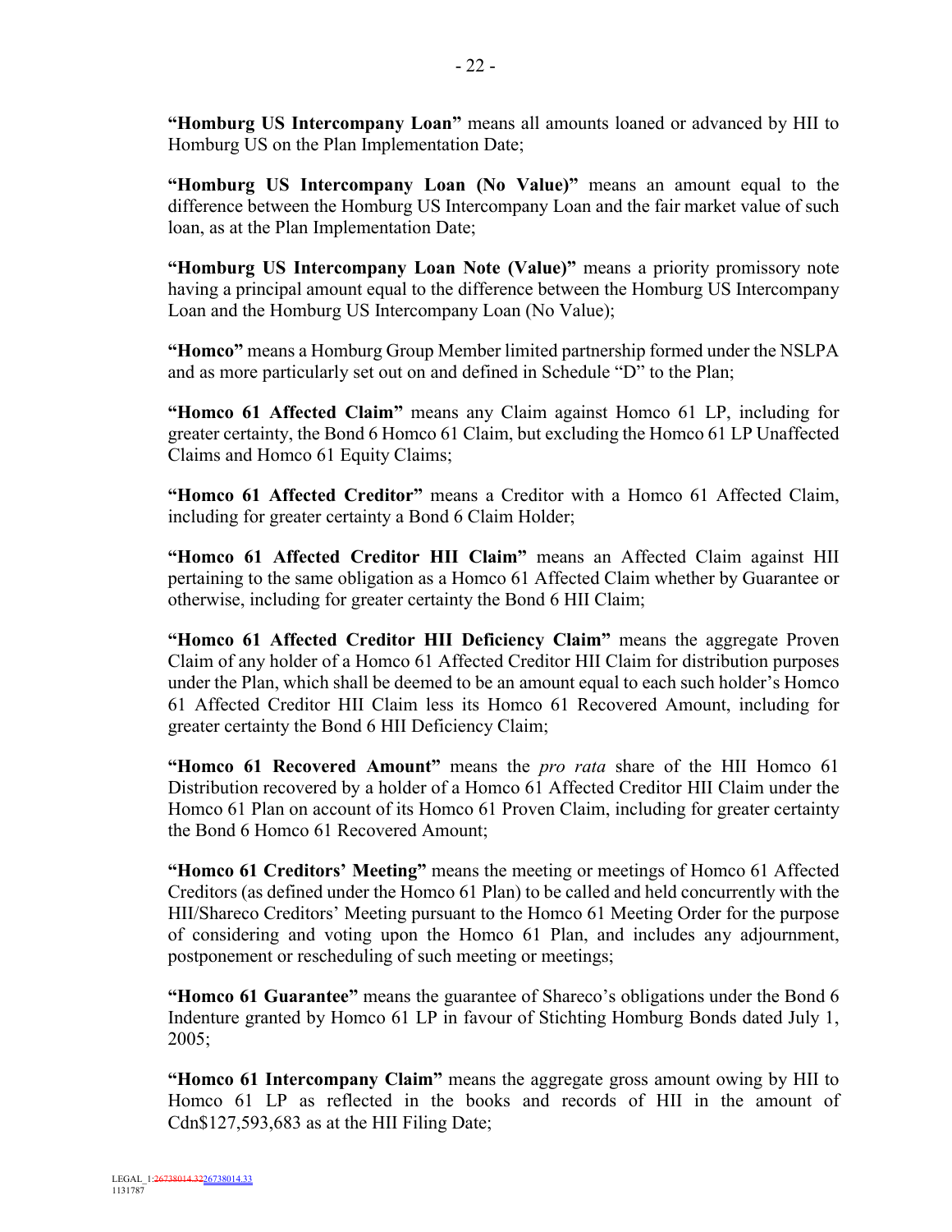**"Homburg US Intercompany Loan"** means all amounts loaned or advanced by HII to Homburg US on the Plan Implementation Date;

**"Homburg US Intercompany Loan (No Value)"** means an amount equal to the difference between the Homburg US Intercompany Loan and the fair market value of such loan, as at the Plan Implementation Date;

**"Homburg US Intercompany Loan Note (Value)"** means a priority promissory note having a principal amount equal to the difference between the Homburg US Intercompany Loan and the Homburg US Intercompany Loan (No Value);

**"Homco"** means a Homburg Group Member limited partnership formed under the NSLPA and as more particularly set out on and defined in Schedule "D" to the Plan;

**"Homco 61 Affected Claim"** means any Claim against Homco 61 LP, including for greater certainty, the Bond 6 Homco 61 Claim, but excluding the Homco 61 LP Unaffected Claims and Homco 61 Equity Claims;

**"Homco 61 Affected Creditor"** means a Creditor with a Homco 61 Affected Claim, including for greater certainty a Bond 6 Claim Holder;

**"Homco 61 Affected Creditor HII Claim"** means an Affected Claim against HII pertaining to the same obligation as a Homco 61 Affected Claim whether by Guarantee or otherwise, including for greater certainty the Bond 6 HII Claim;

**"Homco 61 Affected Creditor HII Deficiency Claim"** means the aggregate Proven Claim of any holder of a Homco 61 Affected Creditor HII Claim for distribution purposes under the Plan, which shall be deemed to be an amount equal to each such holder's Homco 61 Affected Creditor HII Claim less its Homco 61 Recovered Amount, including for greater certainty the Bond 6 HII Deficiency Claim;

**"Homco 61 Recovered Amount"** means the *pro rata* share of the HII Homco 61 Distribution recovered by a holder of a Homco 61 Affected Creditor HII Claim under the Homco 61 Plan on account of its Homco 61 Proven Claim, including for greater certainty the Bond 6 Homco 61 Recovered Amount;

**"Homco 61 Creditors' Meeting"** means the meeting or meetings of Homco 61 Affected Creditors (as defined under the Homco 61 Plan) to be called and held concurrently with the HII/Shareco Creditors' Meeting pursuant to the Homco 61 Meeting Order for the purpose of considering and voting upon the Homco 61 Plan, and includes any adjournment, postponement or rescheduling of such meeting or meetings;

**"Homco 61 Guarantee"** means the guarantee of Shareco's obligations under the Bond 6 Indenture granted by Homco 61 LP in favour of Stichting Homburg Bonds dated July 1, 2005;

**"Homco 61 Intercompany Claim"** means the aggregate gross amount owing by HII to Homco 61 LP as reflected in the books and records of HII in the amount of Cdn$127,593,683 as at the HII Filing Date;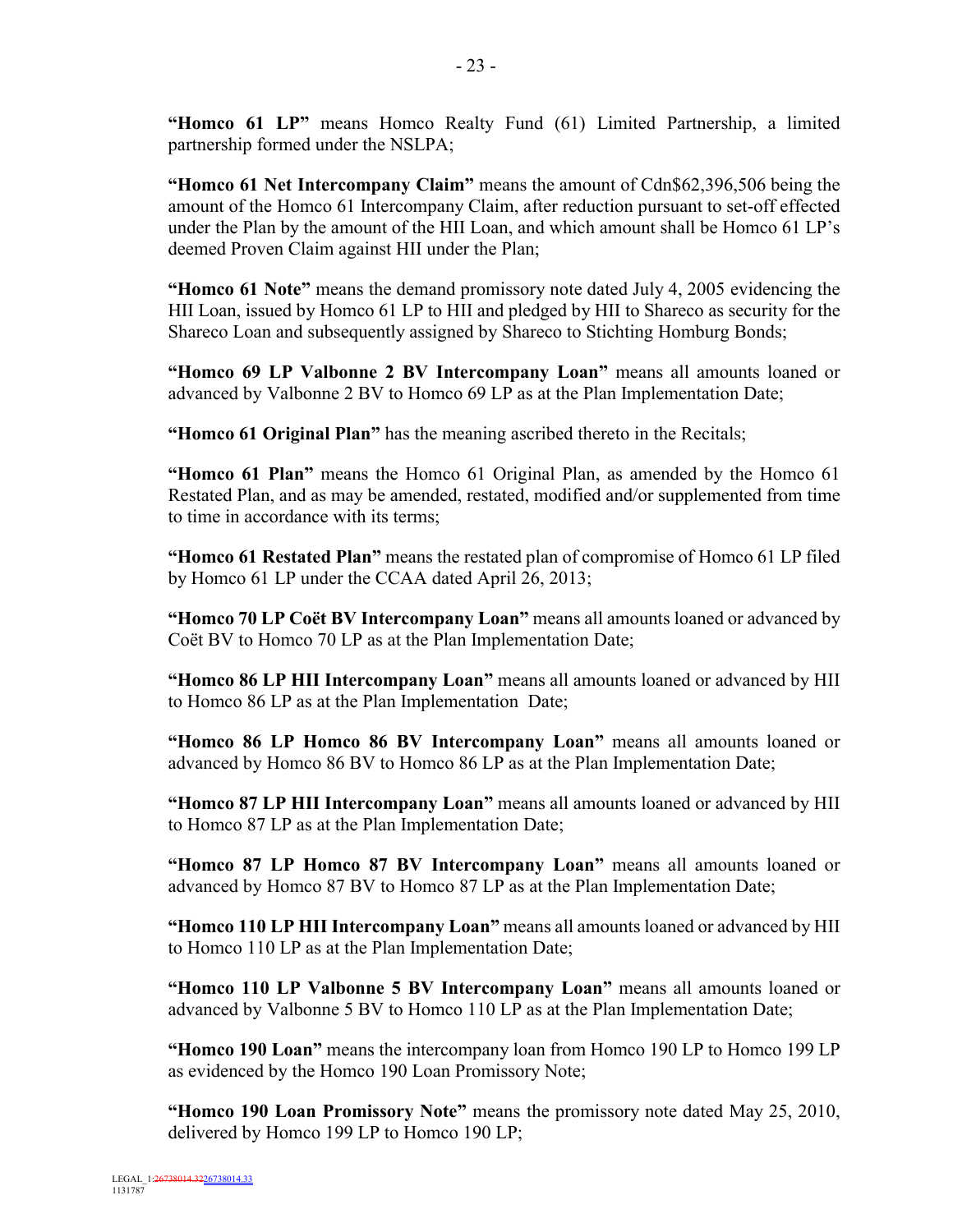**"Homco 61 LP"** means Homco Realty Fund (61) Limited Partnership, a limited partnership formed under the NSLPA;

**"Homco 61 Net Intercompany Claim"** means the amount of Cdn$62,396,506 being the amount of the Homco 61 Intercompany Claim, after reduction pursuant to set-off effected under the Plan by the amount of the HII Loan, and which amount shall be Homco 61 LP's deemed Proven Claim against HII under the Plan;

**"Homco 61 Note"** means the demand promissory note dated July 4, 2005 evidencing the HII Loan, issued by Homco 61 LP to HII and pledged by HII to Shareco as security for the Shareco Loan and subsequently assigned by Shareco to Stichting Homburg Bonds;

**"Homco 69 LP Valbonne 2 BV Intercompany Loan"** means all amounts loaned or advanced by Valbonne 2 BV to Homco 69 LP as at the Plan Implementation Date;

**"Homco 61 Original Plan"** has the meaning ascribed thereto in the Recitals;

**"Homco 61 Plan"** means the Homco 61 Original Plan, as amended by the Homco 61 Restated Plan, and as may be amended, restated, modified and/or supplemented from time to time in accordance with its terms;

**"Homco 61 Restated Plan"** means the restated plan of compromise of Homco 61 LP filed by Homco 61 LP under the CCAA dated April 26, 2013;

**"Homco 70 LP Coët BV Intercompany Loan"** means all amounts loaned or advanced by Coët BV to Homco 70 LP as at the Plan Implementation Date;

**"Homco 86 LP HII Intercompany Loan"** means all amounts loaned or advanced by HII to Homco 86 LP as at the Plan Implementation Date;

**"Homco 86 LP Homco 86 BV Intercompany Loan"** means all amounts loaned or advanced by Homco 86 BV to Homco 86 LP as at the Plan Implementation Date;

**"Homco 87 LP HII Intercompany Loan"** means all amounts loaned or advanced by HII to Homco 87 LP as at the Plan Implementation Date;

**"Homco 87 LP Homco 87 BV Intercompany Loan"** means all amounts loaned or advanced by Homco 87 BV to Homco 87 LP as at the Plan Implementation Date;

**"Homco 110 LP HII Intercompany Loan"** means all amounts loaned or advanced by HII to Homco 110 LP as at the Plan Implementation Date;

**"Homco 110 LP Valbonne 5 BV Intercompany Loan"** means all amounts loaned or advanced by Valbonne 5 BV to Homco 110 LP as at the Plan Implementation Date;

**"Homco 190 Loan"** means the intercompany loan from Homco 190 LP to Homco 199 LP as evidenced by the Homco 190 Loan Promissory Note;

**"Homco 190 Loan Promissory Note"** means the promissory note dated May 25, 2010, delivered by Homco 199 LP to Homco 190 LP;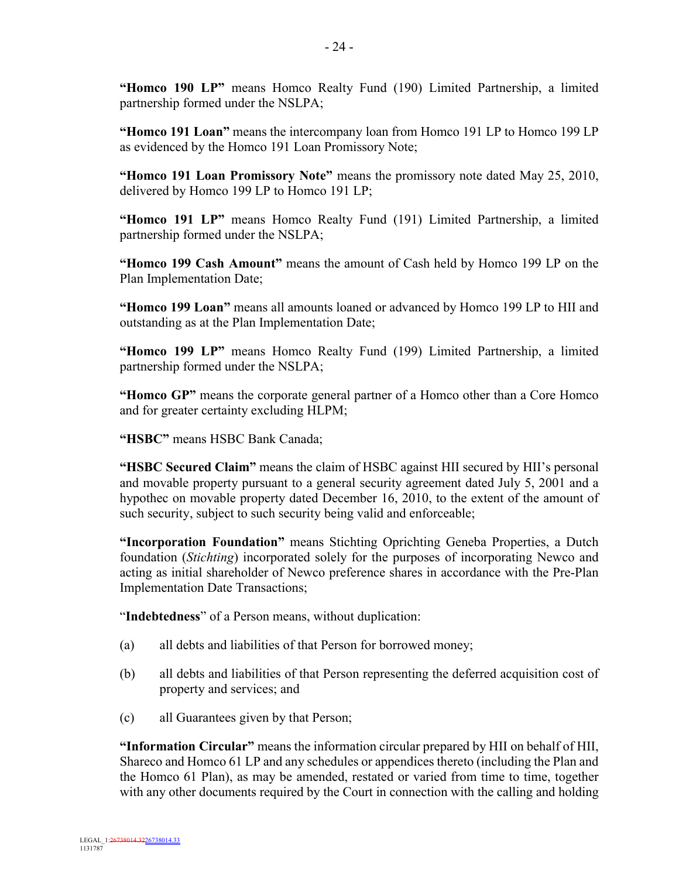**"Homco 190 LP"** means Homco Realty Fund (190) Limited Partnership, a limited partnership formed under the NSLPA;

**"Homco 191 Loan"** means the intercompany loan from Homco 191 LP to Homco 199 LP as evidenced by the Homco 191 Loan Promissory Note;

**"Homco 191 Loan Promissory Note"** means the promissory note dated May 25, 2010, delivered by Homco 199 LP to Homco 191 LP;

**"Homco 191 LP"** means Homco Realty Fund (191) Limited Partnership, a limited partnership formed under the NSLPA;

**"Homco 199 Cash Amount"** means the amount of Cash held by Homco 199 LP on the Plan Implementation Date;

**"Homco 199 Loan"** means all amounts loaned or advanced by Homco 199 LP to HII and outstanding as at the Plan Implementation Date;

**"Homco 199 LP"** means Homco Realty Fund (199) Limited Partnership, a limited partnership formed under the NSLPA;

**"Homco GP"** means the corporate general partner of a Homco other than a Core Homco and for greater certainty excluding HLPM;

**"HSBC"** means HSBC Bank Canada;

**"HSBC Secured Claim"** means the claim of HSBC against HII secured by HII's personal and movable property pursuant to a general security agreement dated July 5, 2001 and a hypothec on movable property dated December 16, 2010, to the extent of the amount of such security, subject to such security being valid and enforceable;

**"Incorporation Foundation"** means Stichting Oprichting Geneba Properties, a Dutch foundation (*Stichting*) incorporated solely for the purposes of incorporating Newco and acting as initial shareholder of Newco preference shares in accordance with the Pre-Plan Implementation Date Transactions;

"**Indebtedness**" of a Person means, without duplication:

(a) all debts and liabilities of that Person for borrowed money;

(b) all debts and liabilities of that Person representing the deferred acquisition cost of property and services; and

(c) all Guarantees given by that Person;

**"Information Circular"** means the information circular prepared by HII on behalf of HII, Shareco and Homco 61 LP and any schedules or appendices thereto (including the Plan and the Homco 61 Plan), as may be amended, restated or varied from time to time, together with any other documents required by the Court in connection with the calling and holding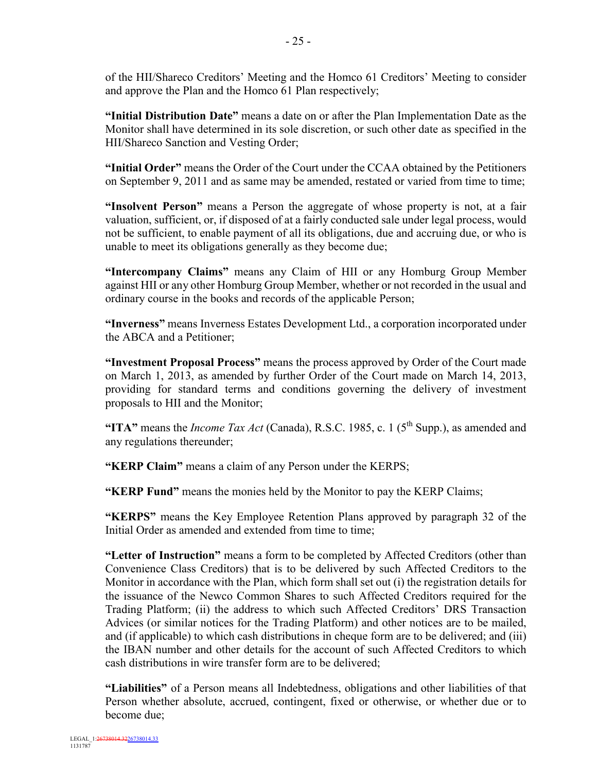of the HII/Shareco Creditors' Meeting and the Homco 61 Creditors' Meeting to consider and approve the Plan and the Homco 61 Plan respectively;

**"Initial Distribution Date"** means a date on or after the Plan Implementation Date as the Monitor shall have determined in its sole discretion, or such other date as specified in the HII/Shareco Sanction and Vesting Order;

**"Initial Order"** means the Order of the Court under the CCAA obtained by the Petitioners on September 9, 2011 and as same may be amended, restated or varied from time to time;

**"Insolvent Person"** means a Person the aggregate of whose property is not, at a fair valuation, sufficient, or, if disposed of at a fairly conducted sale under legal process, would not be sufficient, to enable payment of all its obligations, due and accruing due, or who is unable to meet its obligations generally as they become due;

**"Intercompany Claims"** means any Claim of HII or any Homburg Group Member against HII or any other Homburg Group Member, whether or not recorded in the usual and ordinary course in the books and records of the applicable Person;

**"Inverness"** means Inverness Estates Development Ltd., a corporation incorporated under the ABCA and a Petitioner;

**"Investment Proposal Process"** means the process approved by Order of the Court made on March 1, 2013, as amended by further Order of the Court made on March 14, 2013, providing for standard terms and conditions governing the delivery of investment proposals to HII and the Monitor;

**"ITA"** means the *Income Tax Act* (Canada), R.S.C. 1985, c. 1 (5th Supp.), as amended and any regulations thereunder;

**"KERP Claim"** means a claim of any Person under the KERPS;

**"KERP Fund"** means the monies held by the Monitor to pay the KERP Claims;

**"KERPS"** means the Key Employee Retention Plans approved by paragraph 32 of the Initial Order as amended and extended from time to time;

**"Letter of Instruction"** means a form to be completed by Affected Creditors (other than Convenience Class Creditors) that is to be delivered by such Affected Creditors to the Monitor in accordance with the Plan, which form shall set out (i) the registration details for the issuance of the Newco Common Shares to such Affected Creditors required for the Trading Platform; (ii) the address to which such Affected Creditors' DRS Transaction Advices (or similar notices for the Trading Platform) and other notices are to be mailed, and (if applicable) to which cash distributions in cheque form are to be delivered; and (iii) the IBAN number and other details for the account of such Affected Creditors to which cash distributions in wire transfer form are to be delivered;

**"Liabilities"** of a Person means all Indebtedness, obligations and other liabilities of that Person whether absolute, accrued, contingent, fixed or otherwise, or whether due or to become due;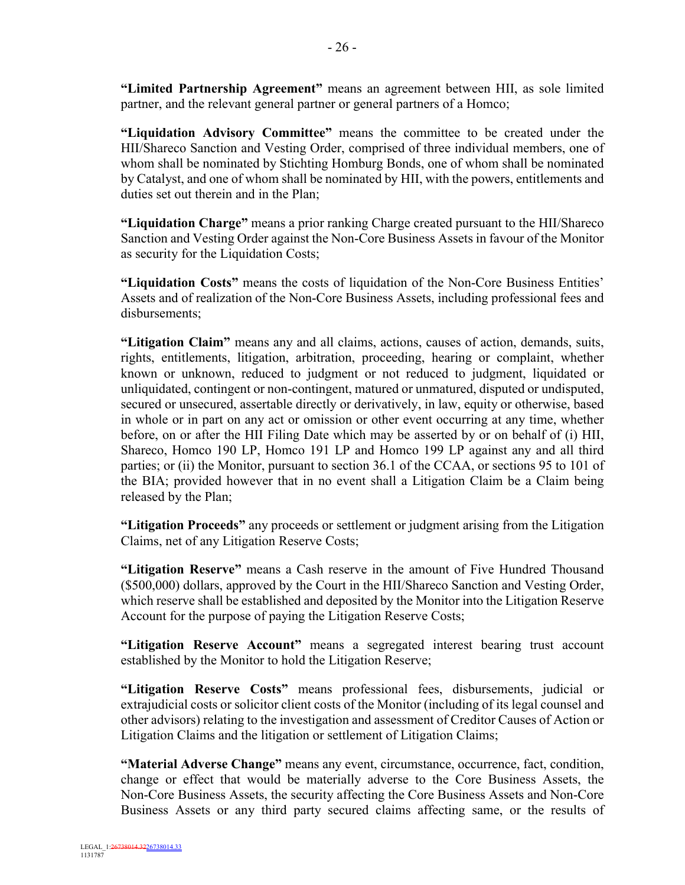**"Limited Partnership Agreement"** means an agreement between HII, as sole limited partner, and the relevant general partner or general partners of a Homco;

**"Liquidation Advisory Committee"** means the committee to be created under the HII/Shareco Sanction and Vesting Order, comprised of three individual members, one of whom shall be nominated by Stichting Homburg Bonds, one of whom shall be nominated by Catalyst, and one of whom shall be nominated by HII, with the powers, entitlements and duties set out therein and in the Plan;

**"Liquidation Charge"** means a prior ranking Charge created pursuant to the HII/Shareco Sanction and Vesting Order against the Non-Core Business Assets in favour of the Monitor as security for the Liquidation Costs;

**"Liquidation Costs"** means the costs of liquidation of the Non-Core Business Entities' Assets and of realization of the Non-Core Business Assets, including professional fees and disbursements;

**"Litigation Claim"** means any and all claims, actions, causes of action, demands, suits, rights, entitlements, litigation, arbitration, proceeding, hearing or complaint, whether known or unknown, reduced to judgment or not reduced to judgment, liquidated or unliquidated, contingent or non-contingent, matured or unmatured, disputed or undisputed, secured or unsecured, assertable directly or derivatively, in law, equity or otherwise, based in whole or in part on any act or omission or other event occurring at any time, whether before, on or after the HII Filing Date which may be asserted by or on behalf of (i) HII, Shareco, Homco 190 LP, Homco 191 LP and Homco 199 LP against any and all third parties; or (ii) the Monitor, pursuant to section 36.1 of the CCAA, or sections 95 to 101 of the BIA; provided however that in no event shall a Litigation Claim be a Claim being released by the Plan;

**"Litigation Proceeds"** any proceeds or settlement or judgment arising from the Litigation Claims, net of any Litigation Reserve Costs;

**"Litigation Reserve"** means a Cash reserve in the amount of Five Hundred Thousand ($500,000) dollars, approved by the Court in the HII/Shareco Sanction and Vesting Order, which reserve shall be established and deposited by the Monitor into the Litigation Reserve Account for the purpose of paying the Litigation Reserve Costs;

**"Litigation Reserve Account"** means a segregated interest bearing trust account established by the Monitor to hold the Litigation Reserve;

**"Litigation Reserve Costs"** means professional fees, disbursements, judicial or extrajudicial costs or solicitor client costs of the Monitor (including of its legal counsel and other advisors) relating to the investigation and assessment of Creditor Causes of Action or Litigation Claims and the litigation or settlement of Litigation Claims;

**"Material Adverse Change"** means any event, circumstance, occurrence, fact, condition, change or effect that would be materially adverse to the Core Business Assets, the Non-Core Business Assets, the security affecting the Core Business Assets and Non-Core Business Assets or any third party secured claims affecting same, or the results of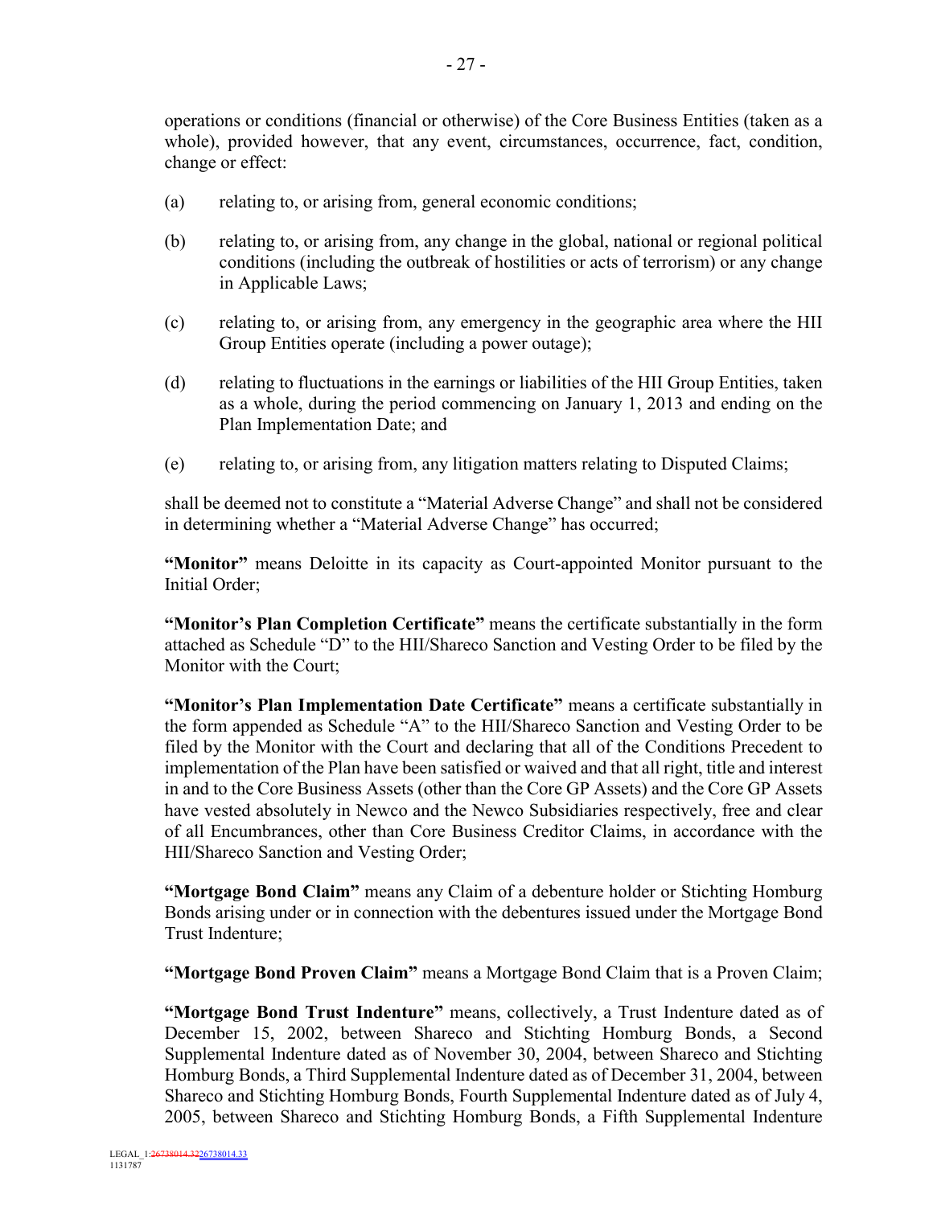operations or conditions (financial or otherwise) of the Core Business Entities (taken as a whole), provided however, that any event, circumstances, occurrence, fact, condition, change or effect:

(a) relating to, or arising from, general economic conditions;

(b) relating to, or arising from, any change in the global, national or regional political conditions (including the outbreak of hostilities or acts of terrorism) or any change in Applicable Laws;

(c) relating to, or arising from, any emergency in the geographic area where the HII Group Entities operate (including a power outage);

(d) relating to fluctuations in the earnings or liabilities of the HII Group Entities, taken as a whole, during the period commencing on January 1, 2013 and ending on the Plan Implementation Date; and

(e) relating to, or arising from, any litigation matters relating to Disputed Claims;

shall be deemed not to constitute a "Material Adverse Change" and shall not be considered in determining whether a "Material Adverse Change" has occurred;

**"Monitor"** means Deloitte in its capacity as Court-appointed Monitor pursuant to the Initial Order;

**"Monitor's Plan Completion Certificate"** means the certificate substantially in the form attached as Schedule "D" to the HII/Shareco Sanction and Vesting Order to be filed by the Monitor with the Court;

**"Monitor's Plan Implementation Date Certificate"** means a certificate substantially in the form appended as Schedule "A" to the HII/Shareco Sanction and Vesting Order to be filed by the Monitor with the Court and declaring that all of the Conditions Precedent to implementation of the Plan have been satisfied or waived and that all right, title and interest in and to the Core Business Assets (other than the Core GP Assets) and the Core GP Assets have vested absolutely in Newco and the Newco Subsidiaries respectively, free and clear of all Encumbrances, other than Core Business Creditor Claims, in accordance with the HII/Shareco Sanction and Vesting Order;

**"Mortgage Bond Claim"** means any Claim of a debenture holder or Stichting Homburg Bonds arising under or in connection with the debentures issued under the Mortgage Bond Trust Indenture;

**"Mortgage Bond Proven Claim"** means a Mortgage Bond Claim that is a Proven Claim;

**"Mortgage Bond Trust Indenture"** means, collectively, a Trust Indenture dated as of December 15, 2002, between Shareco and Stichting Homburg Bonds, a Second Supplemental Indenture dated as of November 30, 2004, between Shareco and Stichting Homburg Bonds, a Third Supplemental Indenture dated as of December 31, 2004, between Shareco and Stichting Homburg Bonds, Fourth Supplemental Indenture dated as of July 4, 2005, between Shareco and Stichting Homburg Bonds, a Fifth Supplemental Indenture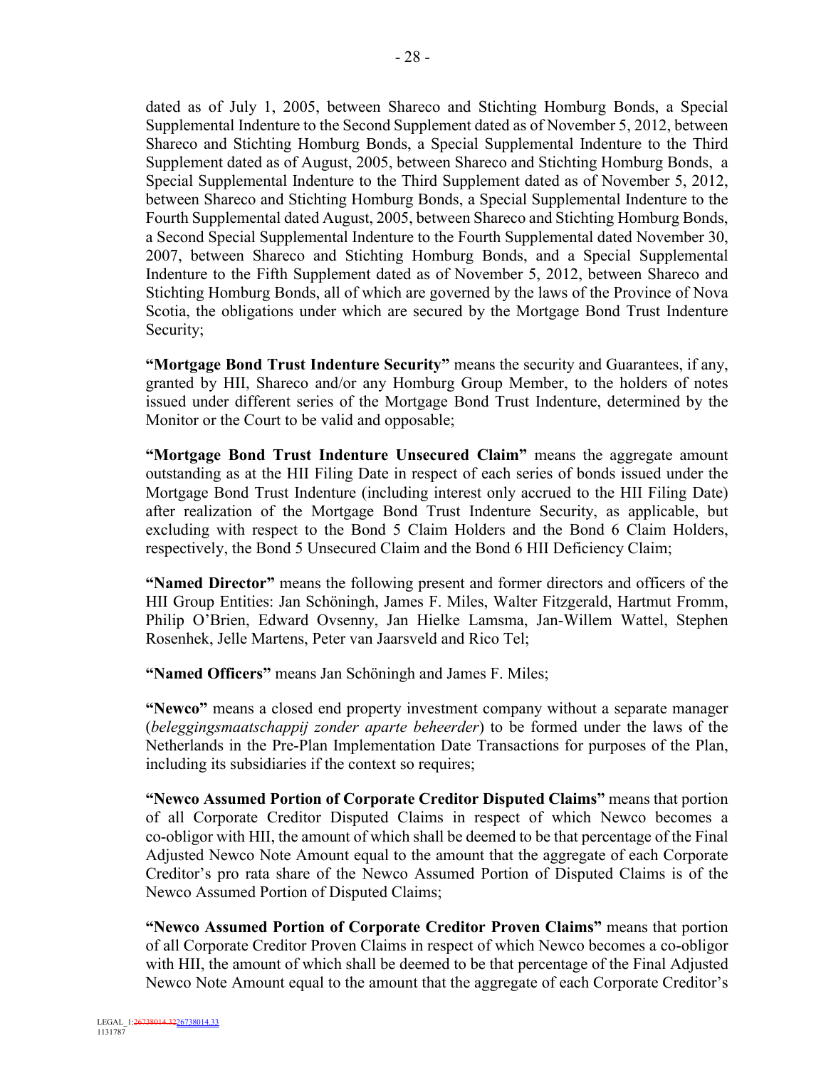dated as of July 1, 2005, between Shareco and Stichting Homburg Bonds, a Special Supplemental Indenture to the Second Supplement dated as of November 5, 2012, between Shareco and Stichting Homburg Bonds, a Special Supplemental Indenture to the Third Supplement dated as of August, 2005, between Shareco and Stichting Homburg Bonds, a Special Supplemental Indenture to the Third Supplement dated as of November 5, 2012, between Shareco and Stichting Homburg Bonds, a Special Supplemental Indenture to the Fourth Supplemental dated August, 2005, between Shareco and Stichting Homburg Bonds, a Second Special Supplemental Indenture to the Fourth Supplemental dated November 30, 2007, between Shareco and Stichting Homburg Bonds, and a Special Supplemental Indenture to the Fifth Supplement dated as of November 5, 2012, between Shareco and Stichting Homburg Bonds, all of which are governed by the laws of the Province of Nova Scotia, the obligations under which are secured by the Mortgage Bond Trust Indenture Security;

**"Mortgage Bond Trust Indenture Security"** means the security and Guarantees, if any, granted by HII, Shareco and/or any Homburg Group Member, to the holders of notes issued under different series of the Mortgage Bond Trust Indenture, determined by the Monitor or the Court to be valid and opposable;

**"Mortgage Bond Trust Indenture Unsecured Claim"** means the aggregate amount outstanding as at the HII Filing Date in respect of each series of bonds issued under the Mortgage Bond Trust Indenture (including interest only accrued to the HII Filing Date) after realization of the Mortgage Bond Trust Indenture Security, as applicable, but excluding with respect to the Bond 5 Claim Holders and the Bond 6 Claim Holders, respectively, the Bond 5 Unsecured Claim and the Bond 6 HII Deficiency Claim;

**"Named Director"** means the following present and former directors and officers of the HII Group Entities: Jan Schöningh, James F. Miles, Walter Fitzgerald, Hartmut Fromm, Philip O'Brien, Edward Ovsenny, Jan Hielke Lamsma, Jan-Willem Wattel, Stephen Rosenhek, Jelle Martens, Peter van Jaarsveld and Rico Tel;

**"Named Officers"** means Jan Schöningh and James F. Miles;

**"Newco"** means a closed end property investment company without a separate manager (*beleggingsmaatschappij zonder aparte beheerder*) to be formed under the laws of the Netherlands in the Pre-Plan Implementation Date Transactions for purposes of the Plan, including its subsidiaries if the context so requires;

**"Newco Assumed Portion of Corporate Creditor Disputed Claims"** means that portion of all Corporate Creditor Disputed Claims in respect of which Newco becomes a co-obligor with HII, the amount of which shall be deemed to be that percentage of the Final Adjusted Newco Note Amount equal to the amount that the aggregate of each Corporate Creditor's pro rata share of the Newco Assumed Portion of Disputed Claims is of the Newco Assumed Portion of Disputed Claims;

**"Newco Assumed Portion of Corporate Creditor Proven Claims"** means that portion of all Corporate Creditor Proven Claims in respect of which Newco becomes a co-obligor with HII, the amount of which shall be deemed to be that percentage of the Final Adjusted Newco Note Amount equal to the amount that the aggregate of each Corporate Creditor's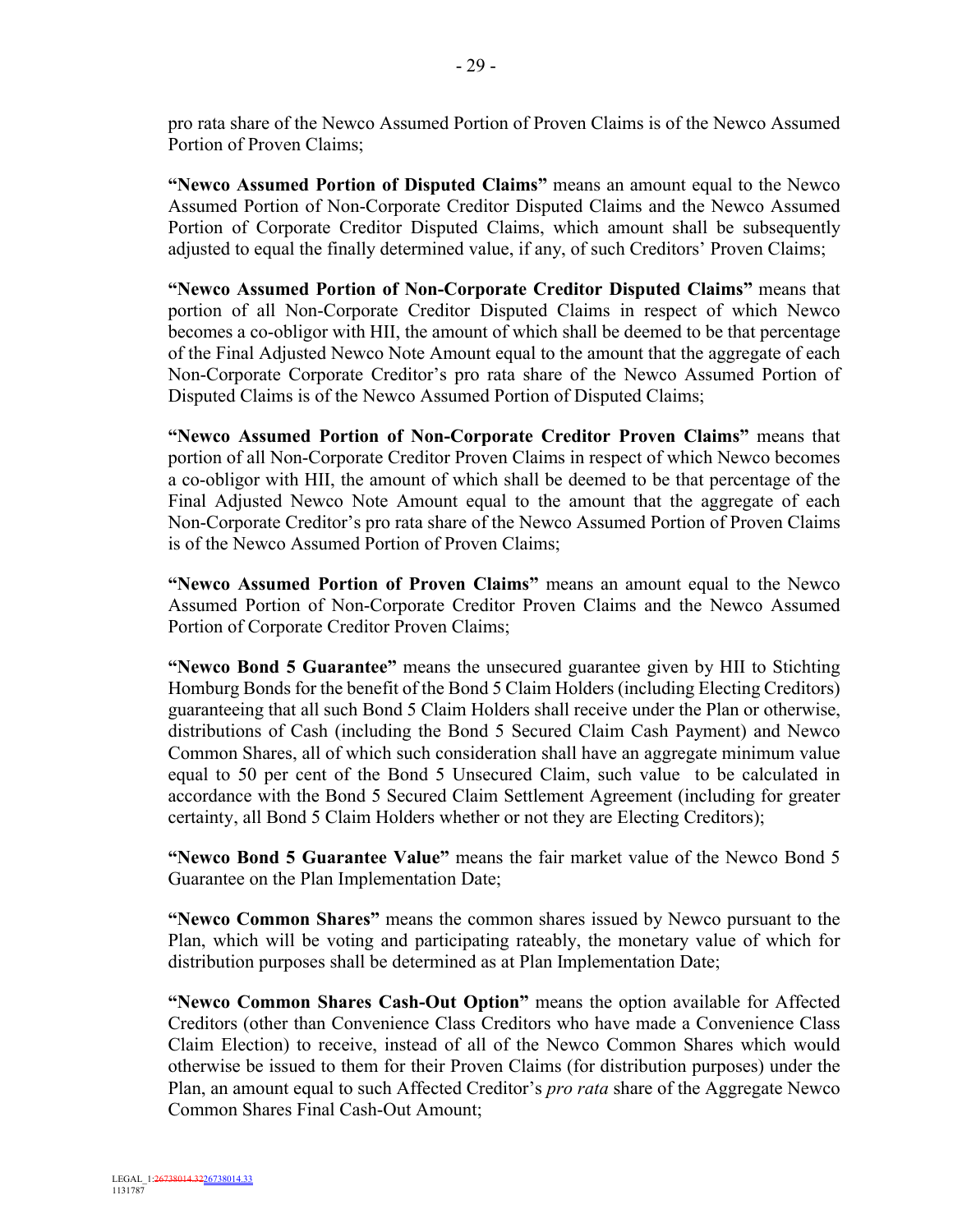pro rata share of the Newco Assumed Portion of Proven Claims is of the Newco Assumed Portion of Proven Claims;

**"Newco Assumed Portion of Disputed Claims"** means an amount equal to the Newco Assumed Portion of Non-Corporate Creditor Disputed Claims and the Newco Assumed Portion of Corporate Creditor Disputed Claims, which amount shall be subsequently adjusted to equal the finally determined value, if any, of such Creditors' Proven Claims;

**"Newco Assumed Portion of Non-Corporate Creditor Disputed Claims"** means that portion of all Non-Corporate Creditor Disputed Claims in respect of which Newco becomes a co-obligor with HII, the amount of which shall be deemed to be that percentage of the Final Adjusted Newco Note Amount equal to the amount that the aggregate of each Non-Corporate Corporate Creditor's pro rata share of the Newco Assumed Portion of Disputed Claims is of the Newco Assumed Portion of Disputed Claims;

**"Newco Assumed Portion of Non-Corporate Creditor Proven Claims"** means that portion of all Non-Corporate Creditor Proven Claims in respect of which Newco becomes a co-obligor with HII, the amount of which shall be deemed to be that percentage of the Final Adjusted Newco Note Amount equal to the amount that the aggregate of each Non-Corporate Creditor's pro rata share of the Newco Assumed Portion of Proven Claims is of the Newco Assumed Portion of Proven Claims;

**"Newco Assumed Portion of Proven Claims"** means an amount equal to the Newco Assumed Portion of Non-Corporate Creditor Proven Claims and the Newco Assumed Portion of Corporate Creditor Proven Claims;

**"Newco Bond 5 Guarantee"** means the unsecured guarantee given by HII to Stichting Homburg Bonds for the benefit of the Bond 5 Claim Holders (including Electing Creditors) guaranteeing that all such Bond 5 Claim Holders shall receive under the Plan or otherwise, distributions of Cash (including the Bond 5 Secured Claim Cash Payment) and Newco Common Shares, all of which such consideration shall have an aggregate minimum value equal to 50 per cent of the Bond 5 Unsecured Claim, such value to be calculated in accordance with the Bond 5 Secured Claim Settlement Agreement (including for greater certainty, all Bond 5 Claim Holders whether or not they are Electing Creditors);

**"Newco Bond 5 Guarantee Value"** means the fair market value of the Newco Bond 5 Guarantee on the Plan Implementation Date;

**"Newco Common Shares"** means the common shares issued by Newco pursuant to the Plan, which will be voting and participating rateably, the monetary value of which for distribution purposes shall be determined as at Plan Implementation Date;

**"Newco Common Shares Cash-Out Option"** means the option available for Affected Creditors (other than Convenience Class Creditors who have made a Convenience Class Claim Election) to receive, instead of all of the Newco Common Shares which would otherwise be issued to them for their Proven Claims (for distribution purposes) under the Plan, an amount equal to such Affected Creditor's *pro rata* share of the Aggregate Newco Common Shares Final Cash-Out Amount;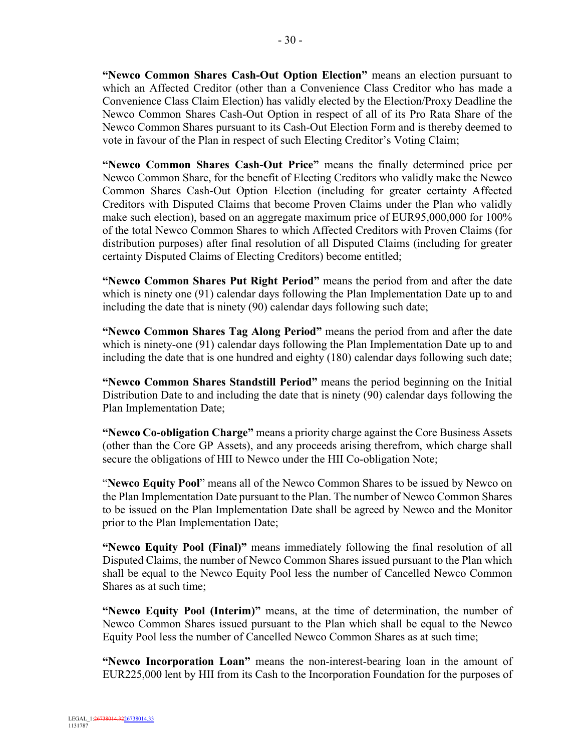**"Newco Common Shares Cash-Out Option Election"** means an election pursuant to which an Affected Creditor (other than a Convenience Class Creditor who has made a Convenience Class Claim Election) has validly elected by the Election/Proxy Deadline the Newco Common Shares Cash-Out Option in respect of all of its Pro Rata Share of the Newco Common Shares pursuant to its Cash-Out Election Form and is thereby deemed to vote in favour of the Plan in respect of such Electing Creditor's Voting Claim;

**"Newco Common Shares Cash-Out Price"** means the finally determined price per Newco Common Share, for the benefit of Electing Creditors who validly make the Newco Common Shares Cash-Out Option Election (including for greater certainty Affected Creditors with Disputed Claims that become Proven Claims under the Plan who validly make such election), based on an aggregate maximum price of EUR95,000,000 for 100% of the total Newco Common Shares to which Affected Creditors with Proven Claims (for distribution purposes) after final resolution of all Disputed Claims (including for greater certainty Disputed Claims of Electing Creditors) become entitled;

**"Newco Common Shares Put Right Period"** means the period from and after the date which is ninety one (91) calendar days following the Plan Implementation Date up to and including the date that is ninety (90) calendar days following such date;

**"Newco Common Shares Tag Along Period"** means the period from and after the date which is ninety-one (91) calendar days following the Plan Implementation Date up to and including the date that is one hundred and eighty (180) calendar days following such date;

**"Newco Common Shares Standstill Period"** means the period beginning on the Initial Distribution Date to and including the date that is ninety (90) calendar days following the Plan Implementation Date;

**"Newco Co-obligation Charge"** means a priority charge against the Core Business Assets (other than the Core GP Assets), and any proceeds arising therefrom, which charge shall secure the obligations of HII to Newco under the HII Co-obligation Note;

"**Newco Equity Pool**" means all of the Newco Common Shares to be issued by Newco on the Plan Implementation Date pursuant to the Plan. The number of Newco Common Shares to be issued on the Plan Implementation Date shall be agreed by Newco and the Monitor prior to the Plan Implementation Date;

**"Newco Equity Pool (Final)"** means immediately following the final resolution of all Disputed Claims, the number of Newco Common Shares issued pursuant to the Plan which shall be equal to the Newco Equity Pool less the number of Cancelled Newco Common Shares as at such time;

**"Newco Equity Pool (Interim)"** means, at the time of determination, the number of Newco Common Shares issued pursuant to the Plan which shall be equal to the Newco Equity Pool less the number of Cancelled Newco Common Shares as at such time;

**"Newco Incorporation Loan"** means the non-interest-bearing loan in the amount of EUR225,000 lent by HII from its Cash to the Incorporation Foundation for the purposes of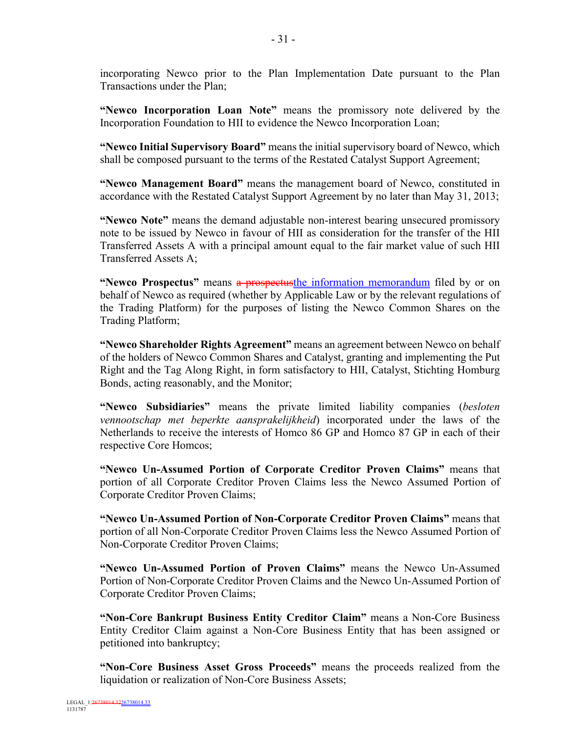incorporating Newco prior to the Plan Implementation Date pursuant to the Plan Transactions under the Plan;

**"Newco Incorporation Loan Note"** means the promissory note delivered by the Incorporation Foundation to HII to evidence the Newco Incorporation Loan;

**"Newco Initial Supervisory Board"** means the initial supervisory board of Newco, which shall be composed pursuant to the terms of the Restated Catalyst Support Agreement;

**"Newco Management Board"** means the management board of Newco, constituted in accordance with the Restated Catalyst Support Agreement by no later than May 31, 2013;

**"Newco Note"** means the demand adjustable non-interest bearing unsecured promissory note to be issued by Newco in favour of HII as consideration for the transfer of the HII Transferred Assets A with a principal amount equal to the fair market value of such HII Transferred Assets A;

**"Newco Prospectus"** means ~~a prospectus~~the information memorandum filed by or on behalf of Newco as required (whether by Applicable Law or by the relevant regulations of the Trading Platform) for the purposes of listing the Newco Common Shares on the Trading Platform;

**"Newco Shareholder Rights Agreement"** means an agreement between Newco on behalf of the holders of Newco Common Shares and Catalyst, granting and implementing the Put Right and the Tag Along Right, in form satisfactory to HII, Catalyst, Stichting Homburg Bonds, acting reasonably, and the Monitor;

**"Newco Subsidiaries"** means the private limited liability companies (*besloten vennootschap met beperkte aansprakelijkheid*) incorporated under the laws of the Netherlands to receive the interests of Homco 86 GP and Homco 87 GP in each of their respective Core Homcos;

**"Newco Un-Assumed Portion of Corporate Creditor Proven Claims"** means that portion of all Corporate Creditor Proven Claims less the Newco Assumed Portion of Corporate Creditor Proven Claims;

**"Newco Un-Assumed Portion of Non-Corporate Creditor Proven Claims"** means that portion of all Non-Corporate Creditor Proven Claims less the Newco Assumed Portion of Non-Corporate Creditor Proven Claims;

**"Newco Un-Assumed Portion of Proven Claims"** means the Newco Un-Assumed Portion of Non-Corporate Creditor Proven Claims and the Newco Un-Assumed Portion of Corporate Creditor Proven Claims;

**"Non-Core Bankrupt Business Entity Creditor Claim"** means a Non-Core Business Entity Creditor Claim against a Non-Core Business Entity that has been assigned or petitioned into bankruptcy;

**"Non-Core Business Asset Gross Proceeds"** means the proceeds realized from the liquidation or realization of Non-Core Business Assets;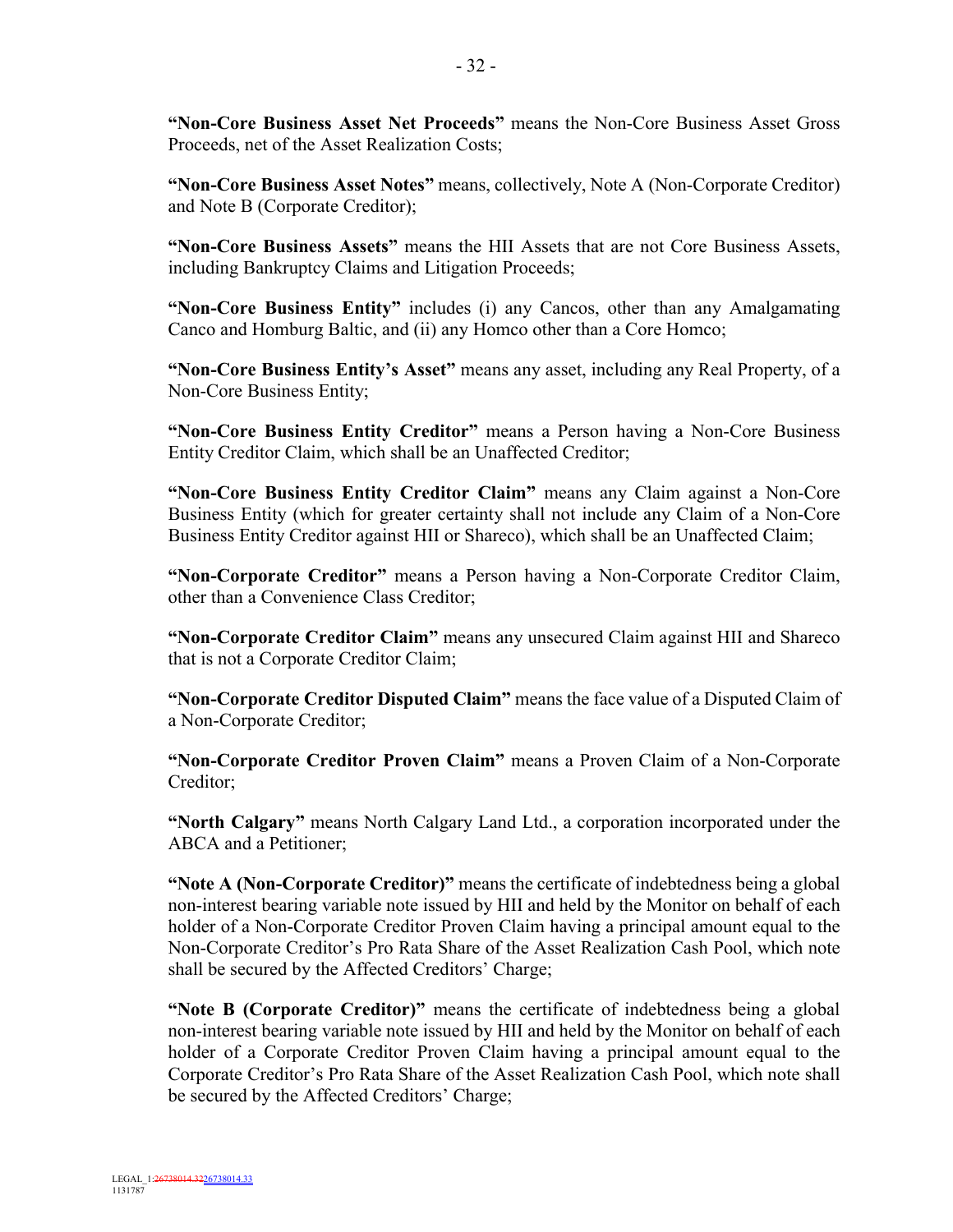**"Non-Core Business Asset Net Proceeds"** means the Non-Core Business Asset Gross Proceeds, net of the Asset Realization Costs;

**"Non-Core Business Asset Notes"** means, collectively, Note A (Non-Corporate Creditor) and Note B (Corporate Creditor);

**"Non-Core Business Assets"** means the HII Assets that are not Core Business Assets, including Bankruptcy Claims and Litigation Proceeds;

**"Non-Core Business Entity"** includes (i) any Cancos, other than any Amalgamating Canco and Homburg Baltic, and (ii) any Homco other than a Core Homco;

**"Non-Core Business Entity's Asset"** means any asset, including any Real Property, of a Non-Core Business Entity;

**"Non-Core Business Entity Creditor"** means a Person having a Non-Core Business Entity Creditor Claim, which shall be an Unaffected Creditor;

**"Non-Core Business Entity Creditor Claim"** means any Claim against a Non-Core Business Entity (which for greater certainty shall not include any Claim of a Non-Core Business Entity Creditor against HII or Shareco), which shall be an Unaffected Claim;

**"Non-Corporate Creditor"** means a Person having a Non-Corporate Creditor Claim, other than a Convenience Class Creditor;

**"Non-Corporate Creditor Claim"** means any unsecured Claim against HII and Shareco that is not a Corporate Creditor Claim;

**"Non-Corporate Creditor Disputed Claim"** means the face value of a Disputed Claim of a Non-Corporate Creditor;

**"Non-Corporate Creditor Proven Claim"** means a Proven Claim of a Non-Corporate Creditor;

**"North Calgary"** means North Calgary Land Ltd., a corporation incorporated under the ABCA and a Petitioner;

**"Note A (Non-Corporate Creditor)"** means the certificate of indebtedness being a global non-interest bearing variable note issued by HII and held by the Monitor on behalf of each holder of a Non-Corporate Creditor Proven Claim having a principal amount equal to the Non-Corporate Creditor's Pro Rata Share of the Asset Realization Cash Pool, which note shall be secured by the Affected Creditors' Charge;

**"Note B (Corporate Creditor)"** means the certificate of indebtedness being a global non-interest bearing variable note issued by HII and held by the Monitor on behalf of each holder of a Corporate Creditor Proven Claim having a principal amount equal to the Corporate Creditor's Pro Rata Share of the Asset Realization Cash Pool, which note shall be secured by the Affected Creditors' Charge;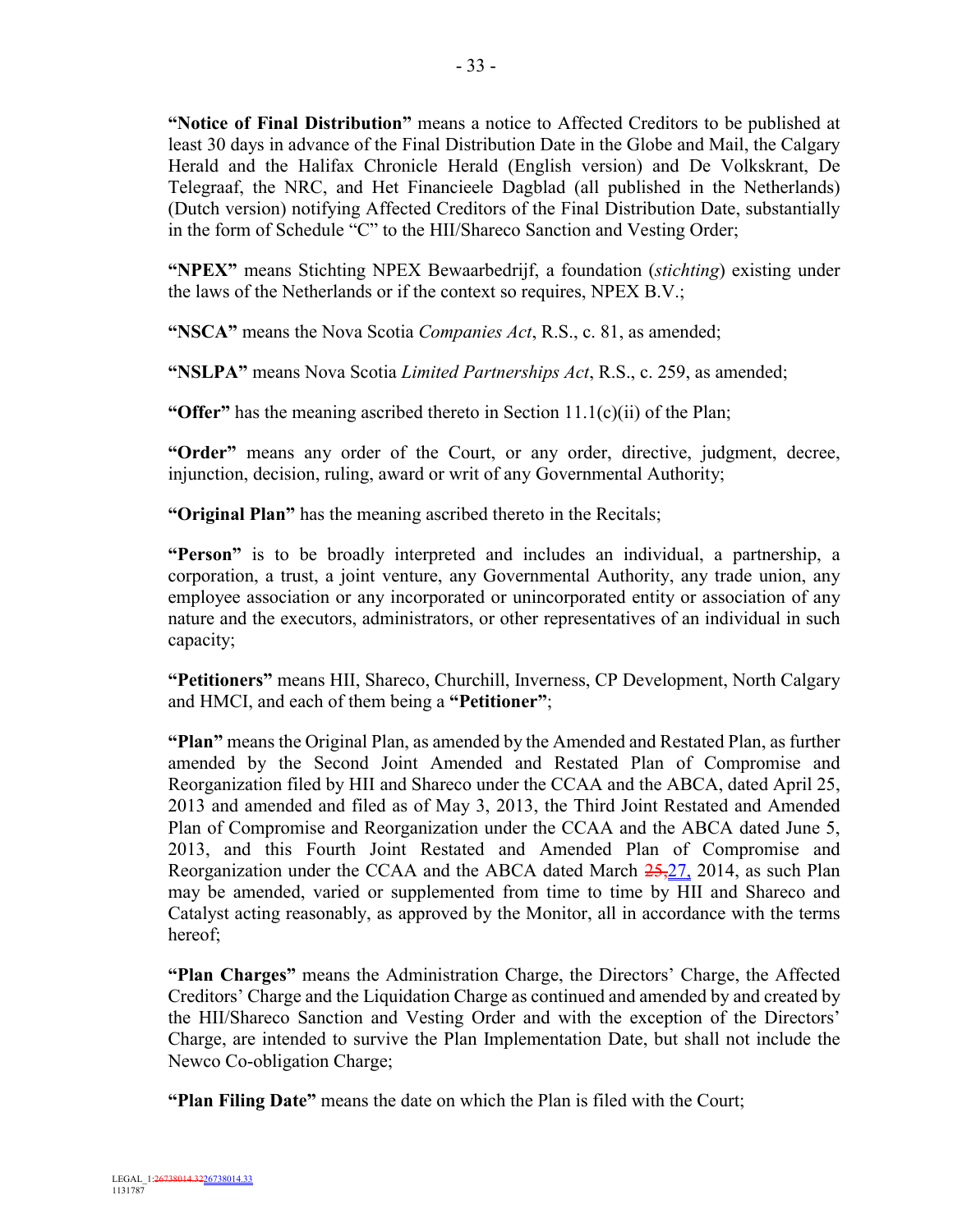**"Notice of Final Distribution"** means a notice to Affected Creditors to be published at least 30 days in advance of the Final Distribution Date in the Globe and Mail, the Calgary Herald and the Halifax Chronicle Herald (English version) and De Volkskrant, De Telegraaf, the NRC, and Het Financieele Dagblad (all published in the Netherlands) (Dutch version) notifying Affected Creditors of the Final Distribution Date, substantially in the form of Schedule "C" to the HII/Shareco Sanction and Vesting Order;

**"NPEX"** means Stichting NPEX Bewaarbedrijf, a foundation (*stichting*) existing under the laws of the Netherlands or if the context so requires, NPEX B.V.;

**"NSCA"** means the Nova Scotia *Companies Act*, R.S., c. 81, as amended;

**"NSLPA"** means Nova Scotia *Limited Partnerships Act*, R.S., c. 259, as amended;

**"Offer"** has the meaning ascribed thereto in Section 11.1(c)(ii) of the Plan;

**"Order"** means any order of the Court, or any order, directive, judgment, decree, injunction, decision, ruling, award or writ of any Governmental Authority;

**"Original Plan"** has the meaning ascribed thereto in the Recitals;

**"Person"** is to be broadly interpreted and includes an individual, a partnership, a corporation, a trust, a joint venture, any Governmental Authority, any trade union, any employee association or any incorporated or unincorporated entity or association of any nature and the executors, administrators, or other representatives of an individual in such capacity;

**"Petitioners"** means HII, Shareco, Churchill, Inverness, CP Development, North Calgary and HMCI, and each of them being a **"Petitioner"**;

**"Plan"** means the Original Plan, as amended by the Amended and Restated Plan, as further amended by the Second Joint Amended and Restated Plan of Compromise and Reorganization filed by HII and Shareco under the CCAA and the ABCA, dated April 25, 2013 and amended and filed as of May 3, 2013, the Third Joint Restated and Amended Plan of Compromise and Reorganization under the CCAA and the ABCA dated June 5, 2013, and this Fourth Joint Restated and Amended Plan of Compromise and Reorganization under the CCAA and the ABCA dated March ~~25,~~27, 2014, as such Plan may be amended, varied or supplemented from time to time by HII and Shareco and Catalyst acting reasonably, as approved by the Monitor, all in accordance with the terms hereof;

**"Plan Charges"** means the Administration Charge, the Directors' Charge, the Affected Creditors' Charge and the Liquidation Charge as continued and amended by and created by the HII/Shareco Sanction and Vesting Order and with the exception of the Directors' Charge, are intended to survive the Plan Implementation Date, but shall not include the Newco Co-obligation Charge;

**"Plan Filing Date"** means the date on which the Plan is filed with the Court;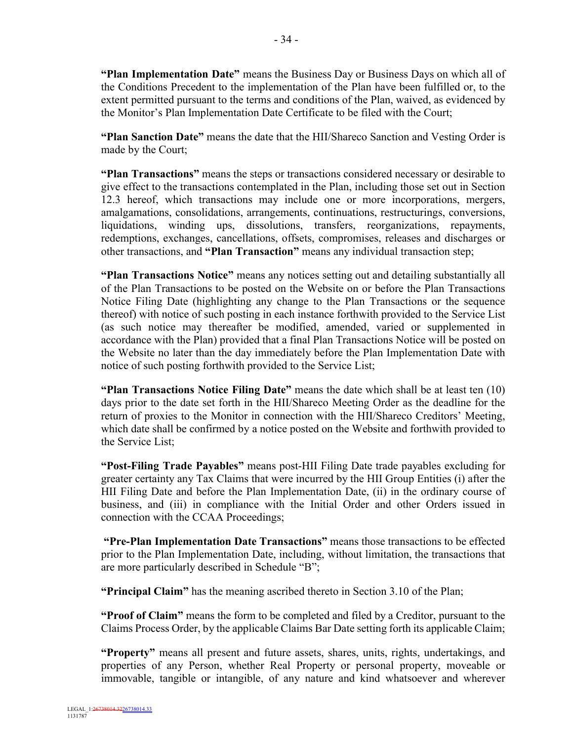**"Plan Implementation Date"** means the Business Day or Business Days on which all of the Conditions Precedent to the implementation of the Plan have been fulfilled or, to the extent permitted pursuant to the terms and conditions of the Plan, waived, as evidenced by the Monitor's Plan Implementation Date Certificate to be filed with the Court;

**"Plan Sanction Date"** means the date that the HII/Shareco Sanction and Vesting Order is made by the Court;

**"Plan Transactions"** means the steps or transactions considered necessary or desirable to give effect to the transactions contemplated in the Plan, including those set out in Section 12.3 hereof, which transactions may include one or more incorporations, mergers, amalgamations, consolidations, arrangements, continuations, restructurings, conversions, liquidations, winding ups, dissolutions, transfers, reorganizations, repayments, redemptions, exchanges, cancellations, offsets, compromises, releases and discharges or other transactions, and **"Plan Transaction"** means any individual transaction step;

**"Plan Transactions Notice"** means any notices setting out and detailing substantially all of the Plan Transactions to be posted on the Website on or before the Plan Transactions Notice Filing Date (highlighting any change to the Plan Transactions or the sequence thereof) with notice of such posting in each instance forthwith provided to the Service List (as such notice may thereafter be modified, amended, varied or supplemented in accordance with the Plan) provided that a final Plan Transactions Notice will be posted on the Website no later than the day immediately before the Plan Implementation Date with notice of such posting forthwith provided to the Service List;

**"Plan Transactions Notice Filing Date"** means the date which shall be at least ten (10) days prior to the date set forth in the HII/Shareco Meeting Order as the deadline for the return of proxies to the Monitor in connection with the HII/Shareco Creditors' Meeting, which date shall be confirmed by a notice posted on the Website and forthwith provided to the Service List;

**"Post-Filing Trade Payables"** means post-HII Filing Date trade payables excluding for greater certainty any Tax Claims that were incurred by the HII Group Entities (i) after the HII Filing Date and before the Plan Implementation Date, (ii) in the ordinary course of business, and (iii) in compliance with the Initial Order and other Orders issued in connection with the CCAA Proceedings;

**"Pre-Plan Implementation Date Transactions"** means those transactions to be effected prior to the Plan Implementation Date, including, without limitation, the transactions that are more particularly described in Schedule "B";

**"Principal Claim"** has the meaning ascribed thereto in Section 3.10 of the Plan;

**"Proof of Claim"** means the form to be completed and filed by a Creditor, pursuant to the Claims Process Order, by the applicable Claims Bar Date setting forth its applicable Claim;

**"Property"** means all present and future assets, shares, units, rights, undertakings, and properties of any Person, whether Real Property or personal property, moveable or immovable, tangible or intangible, of any nature and kind whatsoever and wherever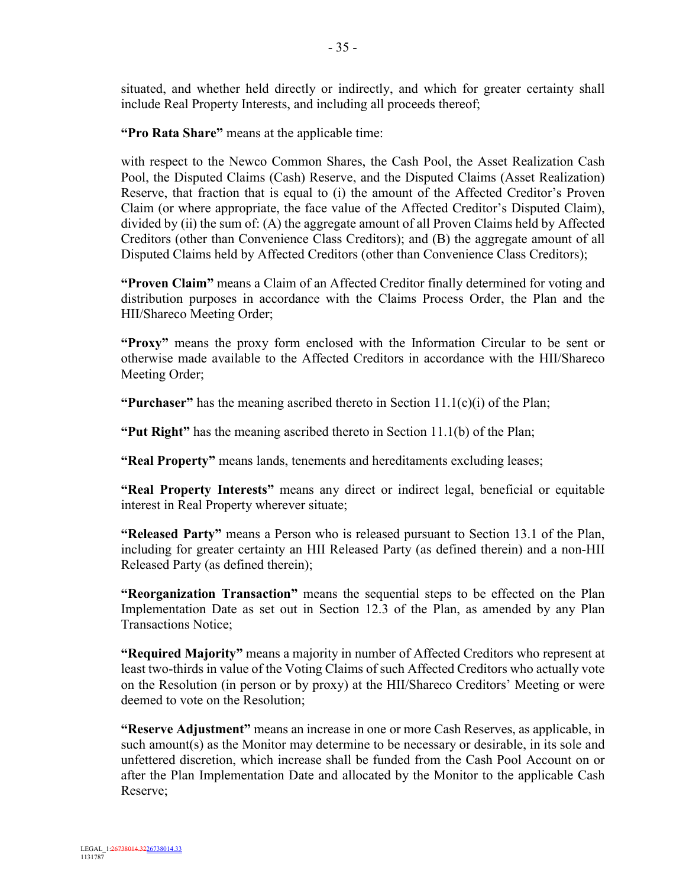situated, and whether held directly or indirectly, and which for greater certainty shall include Real Property Interests, and including all proceeds thereof;

**"Pro Rata Share"** means at the applicable time:

with respect to the Newco Common Shares, the Cash Pool, the Asset Realization Cash Pool, the Disputed Claims (Cash) Reserve, and the Disputed Claims (Asset Realization) Reserve, that fraction that is equal to (i) the amount of the Affected Creditor's Proven Claim (or where appropriate, the face value of the Affected Creditor's Disputed Claim), divided by (ii) the sum of: (A) the aggregate amount of all Proven Claims held by Affected Creditors (other than Convenience Class Creditors); and (B) the aggregate amount of all Disputed Claims held by Affected Creditors (other than Convenience Class Creditors);

**"Proven Claim"** means a Claim of an Affected Creditor finally determined for voting and distribution purposes in accordance with the Claims Process Order, the Plan and the HII/Shareco Meeting Order;

**"Proxy"** means the proxy form enclosed with the Information Circular to be sent or otherwise made available to the Affected Creditors in accordance with the HII/Shareco Meeting Order;

**"Purchaser"** has the meaning ascribed thereto in Section 11.1(c)(i) of the Plan;

**"Put Right"** has the meaning ascribed thereto in Section 11.1(b) of the Plan;

**"Real Property"** means lands, tenements and hereditaments excluding leases;

**"Real Property Interests"** means any direct or indirect legal, beneficial or equitable interest in Real Property wherever situate;

**"Released Party"** means a Person who is released pursuant to Section 13.1 of the Plan, including for greater certainty an HII Released Party (as defined therein) and a non-HII Released Party (as defined therein);

**"Reorganization Transaction"** means the sequential steps to be effected on the Plan Implementation Date as set out in Section 12.3 of the Plan, as amended by any Plan Transactions Notice;

**"Required Majority"** means a majority in number of Affected Creditors who represent at least two-thirds in value of the Voting Claims of such Affected Creditors who actually vote on the Resolution (in person or by proxy) at the HII/Shareco Creditors' Meeting or were deemed to vote on the Resolution;

**"Reserve Adjustment"** means an increase in one or more Cash Reserves, as applicable, in such amount(s) as the Monitor may determine to be necessary or desirable, in its sole and unfettered discretion, which increase shall be funded from the Cash Pool Account on or after the Plan Implementation Date and allocated by the Monitor to the applicable Cash Reserve;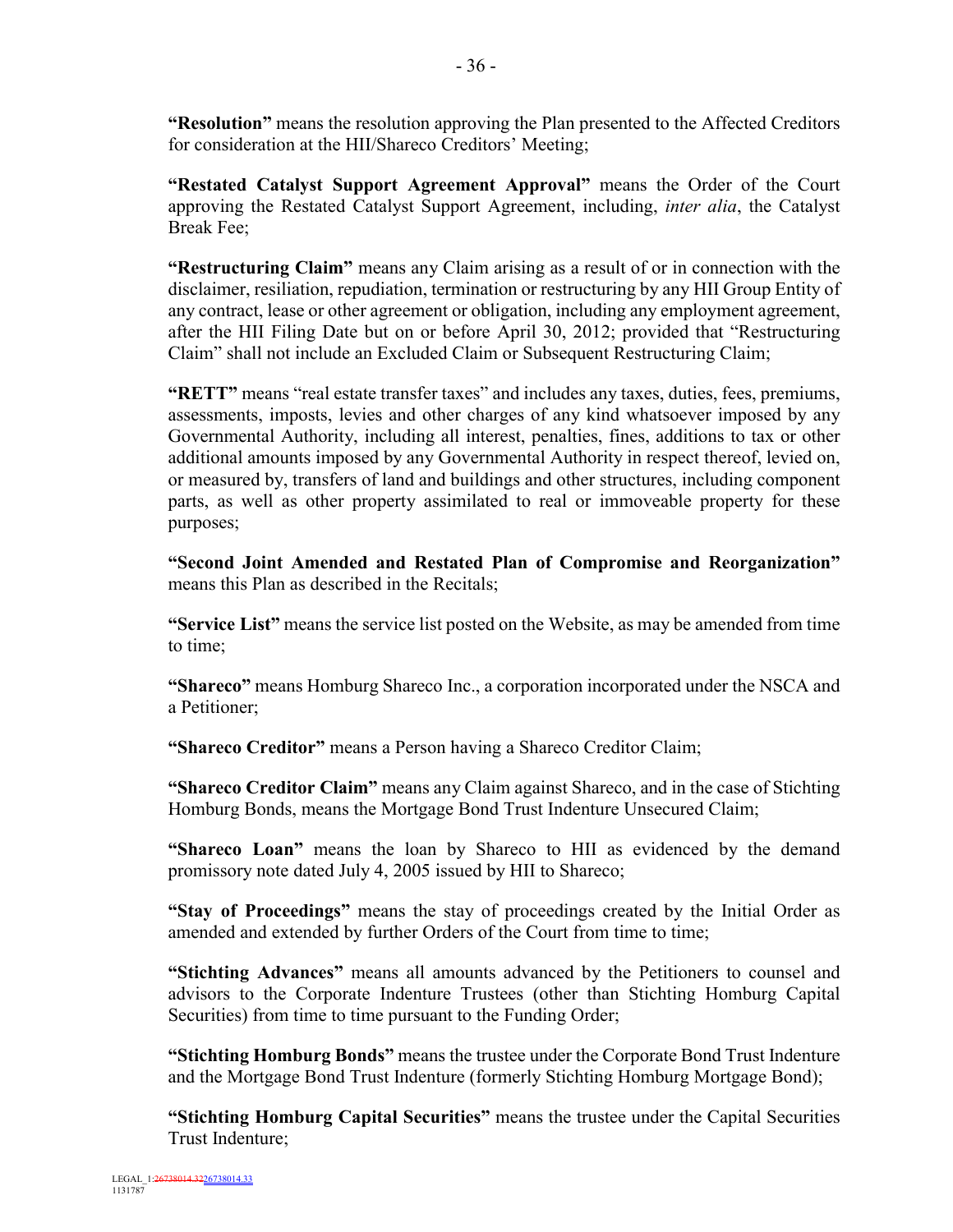**"Resolution"** means the resolution approving the Plan presented to the Affected Creditors for consideration at the HII/Shareco Creditors' Meeting;

**"Restated Catalyst Support Agreement Approval"** means the Order of the Court approving the Restated Catalyst Support Agreement, including, *inter alia*, the Catalyst Break Fee;

**"Restructuring Claim"** means any Claim arising as a result of or in connection with the disclaimer, resiliation, repudiation, termination or restructuring by any HII Group Entity of any contract, lease or other agreement or obligation, including any employment agreement, after the HII Filing Date but on or before April 30, 2012; provided that "Restructuring Claim" shall not include an Excluded Claim or Subsequent Restructuring Claim;

**"RETT"** means "real estate transfer taxes" and includes any taxes, duties, fees, premiums, assessments, imposts, levies and other charges of any kind whatsoever imposed by any Governmental Authority, including all interest, penalties, fines, additions to tax or other additional amounts imposed by any Governmental Authority in respect thereof, levied on, or measured by, transfers of land and buildings and other structures, including component parts, as well as other property assimilated to real or immoveable property for these purposes;

**"Second Joint Amended and Restated Plan of Compromise and Reorganization"** means this Plan as described in the Recitals;

**"Service List"** means the service list posted on the Website, as may be amended from time to time;

**"Shareco"** means Homburg Shareco Inc., a corporation incorporated under the NSCA and a Petitioner;

**"Shareco Creditor"** means a Person having a Shareco Creditor Claim;

**"Shareco Creditor Claim"** means any Claim against Shareco, and in the case of Stichting Homburg Bonds, means the Mortgage Bond Trust Indenture Unsecured Claim;

**"Shareco Loan"** means the loan by Shareco to HII as evidenced by the demand promissory note dated July 4, 2005 issued by HII to Shareco;

**"Stay of Proceedings"** means the stay of proceedings created by the Initial Order as amended and extended by further Orders of the Court from time to time;

**"Stichting Advances"** means all amounts advanced by the Petitioners to counsel and advisors to the Corporate Indenture Trustees (other than Stichting Homburg Capital Securities) from time to time pursuant to the Funding Order;

**"Stichting Homburg Bonds"** means the trustee under the Corporate Bond Trust Indenture and the Mortgage Bond Trust Indenture (formerly Stichting Homburg Mortgage Bond);

**"Stichting Homburg Capital Securities"** means the trustee under the Capital Securities Trust Indenture;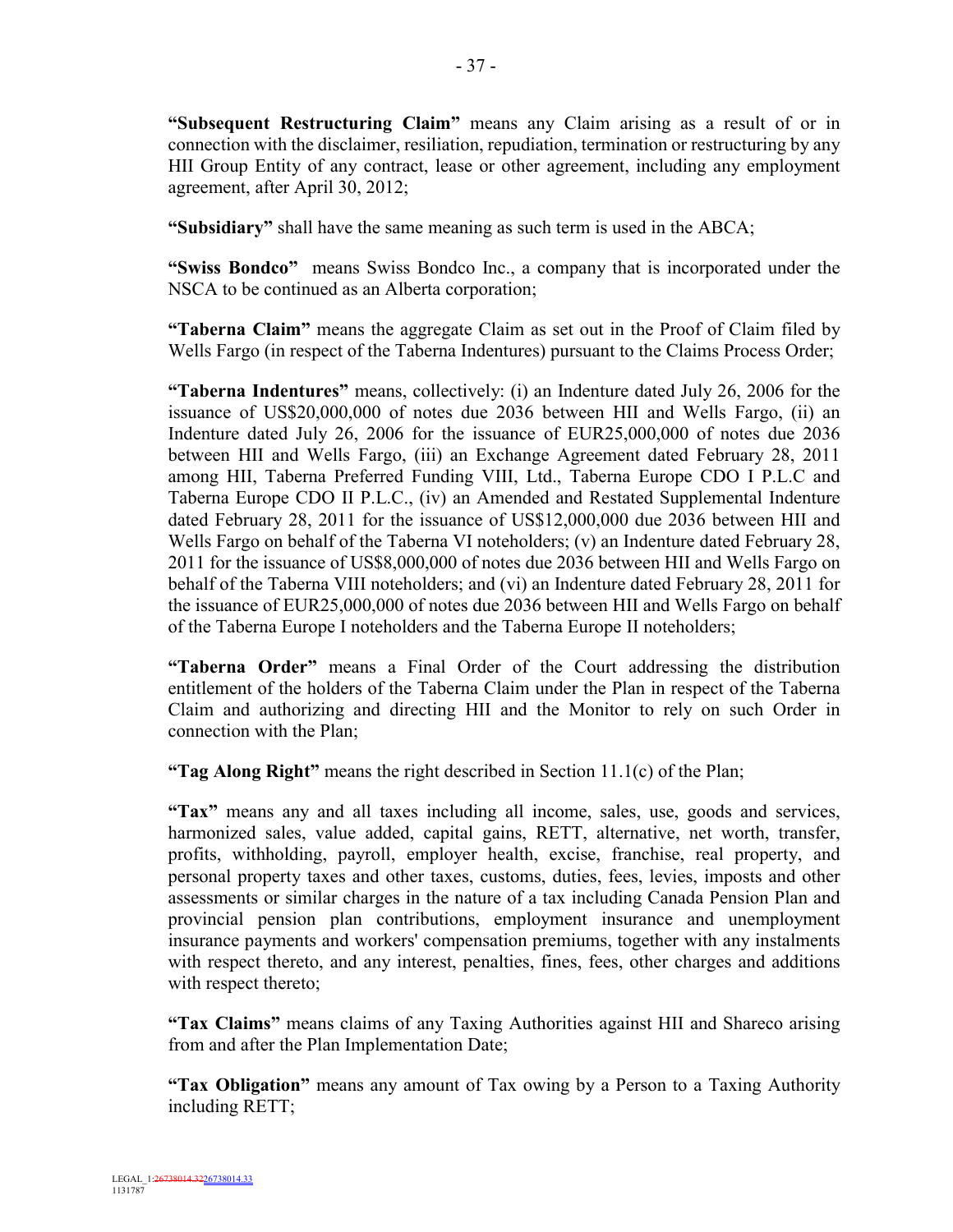**"Subsequent Restructuring Claim"** means any Claim arising as a result of or in connection with the disclaimer, resiliation, repudiation, termination or restructuring by any HII Group Entity of any contract, lease or other agreement, including any employment agreement, after April 30, 2012;

**"Subsidiary"** shall have the same meaning as such term is used in the ABCA;

**"Swiss Bondco"** means Swiss Bondco Inc., a company that is incorporated under the NSCA to be continued as an Alberta corporation;

**"Taberna Claim"** means the aggregate Claim as set out in the Proof of Claim filed by Wells Fargo (in respect of the Taberna Indentures) pursuant to the Claims Process Order;

**"Taberna Indentures"** means, collectively: (i) an Indenture dated July 26, 2006 for the issuance of US$20,000,000 of notes due 2036 between HII and Wells Fargo, (ii) an Indenture dated July 26, 2006 for the issuance of EUR25,000,000 of notes due 2036 between HII and Wells Fargo, (iii) an Exchange Agreement dated February 28, 2011 among HII, Taberna Preferred Funding VIII, Ltd., Taberna Europe CDO I P.L.C and Taberna Europe CDO II P.L.C., (iv) an Amended and Restated Supplemental Indenture dated February 28, 2011 for the issuance of US$12,000,000 due 2036 between HII and Wells Fargo on behalf of the Taberna VI noteholders; (v) an Indenture dated February 28, 2011 for the issuance of US$8,000,000 of notes due 2036 between HII and Wells Fargo on behalf of the Taberna VIII noteholders; and (vi) an Indenture dated February 28, 2011 for the issuance of EUR25,000,000 of notes due 2036 between HII and Wells Fargo on behalf of the Taberna Europe I noteholders and the Taberna Europe II noteholders;

**"Taberna Order"** means a Final Order of the Court addressing the distribution entitlement of the holders of the Taberna Claim under the Plan in respect of the Taberna Claim and authorizing and directing HII and the Monitor to rely on such Order in connection with the Plan;

**"Tag Along Right"** means the right described in Section 11.1(c) of the Plan;

**"Tax"** means any and all taxes including all income, sales, use, goods and services, harmonized sales, value added, capital gains, RETT, alternative, net worth, transfer, profits, withholding, payroll, employer health, excise, franchise, real property, and personal property taxes and other taxes, customs, duties, fees, levies, imposts and other assessments or similar charges in the nature of a tax including Canada Pension Plan and provincial pension plan contributions, employment insurance and unemployment insurance payments and workers' compensation premiums, together with any instalments with respect thereto, and any interest, penalties, fines, fees, other charges and additions with respect thereto;

**"Tax Claims"** means claims of any Taxing Authorities against HII and Shareco arising from and after the Plan Implementation Date;

**"Tax Obligation"** means any amount of Tax owing by a Person to a Taxing Authority including RETT;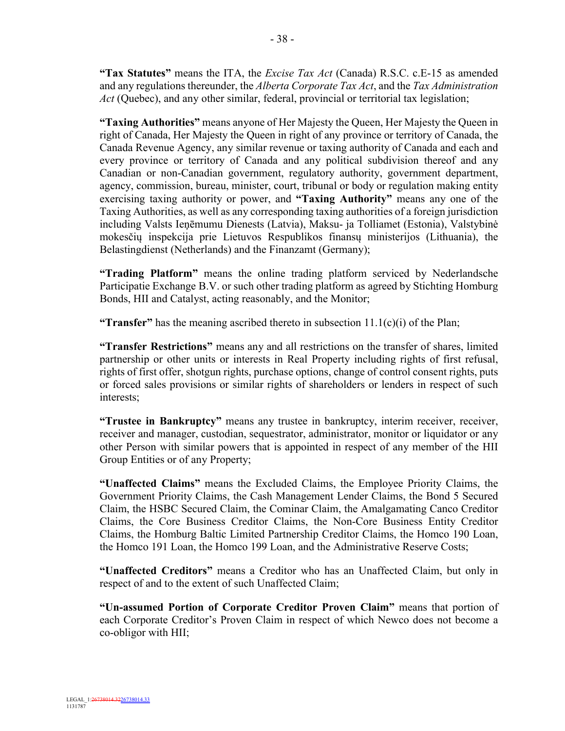**"Tax Statutes"** means the ITA, the *Excise Tax Act* (Canada) R.S.C. c.E-15 as amended and any regulations thereunder, the *Alberta Corporate Tax Act*, and the *Tax Administration Act* (Quebec), and any other similar, federal, provincial or territorial tax legislation;

**"Taxing Authorities"** means anyone of Her Majesty the Queen, Her Majesty the Queen in right of Canada, Her Majesty the Queen in right of any province or territory of Canada, the Canada Revenue Agency, any similar revenue or taxing authority of Canada and each and every province or territory of Canada and any political subdivision thereof and any Canadian or non-Canadian government, regulatory authority, government department, agency, commission, bureau, minister, court, tribunal or body or regulation making entity exercising taxing authority or power, and **"Taxing Authority"** means any one of the Taxing Authorities, as well as any corresponding taxing authorities of a foreign jurisdiction including Valsts Ieņēmumu Dienests (Latvia), Maksu- ja Tolliamet (Estonia), Valstybinė mokesčių inspekcija prie Lietuvos Respublikos finansų ministerijos (Lithuania), the Belastingdienst (Netherlands) and the Finanzamt (Germany);

**"Trading Platform"** means the online trading platform serviced by Nederlandsche Participatie Exchange B.V. or such other trading platform as agreed by Stichting Homburg Bonds, HII and Catalyst, acting reasonably, and the Monitor;

**"Transfer"** has the meaning ascribed thereto in subsection 11.1(c)(i) of the Plan;

**"Transfer Restrictions"** means any and all restrictions on the transfer of shares, limited partnership or other units or interests in Real Property including rights of first refusal, rights of first offer, shotgun rights, purchase options, change of control consent rights, puts or forced sales provisions or similar rights of shareholders or lenders in respect of such interests;

**"Trustee in Bankruptcy"** means any trustee in bankruptcy, interim receiver, receiver, receiver and manager, custodian, sequestrator, administrator, monitor or liquidator or any other Person with similar powers that is appointed in respect of any member of the HII Group Entities or of any Property;

**"Unaffected Claims"** means the Excluded Claims, the Employee Priority Claims, the Government Priority Claims, the Cash Management Lender Claims, the Bond 5 Secured Claim, the HSBC Secured Claim, the Cominar Claim, the Amalgamating Canco Creditor Claims, the Core Business Creditor Claims, the Non-Core Business Entity Creditor Claims, the Homburg Baltic Limited Partnership Creditor Claims, the Homco 190 Loan, the Homco 191 Loan, the Homco 199 Loan, and the Administrative Reserve Costs;

**"Unaffected Creditors"** means a Creditor who has an Unaffected Claim, but only in respect of and to the extent of such Unaffected Claim;

**"Un-assumed Portion of Corporate Creditor Proven Claim"** means that portion of each Corporate Creditor's Proven Claim in respect of which Newco does not become a co-obligor with HII;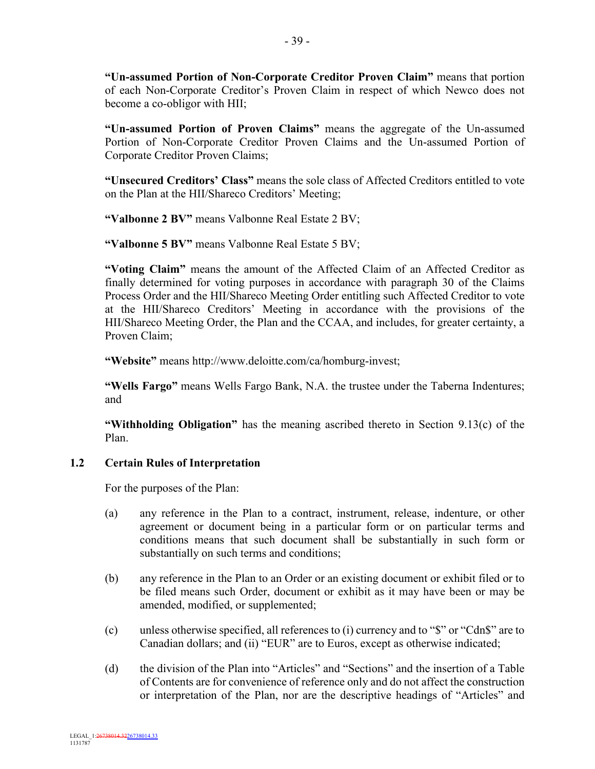**"Un-assumed Portion of Non-Corporate Creditor Proven Claim"** means that portion of each Non-Corporate Creditor's Proven Claim in respect of which Newco does not become a co-obligor with HII;

**"Un-assumed Portion of Proven Claims"** means the aggregate of the Un-assumed Portion of Non-Corporate Creditor Proven Claims and the Un-assumed Portion of Corporate Creditor Proven Claims;

**"Unsecured Creditors' Class"** means the sole class of Affected Creditors entitled to vote on the Plan at the HII/Shareco Creditors' Meeting;

**"Valbonne 2 BV"** means Valbonne Real Estate 2 BV;

**"Valbonne 5 BV"** means Valbonne Real Estate 5 BV;

**"Voting Claim"** means the amount of the Affected Claim of an Affected Creditor as finally determined for voting purposes in accordance with paragraph 30 of the Claims Process Order and the HII/Shareco Meeting Order entitling such Affected Creditor to vote at the HII/Shareco Creditors' Meeting in accordance with the provisions of the HII/Shareco Meeting Order, the Plan and the CCAA, and includes, for greater certainty, a Proven Claim;

**"Website"** means http://www.deloitte.com/ca/homburg-invest;

**"Wells Fargo"** means Wells Fargo Bank, N.A. the trustee under the Taberna Indentures; and

**"Withholding Obligation"** has the meaning ascribed thereto in Section 9.13(c) of the Plan.

### 1.2 Certain Rules of Interpretation

For the purposes of the Plan:

(a) any reference in the Plan to a contract, instrument, release, indenture, or other agreement or document being in a particular form or on particular terms and conditions means that such document shall be substantially in such form or substantially on such terms and conditions;

(b) any reference in the Plan to an Order or an existing document or exhibit filed or to be filed means such Order, document or exhibit as it may have been or may be amended, modified, or supplemented;

(c) unless otherwise specified, all references to (i) currency and to "$" or "Cdn$" are to Canadian dollars; and (ii) "EUR" are to Euros, except as otherwise indicated;

(d) the division of the Plan into "Articles" and "Sections" and the insertion of a Table of Contents are for convenience of reference only and do not affect the construction or interpretation of the Plan, nor are the descriptive headings of "Articles" and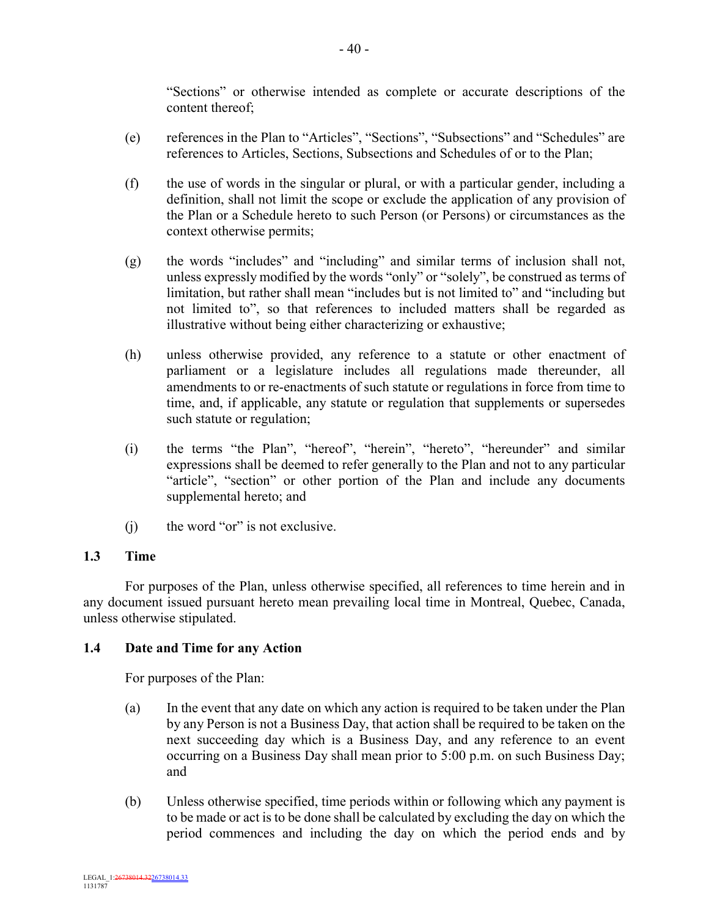"Sections" or otherwise intended as complete or accurate descriptions of the content thereof;

(e) references in the Plan to "Articles", "Sections", "Subsections" and "Schedules" are references to Articles, Sections, Subsections and Schedules of or to the Plan;

(f) the use of words in the singular or plural, or with a particular gender, including a definition, shall not limit the scope or exclude the application of any provision of the Plan or a Schedule hereto to such Person (or Persons) or circumstances as the context otherwise permits;

(g) the words "includes" and "including" and similar terms of inclusion shall not, unless expressly modified by the words "only" or "solely", be construed as terms of limitation, but rather shall mean "includes but is not limited to" and "including but not limited to", so that references to included matters shall be regarded as illustrative without being either characterizing or exhaustive;

(h) unless otherwise provided, any reference to a statute or other enactment of parliament or a legislature includes all regulations made thereunder, all amendments to or re-enactments of such statute or regulations in force from time to time, and, if applicable, any statute or regulation that supplements or supersedes such statute or regulation;

(i) the terms "the Plan", "hereof", "herein", "hereto", "hereunder" and similar expressions shall be deemed to refer generally to the Plan and not to any particular "article", "section" or other portion of the Plan and include any documents supplemental hereto; and

(j) the word "or" is not exclusive.

### 1.3 Time

For purposes of the Plan, unless otherwise specified, all references to time herein and in any document issued pursuant hereto mean prevailing local time in Montreal, Quebec, Canada, unless otherwise stipulated.

### 1.4 Date and Time for any Action

For purposes of the Plan:

(a) In the event that any date on which any action is required to be taken under the Plan by any Person is not a Business Day, that action shall be required to be taken on the next succeeding day which is a Business Day, and any reference to an event occurring on a Business Day shall mean prior to 5:00 p.m. on such Business Day; and

(b) Unless otherwise specified, time periods within or following which any payment is to be made or act is to be done shall be calculated by excluding the day on which the period commences and including the day on which the period ends and by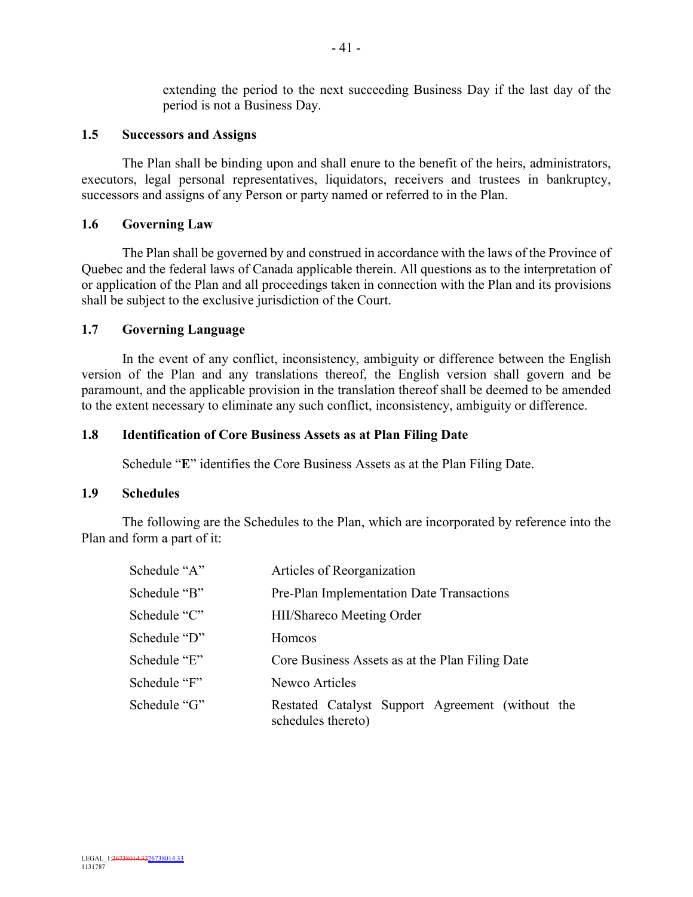extending the period to the next succeeding Business Day if the last day of the period is not a Business Day.

### 1.5 Successors and Assigns

The Plan shall be binding upon and shall enure to the benefit of the heirs, administrators, executors, legal personal representatives, liquidators, receivers and trustees in bankruptcy, successors and assigns of any Person or party named or referred to in the Plan.

### 1.6 Governing Law

The Plan shall be governed by and construed in accordance with the laws of the Province of Quebec and the federal laws of Canada applicable therein. All questions as to the interpretation of or application of the Plan and all proceedings taken in connection with the Plan and its provisions shall be subject to the exclusive jurisdiction of the Court.

### 1.7 Governing Language

In the event of any conflict, inconsistency, ambiguity or difference between the English version of the Plan and any translations thereof, the English version shall govern and be paramount, and the applicable provision in the translation thereof shall be deemed to be amended to the extent necessary to eliminate any such conflict, inconsistency, ambiguity or difference.

### 1.8 Identification of Core Business Assets as at Plan Filing Date

Schedule "**E**" identifies the Core Business Assets as at the Plan Filing Date.

### 1.9 Schedules

The following are the Schedules to the Plan, which are incorporated by reference into the Plan and form a part of it:

| | |
|---|---|
| Schedule "A" | Articles of Reorganization |
| Schedule "B" | Pre-Plan Implementation Date Transactions |
| Schedule "C" | HII/Shareco Meeting Order |
| Schedule "D" | Homcos |
| Schedule "E" | Core Business Assets as at the Plan Filing Date |
| Schedule "F" | Newco Articles |
| Schedule "G" | Restated Catalyst Support Agreement (without the schedules thereto) |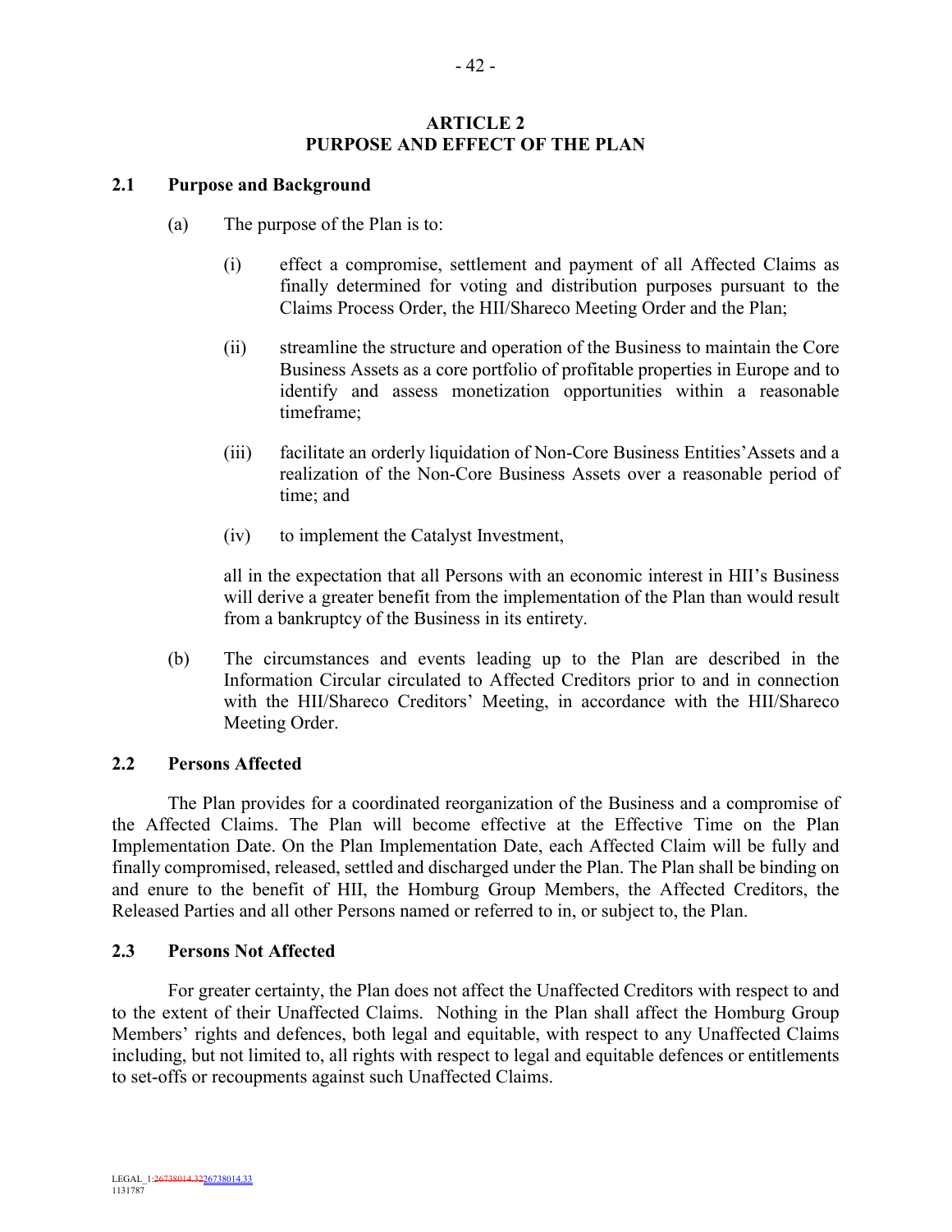## ARTICLE 2
## PURPOSE AND EFFECT OF THE PLAN

### 2.1 Purpose and Background

(a) The purpose of the Plan is to:

(i) effect a compromise, settlement and payment of all Affected Claims as finally determined for voting and distribution purposes pursuant to the Claims Process Order, the HII/Shareco Meeting Order and the Plan;

(ii) streamline the structure and operation of the Business to maintain the Core Business Assets as a core portfolio of profitable properties in Europe and to identify and assess monetization opportunities within a reasonable timeframe;

(iii) facilitate an orderly liquidation of Non-Core Business Entities'Assets and a realization of the Non-Core Business Assets over a reasonable period of time; and

(iv) to implement the Catalyst Investment,

all in the expectation that all Persons with an economic interest in HII's Business will derive a greater benefit from the implementation of the Plan than would result from a bankruptcy of the Business in its entirety.

(b) The circumstances and events leading up to the Plan are described in the Information Circular circulated to Affected Creditors prior to and in connection with the HII/Shareco Creditors' Meeting, in accordance with the HII/Shareco Meeting Order.

### 2.2 Persons Affected

The Plan provides for a coordinated reorganization of the Business and a compromise of the Affected Claims. The Plan will become effective at the Effective Time on the Plan Implementation Date. On the Plan Implementation Date, each Affected Claim will be fully and finally compromised, released, settled and discharged under the Plan. The Plan shall be binding on and enure to the benefit of HII, the Homburg Group Members, the Affected Creditors, the Released Parties and all other Persons named or referred to in, or subject to, the Plan.

### 2.3 Persons Not Affected

For greater certainty, the Plan does not affect the Unaffected Creditors with respect to and to the extent of their Unaffected Claims. Nothing in the Plan shall affect the Homburg Group Members' rights and defences, both legal and equitable, with respect to any Unaffected Claims including, but not limited to, all rights with respect to legal and equitable defences or entitlements to set-offs or recoupments against such Unaffected Claims.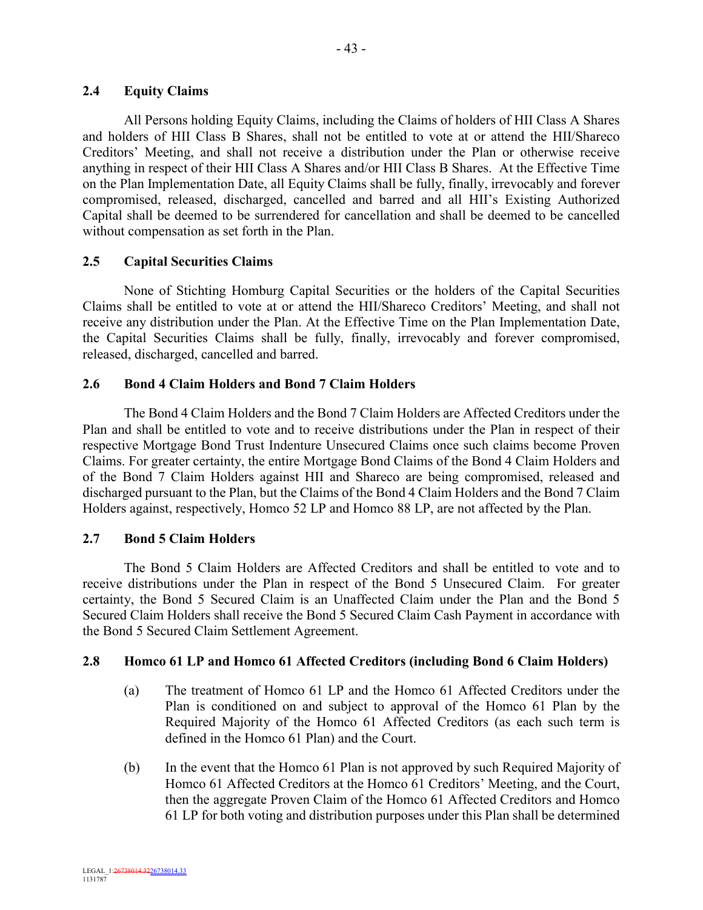## 2.4 Equity Claims

All Persons holding Equity Claims, including the Claims of holders of HII Class A Shares and holders of HII Class B Shares, shall not be entitled to vote at or attend the HII/Shareco Creditors' Meeting, and shall not receive a distribution under the Plan or otherwise receive anything in respect of their HII Class A Shares and/or HII Class B Shares. At the Effective Time on the Plan Implementation Date, all Equity Claims shall be fully, finally, irrevocably and forever compromised, released, discharged, cancelled and barred and all HII's Existing Authorized Capital shall be deemed to be surrendered for cancellation and shall be deemed to be cancelled without compensation as set forth in the Plan.

## 2.5 Capital Securities Claims

None of Stichting Homburg Capital Securities or the holders of the Capital Securities Claims shall be entitled to vote at or attend the HII/Shareco Creditors' Meeting, and shall not receive any distribution under the Plan. At the Effective Time on the Plan Implementation Date, the Capital Securities Claims shall be fully, finally, irrevocably and forever compromised, released, discharged, cancelled and barred.

## 2.6 Bond 4 Claim Holders and Bond 7 Claim Holders

The Bond 4 Claim Holders and the Bond 7 Claim Holders are Affected Creditors under the Plan and shall be entitled to vote and to receive distributions under the Plan in respect of their respective Mortgage Bond Trust Indenture Unsecured Claims once such claims become Proven Claims. For greater certainty, the entire Mortgage Bond Claims of the Bond 4 Claim Holders and of the Bond 7 Claim Holders against HII and Shareco are being compromised, released and discharged pursuant to the Plan, but the Claims of the Bond 4 Claim Holders and the Bond 7 Claim Holders against, respectively, Homco 52 LP and Homco 88 LP, are not affected by the Plan.

## 2.7 Bond 5 Claim Holders

The Bond 5 Claim Holders are Affected Creditors and shall be entitled to vote and to receive distributions under the Plan in respect of the Bond 5 Unsecured Claim. For greater certainty, the Bond 5 Secured Claim is an Unaffected Claim under the Plan and the Bond 5 Secured Claim Holders shall receive the Bond 5 Secured Claim Cash Payment in accordance with the Bond 5 Secured Claim Settlement Agreement.

## 2.8 Homco 61 LP and Homco 61 Affected Creditors (including Bond 6 Claim Holders)

(a) The treatment of Homco 61 LP and the Homco 61 Affected Creditors under the Plan is conditioned on and subject to approval of the Homco 61 Plan by the Required Majority of the Homco 61 Affected Creditors (as each such term is defined in the Homco 61 Plan) and the Court.

(b) In the event that the Homco 61 Plan is not approved by such Required Majority of Homco 61 Affected Creditors at the Homco 61 Creditors' Meeting, and the Court, then the aggregate Proven Claim of the Homco 61 Affected Creditors and Homco 61 LP for both voting and distribution purposes under this Plan shall be determined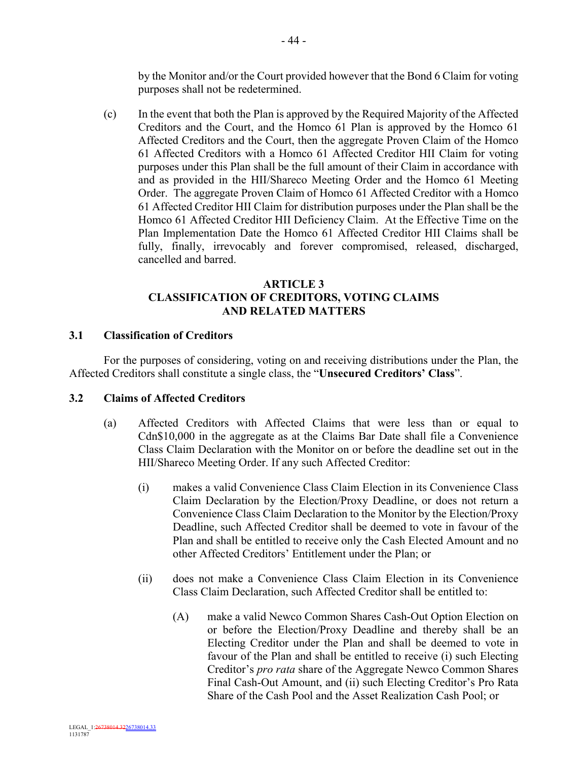by the Monitor and/or the Court provided however that the Bond 6 Claim for voting purposes shall not be redetermined.

(c) In the event that both the Plan is approved by the Required Majority of the Affected Creditors and the Court, and the Homco 61 Plan is approved by the Homco 61 Affected Creditors and the Court, then the aggregate Proven Claim of the Homco 61 Affected Creditors with a Homco 61 Affected Creditor HII Claim for voting purposes under this Plan shall be the full amount of their Claim in accordance with and as provided in the HII/Shareco Meeting Order and the Homco 61 Meeting Order. The aggregate Proven Claim of Homco 61 Affected Creditor with a Homco 61 Affected Creditor HII Claim for distribution purposes under the Plan shall be the Homco 61 Affected Creditor HII Deficiency Claim. At the Effective Time on the Plan Implementation Date the Homco 61 Affected Creditor HII Claims shall be fully, finally, irrevocably and forever compromised, released, discharged, cancelled and barred.

## ARTICLE 3
## CLASSIFICATION OF CREDITORS, VOTING CLAIMS AND RELATED MATTERS

### 3.1 Classification of Creditors

For the purposes of considering, voting on and receiving distributions under the Plan, the Affected Creditors shall constitute a single class, the "**Unsecured Creditors' Class**".

### 3.2 Claims of Affected Creditors

(a) Affected Creditors with Affected Claims that were less than or equal to Cdn$10,000 in the aggregate as at the Claims Bar Date shall file a Convenience Class Claim Declaration with the Monitor on or before the deadline set out in the HII/Shareco Meeting Order. If any such Affected Creditor:

(i) makes a valid Convenience Class Claim Election in its Convenience Class Claim Declaration by the Election/Proxy Deadline, or does not return a Convenience Class Claim Declaration to the Monitor by the Election/Proxy Deadline, such Affected Creditor shall be deemed to vote in favour of the Plan and shall be entitled to receive only the Cash Elected Amount and no other Affected Creditors' Entitlement under the Plan; or

(ii) does not make a Convenience Class Claim Election in its Convenience Class Claim Declaration, such Affected Creditor shall be entitled to:

(A) make a valid Newco Common Shares Cash-Out Option Election on or before the Election/Proxy Deadline and thereby shall be an Electing Creditor under the Plan and shall be deemed to vote in favour of the Plan and shall be entitled to receive (i) such Electing Creditor's *pro rata* share of the Aggregate Newco Common Shares Final Cash-Out Amount, and (ii) such Electing Creditor's Pro Rata Share of the Cash Pool and the Asset Realization Cash Pool; or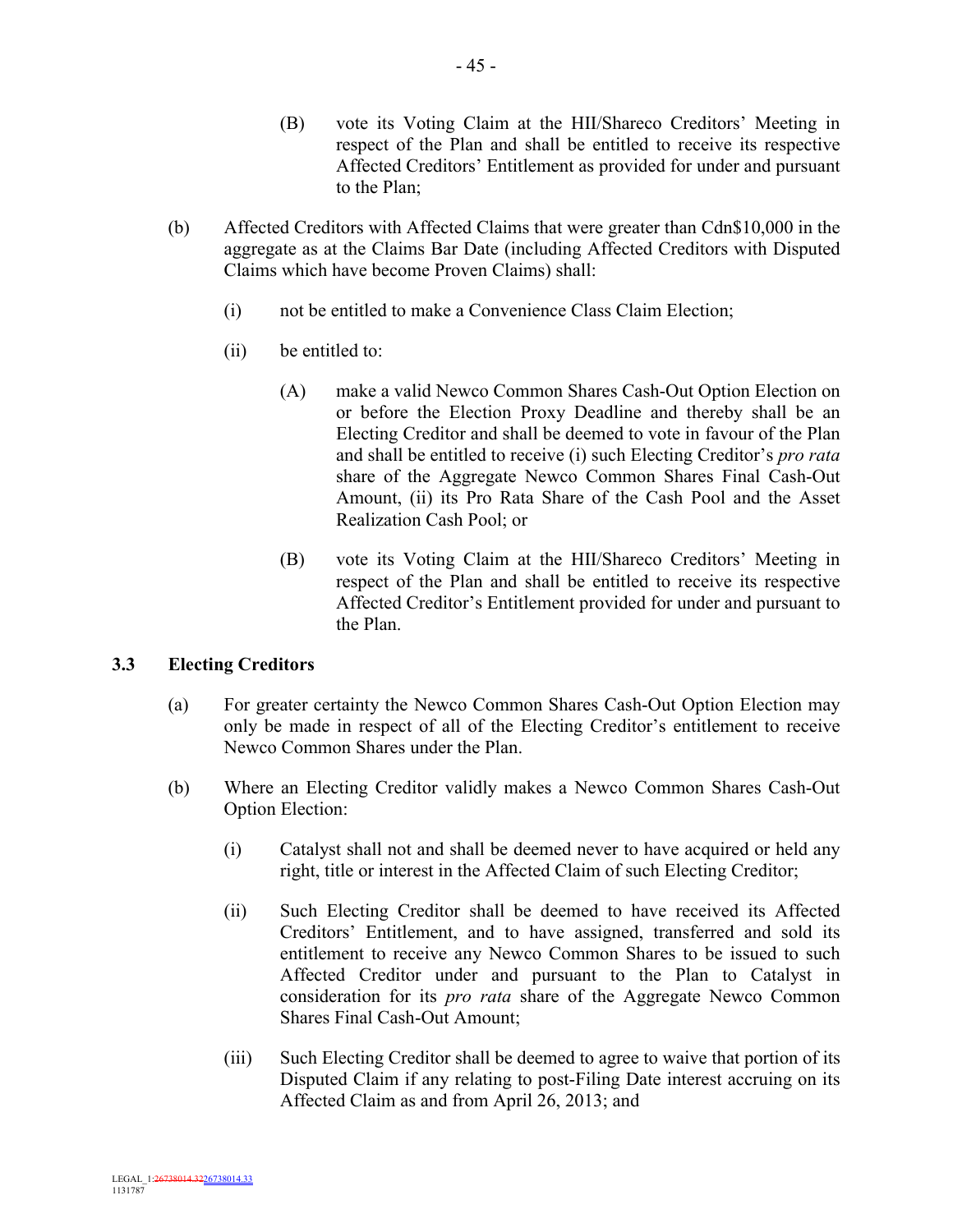(B) vote its Voting Claim at the HII/Shareco Creditors' Meeting in respect of the Plan and shall be entitled to receive its respective Affected Creditors' Entitlement as provided for under and pursuant to the Plan;

(b) Affected Creditors with Affected Claims that were greater than Cdn$10,000 in the aggregate as at the Claims Bar Date (including Affected Creditors with Disputed Claims which have become Proven Claims) shall:

(i) not be entitled to make a Convenience Class Claim Election;

(ii) be entitled to:

(A) make a valid Newco Common Shares Cash-Out Option Election on or before the Election Proxy Deadline and thereby shall be an Electing Creditor and shall be deemed to vote in favour of the Plan and shall be entitled to receive (i) such Electing Creditor's *pro rata* share of the Aggregate Newco Common Shares Final Cash-Out Amount, (ii) its Pro Rata Share of the Cash Pool and the Asset Realization Cash Pool; or

(B) vote its Voting Claim at the HII/Shareco Creditors' Meeting in respect of the Plan and shall be entitled to receive its respective Affected Creditor's Entitlement provided for under and pursuant to the Plan.

### 3.3 Electing Creditors

(a) For greater certainty the Newco Common Shares Cash-Out Option Election may only be made in respect of all of the Electing Creditor's entitlement to receive Newco Common Shares under the Plan.

(b) Where an Electing Creditor validly makes a Newco Common Shares Cash-Out Option Election:

(i) Catalyst shall not and shall be deemed never to have acquired or held any right, title or interest in the Affected Claim of such Electing Creditor;

(ii) Such Electing Creditor shall be deemed to have received its Affected Creditors' Entitlement, and to have assigned, transferred and sold its entitlement to receive any Newco Common Shares to be issued to such Affected Creditor under and pursuant to the Plan to Catalyst in consideration for its *pro rata* share of the Aggregate Newco Common Shares Final Cash-Out Amount;

(iii) Such Electing Creditor shall be deemed to agree to waive that portion of its Disputed Claim if any relating to post-Filing Date interest accruing on its Affected Claim as and from April 26, 2013; and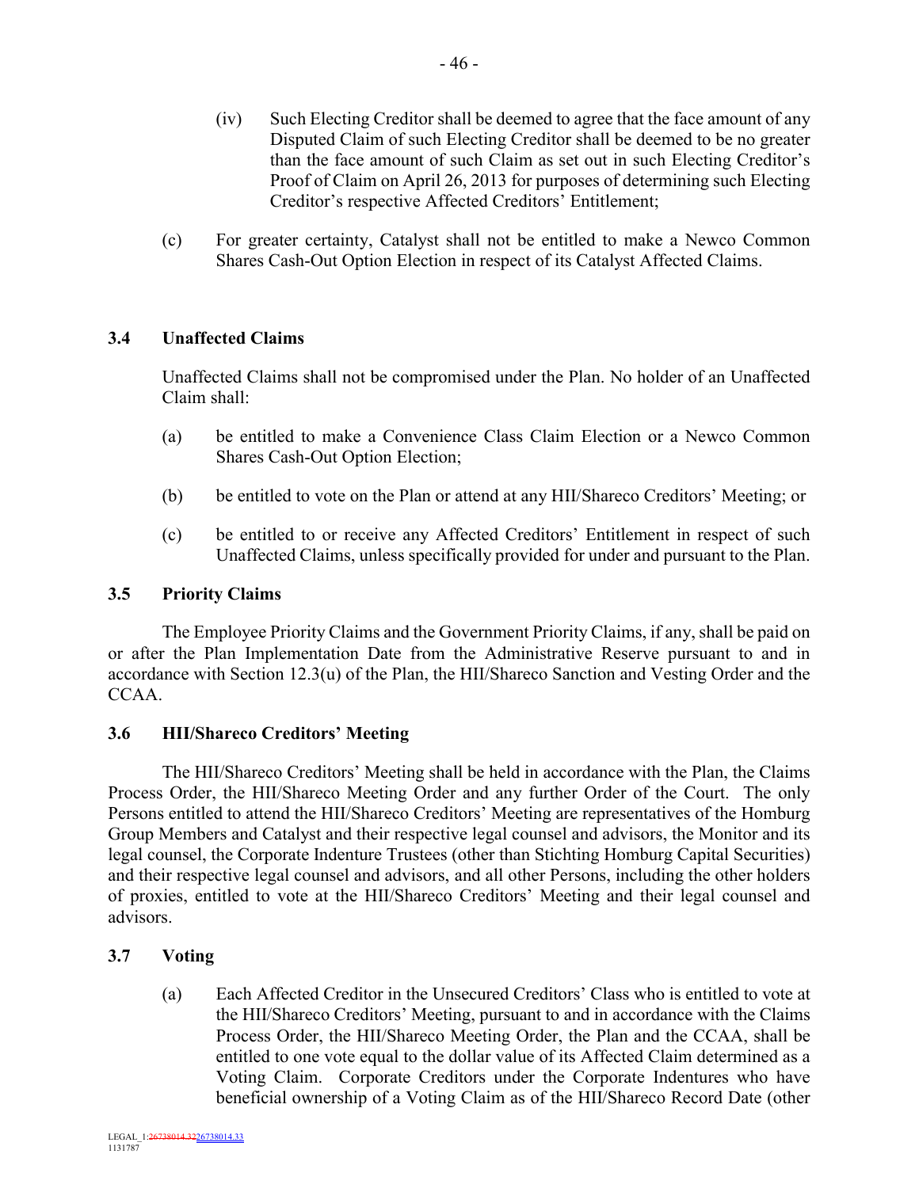(iv) Such Electing Creditor shall be deemed to agree that the face amount of any Disputed Claim of such Electing Creditor shall be deemed to be no greater than the face amount of such Claim as set out in such Electing Creditor's Proof of Claim on April 26, 2013 for purposes of determining such Electing Creditor's respective Affected Creditors' Entitlement;

(c) For greater certainty, Catalyst shall not be entitled to make a Newco Common Shares Cash-Out Option Election in respect of its Catalyst Affected Claims.

### 3.4 Unaffected Claims

Unaffected Claims shall not be compromised under the Plan. No holder of an Unaffected Claim shall:

(a) be entitled to make a Convenience Class Claim Election or a Newco Common Shares Cash-Out Option Election;

(b) be entitled to vote on the Plan or attend at any HII/Shareco Creditors' Meeting; or

(c) be entitled to or receive any Affected Creditors' Entitlement in respect of such Unaffected Claims, unless specifically provided for under and pursuant to the Plan.

### 3.5 Priority Claims

The Employee Priority Claims and the Government Priority Claims, if any, shall be paid on or after the Plan Implementation Date from the Administrative Reserve pursuant to and in accordance with Section 12.3(u) of the Plan, the HII/Shareco Sanction and Vesting Order and the CCAA.

### 3.6 HII/Shareco Creditors' Meeting

The HII/Shareco Creditors' Meeting shall be held in accordance with the Plan, the Claims Process Order, the HII/Shareco Meeting Order and any further Order of the Court. The only Persons entitled to attend the HII/Shareco Creditors' Meeting are representatives of the Homburg Group Members and Catalyst and their respective legal counsel and advisors, the Monitor and its legal counsel, the Corporate Indenture Trustees (other than Stichting Homburg Capital Securities) and their respective legal counsel and advisors, and all other Persons, including the other holders of proxies, entitled to vote at the HII/Shareco Creditors' Meeting and their legal counsel and advisors.

### 3.7 Voting

(a) Each Affected Creditor in the Unsecured Creditors' Class who is entitled to vote at the HII/Shareco Creditors' Meeting, pursuant to and in accordance with the Claims Process Order, the HII/Shareco Meeting Order, the Plan and the CCAA, shall be entitled to one vote equal to the dollar value of its Affected Claim determined as a Voting Claim. Corporate Creditors under the Corporate Indentures who have beneficial ownership of a Voting Claim as of the HII/Shareco Record Date (other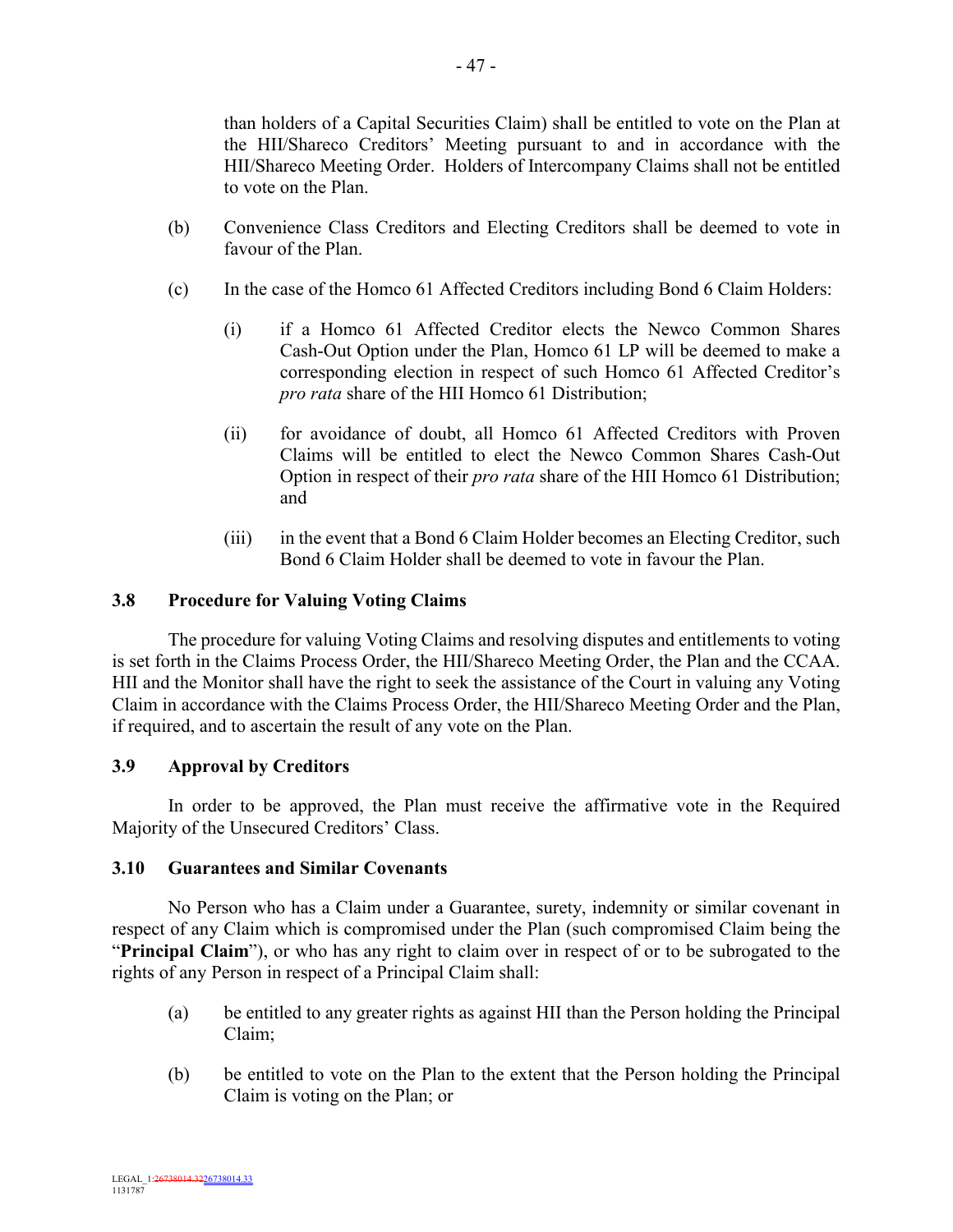than holders of a Capital Securities Claim) shall be entitled to vote on the Plan at the HII/Shareco Creditors' Meeting pursuant to and in accordance with the HII/Shareco Meeting Order. Holders of Intercompany Claims shall not be entitled to vote on the Plan.

(b) Convenience Class Creditors and Electing Creditors shall be deemed to vote in favour of the Plan.

(c) In the case of the Homco 61 Affected Creditors including Bond 6 Claim Holders:

  (i) if a Homco 61 Affected Creditor elects the Newco Common Shares Cash-Out Option under the Plan, Homco 61 LP will be deemed to make a corresponding election in respect of such Homco 61 Affected Creditor's *pro rata* share of the HII Homco 61 Distribution;

  (ii) for avoidance of doubt, all Homco 61 Affected Creditors with Proven Claims will be entitled to elect the Newco Common Shares Cash-Out Option in respect of their *pro rata* share of the HII Homco 61 Distribution; and

  (iii) in the event that a Bond 6 Claim Holder becomes an Electing Creditor, such Bond 6 Claim Holder shall be deemed to vote in favour the Plan.

### 3.8 Procedure for Valuing Voting Claims

The procedure for valuing Voting Claims and resolving disputes and entitlements to voting is set forth in the Claims Process Order, the HII/Shareco Meeting Order, the Plan and the CCAA. HII and the Monitor shall have the right to seek the assistance of the Court in valuing any Voting Claim in accordance with the Claims Process Order, the HII/Shareco Meeting Order and the Plan, if required, and to ascertain the result of any vote on the Plan.

### 3.9 Approval by Creditors

In order to be approved, the Plan must receive the affirmative vote in the Required Majority of the Unsecured Creditors' Class.

### 3.10 Guarantees and Similar Covenants

No Person who has a Claim under a Guarantee, surety, indemnity or similar covenant in respect of any Claim which is compromised under the Plan (such compromised Claim being the "**Principal Claim**"), or who has any right to claim over in respect of or to be subrogated to the rights of any Person in respect of a Principal Claim shall:

(a) be entitled to any greater rights as against HII than the Person holding the Principal Claim;

(b) be entitled to vote on the Plan to the extent that the Person holding the Principal Claim is voting on the Plan; or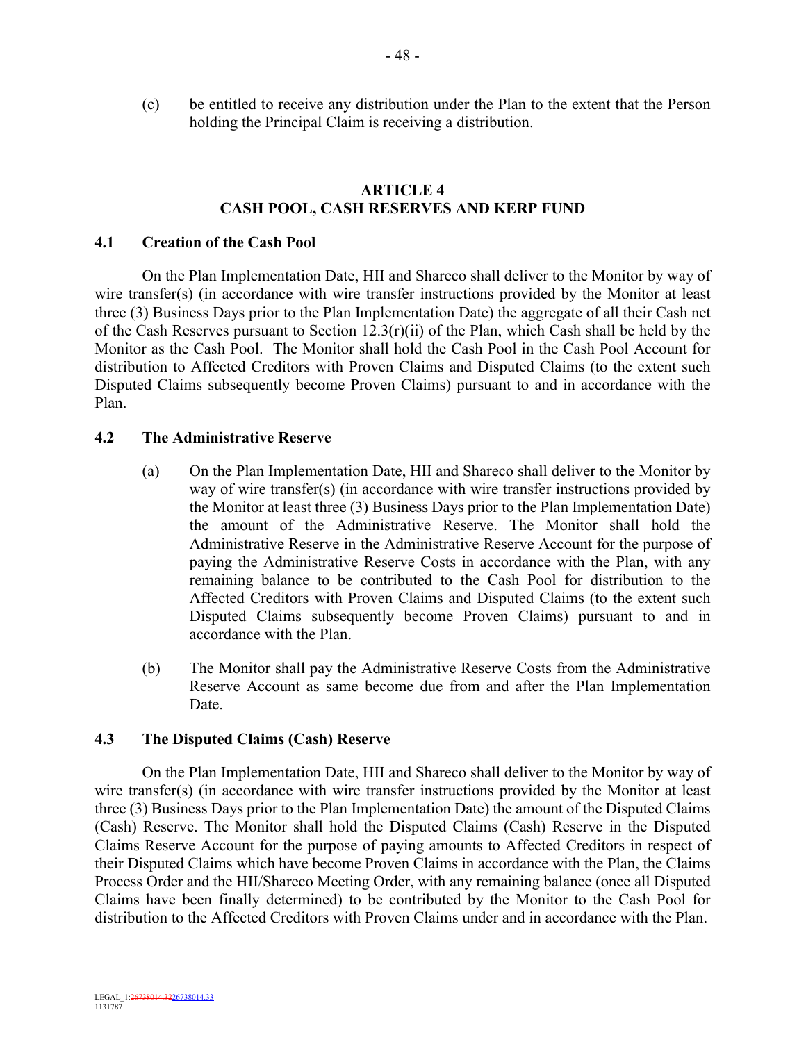(c) be entitled to receive any distribution under the Plan to the extent that the Person holding the Principal Claim is receiving a distribution.

## ARTICLE 4
## CASH POOL, CASH RESERVES AND KERP FUND

### 4.1 Creation of the Cash Pool

On the Plan Implementation Date, HII and Shareco shall deliver to the Monitor by way of wire transfer(s) (in accordance with wire transfer instructions provided by the Monitor at least three (3) Business Days prior to the Plan Implementation Date) the aggregate of all their Cash net of the Cash Reserves pursuant to Section 12.3(r)(ii) of the Plan, which Cash shall be held by the Monitor as the Cash Pool. The Monitor shall hold the Cash Pool in the Cash Pool Account for distribution to Affected Creditors with Proven Claims and Disputed Claims (to the extent such Disputed Claims subsequently become Proven Claims) pursuant to and in accordance with the Plan.

### 4.2 The Administrative Reserve

(a) On the Plan Implementation Date, HII and Shareco shall deliver to the Monitor by way of wire transfer(s) (in accordance with wire transfer instructions provided by the Monitor at least three (3) Business Days prior to the Plan Implementation Date) the amount of the Administrative Reserve. The Monitor shall hold the Administrative Reserve in the Administrative Reserve Account for the purpose of paying the Administrative Reserve Costs in accordance with the Plan, with any remaining balance to be contributed to the Cash Pool for distribution to the Affected Creditors with Proven Claims and Disputed Claims (to the extent such Disputed Claims subsequently become Proven Claims) pursuant to and in accordance with the Plan.

(b) The Monitor shall pay the Administrative Reserve Costs from the Administrative Reserve Account as same become due from and after the Plan Implementation Date.

### 4.3 The Disputed Claims (Cash) Reserve

On the Plan Implementation Date, HII and Shareco shall deliver to the Monitor by way of wire transfer(s) (in accordance with wire transfer instructions provided by the Monitor at least three (3) Business Days prior to the Plan Implementation Date) the amount of the Disputed Claims (Cash) Reserve. The Monitor shall hold the Disputed Claims (Cash) Reserve in the Disputed Claims Reserve Account for the purpose of paying amounts to Affected Creditors in respect of their Disputed Claims which have become Proven Claims in accordance with the Plan, the Claims Process Order and the HII/Shareco Meeting Order, with any remaining balance (once all Disputed Claims have been finally determined) to be contributed by the Monitor to the Cash Pool for distribution to the Affected Creditors with Proven Claims under and in accordance with the Plan.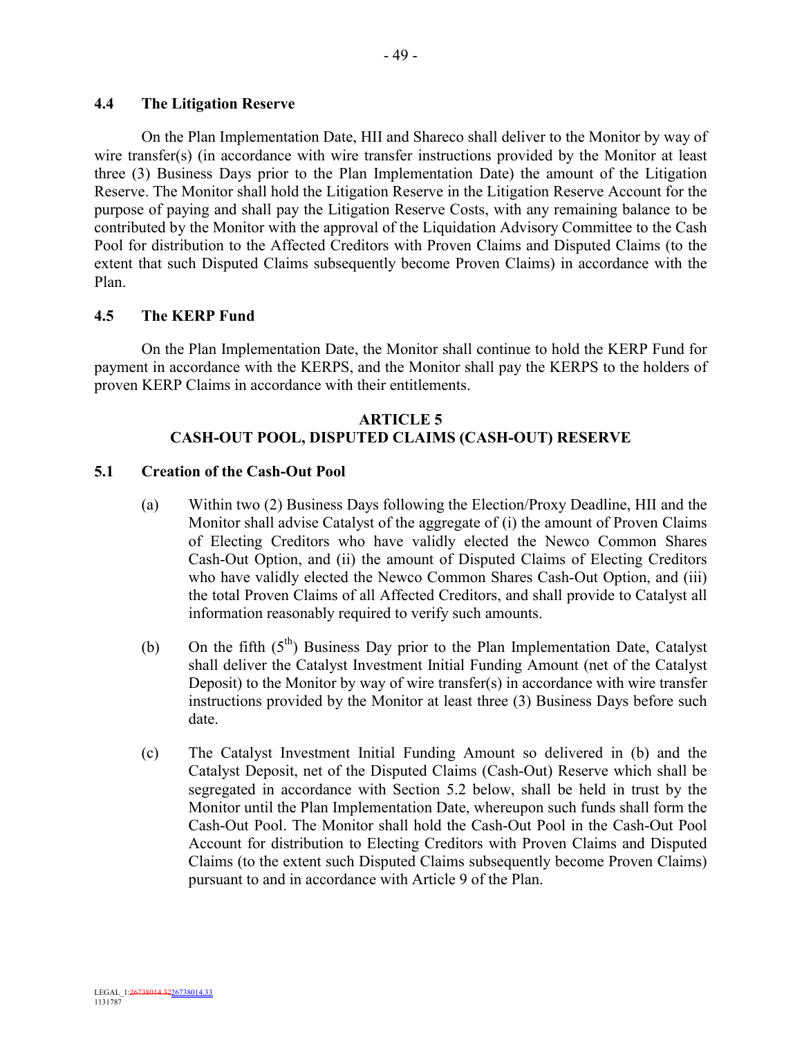### 4.4 The Litigation Reserve

On the Plan Implementation Date, HII and Shareco shall deliver to the Monitor by way of wire transfer(s) (in accordance with wire transfer instructions provided by the Monitor at least three (3) Business Days prior to the Plan Implementation Date) the amount of the Litigation Reserve. The Monitor shall hold the Litigation Reserve in the Litigation Reserve Account for the purpose of paying and shall pay the Litigation Reserve Costs, with any remaining balance to be contributed by the Monitor with the approval of the Liquidation Advisory Committee to the Cash Pool for distribution to the Affected Creditors with Proven Claims and Disputed Claims (to the extent that such Disputed Claims subsequently become Proven Claims) in accordance with the Plan.

### 4.5 The KERP Fund

On the Plan Implementation Date, the Monitor shall continue to hold the KERP Fund for payment in accordance with the KERPS, and the Monitor shall pay the KERPS to the holders of proven KERP Claims in accordance with their entitlements.

## ARTICLE 5
## CASH-OUT POOL, DISPUTED CLAIMS (CASH-OUT) RESERVE

### 5.1 Creation of the Cash-Out Pool

(a) Within two (2) Business Days following the Election/Proxy Deadline, HII and the Monitor shall advise Catalyst of the aggregate of (i) the amount of Proven Claims of Electing Creditors who have validly elected the Newco Common Shares Cash-Out Option, and (ii) the amount of Disputed Claims of Electing Creditors who have validly elected the Newco Common Shares Cash-Out Option, and (iii) the total Proven Claims of all Affected Creditors, and shall provide to Catalyst all information reasonably required to verify such amounts.

(b) On the fifth (5th) Business Day prior to the Plan Implementation Date, Catalyst shall deliver the Catalyst Investment Initial Funding Amount (net of the Catalyst Deposit) to the Monitor by way of wire transfer(s) in accordance with wire transfer instructions provided by the Monitor at least three (3) Business Days before such date.

(c) The Catalyst Investment Initial Funding Amount so delivered in (b) and the Catalyst Deposit, net of the Disputed Claims (Cash-Out) Reserve which shall be segregated in accordance with Section 5.2 below, shall be held in trust by the Monitor until the Plan Implementation Date, whereupon such funds shall form the Cash-Out Pool. The Monitor shall hold the Cash-Out Pool in the Cash-Out Pool Account for distribution to Electing Creditors with Proven Claims and Disputed Claims (to the extent such Disputed Claims subsequently become Proven Claims) pursuant to and in accordance with Article 9 of the Plan.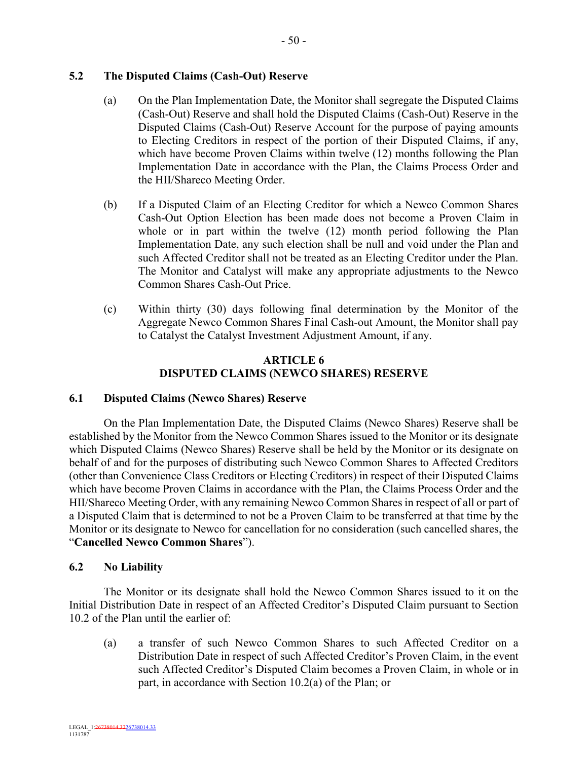### 5.2 The Disputed Claims (Cash-Out) Reserve

(a) On the Plan Implementation Date, the Monitor shall segregate the Disputed Claims (Cash-Out) Reserve and shall hold the Disputed Claims (Cash-Out) Reserve in the Disputed Claims (Cash-Out) Reserve Account for the purpose of paying amounts to Electing Creditors in respect of the portion of their Disputed Claims, if any, which have become Proven Claims within twelve (12) months following the Plan Implementation Date in accordance with the Plan, the Claims Process Order and the HII/Shareco Meeting Order.

(b) If a Disputed Claim of an Electing Creditor for which a Newco Common Shares Cash-Out Option Election has been made does not become a Proven Claim in whole or in part within the twelve (12) month period following the Plan Implementation Date, any such election shall be null and void under the Plan and such Affected Creditor shall not be treated as an Electing Creditor under the Plan. The Monitor and Catalyst will make any appropriate adjustments to the Newco Common Shares Cash-Out Price.

(c) Within thirty (30) days following final determination by the Monitor of the Aggregate Newco Common Shares Final Cash-out Amount, the Monitor shall pay to Catalyst the Catalyst Investment Adjustment Amount, if any.

## ARTICLE 6
## DISPUTED CLAIMS (NEWCO SHARES) RESERVE

### 6.1 Disputed Claims (Newco Shares) Reserve

On the Plan Implementation Date, the Disputed Claims (Newco Shares) Reserve shall be established by the Monitor from the Newco Common Shares issued to the Monitor or its designate which Disputed Claims (Newco Shares) Reserve shall be held by the Monitor or its designate on behalf of and for the purposes of distributing such Newco Common Shares to Affected Creditors (other than Convenience Class Creditors or Electing Creditors) in respect of their Disputed Claims which have become Proven Claims in accordance with the Plan, the Claims Process Order and the HII/Shareco Meeting Order, with any remaining Newco Common Shares in respect of all or part of a Disputed Claim that is determined to not be a Proven Claim to be transferred at that time by the Monitor or its designate to Newco for cancellation for no consideration (such cancelled shares, the "**Cancelled Newco Common Shares**").

### 6.2 No Liability

The Monitor or its designate shall hold the Newco Common Shares issued to it on the Initial Distribution Date in respect of an Affected Creditor's Disputed Claim pursuant to Section 10.2 of the Plan until the earlier of:

(a) a transfer of such Newco Common Shares to such Affected Creditor on a Distribution Date in respect of such Affected Creditor's Proven Claim, in the event such Affected Creditor's Disputed Claim becomes a Proven Claim, in whole or in part, in accordance with Section 10.2(a) of the Plan; or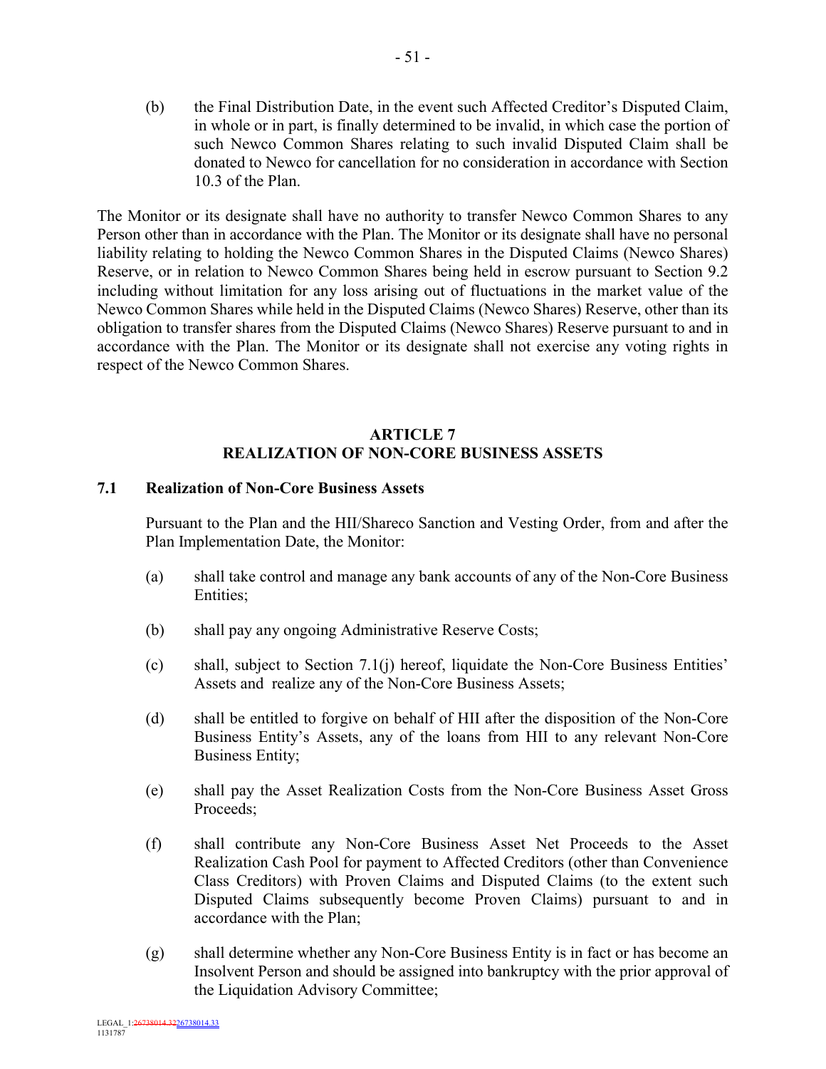(b) the Final Distribution Date, in the event such Affected Creditor's Disputed Claim, in whole or in part, is finally determined to be invalid, in which case the portion of such Newco Common Shares relating to such invalid Disputed Claim shall be donated to Newco for cancellation for no consideration in accordance with Section 10.3 of the Plan.

The Monitor or its designate shall have no authority to transfer Newco Common Shares to any Person other than in accordance with the Plan. The Monitor or its designate shall have no personal liability relating to holding the Newco Common Shares in the Disputed Claims (Newco Shares) Reserve, or in relation to Newco Common Shares being held in escrow pursuant to Section 9.2 including without limitation for any loss arising out of fluctuations in the market value of the Newco Common Shares while held in the Disputed Claims (Newco Shares) Reserve, other than its obligation to transfer shares from the Disputed Claims (Newco Shares) Reserve pursuant to and in accordance with the Plan. The Monitor or its designate shall not exercise any voting rights in respect of the Newco Common Shares.

## ARTICLE 7
## REALIZATION OF NON-CORE BUSINESS ASSETS

### 7.1 Realization of Non-Core Business Assets

Pursuant to the Plan and the HII/Shareco Sanction and Vesting Order, from and after the Plan Implementation Date, the Monitor:

(a) shall take control and manage any bank accounts of any of the Non-Core Business Entities;

(b) shall pay any ongoing Administrative Reserve Costs;

(c) shall, subject to Section 7.1(j) hereof, liquidate the Non-Core Business Entities' Assets and realize any of the Non-Core Business Assets;

(d) shall be entitled to forgive on behalf of HII after the disposition of the Non-Core Business Entity's Assets, any of the loans from HII to any relevant Non-Core Business Entity;

(e) shall pay the Asset Realization Costs from the Non-Core Business Asset Gross Proceeds;

(f) shall contribute any Non-Core Business Asset Net Proceeds to the Asset Realization Cash Pool for payment to Affected Creditors (other than Convenience Class Creditors) with Proven Claims and Disputed Claims (to the extent such Disputed Claims subsequently become Proven Claims) pursuant to and in accordance with the Plan;

(g) shall determine whether any Non-Core Business Entity is in fact or has become an Insolvent Person and should be assigned into bankruptcy with the prior approval of the Liquidation Advisory Committee;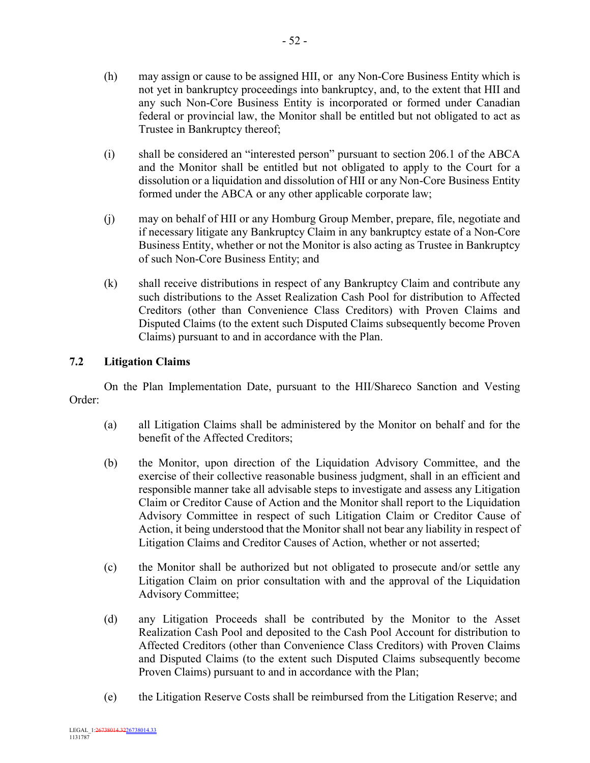(h) may assign or cause to be assigned HII, or any Non-Core Business Entity which is not yet in bankruptcy proceedings into bankruptcy, and, to the extent that HII and any such Non-Core Business Entity is incorporated or formed under Canadian federal or provincial law, the Monitor shall be entitled but not obligated to act as Trustee in Bankruptcy thereof;

(i) shall be considered an "interested person" pursuant to section 206.1 of the ABCA and the Monitor shall be entitled but not obligated to apply to the Court for a dissolution or a liquidation and dissolution of HII or any Non-Core Business Entity formed under the ABCA or any other applicable corporate law;

(j) may on behalf of HII or any Homburg Group Member, prepare, file, negotiate and if necessary litigate any Bankruptcy Claim in any bankruptcy estate of a Non-Core Business Entity, whether or not the Monitor is also acting as Trustee in Bankruptcy of such Non-Core Business Entity; and

(k) shall receive distributions in respect of any Bankruptcy Claim and contribute any such distributions to the Asset Realization Cash Pool for distribution to Affected Creditors (other than Convenience Class Creditors) with Proven Claims and Disputed Claims (to the extent such Disputed Claims subsequently become Proven Claims) pursuant to and in accordance with the Plan.

## 7.2 Litigation Claims

On the Plan Implementation Date, pursuant to the HII/Shareco Sanction and Vesting Order:

(a) all Litigation Claims shall be administered by the Monitor on behalf and for the benefit of the Affected Creditors;

(b) the Monitor, upon direction of the Liquidation Advisory Committee, and the exercise of their collective reasonable business judgment, shall in an efficient and responsible manner take all advisable steps to investigate and assess any Litigation Claim or Creditor Cause of Action and the Monitor shall report to the Liquidation Advisory Committee in respect of such Litigation Claim or Creditor Cause of Action, it being understood that the Monitor shall not bear any liability in respect of Litigation Claims and Creditor Causes of Action, whether or not asserted;

(c) the Monitor shall be authorized but not obligated to prosecute and/or settle any Litigation Claim on prior consultation with and the approval of the Liquidation Advisory Committee;

(d) any Litigation Proceeds shall be contributed by the Monitor to the Asset Realization Cash Pool and deposited to the Cash Pool Account for distribution to Affected Creditors (other than Convenience Class Creditors) with Proven Claims and Disputed Claims (to the extent such Disputed Claims subsequently become Proven Claims) pursuant to and in accordance with the Plan;

(e) the Litigation Reserve Costs shall be reimbursed from the Litigation Reserve; and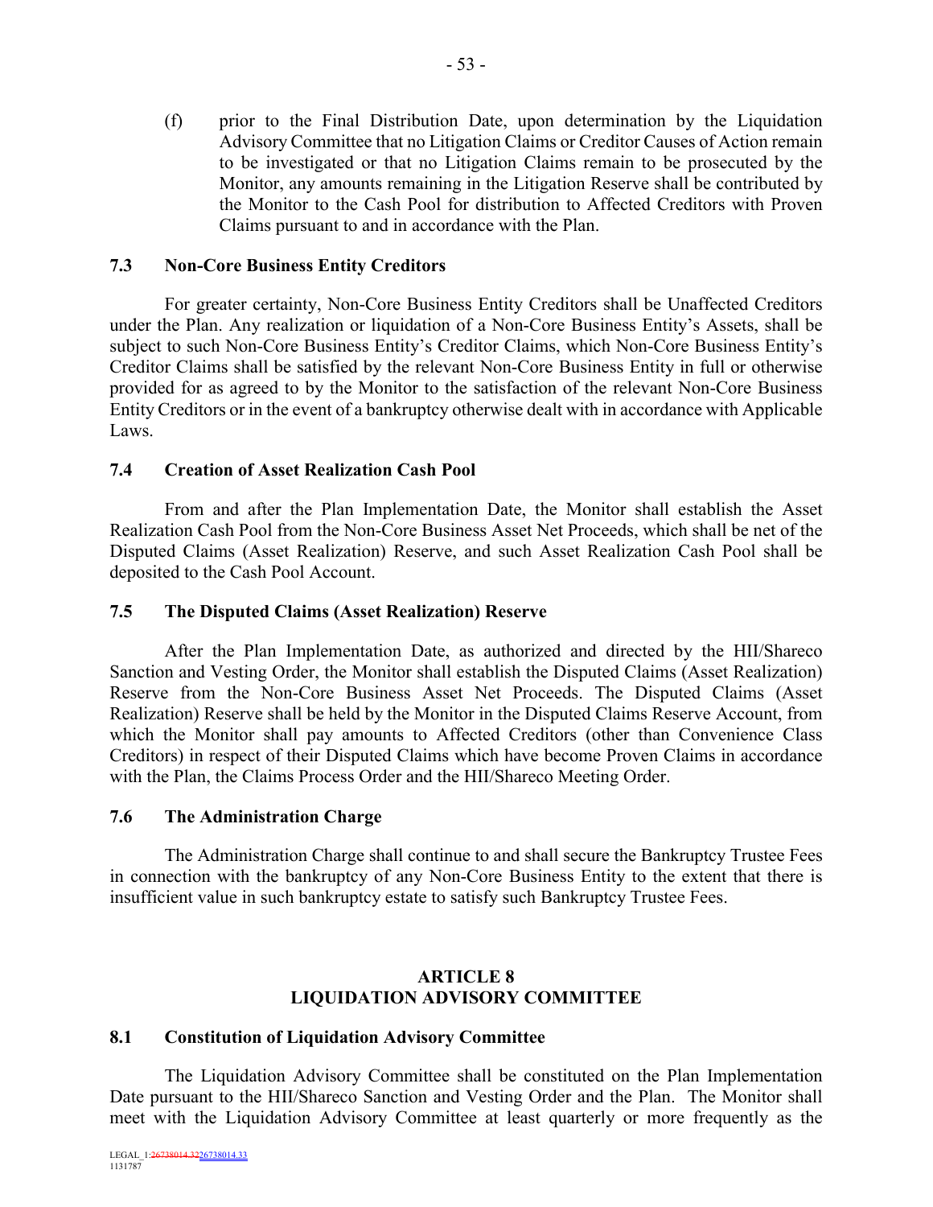(f) prior to the Final Distribution Date, upon determination by the Liquidation Advisory Committee that no Litigation Claims or Creditor Causes of Action remain to be investigated or that no Litigation Claims remain to be prosecuted by the Monitor, any amounts remaining in the Litigation Reserve shall be contributed by the Monitor to the Cash Pool for distribution to Affected Creditors with Proven Claims pursuant to and in accordance with the Plan.

### 7.3 Non-Core Business Entity Creditors

For greater certainty, Non-Core Business Entity Creditors shall be Unaffected Creditors under the Plan. Any realization or liquidation of a Non-Core Business Entity's Assets, shall be subject to such Non-Core Business Entity's Creditor Claims, which Non-Core Business Entity's Creditor Claims shall be satisfied by the relevant Non-Core Business Entity in full or otherwise provided for as agreed to by the Monitor to the satisfaction of the relevant Non-Core Business Entity Creditors or in the event of a bankruptcy otherwise dealt with in accordance with Applicable Laws.

### 7.4 Creation of Asset Realization Cash Pool

From and after the Plan Implementation Date, the Monitor shall establish the Asset Realization Cash Pool from the Non-Core Business Asset Net Proceeds, which shall be net of the Disputed Claims (Asset Realization) Reserve, and such Asset Realization Cash Pool shall be deposited to the Cash Pool Account.

### 7.5 The Disputed Claims (Asset Realization) Reserve

After the Plan Implementation Date, as authorized and directed by the HII/Shareco Sanction and Vesting Order, the Monitor shall establish the Disputed Claims (Asset Realization) Reserve from the Non-Core Business Asset Net Proceeds. The Disputed Claims (Asset Realization) Reserve shall be held by the Monitor in the Disputed Claims Reserve Account, from which the Monitor shall pay amounts to Affected Creditors (other than Convenience Class Creditors) in respect of their Disputed Claims which have become Proven Claims in accordance with the Plan, the Claims Process Order and the HII/Shareco Meeting Order.

### 7.6 The Administration Charge

The Administration Charge shall continue to and shall secure the Bankruptcy Trustee Fees in connection with the bankruptcy of any Non-Core Business Entity to the extent that there is insufficient value in such bankruptcy estate to satisfy such Bankruptcy Trustee Fees.

## ARTICLE 8
## LIQUIDATION ADVISORY COMMITTEE

### 8.1 Constitution of Liquidation Advisory Committee

The Liquidation Advisory Committee shall be constituted on the Plan Implementation Date pursuant to the HII/Shareco Sanction and Vesting Order and the Plan. The Monitor shall meet with the Liquidation Advisory Committee at least quarterly or more frequently as the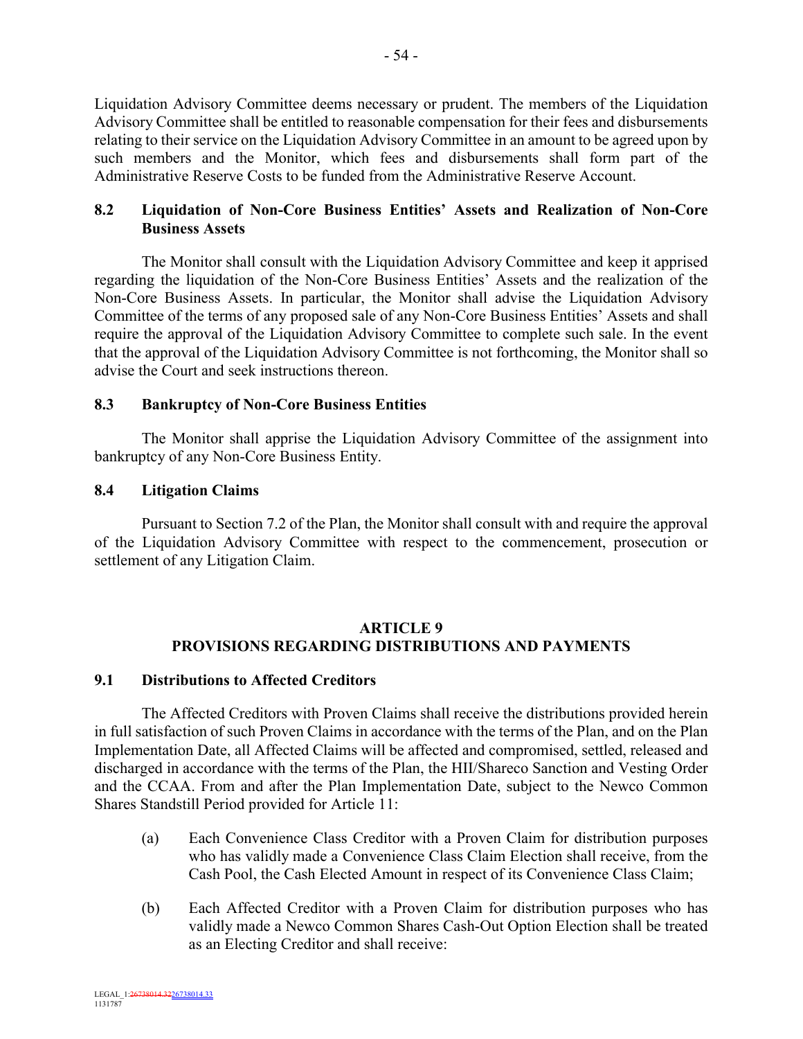Liquidation Advisory Committee deems necessary or prudent. The members of the Liquidation Advisory Committee shall be entitled to reasonable compensation for their fees and disbursements relating to their service on the Liquidation Advisory Committee in an amount to be agreed upon by such members and the Monitor, which fees and disbursements shall form part of the Administrative Reserve Costs to be funded from the Administrative Reserve Account.

### 8.2 Liquidation of Non-Core Business Entities' Assets and Realization of Non-Core Business Assets

The Monitor shall consult with the Liquidation Advisory Committee and keep it apprised regarding the liquidation of the Non-Core Business Entities' Assets and the realization of the Non-Core Business Assets. In particular, the Monitor shall advise the Liquidation Advisory Committee of the terms of any proposed sale of any Non-Core Business Entities' Assets and shall require the approval of the Liquidation Advisory Committee to complete such sale. In the event that the approval of the Liquidation Advisory Committee is not forthcoming, the Monitor shall so advise the Court and seek instructions thereon.

### 8.3 Bankruptcy of Non-Core Business Entities

The Monitor shall apprise the Liquidation Advisory Committee of the assignment into bankruptcy of any Non-Core Business Entity.

### 8.4 Litigation Claims

Pursuant to Section 7.2 of the Plan, the Monitor shall consult with and require the approval of the Liquidation Advisory Committee with respect to the commencement, prosecution or settlement of any Litigation Claim.

## ARTICLE 9
## PROVISIONS REGARDING DISTRIBUTIONS AND PAYMENTS

### 9.1 Distributions to Affected Creditors

The Affected Creditors with Proven Claims shall receive the distributions provided herein in full satisfaction of such Proven Claims in accordance with the terms of the Plan, and on the Plan Implementation Date, all Affected Claims will be affected and compromised, settled, released and discharged in accordance with the terms of the Plan, the HII/Shareco Sanction and Vesting Order and the CCAA. From and after the Plan Implementation Date, subject to the Newco Common Shares Standstill Period provided for Article 11:

(a) Each Convenience Class Creditor with a Proven Claim for distribution purposes who has validly made a Convenience Class Claim Election shall receive, from the Cash Pool, the Cash Elected Amount in respect of its Convenience Class Claim;

(b) Each Affected Creditor with a Proven Claim for distribution purposes who has validly made a Newco Common Shares Cash-Out Option Election shall be treated as an Electing Creditor and shall receive: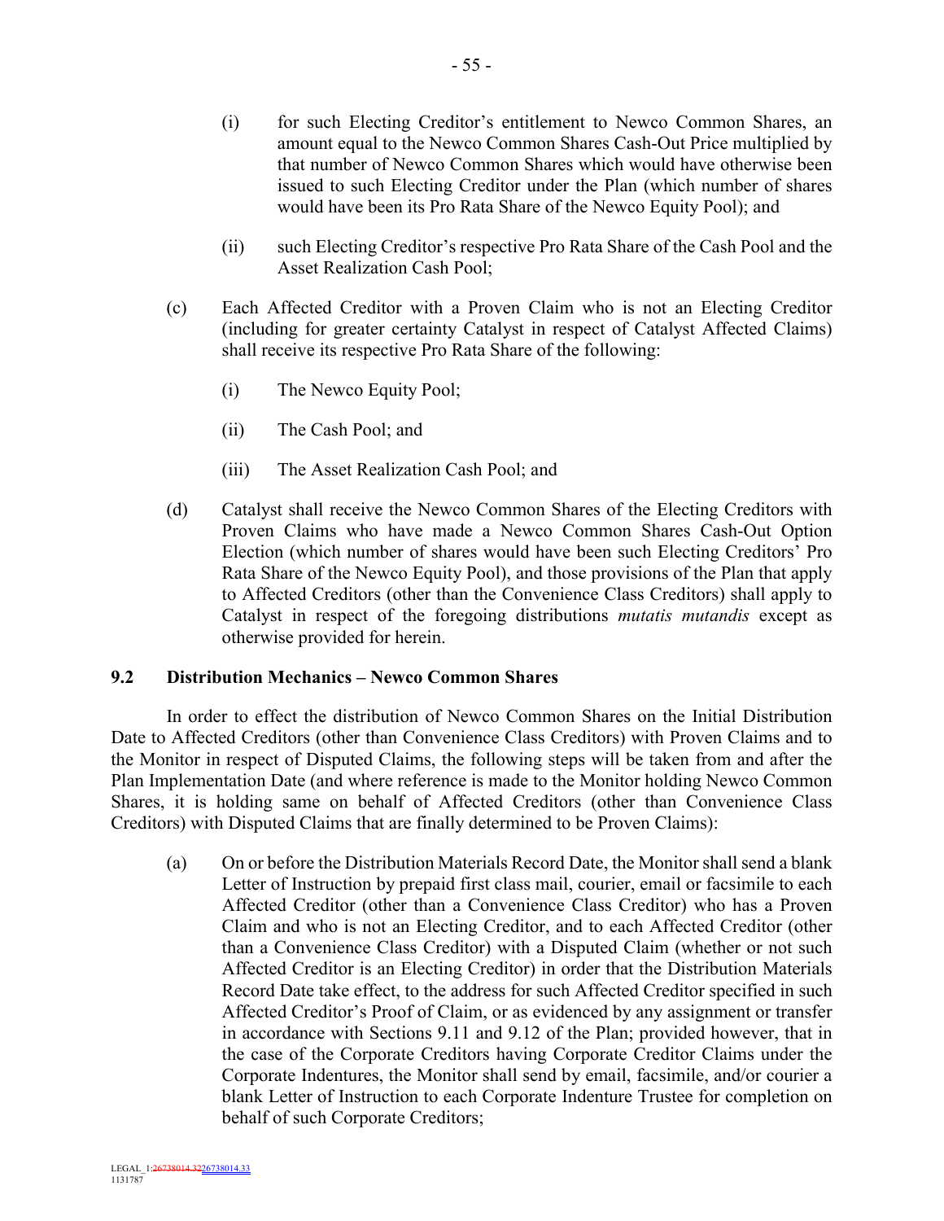(i) for such Electing Creditor's entitlement to Newco Common Shares, an amount equal to the Newco Common Shares Cash-Out Price multiplied by that number of Newco Common Shares which would have otherwise been issued to such Electing Creditor under the Plan (which number of shares would have been its Pro Rata Share of the Newco Equity Pool); and

(ii) such Electing Creditor's respective Pro Rata Share of the Cash Pool and the Asset Realization Cash Pool;

(c) Each Affected Creditor with a Proven Claim who is not an Electing Creditor (including for greater certainty Catalyst in respect of Catalyst Affected Claims) shall receive its respective Pro Rata Share of the following:

(i) The Newco Equity Pool;

(ii) The Cash Pool; and

(iii) The Asset Realization Cash Pool; and

(d) Catalyst shall receive the Newco Common Shares of the Electing Creditors with Proven Claims who have made a Newco Common Shares Cash-Out Option Election (which number of shares would have been such Electing Creditors' Pro Rata Share of the Newco Equity Pool), and those provisions of the Plan that apply to Affected Creditors (other than the Convenience Class Creditors) shall apply to Catalyst in respect of the foregoing distributions *mutatis mutandis* except as otherwise provided for herein.

### 9.2 Distribution Mechanics – Newco Common Shares

In order to effect the distribution of Newco Common Shares on the Initial Distribution Date to Affected Creditors (other than Convenience Class Creditors) with Proven Claims and to the Monitor in respect of Disputed Claims, the following steps will be taken from and after the Plan Implementation Date (and where reference is made to the Monitor holding Newco Common Shares, it is holding same on behalf of Affected Creditors (other than Convenience Class Creditors) with Disputed Claims that are finally determined to be Proven Claims):

(a) On or before the Distribution Materials Record Date, the Monitor shall send a blank Letter of Instruction by prepaid first class mail, courier, email or facsimile to each Affected Creditor (other than a Convenience Class Creditor) who has a Proven Claim and who is not an Electing Creditor, and to each Affected Creditor (other than a Convenience Class Creditor) with a Disputed Claim (whether or not such Affected Creditor is an Electing Creditor) in order that the Distribution Materials Record Date take effect, to the address for such Affected Creditor specified in such Affected Creditor's Proof of Claim, or as evidenced by any assignment or transfer in accordance with Sections 9.11 and 9.12 of the Plan; provided however, that in the case of the Corporate Creditors having Corporate Creditor Claims under the Corporate Indentures, the Monitor shall send by email, facsimile, and/or courier a blank Letter of Instruction to each Corporate Indenture Trustee for completion on behalf of such Corporate Creditors;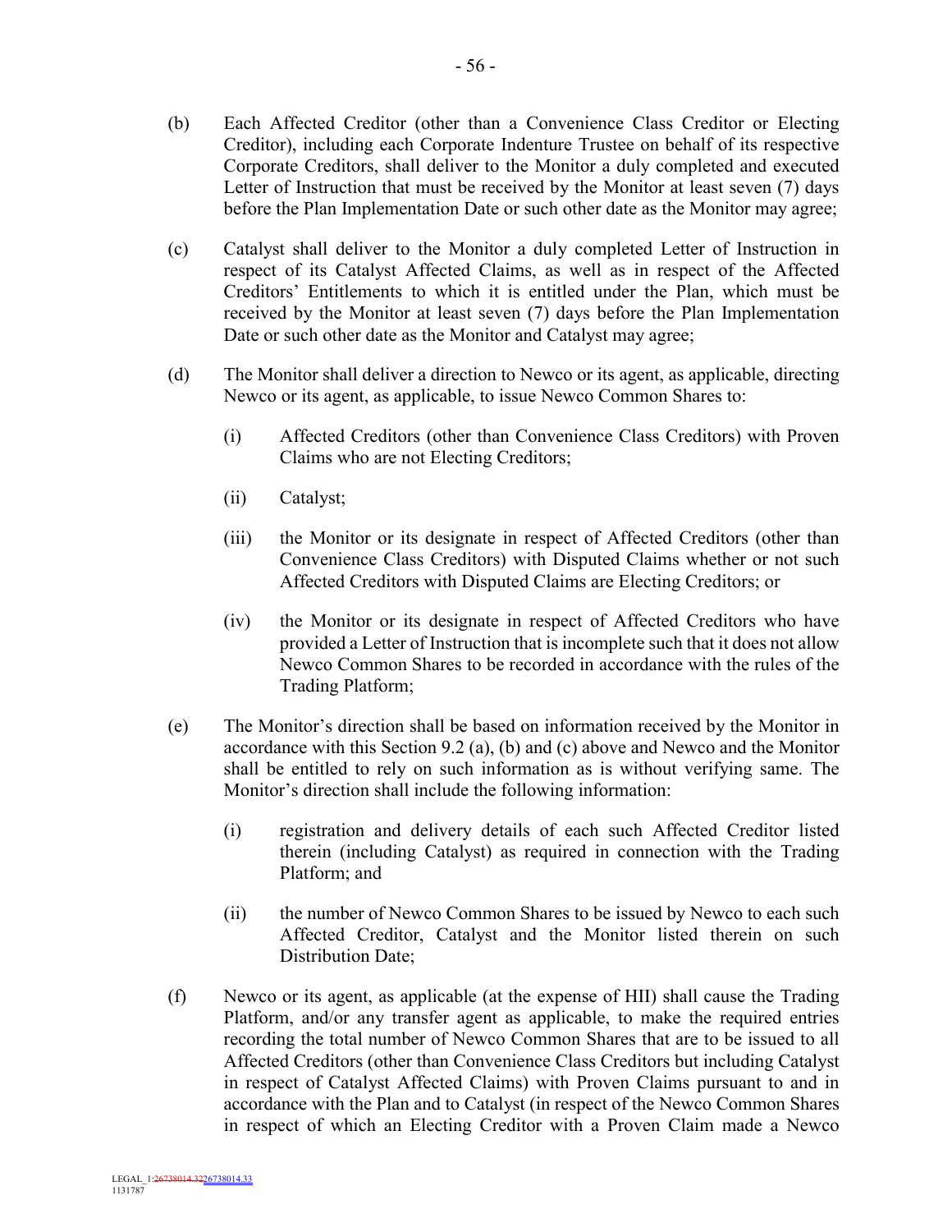(b) Each Affected Creditor (other than a Convenience Class Creditor or Electing Creditor), including each Corporate Indenture Trustee on behalf of its respective Corporate Creditors, shall deliver to the Monitor a duly completed and executed Letter of Instruction that must be received by the Monitor at least seven (7) days before the Plan Implementation Date or such other date as the Monitor may agree;

(c) Catalyst shall deliver to the Monitor a duly completed Letter of Instruction in respect of its Catalyst Affected Claims, as well as in respect of the Affected Creditors' Entitlements to which it is entitled under the Plan, which must be received by the Monitor at least seven (7) days before the Plan Implementation Date or such other date as the Monitor and Catalyst may agree;

(d) The Monitor shall deliver a direction to Newco or its agent, as applicable, directing Newco or its agent, as applicable, to issue Newco Common Shares to:

   (i) Affected Creditors (other than Convenience Class Creditors) with Proven Claims who are not Electing Creditors;

   (ii) Catalyst;

   (iii) the Monitor or its designate in respect of Affected Creditors (other than Convenience Class Creditors) with Disputed Claims whether or not such Affected Creditors with Disputed Claims are Electing Creditors; or

   (iv) the Monitor or its designate in respect of Affected Creditors who have provided a Letter of Instruction that is incomplete such that it does not allow Newco Common Shares to be recorded in accordance with the rules of the Trading Platform;

(e) The Monitor's direction shall be based on information received by the Monitor in accordance with this Section 9.2 (a), (b) and (c) above and Newco and the Monitor shall be entitled to rely on such information as is without verifying same. The Monitor's direction shall include the following information:

   (i) registration and delivery details of each such Affected Creditor listed therein (including Catalyst) as required in connection with the Trading Platform; and

   (ii) the number of Newco Common Shares to be issued by Newco to each such Affected Creditor, Catalyst and the Monitor listed therein on such Distribution Date;

(f) Newco or its agent, as applicable (at the expense of HII) shall cause the Trading Platform, and/or any transfer agent as applicable, to make the required entries recording the total number of Newco Common Shares that are to be issued to all Affected Creditors (other than Convenience Class Creditors but including Catalyst in respect of Catalyst Affected Claims) with Proven Claims pursuant to and in accordance with the Plan and to Catalyst (in respect of the Newco Common Shares in respect of which an Electing Creditor with a Proven Claim made a Newco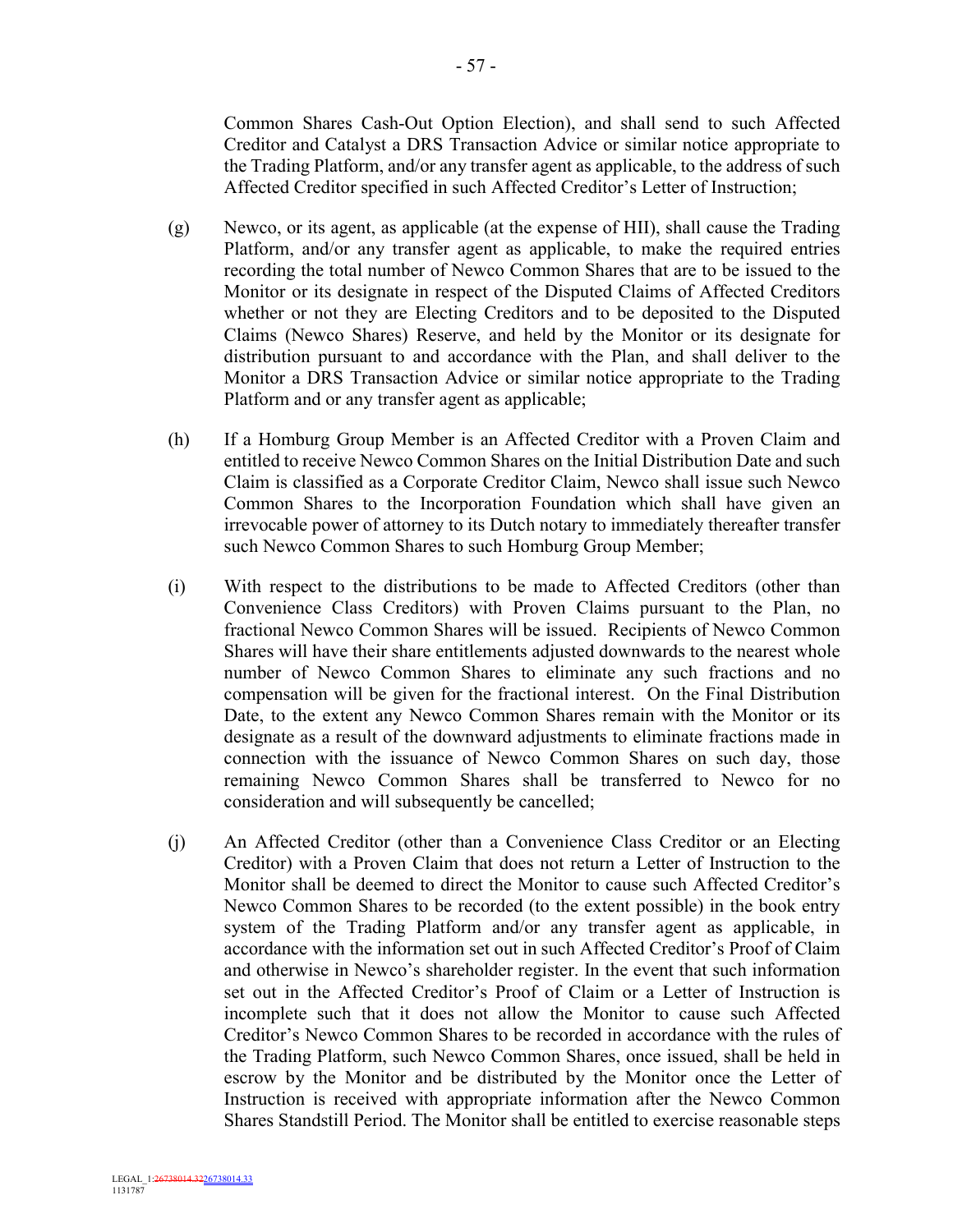Common Shares Cash-Out Option Election), and shall send to such Affected Creditor and Catalyst a DRS Transaction Advice or similar notice appropriate to the Trading Platform, and/or any transfer agent as applicable, to the address of such Affected Creditor specified in such Affected Creditor's Letter of Instruction;

(g) Newco, or its agent, as applicable (at the expense of HII), shall cause the Trading Platform, and/or any transfer agent as applicable, to make the required entries recording the total number of Newco Common Shares that are to be issued to the Monitor or its designate in respect of the Disputed Claims of Affected Creditors whether or not they are Electing Creditors and to be deposited to the Disputed Claims (Newco Shares) Reserve, and held by the Monitor or its designate for distribution pursuant to and accordance with the Plan, and shall deliver to the Monitor a DRS Transaction Advice or similar notice appropriate to the Trading Platform and or any transfer agent as applicable;

(h) If a Homburg Group Member is an Affected Creditor with a Proven Claim and entitled to receive Newco Common Shares on the Initial Distribution Date and such Claim is classified as a Corporate Creditor Claim, Newco shall issue such Newco Common Shares to the Incorporation Foundation which shall have given an irrevocable power of attorney to its Dutch notary to immediately thereafter transfer such Newco Common Shares to such Homburg Group Member;

(i) With respect to the distributions to be made to Affected Creditors (other than Convenience Class Creditors) with Proven Claims pursuant to the Plan, no fractional Newco Common Shares will be issued. Recipients of Newco Common Shares will have their share entitlements adjusted downwards to the nearest whole number of Newco Common Shares to eliminate any such fractions and no compensation will be given for the fractional interest. On the Final Distribution Date, to the extent any Newco Common Shares remain with the Monitor or its designate as a result of the downward adjustments to eliminate fractions made in connection with the issuance of Newco Common Shares on such day, those remaining Newco Common Shares shall be transferred to Newco for no consideration and will subsequently be cancelled;

(j) An Affected Creditor (other than a Convenience Class Creditor or an Electing Creditor) with a Proven Claim that does not return a Letter of Instruction to the Monitor shall be deemed to direct the Monitor to cause such Affected Creditor's Newco Common Shares to be recorded (to the extent possible) in the book entry system of the Trading Platform and/or any transfer agent as applicable, in accordance with the information set out in such Affected Creditor's Proof of Claim and otherwise in Newco's shareholder register. In the event that such information set out in the Affected Creditor's Proof of Claim or a Letter of Instruction is incomplete such that it does not allow the Monitor to cause such Affected Creditor's Newco Common Shares to be recorded in accordance with the rules of the Trading Platform, such Newco Common Shares, once issued, shall be held in escrow by the Monitor and be distributed by the Monitor once the Letter of Instruction is received with appropriate information after the Newco Common Shares Standstill Period. The Monitor shall be entitled to exercise reasonable steps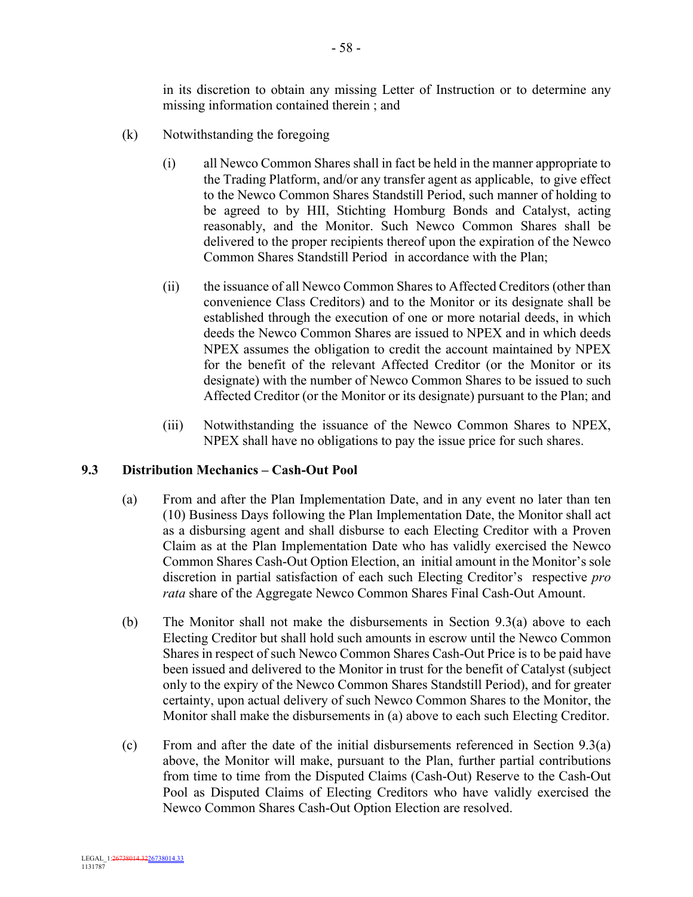in its discretion to obtain any missing Letter of Instruction or to determine any missing information contained therein ; and

(k) Notwithstanding the foregoing

(i) all Newco Common Shares shall in fact be held in the manner appropriate to the Trading Platform, and/or any transfer agent as applicable, to give effect to the Newco Common Shares Standstill Period, such manner of holding to be agreed to by HII, Stichting Homburg Bonds and Catalyst, acting reasonably, and the Monitor. Such Newco Common Shares shall be delivered to the proper recipients thereof upon the expiration of the Newco Common Shares Standstill Period in accordance with the Plan;

(ii) the issuance of all Newco Common Shares to Affected Creditors (other than convenience Class Creditors) and to the Monitor or its designate shall be established through the execution of one or more notarial deeds, in which deeds the Newco Common Shares are issued to NPEX and in which deeds NPEX assumes the obligation to credit the account maintained by NPEX for the benefit of the relevant Affected Creditor (or the Monitor or its designate) with the number of Newco Common Shares to be issued to such Affected Creditor (or the Monitor or its designate) pursuant to the Plan; and

(iii) Notwithstanding the issuance of the Newco Common Shares to NPEX, NPEX shall have no obligations to pay the issue price for such shares.

## 9.3 Distribution Mechanics – Cash-Out Pool

(a) From and after the Plan Implementation Date, and in any event no later than ten (10) Business Days following the Plan Implementation Date, the Monitor shall act as a disbursing agent and shall disburse to each Electing Creditor with a Proven Claim as at the Plan Implementation Date who has validly exercised the Newco Common Shares Cash-Out Option Election, an initial amount in the Monitor's sole discretion in partial satisfaction of each such Electing Creditor's respective *pro rata* share of the Aggregate Newco Common Shares Final Cash-Out Amount.

(b) The Monitor shall not make the disbursements in Section 9.3(a) above to each Electing Creditor but shall hold such amounts in escrow until the Newco Common Shares in respect of such Newco Common Shares Cash-Out Price is to be paid have been issued and delivered to the Monitor in trust for the benefit of Catalyst (subject only to the expiry of the Newco Common Shares Standstill Period), and for greater certainty, upon actual delivery of such Newco Common Shares to the Monitor, the Monitor shall make the disbursements in (a) above to each such Electing Creditor.

(c) From and after the date of the initial disbursements referenced in Section 9.3(a) above, the Monitor will make, pursuant to the Plan, further partial contributions from time to time from the Disputed Claims (Cash-Out) Reserve to the Cash-Out Pool as Disputed Claims of Electing Creditors who have validly exercised the Newco Common Shares Cash-Out Option Election are resolved.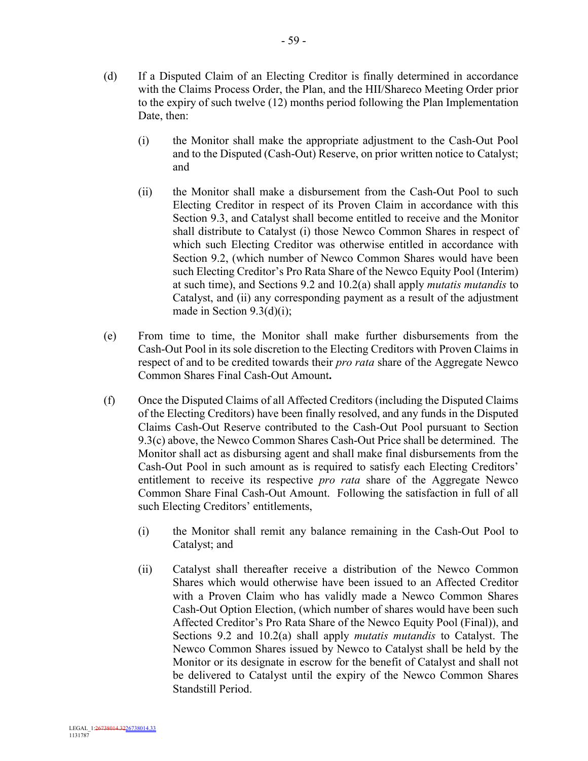(d) If a Disputed Claim of an Electing Creditor is finally determined in accordance with the Claims Process Order, the Plan, and the HII/Shareco Meeting Order prior to the expiry of such twelve (12) months period following the Plan Implementation Date, then:

(i) the Monitor shall make the appropriate adjustment to the Cash-Out Pool and to the Disputed (Cash-Out) Reserve, on prior written notice to Catalyst; and

(ii) the Monitor shall make a disbursement from the Cash-Out Pool to such Electing Creditor in respect of its Proven Claim in accordance with this Section 9.3, and Catalyst shall become entitled to receive and the Monitor shall distribute to Catalyst (i) those Newco Common Shares in respect of which such Electing Creditor was otherwise entitled in accordance with Section 9.2, (which number of Newco Common Shares would have been such Electing Creditor's Pro Rata Share of the Newco Equity Pool (Interim) at such time), and Sections 9.2 and 10.2(a) shall apply *mutatis mutandis* to Catalyst, and (ii) any corresponding payment as a result of the adjustment made in Section 9.3(d)(i);

(e) From time to time, the Monitor shall make further disbursements from the Cash-Out Pool in its sole discretion to the Electing Creditors with Proven Claims in respect of and to be credited towards their *pro rata* share of the Aggregate Newco Common Shares Final Cash-Out Amount**.**

(f) Once the Disputed Claims of all Affected Creditors (including the Disputed Claims of the Electing Creditors) have been finally resolved, and any funds in the Disputed Claims Cash-Out Reserve contributed to the Cash-Out Pool pursuant to Section 9.3(c) above, the Newco Common Shares Cash-Out Price shall be determined. The Monitor shall act as disbursing agent and shall make final disbursements from the Cash-Out Pool in such amount as is required to satisfy each Electing Creditors' entitlement to receive its respective *pro rata* share of the Aggregate Newco Common Share Final Cash-Out Amount. Following the satisfaction in full of all such Electing Creditors' entitlements,

(i) the Monitor shall remit any balance remaining in the Cash-Out Pool to Catalyst; and

(ii) Catalyst shall thereafter receive a distribution of the Newco Common Shares which would otherwise have been issued to an Affected Creditor with a Proven Claim who has validly made a Newco Common Shares Cash-Out Option Election, (which number of shares would have been such Affected Creditor's Pro Rata Share of the Newco Equity Pool (Final)), and Sections 9.2 and 10.2(a) shall apply *mutatis mutandis* to Catalyst. The Newco Common Shares issued by Newco to Catalyst shall be held by the Monitor or its designate in escrow for the benefit of Catalyst and shall not be delivered to Catalyst until the expiry of the Newco Common Shares Standstill Period.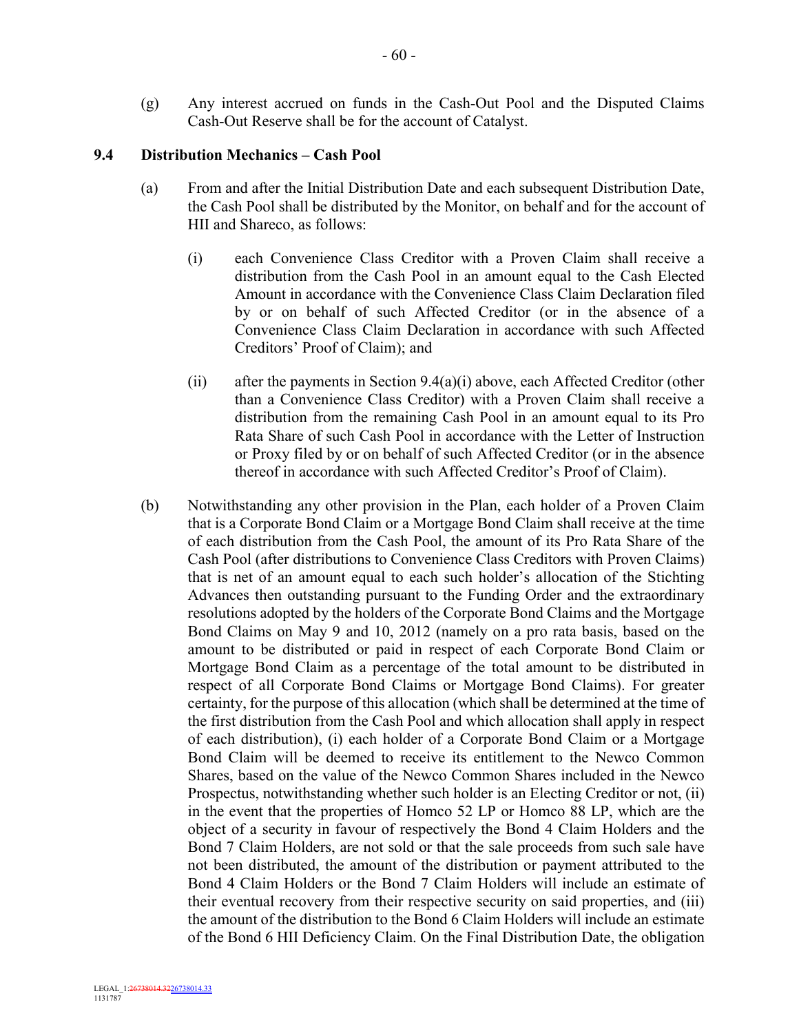(g) Any interest accrued on funds in the Cash-Out Pool and the Disputed Claims Cash-Out Reserve shall be for the account of Catalyst.

## 9.4 Distribution Mechanics – Cash Pool

(a) From and after the Initial Distribution Date and each subsequent Distribution Date, the Cash Pool shall be distributed by the Monitor, on behalf and for the account of HII and Shareco, as follows:

(i) each Convenience Class Creditor with a Proven Claim shall receive a distribution from the Cash Pool in an amount equal to the Cash Elected Amount in accordance with the Convenience Class Claim Declaration filed by or on behalf of such Affected Creditor (or in the absence of a Convenience Class Claim Declaration in accordance with such Affected Creditors' Proof of Claim); and

(ii) after the payments in Section 9.4(a)(i) above, each Affected Creditor (other than a Convenience Class Creditor) with a Proven Claim shall receive a distribution from the remaining Cash Pool in an amount equal to its Pro Rata Share of such Cash Pool in accordance with the Letter of Instruction or Proxy filed by or on behalf of such Affected Creditor (or in the absence thereof in accordance with such Affected Creditor's Proof of Claim).

(b) Notwithstanding any other provision in the Plan, each holder of a Proven Claim that is a Corporate Bond Claim or a Mortgage Bond Claim shall receive at the time of each distribution from the Cash Pool, the amount of its Pro Rata Share of the Cash Pool (after distributions to Convenience Class Creditors with Proven Claims) that is net of an amount equal to each such holder's allocation of the Stichting Advances then outstanding pursuant to the Funding Order and the extraordinary resolutions adopted by the holders of the Corporate Bond Claims and the Mortgage Bond Claims on May 9 and 10, 2012 (namely on a pro rata basis, based on the amount to be distributed or paid in respect of each Corporate Bond Claim or Mortgage Bond Claim as a percentage of the total amount to be distributed in respect of all Corporate Bond Claims or Mortgage Bond Claims). For greater certainty, for the purpose of this allocation (which shall be determined at the time of the first distribution from the Cash Pool and which allocation shall apply in respect of each distribution), (i) each holder of a Corporate Bond Claim or a Mortgage Bond Claim will be deemed to receive its entitlement to the Newco Common Shares, based on the value of the Newco Common Shares included in the Newco Prospectus, notwithstanding whether such holder is an Electing Creditor or not, (ii) in the event that the properties of Homco 52 LP or Homco 88 LP, which are the object of a security in favour of respectively the Bond 4 Claim Holders and the Bond 7 Claim Holders, are not sold or that the sale proceeds from such sale have not been distributed, the amount of the distribution or payment attributed to the Bond 4 Claim Holders or the Bond 7 Claim Holders will include an estimate of their eventual recovery from their respective security on said properties, and (iii) the amount of the distribution to the Bond 6 Claim Holders will include an estimate of the Bond 6 HII Deficiency Claim. On the Final Distribution Date, the obligation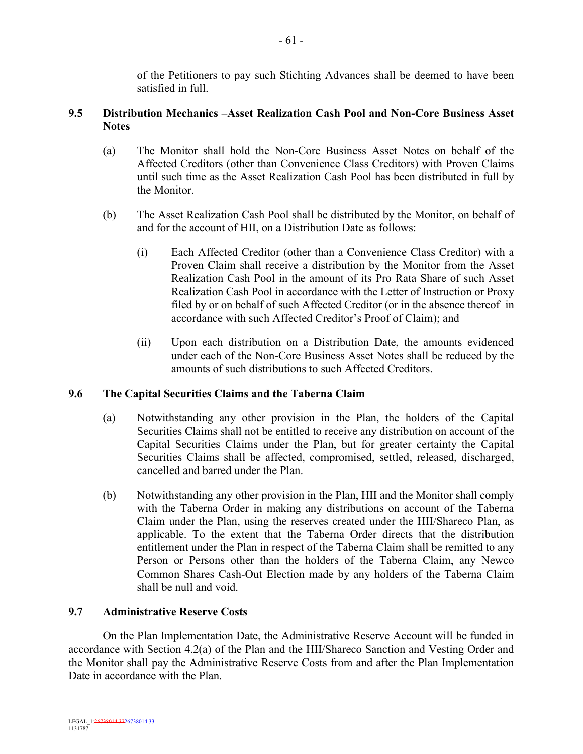of the Petitioners to pay such Stichting Advances shall be deemed to have been satisfied in full.

### 9.5 Distribution Mechanics –Asset Realization Cash Pool and Non-Core Business Asset Notes

(a) The Monitor shall hold the Non-Core Business Asset Notes on behalf of the Affected Creditors (other than Convenience Class Creditors) with Proven Claims until such time as the Asset Realization Cash Pool has been distributed in full by the Monitor.

(b) The Asset Realization Cash Pool shall be distributed by the Monitor, on behalf of and for the account of HII, on a Distribution Date as follows:

(i) Each Affected Creditor (other than a Convenience Class Creditor) with a Proven Claim shall receive a distribution by the Monitor from the Asset Realization Cash Pool in the amount of its Pro Rata Share of such Asset Realization Cash Pool in accordance with the Letter of Instruction or Proxy filed by or on behalf of such Affected Creditor (or in the absence thereof in accordance with such Affected Creditor's Proof of Claim); and

(ii) Upon each distribution on a Distribution Date, the amounts evidenced under each of the Non-Core Business Asset Notes shall be reduced by the amounts of such distributions to such Affected Creditors.

### 9.6 The Capital Securities Claims and the Taberna Claim

(a) Notwithstanding any other provision in the Plan, the holders of the Capital Securities Claims shall not be entitled to receive any distribution on account of the Capital Securities Claims under the Plan, but for greater certainty the Capital Securities Claims shall be affected, compromised, settled, released, discharged, cancelled and barred under the Plan.

(b) Notwithstanding any other provision in the Plan, HII and the Monitor shall comply with the Taberna Order in making any distributions on account of the Taberna Claim under the Plan, using the reserves created under the HII/Shareco Plan, as applicable. To the extent that the Taberna Order directs that the distribution entitlement under the Plan in respect of the Taberna Claim shall be remitted to any Person or Persons other than the holders of the Taberna Claim, any Newco Common Shares Cash-Out Election made by any holders of the Taberna Claim shall be null and void.

### 9.7 Administrative Reserve Costs

On the Plan Implementation Date, the Administrative Reserve Account will be funded in accordance with Section 4.2(a) of the Plan and the HII/Shareco Sanction and Vesting Order and the Monitor shall pay the Administrative Reserve Costs from and after the Plan Implementation Date in accordance with the Plan.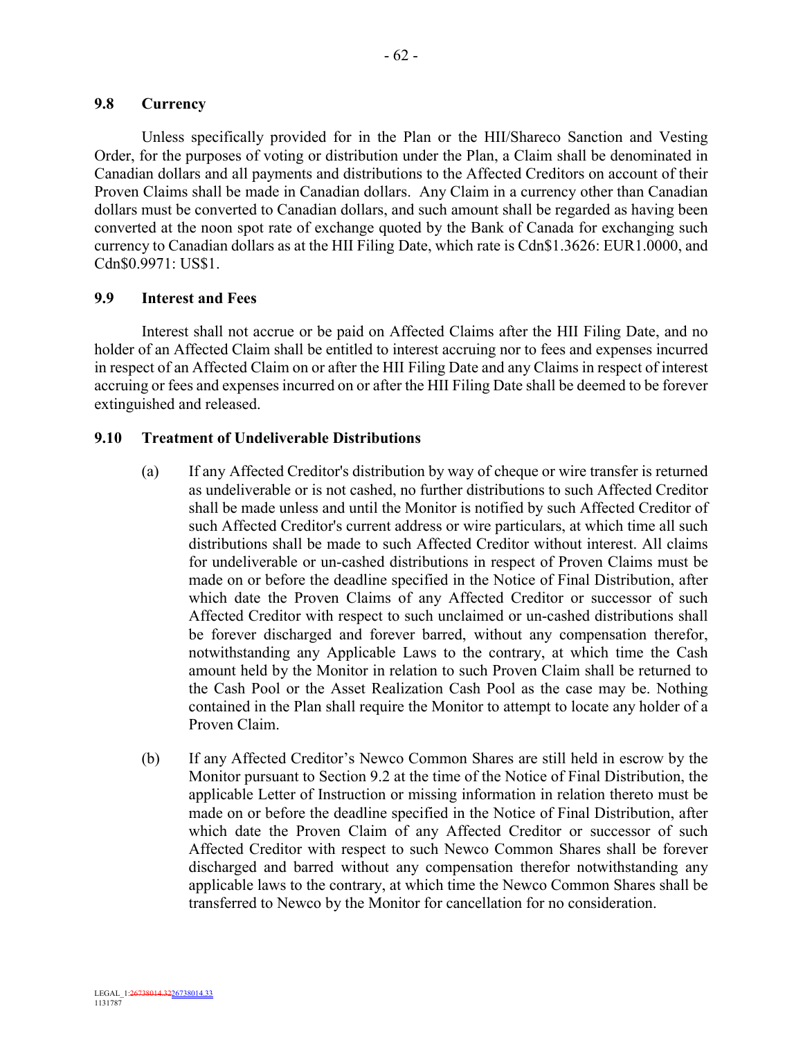### 9.8 Currency

Unless specifically provided for in the Plan or the HII/Shareco Sanction and Vesting Order, for the purposes of voting or distribution under the Plan, a Claim shall be denominated in Canadian dollars and all payments and distributions to the Affected Creditors on account of their Proven Claims shall be made in Canadian dollars. Any Claim in a currency other than Canadian dollars must be converted to Canadian dollars, and such amount shall be regarded as having been converted at the noon spot rate of exchange quoted by the Bank of Canada for exchanging such currency to Canadian dollars as at the HII Filing Date, which rate is Cdn$1.3626: EUR1.0000, and Cdn$0.9971: US$1.

### 9.9 Interest and Fees

Interest shall not accrue or be paid on Affected Claims after the HII Filing Date, and no holder of an Affected Claim shall be entitled to interest accruing nor to fees and expenses incurred in respect of an Affected Claim on or after the HII Filing Date and any Claims in respect of interest accruing or fees and expenses incurred on or after the HII Filing Date shall be deemed to be forever extinguished and released.

### 9.10 Treatment of Undeliverable Distributions

(a) If any Affected Creditor's distribution by way of cheque or wire transfer is returned as undeliverable or is not cashed, no further distributions to such Affected Creditor shall be made unless and until the Monitor is notified by such Affected Creditor of such Affected Creditor's current address or wire particulars, at which time all such distributions shall be made to such Affected Creditor without interest. All claims for undeliverable or un-cashed distributions in respect of Proven Claims must be made on or before the deadline specified in the Notice of Final Distribution, after which date the Proven Claims of any Affected Creditor or successor of such Affected Creditor with respect to such unclaimed or un-cashed distributions shall be forever discharged and forever barred, without any compensation therefor, notwithstanding any Applicable Laws to the contrary, at which time the Cash amount held by the Monitor in relation to such Proven Claim shall be returned to the Cash Pool or the Asset Realization Cash Pool as the case may be. Nothing contained in the Plan shall require the Monitor to attempt to locate any holder of a Proven Claim.

(b) If any Affected Creditor's Newco Common Shares are still held in escrow by the Monitor pursuant to Section 9.2 at the time of the Notice of Final Distribution, the applicable Letter of Instruction or missing information in relation thereto must be made on or before the deadline specified in the Notice of Final Distribution, after which date the Proven Claim of any Affected Creditor or successor of such Affected Creditor with respect to such Newco Common Shares shall be forever discharged and barred without any compensation therefor notwithstanding any applicable laws to the contrary, at which time the Newco Common Shares shall be transferred to Newco by the Monitor for cancellation for no consideration.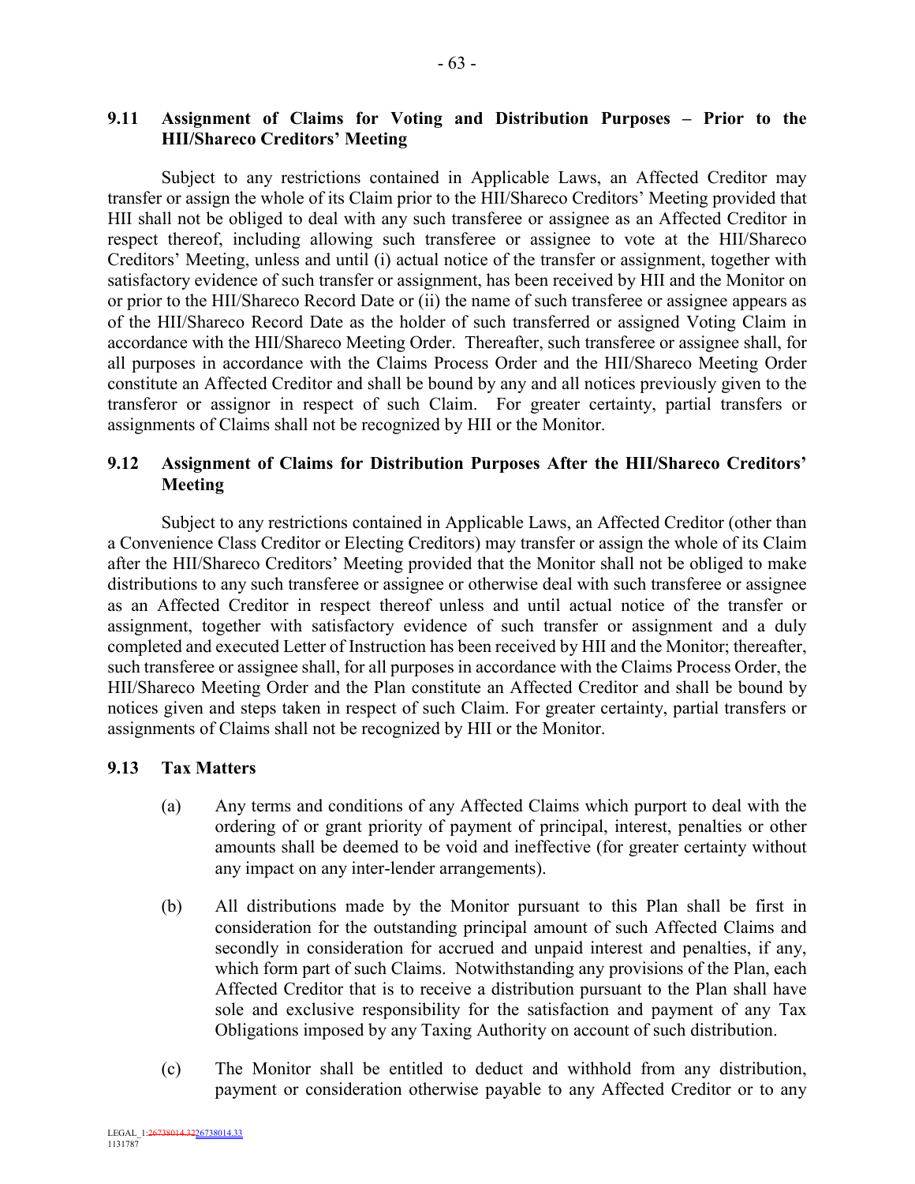### 9.11 Assignment of Claims for Voting and Distribution Purposes – Prior to the HII/Shareco Creditors' Meeting

Subject to any restrictions contained in Applicable Laws, an Affected Creditor may transfer or assign the whole of its Claim prior to the HII/Shareco Creditors' Meeting provided that HII shall not be obliged to deal with any such transferee or assignee as an Affected Creditor in respect thereof, including allowing such transferee or assignee to vote at the HII/Shareco Creditors' Meeting, unless and until (i) actual notice of the transfer or assignment, together with satisfactory evidence of such transfer or assignment, has been received by HII and the Monitor on or prior to the HII/Shareco Record Date or (ii) the name of such transferee or assignee appears as of the HII/Shareco Record Date as the holder of such transferred or assigned Voting Claim in accordance with the HII/Shareco Meeting Order. Thereafter, such transferee or assignee shall, for all purposes in accordance with the Claims Process Order and the HII/Shareco Meeting Order constitute an Affected Creditor and shall be bound by any and all notices previously given to the transferor or assignor in respect of such Claim. For greater certainty, partial transfers or assignments of Claims shall not be recognized by HII or the Monitor.

### 9.12 Assignment of Claims for Distribution Purposes After the HII/Shareco Creditors' Meeting

Subject to any restrictions contained in Applicable Laws, an Affected Creditor (other than a Convenience Class Creditor or Electing Creditors) may transfer or assign the whole of its Claim after the HII/Shareco Creditors' Meeting provided that the Monitor shall not be obliged to make distributions to any such transferee or assignee or otherwise deal with such transferee or assignee as an Affected Creditor in respect thereof unless and until actual notice of the transfer or assignment, together with satisfactory evidence of such transfer or assignment and a duly completed and executed Letter of Instruction has been received by HII and the Monitor; thereafter, such transferee or assignee shall, for all purposes in accordance with the Claims Process Order, the HII/Shareco Meeting Order and the Plan constitute an Affected Creditor and shall be bound by notices given and steps taken in respect of such Claim. For greater certainty, partial transfers or assignments of Claims shall not be recognized by HII or the Monitor.

### 9.13 Tax Matters

(a) Any terms and conditions of any Affected Claims which purport to deal with the ordering of or grant priority of payment of principal, interest, penalties or other amounts shall be deemed to be void and ineffective (for greater certainty without any impact on any inter-lender arrangements).

(b) All distributions made by the Monitor pursuant to this Plan shall be first in consideration for the outstanding principal amount of such Affected Claims and secondly in consideration for accrued and unpaid interest and penalties, if any, which form part of such Claims. Notwithstanding any provisions of the Plan, each Affected Creditor that is to receive a distribution pursuant to the Plan shall have sole and exclusive responsibility for the satisfaction and payment of any Tax Obligations imposed by any Taxing Authority on account of such distribution.

(c) The Monitor shall be entitled to deduct and withhold from any distribution, payment or consideration otherwise payable to any Affected Creditor or to any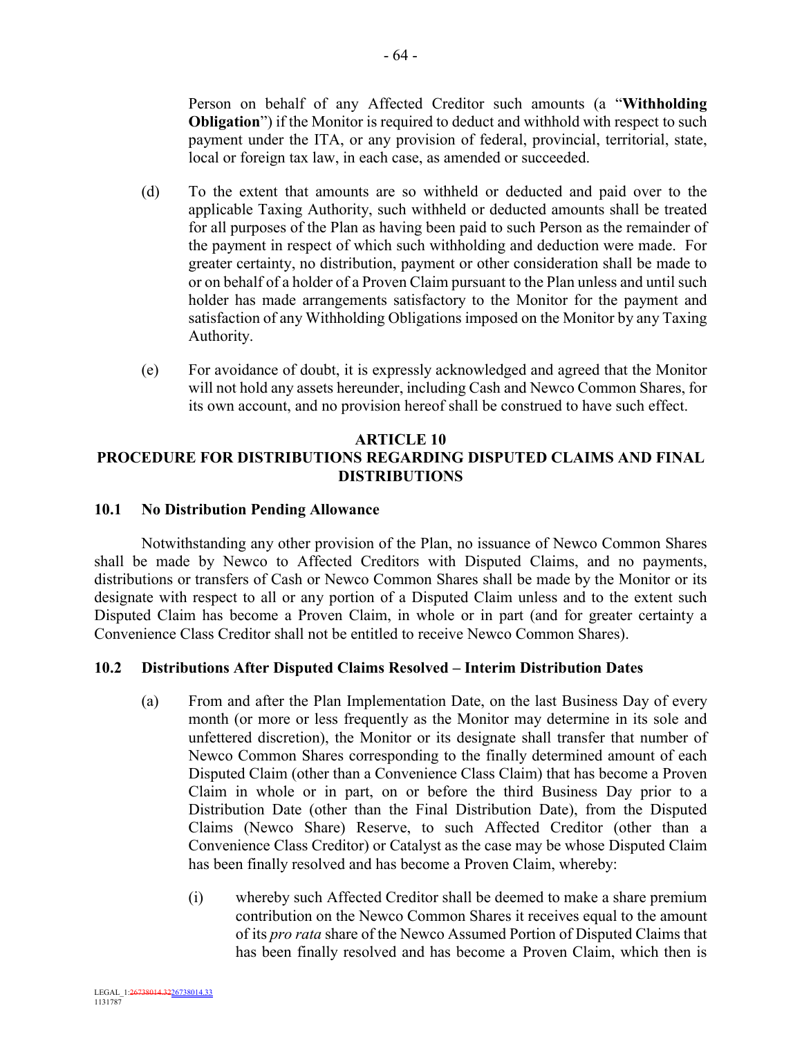Person on behalf of any Affected Creditor such amounts (a "**Withholding Obligation**") if the Monitor is required to deduct and withhold with respect to such payment under the ITA, or any provision of federal, provincial, territorial, state, local or foreign tax law, in each case, as amended or succeeded.

(d) To the extent that amounts are so withheld or deducted and paid over to the applicable Taxing Authority, such withheld or deducted amounts shall be treated for all purposes of the Plan as having been paid to such Person as the remainder of the payment in respect of which such withholding and deduction were made. For greater certainty, no distribution, payment or other consideration shall be made to or on behalf of a holder of a Proven Claim pursuant to the Plan unless and until such holder has made arrangements satisfactory to the Monitor for the payment and satisfaction of any Withholding Obligations imposed on the Monitor by any Taxing Authority.

(e) For avoidance of doubt, it is expressly acknowledged and agreed that the Monitor will not hold any assets hereunder, including Cash and Newco Common Shares, for its own account, and no provision hereof shall be construed to have such effect.

## ARTICLE 10
## PROCEDURE FOR DISTRIBUTIONS REGARDING DISPUTED CLAIMS AND FINAL DISTRIBUTIONS

### 10.1 No Distribution Pending Allowance

Notwithstanding any other provision of the Plan, no issuance of Newco Common Shares shall be made by Newco to Affected Creditors with Disputed Claims, and no payments, distributions or transfers of Cash or Newco Common Shares shall be made by the Monitor or its designate with respect to all or any portion of a Disputed Claim unless and to the extent such Disputed Claim has become a Proven Claim, in whole or in part (and for greater certainty a Convenience Class Creditor shall not be entitled to receive Newco Common Shares).

### 10.2 Distributions After Disputed Claims Resolved – Interim Distribution Dates

(a) From and after the Plan Implementation Date, on the last Business Day of every month (or more or less frequently as the Monitor may determine in its sole and unfettered discretion), the Monitor or its designate shall transfer that number of Newco Common Shares corresponding to the finally determined amount of each Disputed Claim (other than a Convenience Class Claim) that has become a Proven Claim in whole or in part, on or before the third Business Day prior to a Distribution Date (other than the Final Distribution Date), from the Disputed Claims (Newco Share) Reserve, to such Affected Creditor (other than a Convenience Class Creditor) or Catalyst as the case may be whose Disputed Claim has been finally resolved and has become a Proven Claim, whereby:

(i) whereby such Affected Creditor shall be deemed to make a share premium contribution on the Newco Common Shares it receives equal to the amount of its *pro rata* share of the Newco Assumed Portion of Disputed Claims that has been finally resolved and has become a Proven Claim, which then is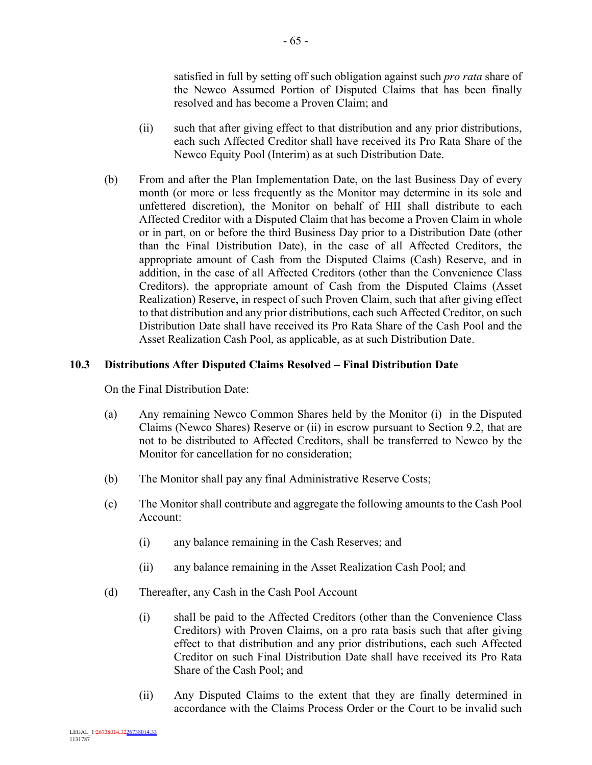satisfied in full by setting off such obligation against such *pro rata* share of the Newco Assumed Portion of Disputed Claims that has been finally resolved and has become a Proven Claim; and

(ii) such that after giving effect to that distribution and any prior distributions, each such Affected Creditor shall have received its Pro Rata Share of the Newco Equity Pool (Interim) as at such Distribution Date.

(b) From and after the Plan Implementation Date, on the last Business Day of every month (or more or less frequently as the Monitor may determine in its sole and unfettered discretion), the Monitor on behalf of HII shall distribute to each Affected Creditor with a Disputed Claim that has become a Proven Claim in whole or in part, on or before the third Business Day prior to a Distribution Date (other than the Final Distribution Date), in the case of all Affected Creditors, the appropriate amount of Cash from the Disputed Claims (Cash) Reserve, and in addition, in the case of all Affected Creditors (other than the Convenience Class Creditors), the appropriate amount of Cash from the Disputed Claims (Asset Realization) Reserve, in respect of such Proven Claim, such that after giving effect to that distribution and any prior distributions, each such Affected Creditor, on such Distribution Date shall have received its Pro Rata Share of the Cash Pool and the Asset Realization Cash Pool, as applicable, as at such Distribution Date.

### 10.3 Distributions After Disputed Claims Resolved – Final Distribution Date

On the Final Distribution Date:

(a) Any remaining Newco Common Shares held by the Monitor (i) in the Disputed Claims (Newco Shares) Reserve or (ii) in escrow pursuant to Section 9.2, that are not to be distributed to Affected Creditors, shall be transferred to Newco by the Monitor for cancellation for no consideration;

(b) The Monitor shall pay any final Administrative Reserve Costs;

(c) The Monitor shall contribute and aggregate the following amounts to the Cash Pool Account:

(i) any balance remaining in the Cash Reserves; and

(ii) any balance remaining in the Asset Realization Cash Pool; and

(d) Thereafter, any Cash in the Cash Pool Account

(i) shall be paid to the Affected Creditors (other than the Convenience Class Creditors) with Proven Claims, on a pro rata basis such that after giving effect to that distribution and any prior distributions, each such Affected Creditor on such Final Distribution Date shall have received its Pro Rata Share of the Cash Pool; and

(ii) Any Disputed Claims to the extent that they are finally determined in accordance with the Claims Process Order or the Court to be invalid such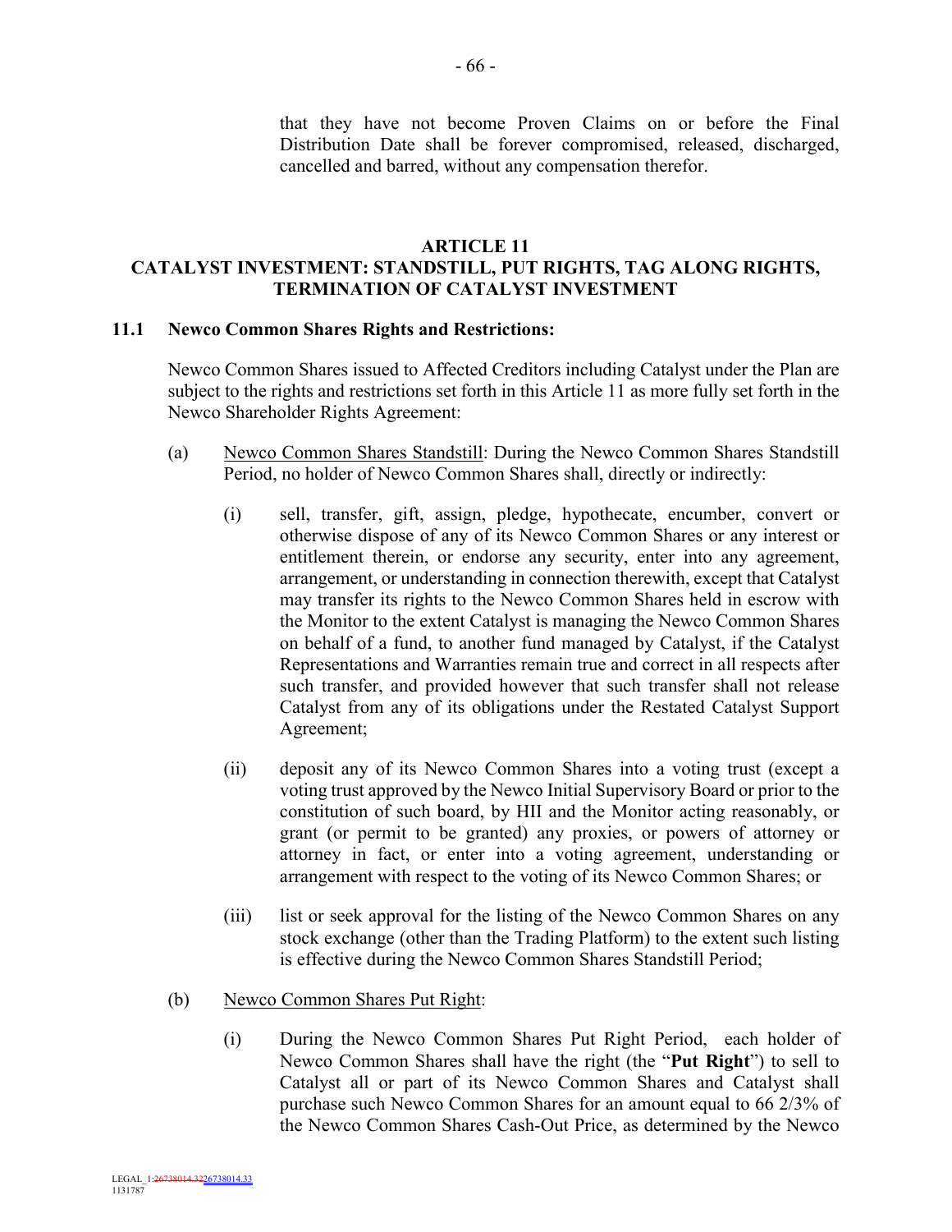that they have not become Proven Claims on or before the Final Distribution Date shall be forever compromised, released, discharged, cancelled and barred, without any compensation therefor.

## ARTICLE 11
## CATALYST INVESTMENT: STANDSTILL, PUT RIGHTS, TAG ALONG RIGHTS, TERMINATION OF CATALYST INVESTMENT

### 11.1 Newco Common Shares Rights and Restrictions:

Newco Common Shares issued to Affected Creditors including Catalyst under the Plan are subject to the rights and restrictions set forth in this Article 11 as more fully set forth in the Newco Shareholder Rights Agreement:

(a) Newco Common Shares Standstill: During the Newco Common Shares Standstill Period, no holder of Newco Common Shares shall, directly or indirectly:

(i) sell, transfer, gift, assign, pledge, hypothecate, encumber, convert or otherwise dispose of any of its Newco Common Shares or any interest or entitlement therein, or endorse any security, enter into any agreement, arrangement, or understanding in connection therewith, except that Catalyst may transfer its rights to the Newco Common Shares held in escrow with the Monitor to the extent Catalyst is managing the Newco Common Shares on behalf of a fund, to another fund managed by Catalyst, if the Catalyst Representations and Warranties remain true and correct in all respects after such transfer, and provided however that such transfer shall not release Catalyst from any of its obligations under the Restated Catalyst Support Agreement;

(ii) deposit any of its Newco Common Shares into a voting trust (except a voting trust approved by the Newco Initial Supervisory Board or prior to the constitution of such board, by HII and the Monitor acting reasonably, or grant (or permit to be granted) any proxies, or powers of attorney or attorney in fact, or enter into a voting agreement, understanding or arrangement with respect to the voting of its Newco Common Shares; or

(iii) list or seek approval for the listing of the Newco Common Shares on any stock exchange (other than the Trading Platform) to the extent such listing is effective during the Newco Common Shares Standstill Period;

(b) Newco Common Shares Put Right:

(i) During the Newco Common Shares Put Right Period, each holder of Newco Common Shares shall have the right (the "**Put Right**") to sell to Catalyst all or part of its Newco Common Shares and Catalyst shall purchase such Newco Common Shares for an amount equal to 66 2/3% of the Newco Common Shares Cash-Out Price, as determined by the Newco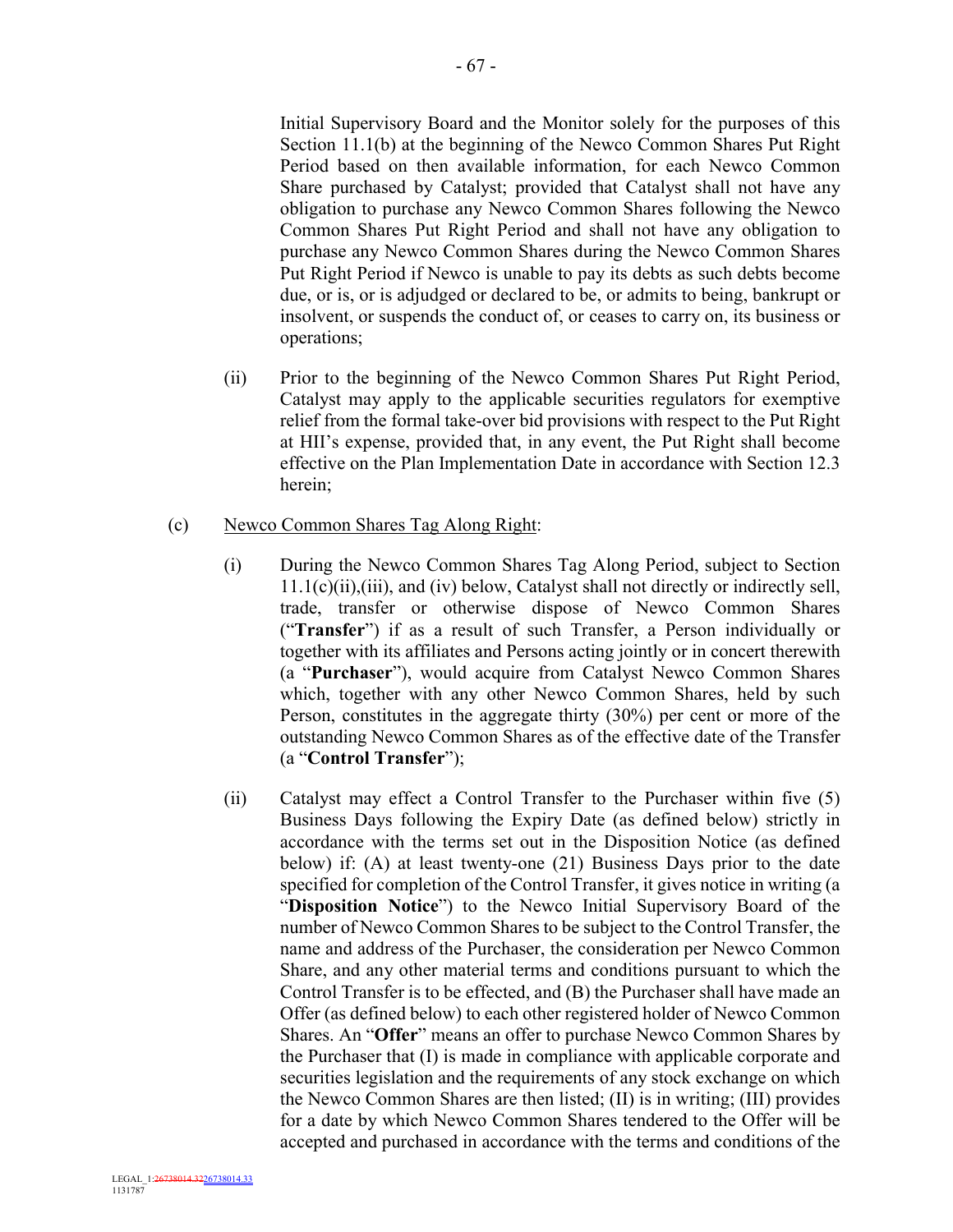Initial Supervisory Board and the Monitor solely for the purposes of this Section 11.1(b) at the beginning of the Newco Common Shares Put Right Period based on then available information, for each Newco Common Share purchased by Catalyst; provided that Catalyst shall not have any obligation to purchase any Newco Common Shares following the Newco Common Shares Put Right Period and shall not have any obligation to purchase any Newco Common Shares during the Newco Common Shares Put Right Period if Newco is unable to pay its debts as such debts become due, or is, or is adjudged or declared to be, or admits to being, bankrupt or insolvent, or suspends the conduct of, or ceases to carry on, its business or operations;

(ii) Prior to the beginning of the Newco Common Shares Put Right Period, Catalyst may apply to the applicable securities regulators for exemptive relief from the formal take-over bid provisions with respect to the Put Right at HII's expense, provided that, in any event, the Put Right shall become effective on the Plan Implementation Date in accordance with Section 12.3 herein;

(c) Newco Common Shares Tag Along Right:

(i) During the Newco Common Shares Tag Along Period, subject to Section 11.1(c)(ii),(iii), and (iv) below, Catalyst shall not directly or indirectly sell, trade, transfer or otherwise dispose of Newco Common Shares ("**Transfer**") if as a result of such Transfer, a Person individually or together with its affiliates and Persons acting jointly or in concert therewith (a "**Purchaser**"), would acquire from Catalyst Newco Common Shares which, together with any other Newco Common Shares, held by such Person, constitutes in the aggregate thirty (30%) per cent or more of the outstanding Newco Common Shares as of the effective date of the Transfer (a "**Control Transfer**");

(ii) Catalyst may effect a Control Transfer to the Purchaser within five (5) Business Days following the Expiry Date (as defined below) strictly in accordance with the terms set out in the Disposition Notice (as defined below) if: (A) at least twenty-one (21) Business Days prior to the date specified for completion of the Control Transfer, it gives notice in writing (a "**Disposition Notice**") to the Newco Initial Supervisory Board of the number of Newco Common Shares to be subject to the Control Transfer, the name and address of the Purchaser, the consideration per Newco Common Share, and any other material terms and conditions pursuant to which the Control Transfer is to be effected, and (B) the Purchaser shall have made an Offer (as defined below) to each other registered holder of Newco Common Shares. An "**Offer**" means an offer to purchase Newco Common Shares by the Purchaser that (I) is made in compliance with applicable corporate and securities legislation and the requirements of any stock exchange on which the Newco Common Shares are then listed; (II) is in writing; (III) provides for a date by which Newco Common Shares tendered to the Offer will be accepted and purchased in accordance with the terms and conditions of the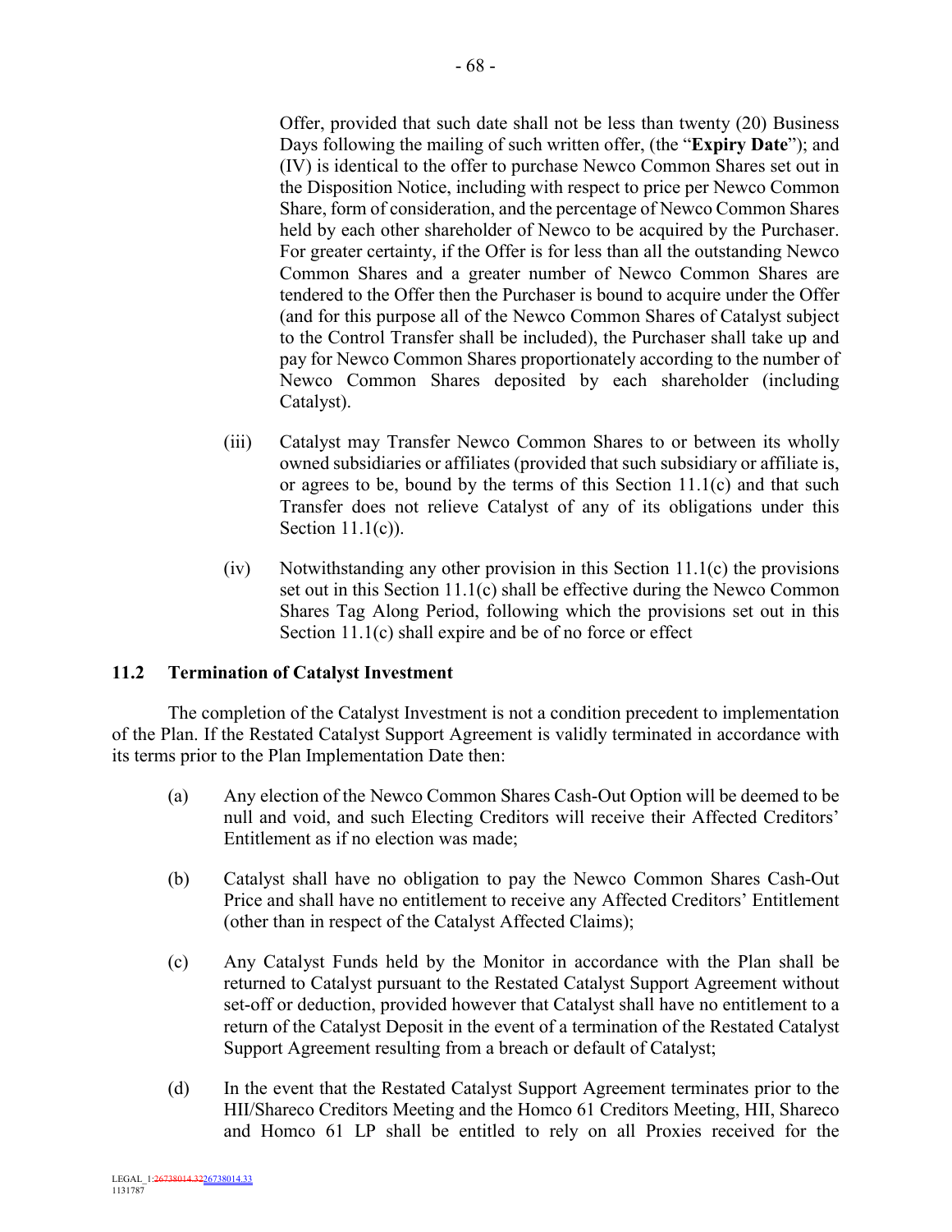Offer, provided that such date shall not be less than twenty (20) Business Days following the mailing of such written offer, (the "**Expiry Date**"); and (IV) is identical to the offer to purchase Newco Common Shares set out in the Disposition Notice, including with respect to price per Newco Common Share, form of consideration, and the percentage of Newco Common Shares held by each other shareholder of Newco to be acquired by the Purchaser. For greater certainty, if the Offer is for less than all the outstanding Newco Common Shares and a greater number of Newco Common Shares are tendered to the Offer then the Purchaser is bound to acquire under the Offer (and for this purpose all of the Newco Common Shares of Catalyst subject to the Control Transfer shall be included), the Purchaser shall take up and pay for Newco Common Shares proportionately according to the number of Newco Common Shares deposited by each shareholder (including Catalyst).

(iii) Catalyst may Transfer Newco Common Shares to or between its wholly owned subsidiaries or affiliates (provided that such subsidiary or affiliate is, or agrees to be, bound by the terms of this Section 11.1(c) and that such Transfer does not relieve Catalyst of any of its obligations under this Section 11.1(c)).

(iv) Notwithstanding any other provision in this Section 11.1(c) the provisions set out in this Section 11.1(c) shall be effective during the Newco Common Shares Tag Along Period, following which the provisions set out in this Section 11.1(c) shall expire and be of no force or effect

## 11.2 Termination of Catalyst Investment

The completion of the Catalyst Investment is not a condition precedent to implementation of the Plan. If the Restated Catalyst Support Agreement is validly terminated in accordance with its terms prior to the Plan Implementation Date then:

(a) Any election of the Newco Common Shares Cash-Out Option will be deemed to be null and void, and such Electing Creditors will receive their Affected Creditors' Entitlement as if no election was made;

(b) Catalyst shall have no obligation to pay the Newco Common Shares Cash-Out Price and shall have no entitlement to receive any Affected Creditors' Entitlement (other than in respect of the Catalyst Affected Claims);

(c) Any Catalyst Funds held by the Monitor in accordance with the Plan shall be returned to Catalyst pursuant to the Restated Catalyst Support Agreement without set-off or deduction, provided however that Catalyst shall have no entitlement to a return of the Catalyst Deposit in the event of a termination of the Restated Catalyst Support Agreement resulting from a breach or default of Catalyst;

(d) In the event that the Restated Catalyst Support Agreement terminates prior to the HII/Shareco Creditors Meeting and the Homco 61 Creditors Meeting, HII, Shareco and Homco 61 LP shall be entitled to rely on all Proxies received for the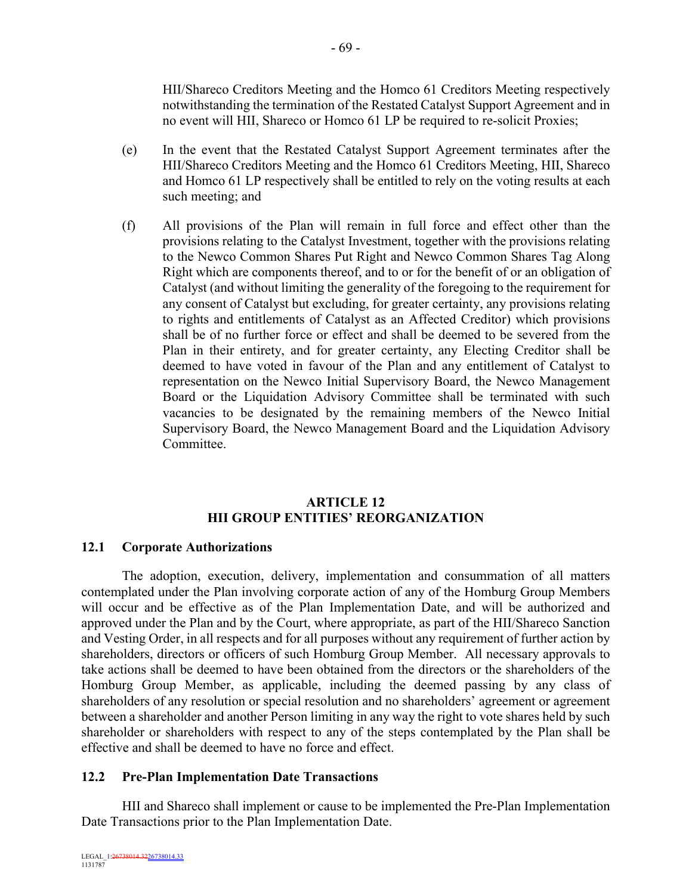HII/Shareco Creditors Meeting and the Homco 61 Creditors Meeting respectively notwithstanding the termination of the Restated Catalyst Support Agreement and in no event will HII, Shareco or Homco 61 LP be required to re-solicit Proxies;

(e) In the event that the Restated Catalyst Support Agreement terminates after the HII/Shareco Creditors Meeting and the Homco 61 Creditors Meeting, HII, Shareco and Homco 61 LP respectively shall be entitled to rely on the voting results at each such meeting; and

(f) All provisions of the Plan will remain in full force and effect other than the provisions relating to the Catalyst Investment, together with the provisions relating to the Newco Common Shares Put Right and Newco Common Shares Tag Along Right which are components thereof, and to or for the benefit of or an obligation of Catalyst (and without limiting the generality of the foregoing to the requirement for any consent of Catalyst but excluding, for greater certainty, any provisions relating to rights and entitlements of Catalyst as an Affected Creditor) which provisions shall be of no further force or effect and shall be deemed to be severed from the Plan in their entirety, and for greater certainty, any Electing Creditor shall be deemed to have voted in favour of the Plan and any entitlement of Catalyst to representation on the Newco Initial Supervisory Board, the Newco Management Board or the Liquidation Advisory Committee shall be terminated with such vacancies to be designated by the remaining members of the Newco Initial Supervisory Board, the Newco Management Board and the Liquidation Advisory Committee.

## ARTICLE 12
## HII GROUP ENTITIES' REORGANIZATION

### 12.1 Corporate Authorizations

The adoption, execution, delivery, implementation and consummation of all matters contemplated under the Plan involving corporate action of any of the Homburg Group Members will occur and be effective as of the Plan Implementation Date, and will be authorized and approved under the Plan and by the Court, where appropriate, as part of the HII/Shareco Sanction and Vesting Order, in all respects and for all purposes without any requirement of further action by shareholders, directors or officers of such Homburg Group Member. All necessary approvals to take actions shall be deemed to have been obtained from the directors or the shareholders of the Homburg Group Member, as applicable, including the deemed passing by any class of shareholders of any resolution or special resolution and no shareholders' agreement or agreement between a shareholder and another Person limiting in any way the right to vote shares held by such shareholder or shareholders with respect to any of the steps contemplated by the Plan shall be effective and shall be deemed to have no force and effect.

### 12.2 Pre-Plan Implementation Date Transactions

HII and Shareco shall implement or cause to be implemented the Pre-Plan Implementation Date Transactions prior to the Plan Implementation Date.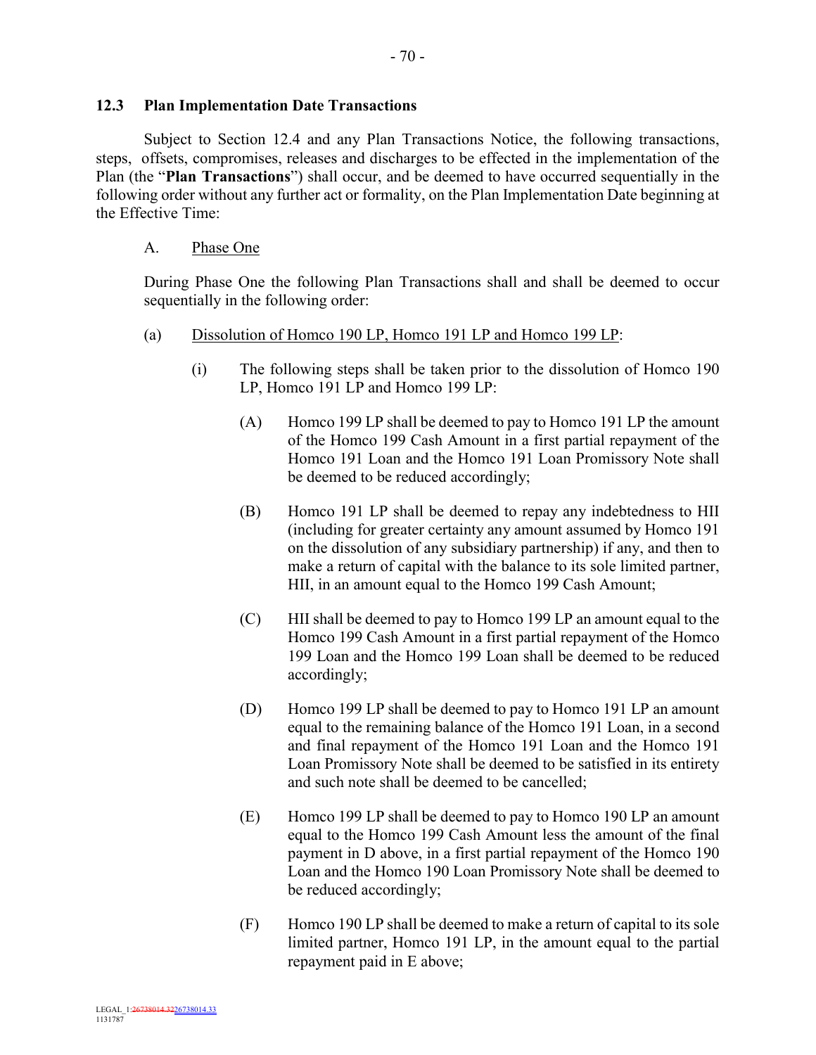### 12.3 Plan Implementation Date Transactions

Subject to Section 12.4 and any Plan Transactions Notice, the following transactions, steps, offsets, compromises, releases and discharges to be effected in the implementation of the Plan (the "**Plan Transactions**") shall occur, and be deemed to have occurred sequentially in the following order without any further act or formality, on the Plan Implementation Date beginning at the Effective Time:

A. Phase One

During Phase One the following Plan Transactions shall and shall be deemed to occur sequentially in the following order:

(a) Dissolution of Homco 190 LP, Homco 191 LP and Homco 199 LP:

(i) The following steps shall be taken prior to the dissolution of Homco 190 LP, Homco 191 LP and Homco 199 LP:

(A) Homco 199 LP shall be deemed to pay to Homco 191 LP the amount of the Homco 199 Cash Amount in a first partial repayment of the Homco 191 Loan and the Homco 191 Loan Promissory Note shall be deemed to be reduced accordingly;

(B) Homco 191 LP shall be deemed to repay any indebtedness to HII (including for greater certainty any amount assumed by Homco 191 on the dissolution of any subsidiary partnership) if any, and then to make a return of capital with the balance to its sole limited partner, HII, in an amount equal to the Homco 199 Cash Amount;

(C) HII shall be deemed to pay to Homco 199 LP an amount equal to the Homco 199 Cash Amount in a first partial repayment of the Homco 199 Loan and the Homco 199 Loan shall be deemed to be reduced accordingly;

(D) Homco 199 LP shall be deemed to pay to Homco 191 LP an amount equal to the remaining balance of the Homco 191 Loan, in a second and final repayment of the Homco 191 Loan and the Homco 191 Loan Promissory Note shall be deemed to be satisfied in its entirety and such note shall be deemed to be cancelled;

(E) Homco 199 LP shall be deemed to pay to Homco 190 LP an amount equal to the Homco 199 Cash Amount less the amount of the final payment in D above, in a first partial repayment of the Homco 190 Loan and the Homco 190 Loan Promissory Note shall be deemed to be reduced accordingly;

(F) Homco 190 LP shall be deemed to make a return of capital to its sole limited partner, Homco 191 LP, in the amount equal to the partial repayment paid in E above;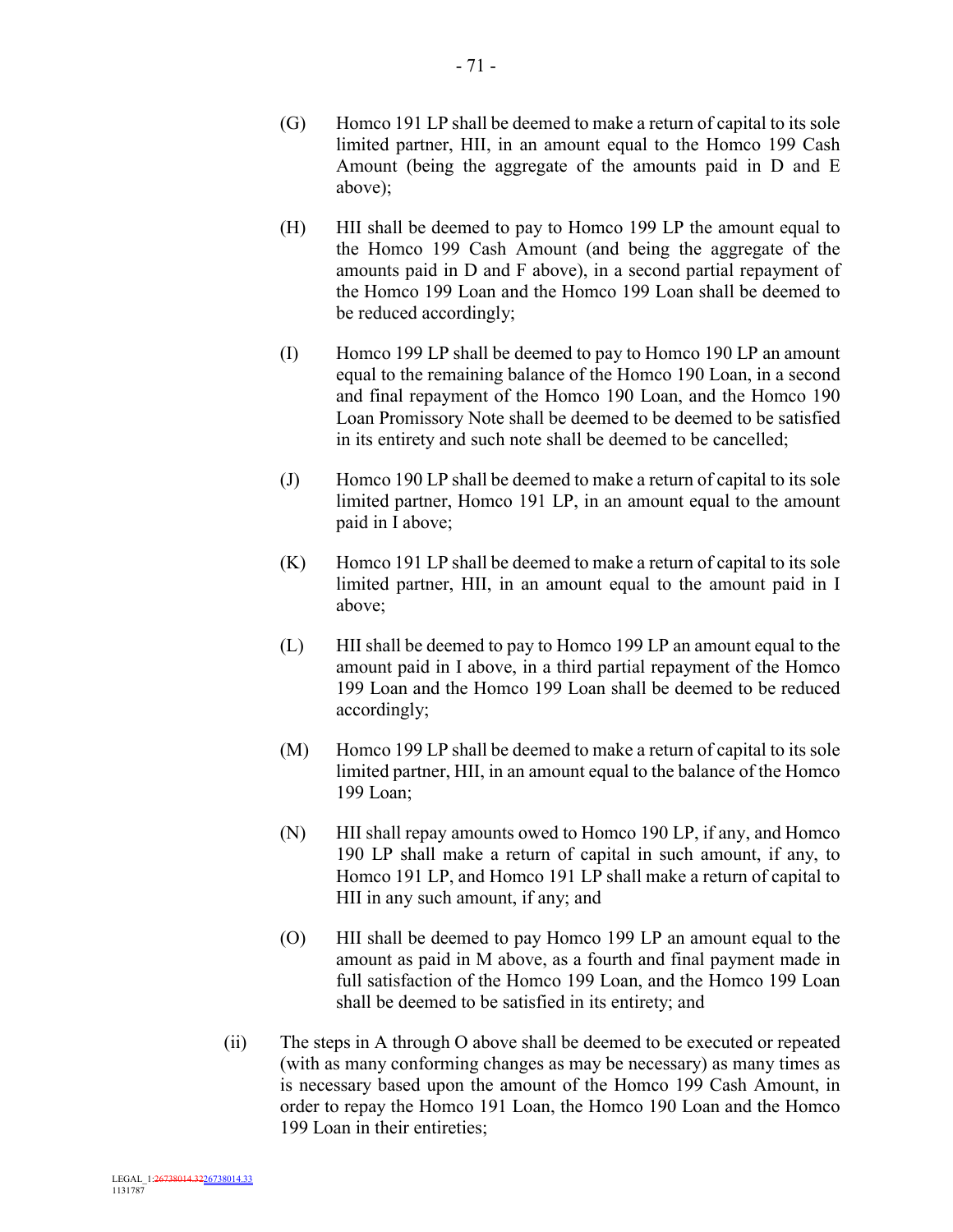(G) Homco 191 LP shall be deemed to make a return of capital to its sole limited partner, HII, in an amount equal to the Homco 199 Cash Amount (being the aggregate of the amounts paid in D and E above);

(H) HII shall be deemed to pay to Homco 199 LP the amount equal to the Homco 199 Cash Amount (and being the aggregate of the amounts paid in D and F above), in a second partial repayment of the Homco 199 Loan and the Homco 199 Loan shall be deemed to be reduced accordingly;

(I) Homco 199 LP shall be deemed to pay to Homco 190 LP an amount equal to the remaining balance of the Homco 190 Loan, in a second and final repayment of the Homco 190 Loan, and the Homco 190 Loan Promissory Note shall be deemed to be deemed to be satisfied in its entirety and such note shall be deemed to be cancelled;

(J) Homco 190 LP shall be deemed to make a return of capital to its sole limited partner, Homco 191 LP, in an amount equal to the amount paid in I above;

(K) Homco 191 LP shall be deemed to make a return of capital to its sole limited partner, HII, in an amount equal to the amount paid in I above;

(L) HII shall be deemed to pay to Homco 199 LP an amount equal to the amount paid in I above, in a third partial repayment of the Homco 199 Loan and the Homco 199 Loan shall be deemed to be reduced accordingly;

(M) Homco 199 LP shall be deemed to make a return of capital to its sole limited partner, HII, in an amount equal to the balance of the Homco 199 Loan;

(N) HII shall repay amounts owed to Homco 190 LP, if any, and Homco 190 LP shall make a return of capital in such amount, if any, to Homco 191 LP, and Homco 191 LP shall make a return of capital to HII in any such amount, if any; and

(O) HII shall be deemed to pay Homco 199 LP an amount equal to the amount as paid in M above, as a fourth and final payment made in full satisfaction of the Homco 199 Loan, and the Homco 199 Loan shall be deemed to be satisfied in its entirety; and

(ii) The steps in A through O above shall be deemed to be executed or repeated (with as many conforming changes as may be necessary) as many times as is necessary based upon the amount of the Homco 199 Cash Amount, in order to repay the Homco 191 Loan, the Homco 190 Loan and the Homco 199 Loan in their entireties;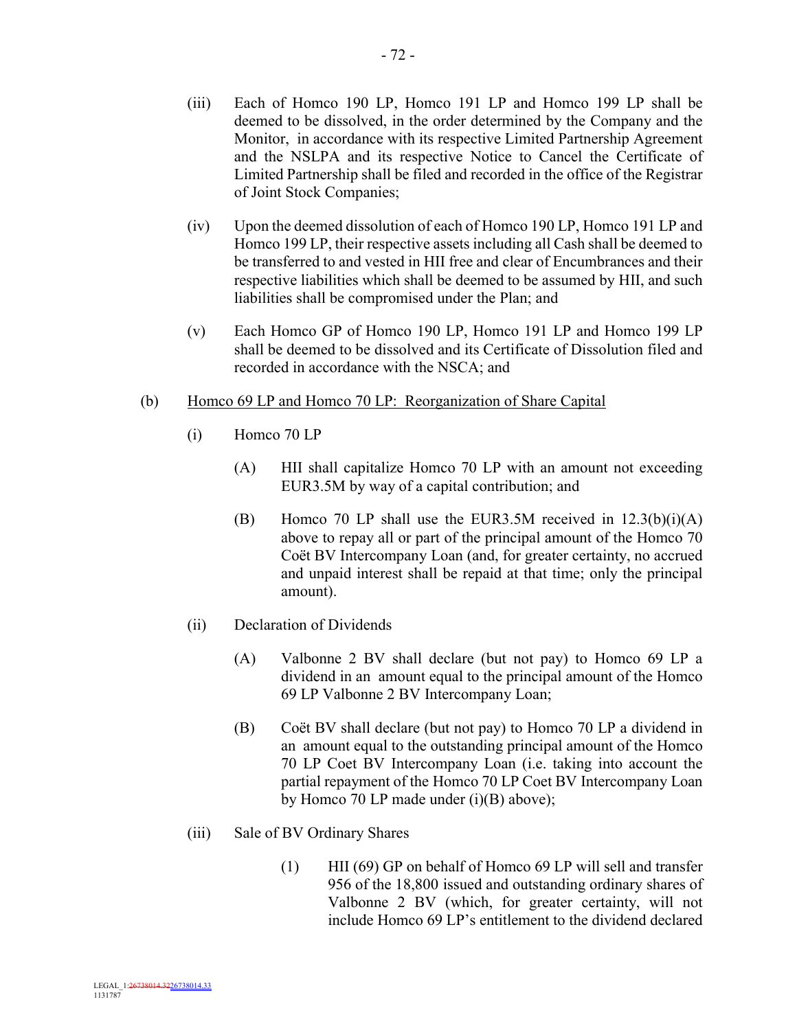(iii) Each of Homco 190 LP, Homco 191 LP and Homco 199 LP shall be deemed to be dissolved, in the order determined by the Company and the Monitor, in accordance with its respective Limited Partnership Agreement and the NSLPA and its respective Notice to Cancel the Certificate of Limited Partnership shall be filed and recorded in the office of the Registrar of Joint Stock Companies;

(iv) Upon the deemed dissolution of each of Homco 190 LP, Homco 191 LP and Homco 199 LP, their respective assets including all Cash shall be deemed to be transferred to and vested in HII free and clear of Encumbrances and their respective liabilities which shall be deemed to be assumed by HII, and such liabilities shall be compromised under the Plan; and

(v) Each Homco GP of Homco 190 LP, Homco 191 LP and Homco 199 LP shall be deemed to be dissolved and its Certificate of Dissolution filed and recorded in accordance with the NSCA; and

(b) <u>Homco 69 LP and Homco 70 LP: Reorganization of Share Capital</u>

(i) Homco 70 LP

(A) HII shall capitalize Homco 70 LP with an amount not exceeding EUR3.5M by way of a capital contribution; and

(B) Homco 70 LP shall use the EUR3.5M received in 12.3(b)(i)(A) above to repay all or part of the principal amount of the Homco 70 Coët BV Intercompany Loan (and, for greater certainty, no accrued and unpaid interest shall be repaid at that time; only the principal amount).

(ii) Declaration of Dividends

(A) Valbonne 2 BV shall declare (but not pay) to Homco 69 LP a dividend in an amount equal to the principal amount of the Homco 69 LP Valbonne 2 BV Intercompany Loan;

(B) Coët BV shall declare (but not pay) to Homco 70 LP a dividend in an amount equal to the outstanding principal amount of the Homco 70 LP Coet BV Intercompany Loan (i.e. taking into account the partial repayment of the Homco 70 LP Coet BV Intercompany Loan by Homco 70 LP made under (i)(B) above);

(iii) Sale of BV Ordinary Shares

(1) HII (69) GP on behalf of Homco 69 LP will sell and transfer 956 of the 18,800 issued and outstanding ordinary shares of Valbonne 2 BV (which, for greater certainty, will not include Homco 69 LP's entitlement to the dividend declared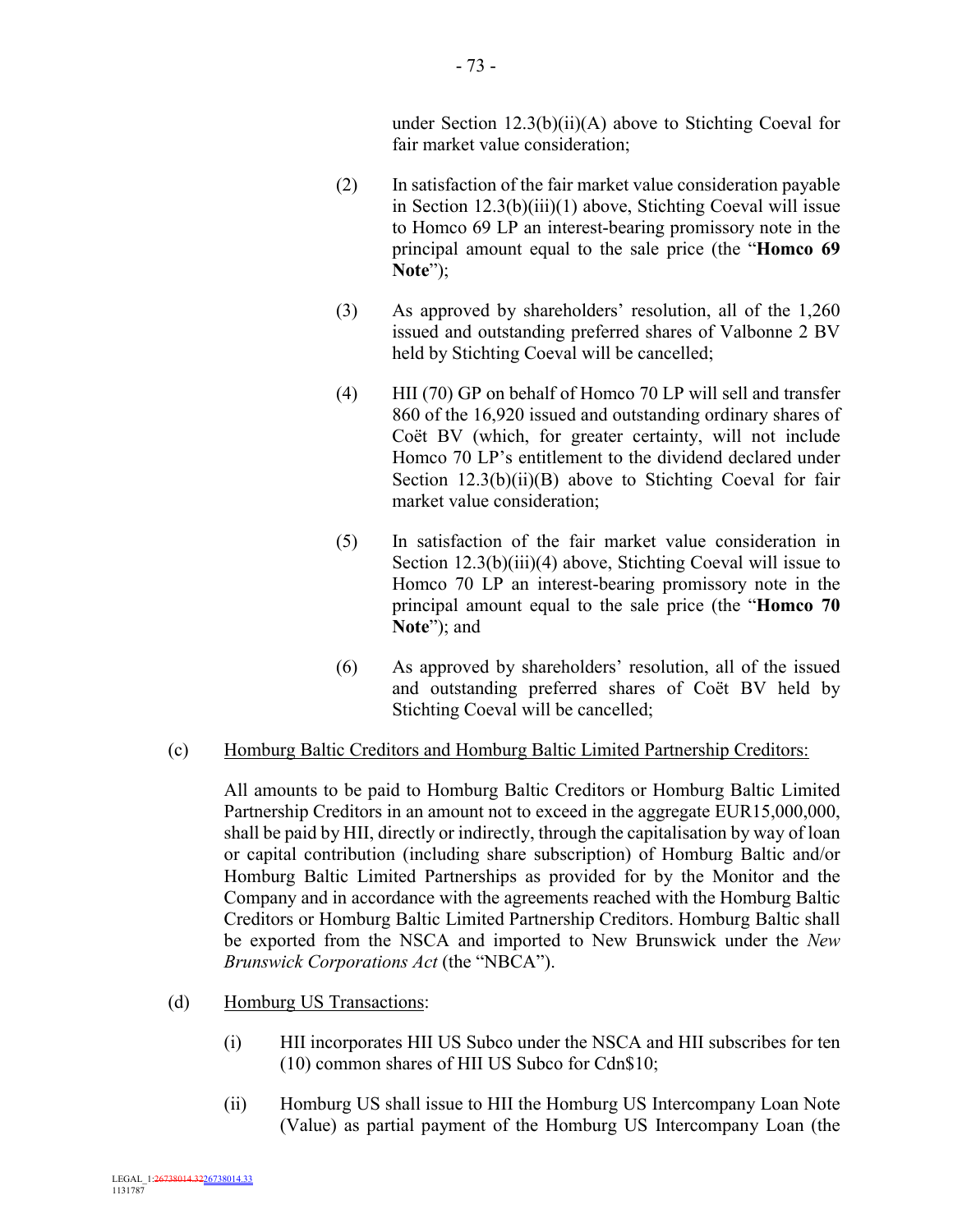under Section 12.3(b)(ii)(A) above to Stichting Coeval for fair market value consideration;

(2) In satisfaction of the fair market value consideration payable in Section 12.3(b)(iii)(1) above, Stichting Coeval will issue to Homco 69 LP an interest-bearing promissory note in the principal amount equal to the sale price (the "**Homco 69 Note**");

(3) As approved by shareholders' resolution, all of the 1,260 issued and outstanding preferred shares of Valbonne 2 BV held by Stichting Coeval will be cancelled;

(4) HII (70) GP on behalf of Homco 70 LP will sell and transfer 860 of the 16,920 issued and outstanding ordinary shares of Coët BV (which, for greater certainty, will not include Homco 70 LP's entitlement to the dividend declared under Section 12.3(b)(ii)(B) above to Stichting Coeval for fair market value consideration;

(5) In satisfaction of the fair market value consideration in Section 12.3(b)(iii)(4) above, Stichting Coeval will issue to Homco 70 LP an interest-bearing promissory note in the principal amount equal to the sale price (the "**Homco 70 Note**"); and

(6) As approved by shareholders' resolution, all of the issued and outstanding preferred shares of Coët BV held by Stichting Coeval will be cancelled;

(c) Homburg Baltic Creditors and Homburg Baltic Limited Partnership Creditors:

All amounts to be paid to Homburg Baltic Creditors or Homburg Baltic Limited Partnership Creditors in an amount not to exceed in the aggregate EUR15,000,000, shall be paid by HII, directly or indirectly, through the capitalisation by way of loan or capital contribution (including share subscription) of Homburg Baltic and/or Homburg Baltic Limited Partnerships as provided for by the Monitor and the Company and in accordance with the agreements reached with the Homburg Baltic Creditors or Homburg Baltic Limited Partnership Creditors. Homburg Baltic shall be exported from the NSCA and imported to New Brunswick under the *New Brunswick Corporations Act* (the "NBCA").

(d) Homburg US Transactions:

(i) HII incorporates HII US Subco under the NSCA and HII subscribes for ten (10) common shares of HII US Subco for Cdn$10;

(ii) Homburg US shall issue to HII the Homburg US Intercompany Loan Note (Value) as partial payment of the Homburg US Intercompany Loan (the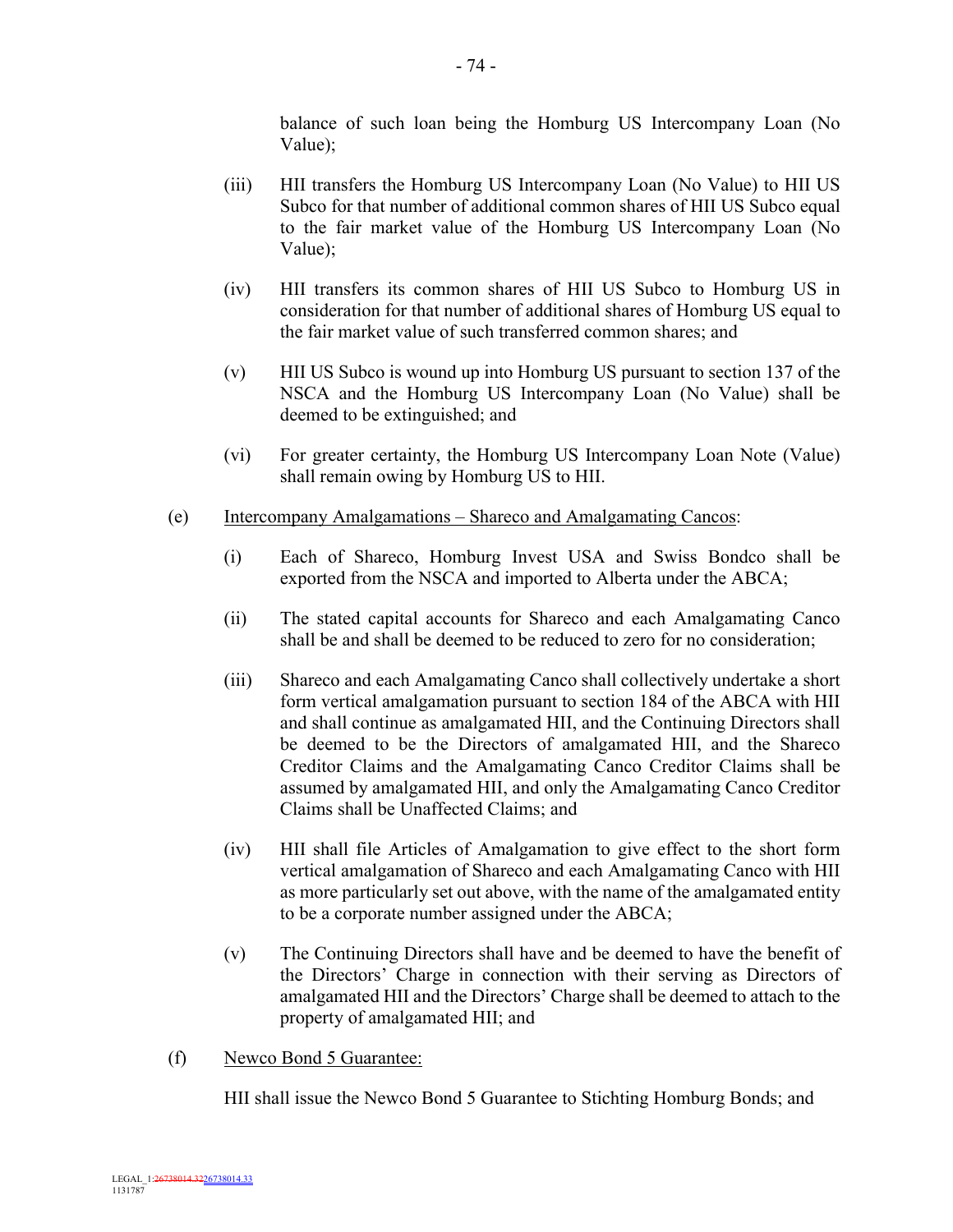balance of such loan being the Homburg US Intercompany Loan (No Value);

(iii) HII transfers the Homburg US Intercompany Loan (No Value) to HII US Subco for that number of additional common shares of HII US Subco equal to the fair market value of the Homburg US Intercompany Loan (No Value);

(iv) HII transfers its common shares of HII US Subco to Homburg US in consideration for that number of additional shares of Homburg US equal to the fair market value of such transferred common shares; and

(v) HII US Subco is wound up into Homburg US pursuant to section 137 of the NSCA and the Homburg US Intercompany Loan (No Value) shall be deemed to be extinguished; and

(vi) For greater certainty, the Homburg US Intercompany Loan Note (Value) shall remain owing by Homburg US to HII.

(e) Intercompany Amalgamations – Shareco and Amalgamating Cancos:

(i) Each of Shareco, Homburg Invest USA and Swiss Bondco shall be exported from the NSCA and imported to Alberta under the ABCA;

(ii) The stated capital accounts for Shareco and each Amalgamating Canco shall be and shall be deemed to be reduced to zero for no consideration;

(iii) Shareco and each Amalgamating Canco shall collectively undertake a short form vertical amalgamation pursuant to section 184 of the ABCA with HII and shall continue as amalgamated HII, and the Continuing Directors shall be deemed to be the Directors of amalgamated HII, and the Shareco Creditor Claims and the Amalgamating Canco Creditor Claims shall be assumed by amalgamated HII, and only the Amalgamating Canco Creditor Claims shall be Unaffected Claims; and

(iv) HII shall file Articles of Amalgamation to give effect to the short form vertical amalgamation of Shareco and each Amalgamating Canco with HII as more particularly set out above, with the name of the amalgamated entity to be a corporate number assigned under the ABCA;

(v) The Continuing Directors shall have and be deemed to have the benefit of the Directors' Charge in connection with their serving as Directors of amalgamated HII and the Directors' Charge shall be deemed to attach to the property of amalgamated HII; and

(f) Newco Bond 5 Guarantee:

HII shall issue the Newco Bond 5 Guarantee to Stichting Homburg Bonds; and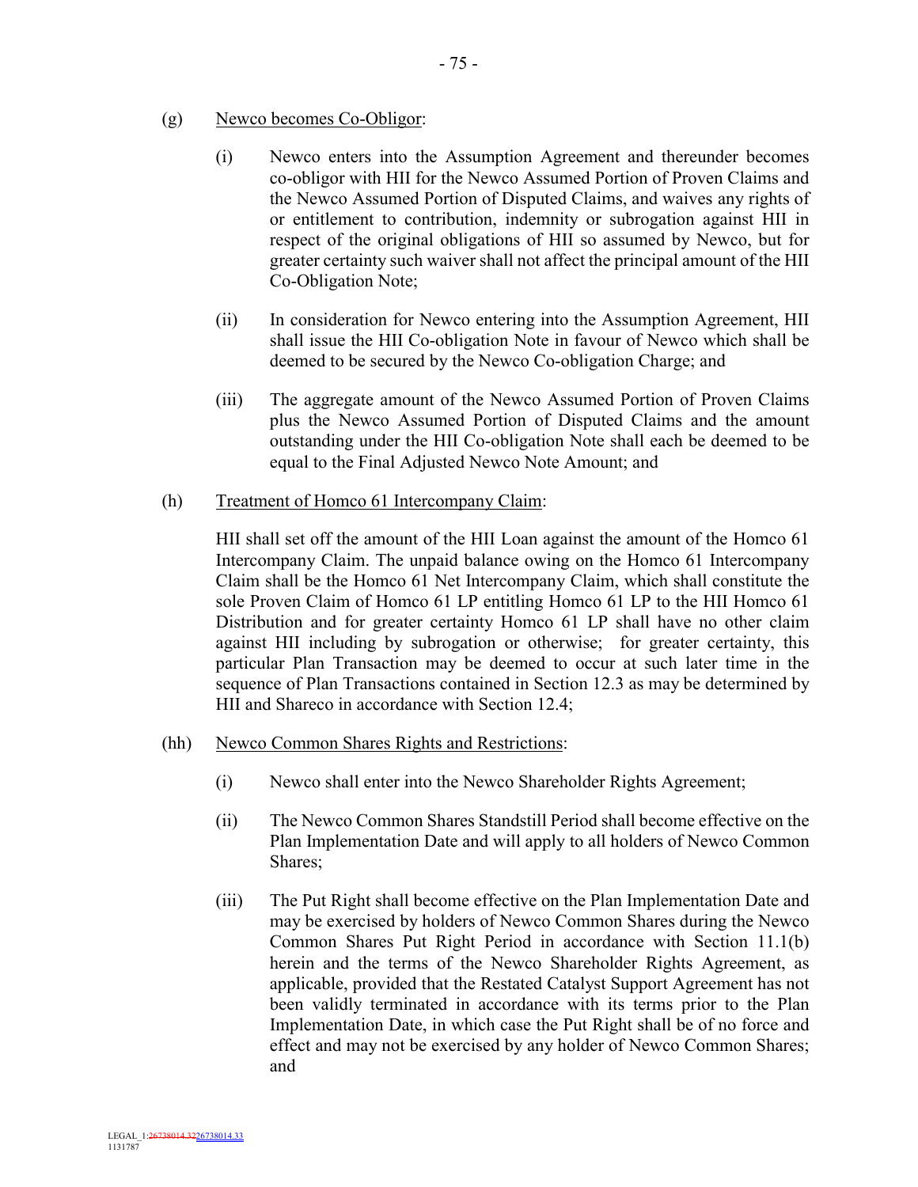(g) Newco becomes Co-Obligor:

(i) Newco enters into the Assumption Agreement and thereunder becomes co-obligor with HII for the Newco Assumed Portion of Proven Claims and the Newco Assumed Portion of Disputed Claims, and waives any rights of or entitlement to contribution, indemnity or subrogation against HII in respect of the original obligations of HII so assumed by Newco, but for greater certainty such waiver shall not affect the principal amount of the HII Co-Obligation Note;

(ii) In consideration for Newco entering into the Assumption Agreement, HII shall issue the HII Co-obligation Note in favour of Newco which shall be deemed to be secured by the Newco Co-obligation Charge; and

(iii) The aggregate amount of the Newco Assumed Portion of Proven Claims plus the Newco Assumed Portion of Disputed Claims and the amount outstanding under the HII Co-obligation Note shall each be deemed to be equal to the Final Adjusted Newco Note Amount; and

(h) Treatment of Homco 61 Intercompany Claim:

HII shall set off the amount of the HII Loan against the amount of the Homco 61 Intercompany Claim. The unpaid balance owing on the Homco 61 Intercompany Claim shall be the Homco 61 Net Intercompany Claim, which shall constitute the sole Proven Claim of Homco 61 LP entitling Homco 61 LP to the HII Homco 61 Distribution and for greater certainty Homco 61 LP shall have no other claim against HII including by subrogation or otherwise; for greater certainty, this particular Plan Transaction may be deemed to occur at such later time in the sequence of Plan Transactions contained in Section 12.3 as may be determined by HII and Shareco in accordance with Section 12.4;

(hh) Newco Common Shares Rights and Restrictions:

(i) Newco shall enter into the Newco Shareholder Rights Agreement;

(ii) The Newco Common Shares Standstill Period shall become effective on the Plan Implementation Date and will apply to all holders of Newco Common Shares;

(iii) The Put Right shall become effective on the Plan Implementation Date and may be exercised by holders of Newco Common Shares during the Newco Common Shares Put Right Period in accordance with Section 11.1(b) herein and the terms of the Newco Shareholder Rights Agreement, as applicable, provided that the Restated Catalyst Support Agreement has not been validly terminated in accordance with its terms prior to the Plan Implementation Date, in which case the Put Right shall be of no force and effect and may not be exercised by any holder of Newco Common Shares; and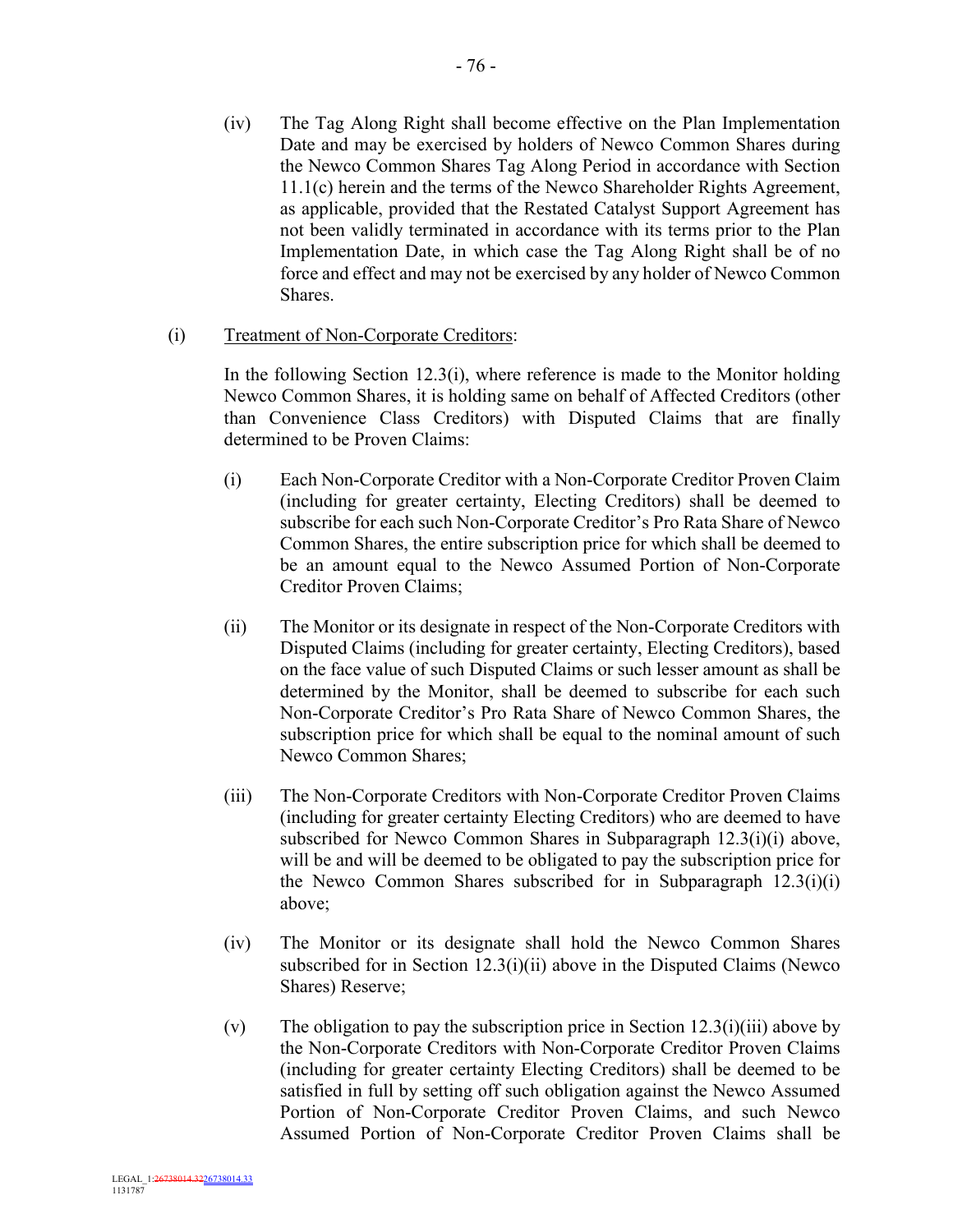(iv) The Tag Along Right shall become effective on the Plan Implementation Date and may be exercised by holders of Newco Common Shares during the Newco Common Shares Tag Along Period in accordance with Section 11.1(c) herein and the terms of the Newco Shareholder Rights Agreement, as applicable, provided that the Restated Catalyst Support Agreement has not been validly terminated in accordance with its terms prior to the Plan Implementation Date, in which case the Tag Along Right shall be of no force and effect and may not be exercised by any holder of Newco Common Shares.

(i) <u>Treatment of Non-Corporate Creditors</u>:

In the following Section 12.3(i), where reference is made to the Monitor holding Newco Common Shares, it is holding same on behalf of Affected Creditors (other than Convenience Class Creditors) with Disputed Claims that are finally determined to be Proven Claims:

(i) Each Non-Corporate Creditor with a Non-Corporate Creditor Proven Claim (including for greater certainty, Electing Creditors) shall be deemed to subscribe for each such Non-Corporate Creditor's Pro Rata Share of Newco Common Shares, the entire subscription price for which shall be deemed to be an amount equal to the Newco Assumed Portion of Non-Corporate Creditor Proven Claims;

(ii) The Monitor or its designate in respect of the Non-Corporate Creditors with Disputed Claims (including for greater certainty, Electing Creditors), based on the face value of such Disputed Claims or such lesser amount as shall be determined by the Monitor, shall be deemed to subscribe for each such Non-Corporate Creditor's Pro Rata Share of Newco Common Shares, the subscription price for which shall be equal to the nominal amount of such Newco Common Shares;

(iii) The Non-Corporate Creditors with Non-Corporate Creditor Proven Claims (including for greater certainty Electing Creditors) who are deemed to have subscribed for Newco Common Shares in Subparagraph 12.3(i)(i) above, will be and will be deemed to be obligated to pay the subscription price for the Newco Common Shares subscribed for in Subparagraph 12.3(i)(i) above;

(iv) The Monitor or its designate shall hold the Newco Common Shares subscribed for in Section 12.3(i)(ii) above in the Disputed Claims (Newco Shares) Reserve;

(v) The obligation to pay the subscription price in Section 12.3(i)(iii) above by the Non-Corporate Creditors with Non-Corporate Creditor Proven Claims (including for greater certainty Electing Creditors) shall be deemed to be satisfied in full by setting off such obligation against the Newco Assumed Portion of Non-Corporate Creditor Proven Claims, and such Newco Assumed Portion of Non-Corporate Creditor Proven Claims shall be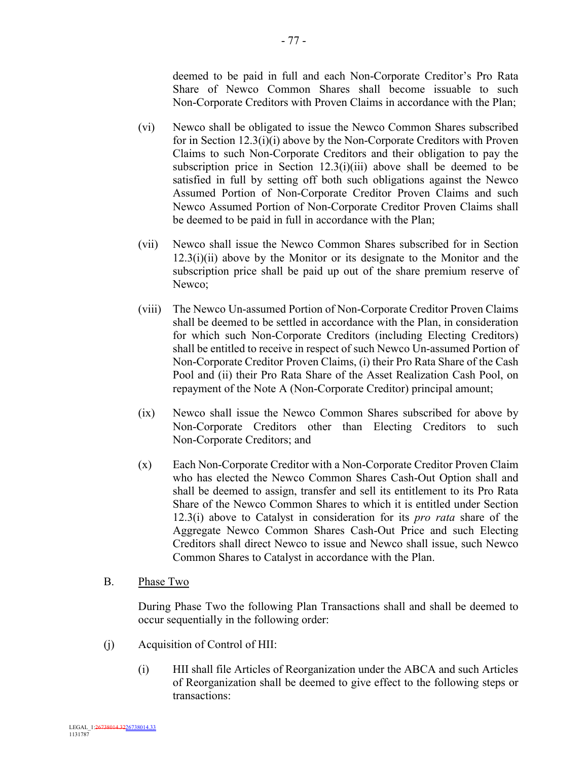deemed to be paid in full and each Non-Corporate Creditor's Pro Rata Share of Newco Common Shares shall become issuable to such Non-Corporate Creditors with Proven Claims in accordance with the Plan;

(vi) Newco shall be obligated to issue the Newco Common Shares subscribed for in Section 12.3(i)(i) above by the Non-Corporate Creditors with Proven Claims to such Non-Corporate Creditors and their obligation to pay the subscription price in Section 12.3(i)(iii) above shall be deemed to be satisfied in full by setting off both such obligations against the Newco Assumed Portion of Non-Corporate Creditor Proven Claims and such Newco Assumed Portion of Non-Corporate Creditor Proven Claims shall be deemed to be paid in full in accordance with the Plan;

(vii) Newco shall issue the Newco Common Shares subscribed for in Section 12.3(i)(ii) above by the Monitor or its designate to the Monitor and the subscription price shall be paid up out of the share premium reserve of Newco;

(viii) The Newco Un-assumed Portion of Non-Corporate Creditor Proven Claims shall be deemed to be settled in accordance with the Plan, in consideration for which such Non-Corporate Creditors (including Electing Creditors) shall be entitled to receive in respect of such Newco Un-assumed Portion of Non-Corporate Creditor Proven Claims, (i) their Pro Rata Share of the Cash Pool and (ii) their Pro Rata Share of the Asset Realization Cash Pool, on repayment of the Note A (Non-Corporate Creditor) principal amount;

(ix) Newco shall issue the Newco Common Shares subscribed for above by Non-Corporate Creditors other than Electing Creditors to such Non-Corporate Creditors; and

(x) Each Non-Corporate Creditor with a Non-Corporate Creditor Proven Claim who has elected the Newco Common Shares Cash-Out Option shall and shall be deemed to assign, transfer and sell its entitlement to its Pro Rata Share of the Newco Common Shares to which it is entitled under Section 12.3(i) above to Catalyst in consideration for its *pro rata* share of the Aggregate Newco Common Shares Cash-Out Price and such Electing Creditors shall direct Newco to issue and Newco shall issue, such Newco Common Shares to Catalyst in accordance with the Plan.

B. Phase Two

During Phase Two the following Plan Transactions shall and shall be deemed to occur sequentially in the following order:

(j) Acquisition of Control of HII:

(i) HII shall file Articles of Reorganization under the ABCA and such Articles of Reorganization shall be deemed to give effect to the following steps or transactions: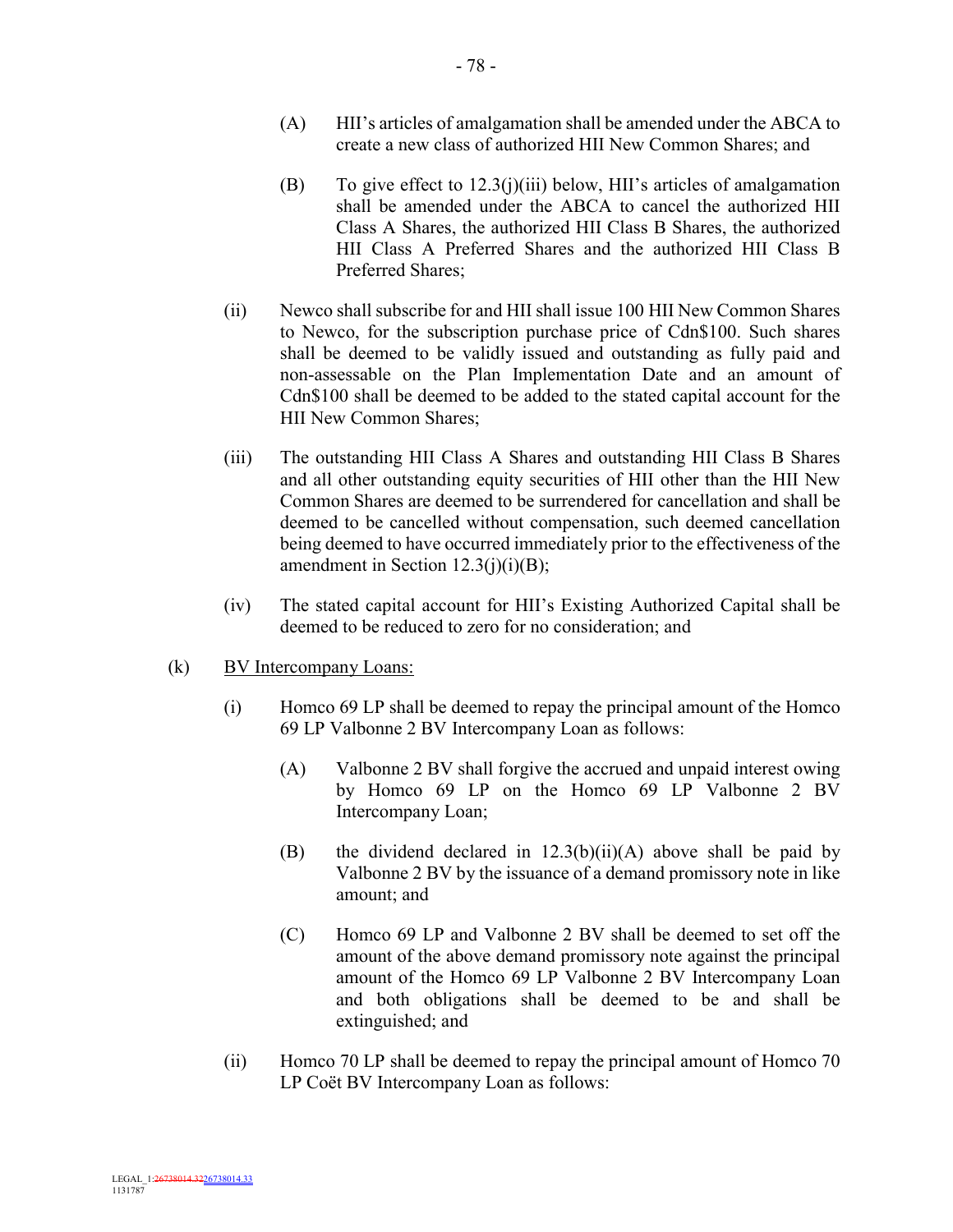(A) HII's articles of amalgamation shall be amended under the ABCA to create a new class of authorized HII New Common Shares; and

(B) To give effect to 12.3(j)(iii) below, HII's articles of amalgamation shall be amended under the ABCA to cancel the authorized HII Class A Shares, the authorized HII Class B Shares, the authorized HII Class A Preferred Shares and the authorized HII Class B Preferred Shares;

(ii) Newco shall subscribe for and HII shall issue 100 HII New Common Shares to Newco, for the subscription purchase price of Cdn$100. Such shares shall be deemed to be validly issued and outstanding as fully paid and non-assessable on the Plan Implementation Date and an amount of Cdn$100 shall be deemed to be added to the stated capital account for the HII New Common Shares;

(iii) The outstanding HII Class A Shares and outstanding HII Class B Shares and all other outstanding equity securities of HII other than the HII New Common Shares are deemed to be surrendered for cancellation and shall be deemed to be cancelled without compensation, such deemed cancellation being deemed to have occurred immediately prior to the effectiveness of the amendment in Section 12.3(j)(i)(B);

(iv) The stated capital account for HII's Existing Authorized Capital shall be deemed to be reduced to zero for no consideration; and

(k) <u>BV Intercompany Loans:</u>

(i) Homco 69 LP shall be deemed to repay the principal amount of the Homco 69 LP Valbonne 2 BV Intercompany Loan as follows:

(A) Valbonne 2 BV shall forgive the accrued and unpaid interest owing by Homco 69 LP on the Homco 69 LP Valbonne 2 BV Intercompany Loan;

(B) the dividend declared in 12.3(b)(ii)(A) above shall be paid by Valbonne 2 BV by the issuance of a demand promissory note in like amount; and

(C) Homco 69 LP and Valbonne 2 BV shall be deemed to set off the amount of the above demand promissory note against the principal amount of the Homco 69 LP Valbonne 2 BV Intercompany Loan and both obligations shall be deemed to be and shall be extinguished; and

(ii) Homco 70 LP shall be deemed to repay the principal amount of Homco 70 LP Coët BV Intercompany Loan as follows: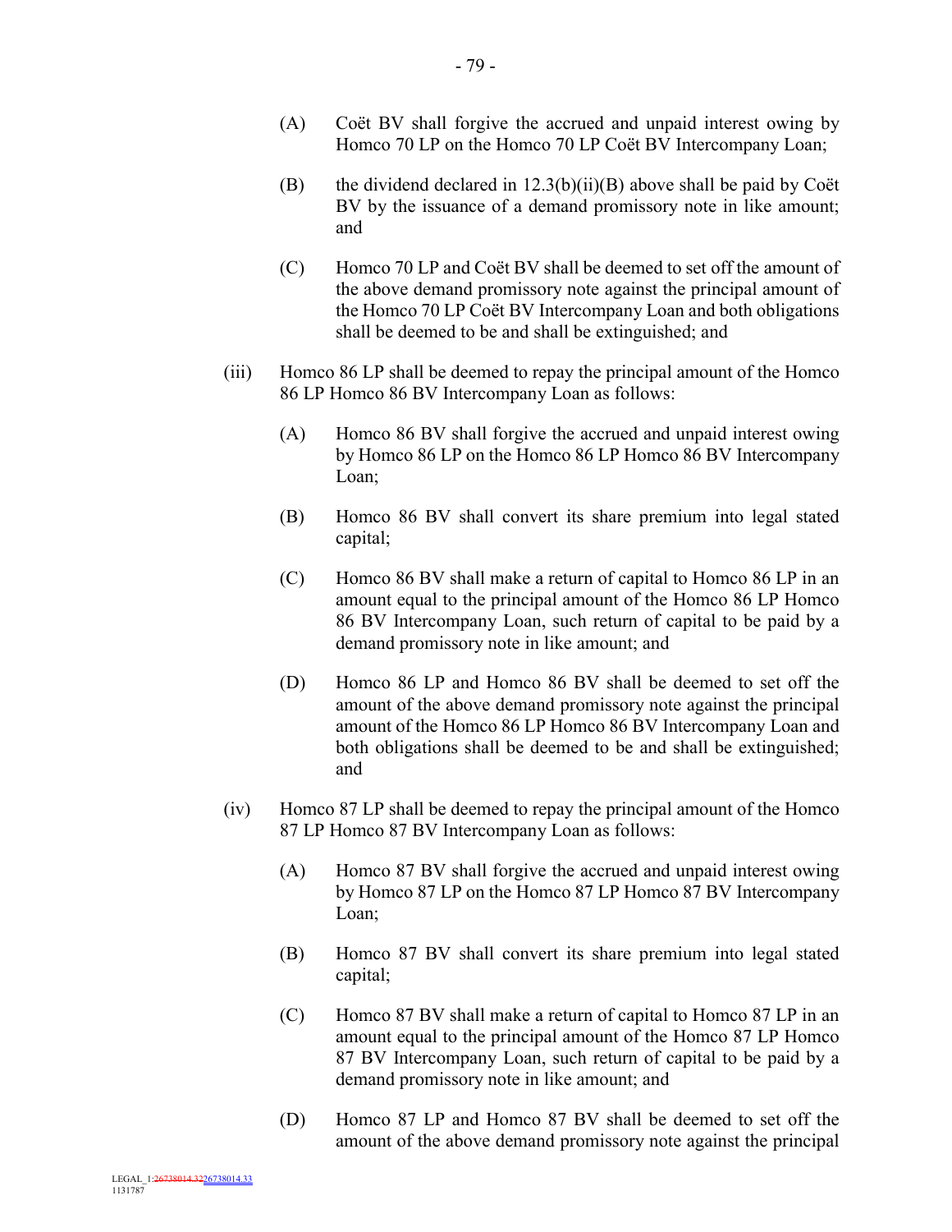(A) Coët BV shall forgive the accrued and unpaid interest owing by Homco 70 LP on the Homco 70 LP Coët BV Intercompany Loan;

(B) the dividend declared in 12.3(b)(ii)(B) above shall be paid by Coët BV by the issuance of a demand promissory note in like amount; and

(C) Homco 70 LP and Coët BV shall be deemed to set off the amount of the above demand promissory note against the principal amount of the Homco 70 LP Coët BV Intercompany Loan and both obligations shall be deemed to be and shall be extinguished; and

(iii) Homco 86 LP shall be deemed to repay the principal amount of the Homco 86 LP Homco 86 BV Intercompany Loan as follows:

(A) Homco 86 BV shall forgive the accrued and unpaid interest owing by Homco 86 LP on the Homco 86 LP Homco 86 BV Intercompany Loan;

(B) Homco 86 BV shall convert its share premium into legal stated capital;

(C) Homco 86 BV shall make a return of capital to Homco 86 LP in an amount equal to the principal amount of the Homco 86 LP Homco 86 BV Intercompany Loan, such return of capital to be paid by a demand promissory note in like amount; and

(D) Homco 86 LP and Homco 86 BV shall be deemed to set off the amount of the above demand promissory note against the principal amount of the Homco 86 LP Homco 86 BV Intercompany Loan and both obligations shall be deemed to be and shall be extinguished; and

(iv) Homco 87 LP shall be deemed to repay the principal amount of the Homco 87 LP Homco 87 BV Intercompany Loan as follows:

(A) Homco 87 BV shall forgive the accrued and unpaid interest owing by Homco 87 LP on the Homco 87 LP Homco 87 BV Intercompany Loan;

(B) Homco 87 BV shall convert its share premium into legal stated capital;

(C) Homco 87 BV shall make a return of capital to Homco 87 LP in an amount equal to the principal amount of the Homco 87 LP Homco 87 BV Intercompany Loan, such return of capital to be paid by a demand promissory note in like amount; and

(D) Homco 87 LP and Homco 87 BV shall be deemed to set off the amount of the above demand promissory note against the principal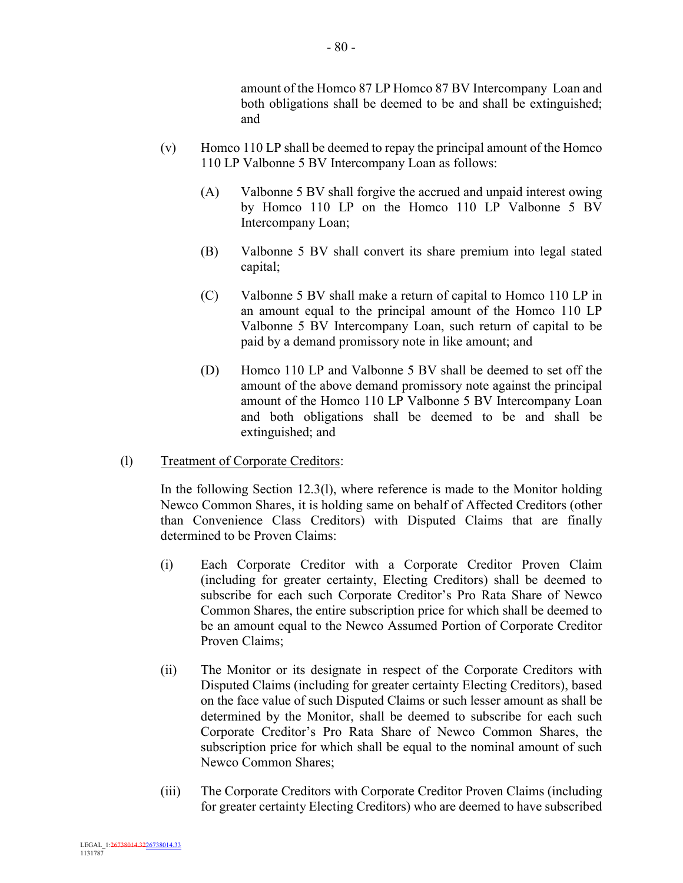amount of the Homco 87 LP Homco 87 BV Intercompany Loan and both obligations shall be deemed to be and shall be extinguished; and

(v) Homco 110 LP shall be deemed to repay the principal amount of the Homco 110 LP Valbonne 5 BV Intercompany Loan as follows:

(A) Valbonne 5 BV shall forgive the accrued and unpaid interest owing by Homco 110 LP on the Homco 110 LP Valbonne 5 BV Intercompany Loan;

(B) Valbonne 5 BV shall convert its share premium into legal stated capital;

(C) Valbonne 5 BV shall make a return of capital to Homco 110 LP in an amount equal to the principal amount of the Homco 110 LP Valbonne 5 BV Intercompany Loan, such return of capital to be paid by a demand promissory note in like amount; and

(D) Homco 110 LP and Valbonne 5 BV shall be deemed to set off the amount of the above demand promissory note against the principal amount of the Homco 110 LP Valbonne 5 BV Intercompany Loan and both obligations shall be deemed to be and shall be extinguished; and

(l) Treatment of Corporate Creditors:

In the following Section 12.3(l), where reference is made to the Monitor holding Newco Common Shares, it is holding same on behalf of Affected Creditors (other than Convenience Class Creditors) with Disputed Claims that are finally determined to be Proven Claims:

(i) Each Corporate Creditor with a Corporate Creditor Proven Claim (including for greater certainty, Electing Creditors) shall be deemed to subscribe for each such Corporate Creditor's Pro Rata Share of Newco Common Shares, the entire subscription price for which shall be deemed to be an amount equal to the Newco Assumed Portion of Corporate Creditor Proven Claims;

(ii) The Monitor or its designate in respect of the Corporate Creditors with Disputed Claims (including for greater certainty Electing Creditors), based on the face value of such Disputed Claims or such lesser amount as shall be determined by the Monitor, shall be deemed to subscribe for each such Corporate Creditor's Pro Rata Share of Newco Common Shares, the subscription price for which shall be equal to the nominal amount of such Newco Common Shares;

(iii) The Corporate Creditors with Corporate Creditor Proven Claims (including for greater certainty Electing Creditors) who are deemed to have subscribed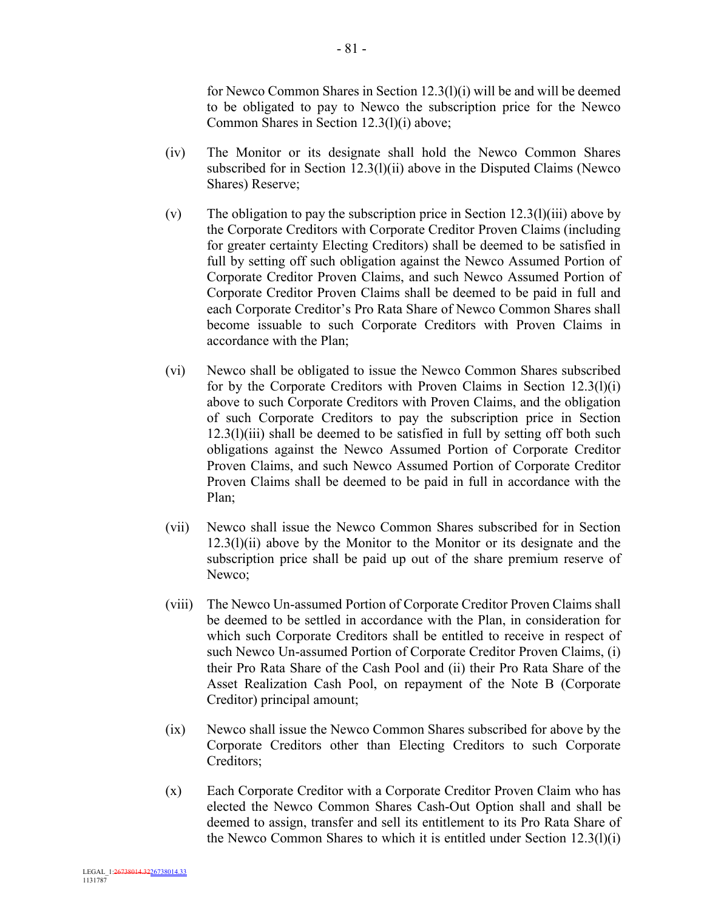for Newco Common Shares in Section 12.3(l)(i) will be and will be deemed to be obligated to pay to Newco the subscription price for the Newco Common Shares in Section 12.3(l)(i) above;

(iv) The Monitor or its designate shall hold the Newco Common Shares subscribed for in Section 12.3(l)(ii) above in the Disputed Claims (Newco Shares) Reserve;

(v) The obligation to pay the subscription price in Section 12.3(l)(iii) above by the Corporate Creditors with Corporate Creditor Proven Claims (including for greater certainty Electing Creditors) shall be deemed to be satisfied in full by setting off such obligation against the Newco Assumed Portion of Corporate Creditor Proven Claims, and such Newco Assumed Portion of Corporate Creditor Proven Claims shall be deemed to be paid in full and each Corporate Creditor's Pro Rata Share of Newco Common Shares shall become issuable to such Corporate Creditors with Proven Claims in accordance with the Plan;

(vi) Newco shall be obligated to issue the Newco Common Shares subscribed for by the Corporate Creditors with Proven Claims in Section 12.3(l)(i) above to such Corporate Creditors with Proven Claims, and the obligation of such Corporate Creditors to pay the subscription price in Section 12.3(l)(iii) shall be deemed to be satisfied in full by setting off both such obligations against the Newco Assumed Portion of Corporate Creditor Proven Claims, and such Newco Assumed Portion of Corporate Creditor Proven Claims shall be deemed to be paid in full in accordance with the Plan;

(vii) Newco shall issue the Newco Common Shares subscribed for in Section 12.3(l)(ii) above by the Monitor to the Monitor or its designate and the subscription price shall be paid up out of the share premium reserve of Newco;

(viii) The Newco Un-assumed Portion of Corporate Creditor Proven Claims shall be deemed to be settled in accordance with the Plan, in consideration for which such Corporate Creditors shall be entitled to receive in respect of such Newco Un-assumed Portion of Corporate Creditor Proven Claims, (i) their Pro Rata Share of the Cash Pool and (ii) their Pro Rata Share of the Asset Realization Cash Pool, on repayment of the Note B (Corporate Creditor) principal amount;

(ix) Newco shall issue the Newco Common Shares subscribed for above by the Corporate Creditors other than Electing Creditors to such Corporate Creditors;

(x) Each Corporate Creditor with a Corporate Creditor Proven Claim who has elected the Newco Common Shares Cash-Out Option shall and shall be deemed to assign, transfer and sell its entitlement to its Pro Rata Share of the Newco Common Shares to which it is entitled under Section 12.3(l)(i)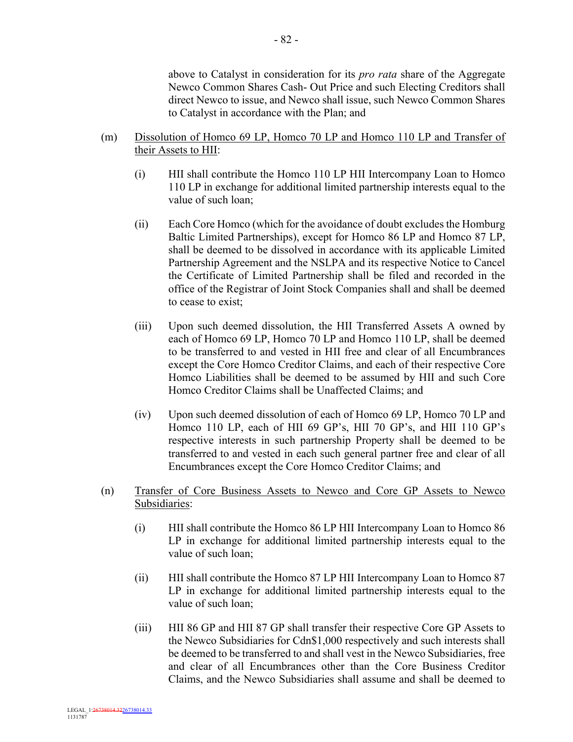above to Catalyst in consideration for its *pro rata* share of the Aggregate Newco Common Shares Cash- Out Price and such Electing Creditors shall direct Newco to issue, and Newco shall issue, such Newco Common Shares to Catalyst in accordance with the Plan; and

(m) Dissolution of Homco 69 LP, Homco 70 LP and Homco 110 LP and Transfer of their Assets to HII:

   (i) HII shall contribute the Homco 110 LP HII Intercompany Loan to Homco 110 LP in exchange for additional limited partnership interests equal to the value of such loan;

   (ii) Each Core Homco (which for the avoidance of doubt excludes the Homburg Baltic Limited Partnerships), except for Homco 86 LP and Homco 87 LP, shall be deemed to be dissolved in accordance with its applicable Limited Partnership Agreement and the NSLPA and its respective Notice to Cancel the Certificate of Limited Partnership shall be filed and recorded in the office of the Registrar of Joint Stock Companies shall and shall be deemed to cease to exist;

   (iii) Upon such deemed dissolution, the HII Transferred Assets A owned by each of Homco 69 LP, Homco 70 LP and Homco 110 LP, shall be deemed to be transferred to and vested in HII free and clear of all Encumbrances except the Core Homco Creditor Claims, and each of their respective Core Homco Liabilities shall be deemed to be assumed by HII and such Core Homco Creditor Claims shall be Unaffected Claims; and

   (iv) Upon such deemed dissolution of each of Homco 69 LP, Homco 70 LP and Homco 110 LP, each of HII 69 GP's, HII 70 GP's, and HII 110 GP's respective interests in such partnership Property shall be deemed to be transferred to and vested in each such general partner free and clear of all Encumbrances except the Core Homco Creditor Claims; and

(n) Transfer of Core Business Assets to Newco and Core GP Assets to Newco Subsidiaries:

   (i) HII shall contribute the Homco 86 LP HII Intercompany Loan to Homco 86 LP in exchange for additional limited partnership interests equal to the value of such loan;

   (ii) HII shall contribute the Homco 87 LP HII Intercompany Loan to Homco 87 LP in exchange for additional limited partnership interests equal to the value of such loan;

   (iii) HII 86 GP and HII 87 GP shall transfer their respective Core GP Assets to the Newco Subsidiaries for Cdn$1,000 respectively and such interests shall be deemed to be transferred to and shall vest in the Newco Subsidiaries, free and clear of all Encumbrances other than the Core Business Creditor Claims, and the Newco Subsidiaries shall assume and shall be deemed to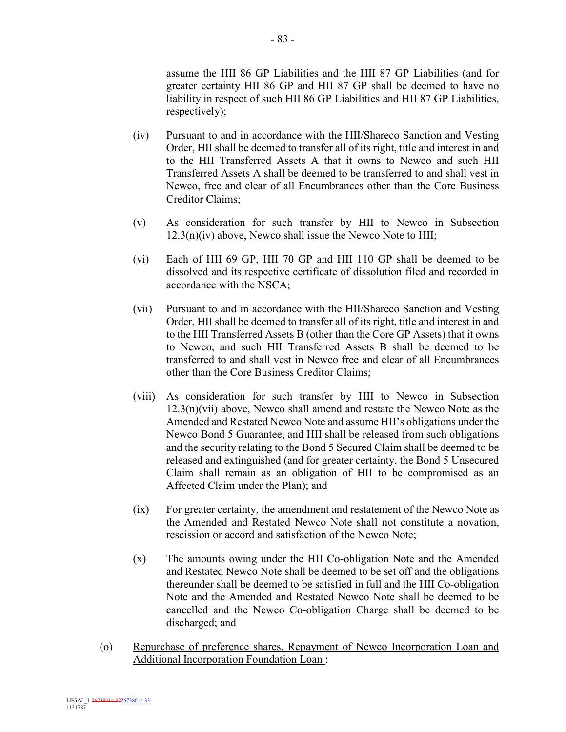assume the HII 86 GP Liabilities and the HII 87 GP Liabilities (and for greater certainty HII 86 GP and HII 87 GP shall be deemed to have no liability in respect of such HII 86 GP Liabilities and HII 87 GP Liabilities, respectively);

(iv) Pursuant to and in accordance with the HII/Shareco Sanction and Vesting Order, HII shall be deemed to transfer all of its right, title and interest in and to the HII Transferred Assets A that it owns to Newco and such HII Transferred Assets A shall be deemed to be transferred to and shall vest in Newco, free and clear of all Encumbrances other than the Core Business Creditor Claims;

(v) As consideration for such transfer by HII to Newco in Subsection 12.3(n)(iv) above, Newco shall issue the Newco Note to HII;

(vi) Each of HII 69 GP, HII 70 GP and HII 110 GP shall be deemed to be dissolved and its respective certificate of dissolution filed and recorded in accordance with the NSCA;

(vii) Pursuant to and in accordance with the HII/Shareco Sanction and Vesting Order, HII shall be deemed to transfer all of its right, title and interest in and to the HII Transferred Assets B (other than the Core GP Assets) that it owns to Newco, and such HII Transferred Assets B shall be deemed to be transferred to and shall vest in Newco free and clear of all Encumbrances other than the Core Business Creditor Claims;

(viii) As consideration for such transfer by HII to Newco in Subsection 12.3(n)(vii) above, Newco shall amend and restate the Newco Note as the Amended and Restated Newco Note and assume HII's obligations under the Newco Bond 5 Guarantee, and HII shall be released from such obligations and the security relating to the Bond 5 Secured Claim shall be deemed to be released and extinguished (and for greater certainty, the Bond 5 Unsecured Claim shall remain as an obligation of HII to be compromised as an Affected Claim under the Plan); and

(ix) For greater certainty, the amendment and restatement of the Newco Note as the Amended and Restated Newco Note shall not constitute a novation, rescission or accord and satisfaction of the Newco Note;

(x) The amounts owing under the HII Co-obligation Note and the Amended and Restated Newco Note shall be deemed to be set off and the obligations thereunder shall be deemed to be satisfied in full and the HII Co-obligation Note and the Amended and Restated Newco Note shall be deemed to be cancelled and the Newco Co-obligation Charge shall be deemed to be discharged; and

(o) <u>Repurchase of preference shares, Repayment of Newco Incorporation Loan and Additional Incorporation Foundation Loan</u> :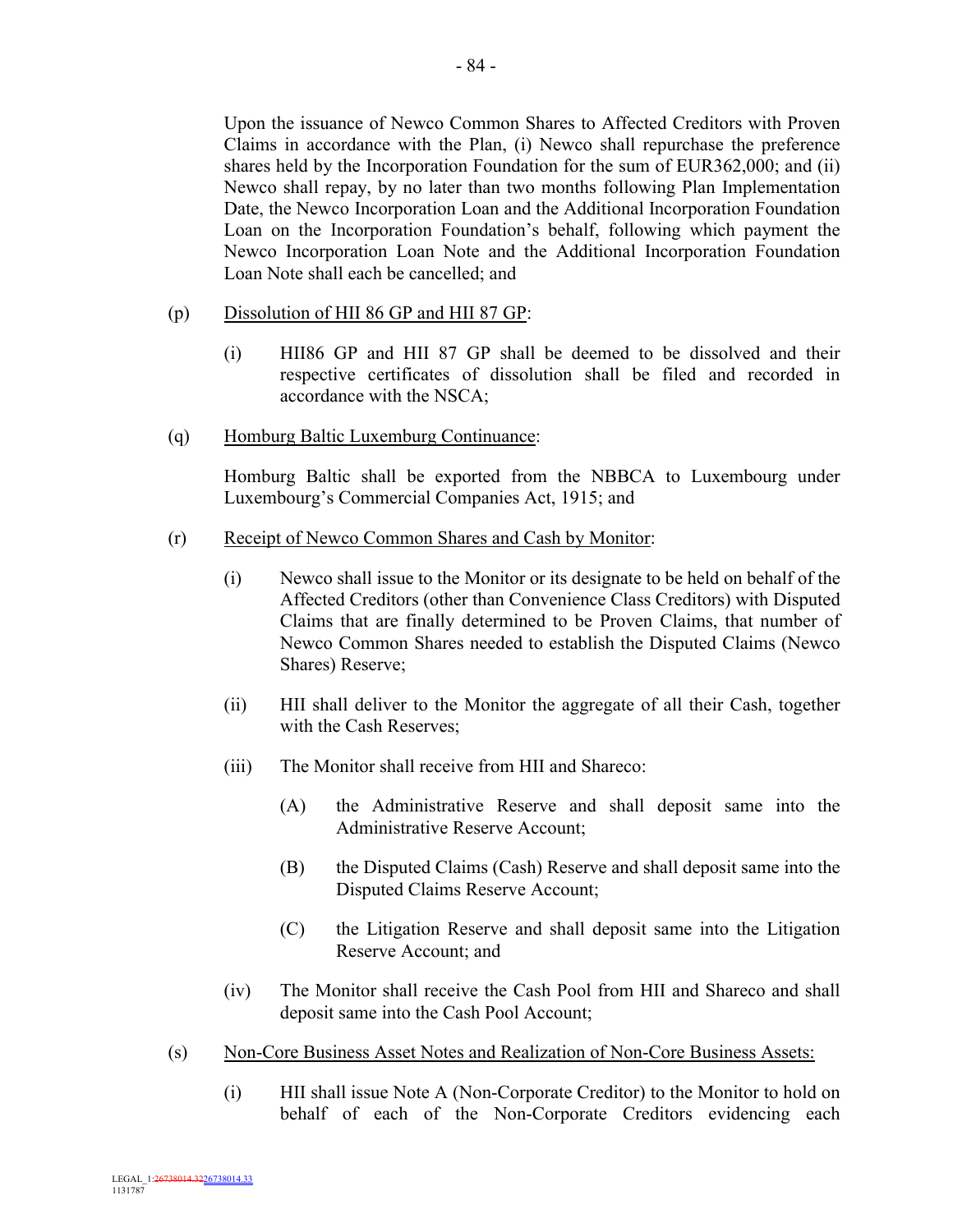Upon the issuance of Newco Common Shares to Affected Creditors with Proven Claims in accordance with the Plan, (i) Newco shall repurchase the preference shares held by the Incorporation Foundation for the sum of EUR362,000; and (ii) Newco shall repay, by no later than two months following Plan Implementation Date, the Newco Incorporation Loan and the Additional Incorporation Foundation Loan on the Incorporation Foundation's behalf, following which payment the Newco Incorporation Loan Note and the Additional Incorporation Foundation Loan Note shall each be cancelled; and

(p) Dissolution of HII 86 GP and HII 87 GP:

(i) HII86 GP and HII 87 GP shall be deemed to be dissolved and their respective certificates of dissolution shall be filed and recorded in accordance with the NSCA;

(q) Homburg Baltic Luxemburg Continuance:

Homburg Baltic shall be exported from the NBBCA to Luxembourg under Luxembourg's Commercial Companies Act, 1915; and

(r) Receipt of Newco Common Shares and Cash by Monitor:

(i) Newco shall issue to the Monitor or its designate to be held on behalf of the Affected Creditors (other than Convenience Class Creditors) with Disputed Claims that are finally determined to be Proven Claims, that number of Newco Common Shares needed to establish the Disputed Claims (Newco Shares) Reserve;

(ii) HII shall deliver to the Monitor the aggregate of all their Cash, together with the Cash Reserves;

(iii) The Monitor shall receive from HII and Shareco:

(A) the Administrative Reserve and shall deposit same into the Administrative Reserve Account;

(B) the Disputed Claims (Cash) Reserve and shall deposit same into the Disputed Claims Reserve Account;

(C) the Litigation Reserve and shall deposit same into the Litigation Reserve Account; and

(iv) The Monitor shall receive the Cash Pool from HII and Shareco and shall deposit same into the Cash Pool Account;

(s) Non-Core Business Asset Notes and Realization of Non-Core Business Assets:

(i) HII shall issue Note A (Non-Corporate Creditor) to the Monitor to hold on behalf of each of the Non-Corporate Creditors evidencing each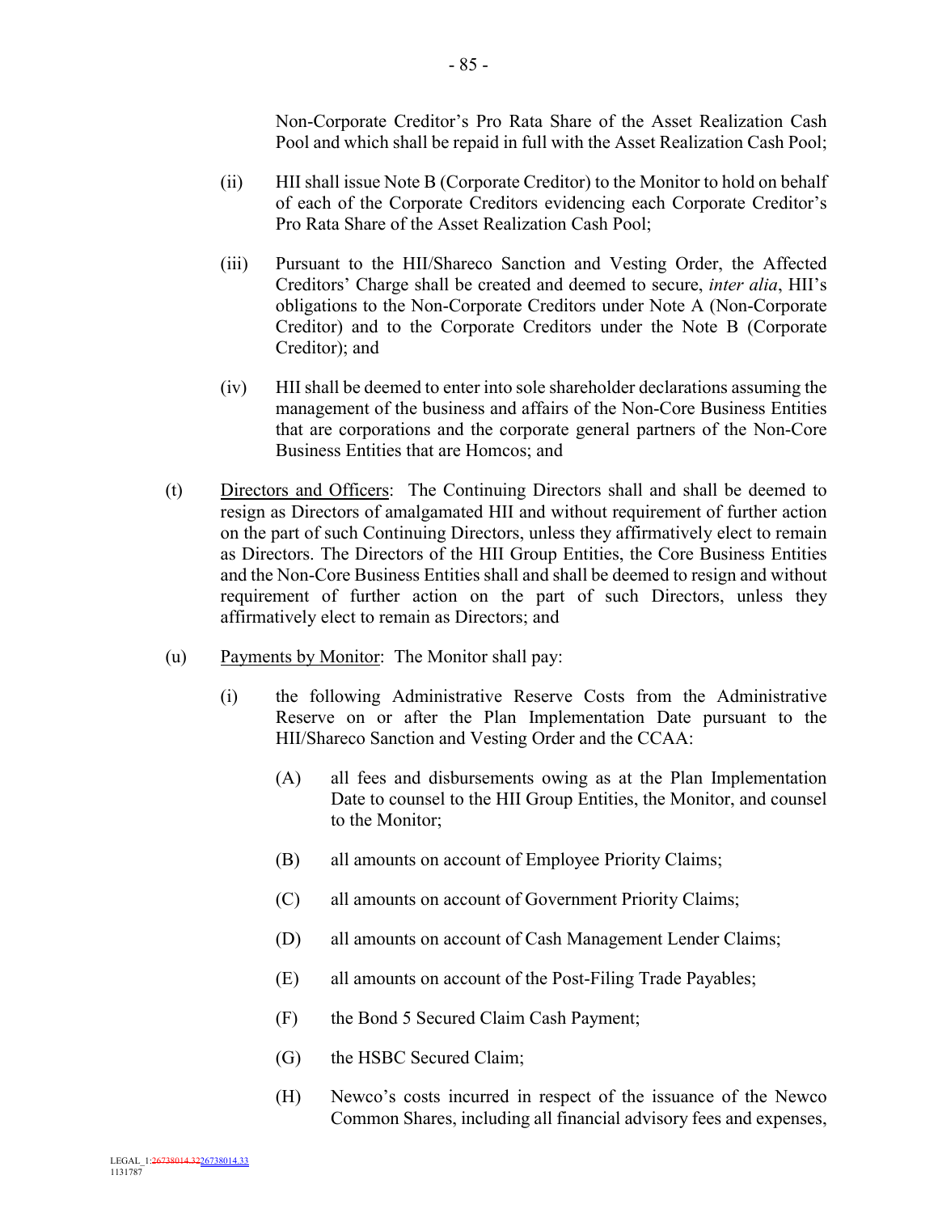Non-Corporate Creditor's Pro Rata Share of the Asset Realization Cash Pool and which shall be repaid in full with the Asset Realization Cash Pool;

(ii) HII shall issue Note B (Corporate Creditor) to the Monitor to hold on behalf of each of the Corporate Creditors evidencing each Corporate Creditor's Pro Rata Share of the Asset Realization Cash Pool;

(iii) Pursuant to the HII/Shareco Sanction and Vesting Order, the Affected Creditors' Charge shall be created and deemed to secure, *inter alia*, HII's obligations to the Non-Corporate Creditors under Note A (Non-Corporate Creditor) and to the Corporate Creditors under the Note B (Corporate Creditor); and

(iv) HII shall be deemed to enter into sole shareholder declarations assuming the management of the business and affairs of the Non-Core Business Entities that are corporations and the corporate general partners of the Non-Core Business Entities that are Homcos; and

(t) Directors and Officers: The Continuing Directors shall and shall be deemed to resign as Directors of amalgamated HII and without requirement of further action on the part of such Continuing Directors, unless they affirmatively elect to remain as Directors. The Directors of the HII Group Entities, the Core Business Entities and the Non-Core Business Entities shall and shall be deemed to resign and without requirement of further action on the part of such Directors, unless they affirmatively elect to remain as Directors; and

(u) Payments by Monitor: The Monitor shall pay:

(i) the following Administrative Reserve Costs from the Administrative Reserve on or after the Plan Implementation Date pursuant to the HII/Shareco Sanction and Vesting Order and the CCAA:

(A) all fees and disbursements owing as at the Plan Implementation Date to counsel to the HII Group Entities, the Monitor, and counsel to the Monitor;

(B) all amounts on account of Employee Priority Claims;

(C) all amounts on account of Government Priority Claims;

(D) all amounts on account of Cash Management Lender Claims;

(E) all amounts on account of the Post-Filing Trade Payables;

(F) the Bond 5 Secured Claim Cash Payment;

(G) the HSBC Secured Claim;

(H) Newco's costs incurred in respect of the issuance of the Newco Common Shares, including all financial advisory fees and expenses,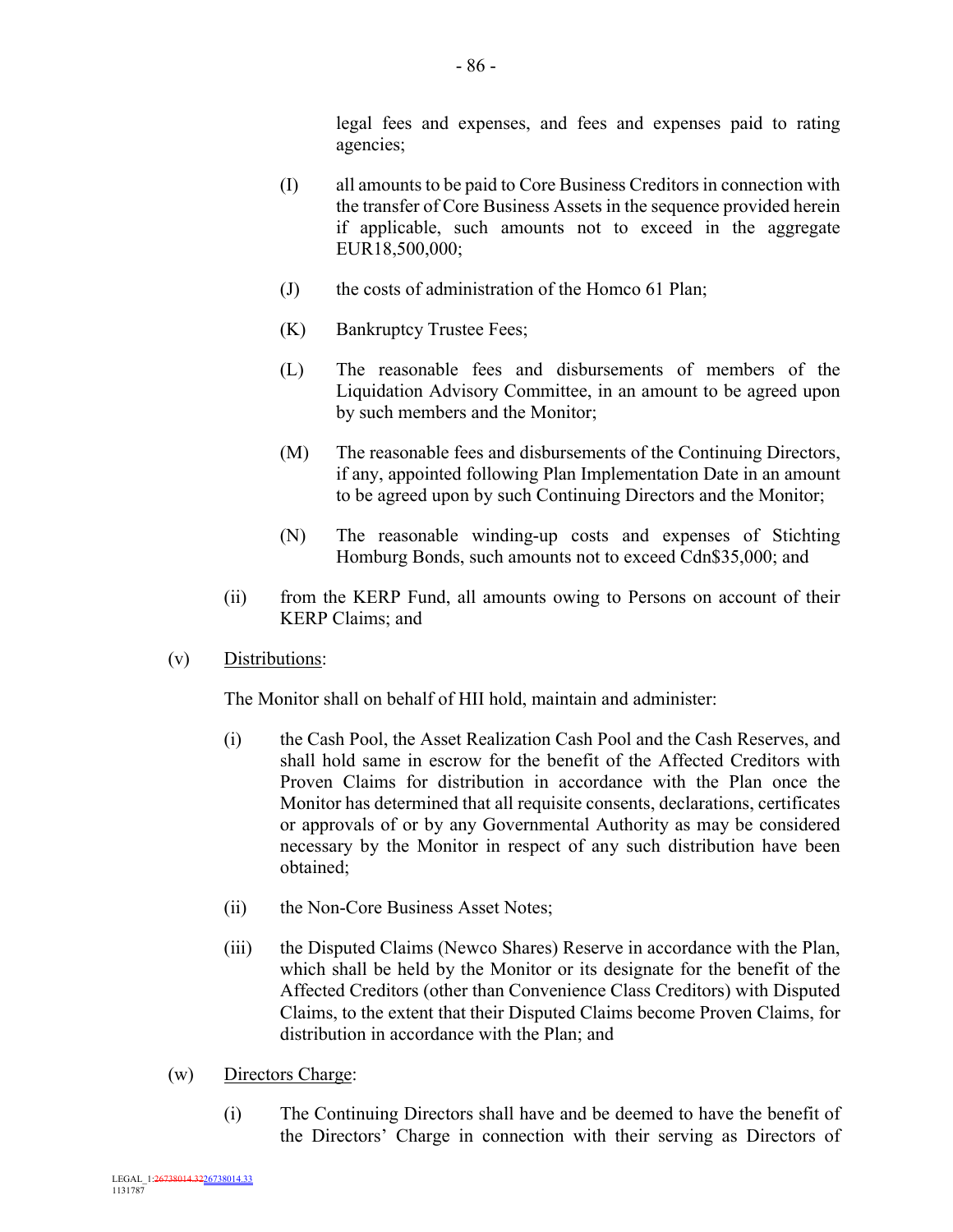legal fees and expenses, and fees and expenses paid to rating agencies;

(I) all amounts to be paid to Core Business Creditors in connection with the transfer of Core Business Assets in the sequence provided herein if applicable, such amounts not to exceed in the aggregate EUR18,500,000;

(J) the costs of administration of the Homco 61 Plan;

(K) Bankruptcy Trustee Fees;

(L) The reasonable fees and disbursements of members of the Liquidation Advisory Committee, in an amount to be agreed upon by such members and the Monitor;

(M) The reasonable fees and disbursements of the Continuing Directors, if any, appointed following Plan Implementation Date in an amount to be agreed upon by such Continuing Directors and the Monitor;

(N) The reasonable winding-up costs and expenses of Stichting Homburg Bonds, such amounts not to exceed Cdn$35,000; and

(ii) from the KERP Fund, all amounts owing to Persons on account of their KERP Claims; and

(v) Distributions:

The Monitor shall on behalf of HII hold, maintain and administer:

(i) the Cash Pool, the Asset Realization Cash Pool and the Cash Reserves, and shall hold same in escrow for the benefit of the Affected Creditors with Proven Claims for distribution in accordance with the Plan once the Monitor has determined that all requisite consents, declarations, certificates or approvals of or by any Governmental Authority as may be considered necessary by the Monitor in respect of any such distribution have been obtained;

(ii) the Non-Core Business Asset Notes;

(iii) the Disputed Claims (Newco Shares) Reserve in accordance with the Plan, which shall be held by the Monitor or its designate for the benefit of the Affected Creditors (other than Convenience Class Creditors) with Disputed Claims, to the extent that their Disputed Claims become Proven Claims, for distribution in accordance with the Plan; and

(w) Directors Charge:

(i) The Continuing Directors shall have and be deemed to have the benefit of the Directors' Charge in connection with their serving as Directors of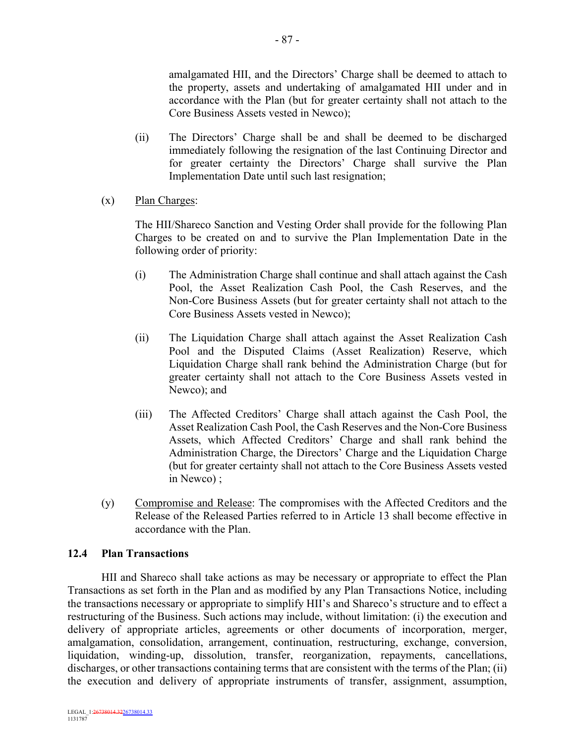amalgamated HII, and the Directors' Charge shall be deemed to attach to the property, assets and undertaking of amalgamated HII under and in accordance with the Plan (but for greater certainty shall not attach to the Core Business Assets vested in Newco);

(ii) The Directors' Charge shall be and shall be deemed to be discharged immediately following the resignation of the last Continuing Director and for greater certainty the Directors' Charge shall survive the Plan Implementation Date until such last resignation;

(x) Plan Charges:

The HII/Shareco Sanction and Vesting Order shall provide for the following Plan Charges to be created on and to survive the Plan Implementation Date in the following order of priority:

(i) The Administration Charge shall continue and shall attach against the Cash Pool, the Asset Realization Cash Pool, the Cash Reserves, and the Non-Core Business Assets (but for greater certainty shall not attach to the Core Business Assets vested in Newco);

(ii) The Liquidation Charge shall attach against the Asset Realization Cash Pool and the Disputed Claims (Asset Realization) Reserve, which Liquidation Charge shall rank behind the Administration Charge (but for greater certainty shall not attach to the Core Business Assets vested in Newco); and

(iii) The Affected Creditors' Charge shall attach against the Cash Pool, the Asset Realization Cash Pool, the Cash Reserves and the Non-Core Business Assets, which Affected Creditors' Charge and shall rank behind the Administration Charge, the Directors' Charge and the Liquidation Charge (but for greater certainty shall not attach to the Core Business Assets vested in Newco) ;

(y) Compromise and Release: The compromises with the Affected Creditors and the Release of the Released Parties referred to in Article 13 shall become effective in accordance with the Plan.

## 12.4 Plan Transactions

HII and Shareco shall take actions as may be necessary or appropriate to effect the Plan Transactions as set forth in the Plan and as modified by any Plan Transactions Notice, including the transactions necessary or appropriate to simplify HII's and Shareco's structure and to effect a restructuring of the Business. Such actions may include, without limitation: (i) the execution and delivery of appropriate articles, agreements or other documents of incorporation, merger, amalgamation, consolidation, arrangement, continuation, restructuring, exchange, conversion, liquidation, winding-up, dissolution, transfer, reorganization, repayments, cancellations, discharges, or other transactions containing terms that are consistent with the terms of the Plan; (ii) the execution and delivery of appropriate instruments of transfer, assignment, assumption,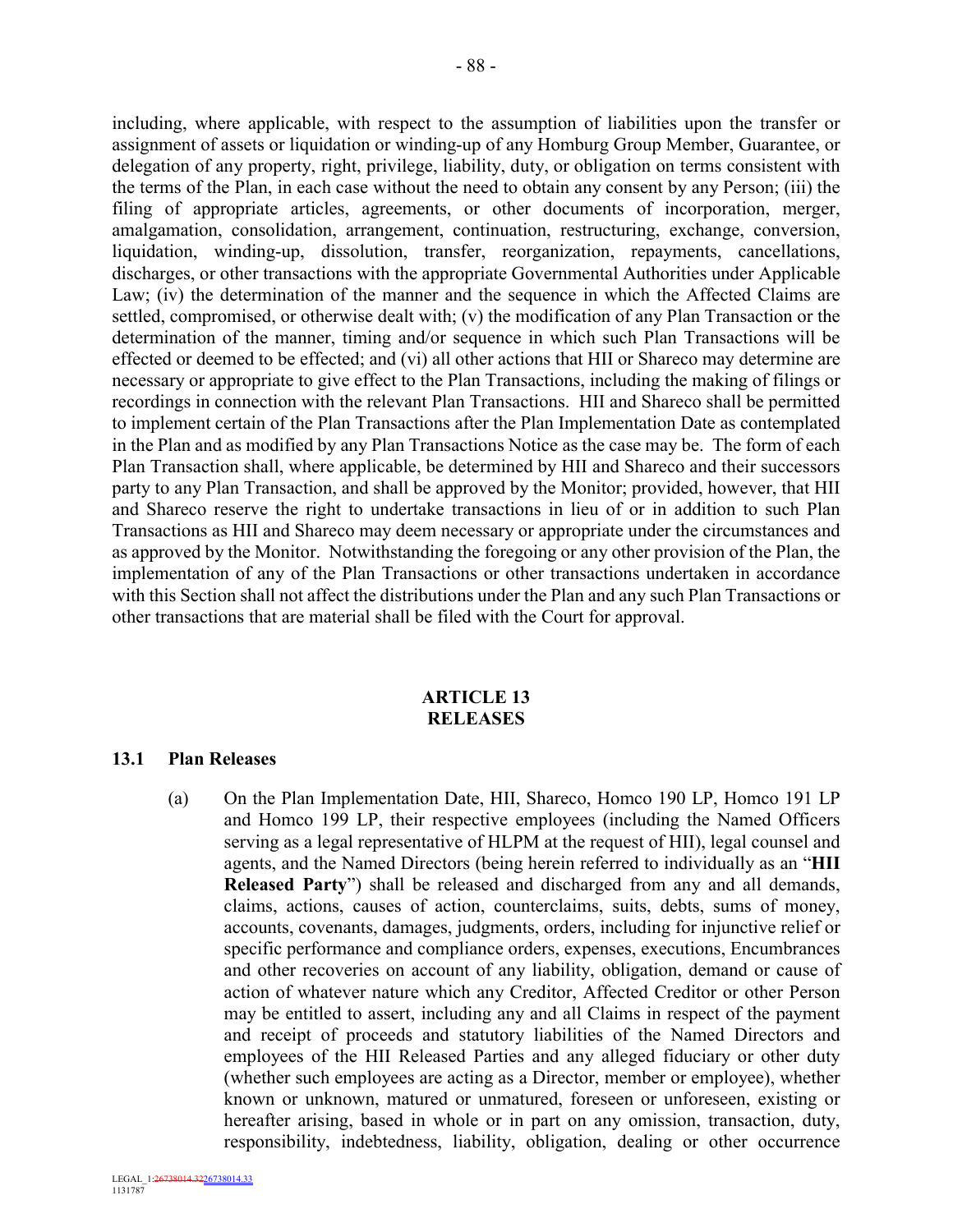including, where applicable, with respect to the assumption of liabilities upon the transfer or assignment of assets or liquidation or winding-up of any Homburg Group Member, Guarantee, or delegation of any property, right, privilege, liability, duty, or obligation on terms consistent with the terms of the Plan, in each case without the need to obtain any consent by any Person; (iii) the filing of appropriate articles, agreements, or other documents of incorporation, merger, amalgamation, consolidation, arrangement, continuation, restructuring, exchange, conversion, liquidation, winding-up, dissolution, transfer, reorganization, repayments, cancellations, discharges, or other transactions with the appropriate Governmental Authorities under Applicable Law; (iv) the determination of the manner and the sequence in which the Affected Claims are settled, compromised, or otherwise dealt with; (v) the modification of any Plan Transaction or the determination of the manner, timing and/or sequence in which such Plan Transactions will be effected or deemed to be effected; and (vi) all other actions that HII or Shareco may determine are necessary or appropriate to give effect to the Plan Transactions, including the making of filings or recordings in connection with the relevant Plan Transactions. HII and Shareco shall be permitted to implement certain of the Plan Transactions after the Plan Implementation Date as contemplated in the Plan and as modified by any Plan Transactions Notice as the case may be. The form of each Plan Transaction shall, where applicable, be determined by HII and Shareco and their successors party to any Plan Transaction, and shall be approved by the Monitor; provided, however, that HII and Shareco reserve the right to undertake transactions in lieu of or in addition to such Plan Transactions as HII and Shareco may deem necessary or appropriate under the circumstances and as approved by the Monitor. Notwithstanding the foregoing or any other provision of the Plan, the implementation of any of the Plan Transactions or other transactions undertaken in accordance with this Section shall not affect the distributions under the Plan and any such Plan Transactions or other transactions that are material shall be filed with the Court for approval.

## ARTICLE 13
## RELEASES

### 13.1 Plan Releases

(a) On the Plan Implementation Date, HII, Shareco, Homco 190 LP, Homco 191 LP and Homco 199 LP, their respective employees (including the Named Officers serving as a legal representative of HLPM at the request of HII), legal counsel and agents, and the Named Directors (being herein referred to individually as an "**HII Released Party**") shall be released and discharged from any and all demands, claims, actions, causes of action, counterclaims, suits, debts, sums of money, accounts, covenants, damages, judgments, orders, including for injunctive relief or specific performance and compliance orders, expenses, executions, Encumbrances and other recoveries on account of any liability, obligation, demand or cause of action of whatever nature which any Creditor, Affected Creditor or other Person may be entitled to assert, including any and all Claims in respect of the payment and receipt of proceeds and statutory liabilities of the Named Directors and employees of the HII Released Parties and any alleged fiduciary or other duty (whether such employees are acting as a Director, member or employee), whether known or unknown, matured or unmatured, foreseen or unforeseen, existing or hereafter arising, based in whole or in part on any omission, transaction, duty, responsibility, indebtedness, liability, obligation, dealing or other occurrence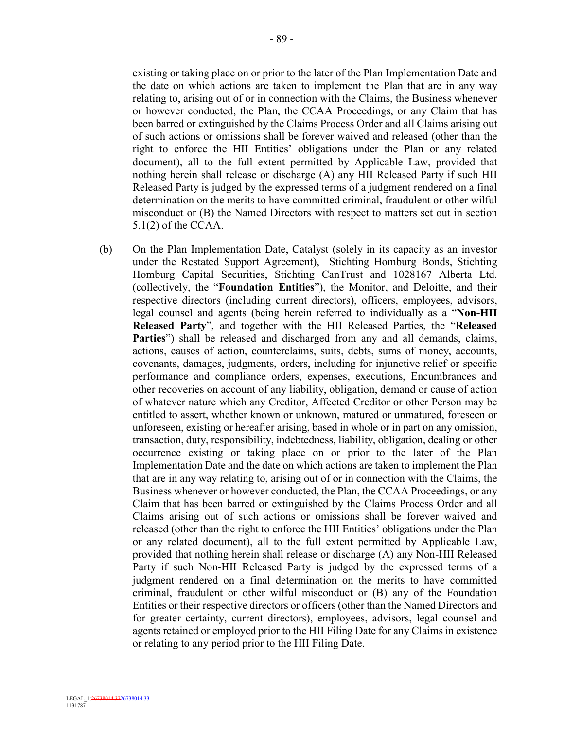existing or taking place on or prior to the later of the Plan Implementation Date and the date on which actions are taken to implement the Plan that are in any way relating to, arising out of or in connection with the Claims, the Business whenever or however conducted, the Plan, the CCAA Proceedings, or any Claim that has been barred or extinguished by the Claims Process Order and all Claims arising out of such actions or omissions shall be forever waived and released (other than the right to enforce the HII Entities' obligations under the Plan or any related document), all to the full extent permitted by Applicable Law, provided that nothing herein shall release or discharge (A) any HII Released Party if such HII Released Party is judged by the expressed terms of a judgment rendered on a final determination on the merits to have committed criminal, fraudulent or other wilful misconduct or (B) the Named Directors with respect to matters set out in section 5.1(2) of the CCAA.

(b) On the Plan Implementation Date, Catalyst (solely in its capacity as an investor under the Restated Support Agreement), Stichting Homburg Bonds, Stichting Homburg Capital Securities, Stichting CanTrust and 1028167 Alberta Ltd. (collectively, the "**Foundation Entities**"), the Monitor, and Deloitte, and their respective directors (including current directors), officers, employees, advisors, legal counsel and agents (being herein referred to individually as a "**Non-HII Released Party**", and together with the HII Released Parties, the "**Released Parties**") shall be released and discharged from any and all demands, claims, actions, causes of action, counterclaims, suits, debts, sums of money, accounts, covenants, damages, judgments, orders, including for injunctive relief or specific performance and compliance orders, expenses, executions, Encumbrances and other recoveries on account of any liability, obligation, demand or cause of action of whatever nature which any Creditor, Affected Creditor or other Person may be entitled to assert, whether known or unknown, matured or unmatured, foreseen or unforeseen, existing or hereafter arising, based in whole or in part on any omission, transaction, duty, responsibility, indebtedness, liability, obligation, dealing or other occurrence existing or taking place on or prior to the later of the Plan Implementation Date and the date on which actions are taken to implement the Plan that are in any way relating to, arising out of or in connection with the Claims, the Business whenever or however conducted, the Plan, the CCAA Proceedings, or any Claim that has been barred or extinguished by the Claims Process Order and all Claims arising out of such actions or omissions shall be forever waived and released (other than the right to enforce the HII Entities' obligations under the Plan or any related document), all to the full extent permitted by Applicable Law, provided that nothing herein shall release or discharge (A) any Non-HII Released Party if such Non-HII Released Party is judged by the expressed terms of a judgment rendered on a final determination on the merits to have committed criminal, fraudulent or other wilful misconduct or (B) any of the Foundation Entities or their respective directors or officers (other than the Named Directors and for greater certainty, current directors), employees, advisors, legal counsel and agents retained or employed prior to the HII Filing Date for any Claims in existence or relating to any period prior to the HII Filing Date.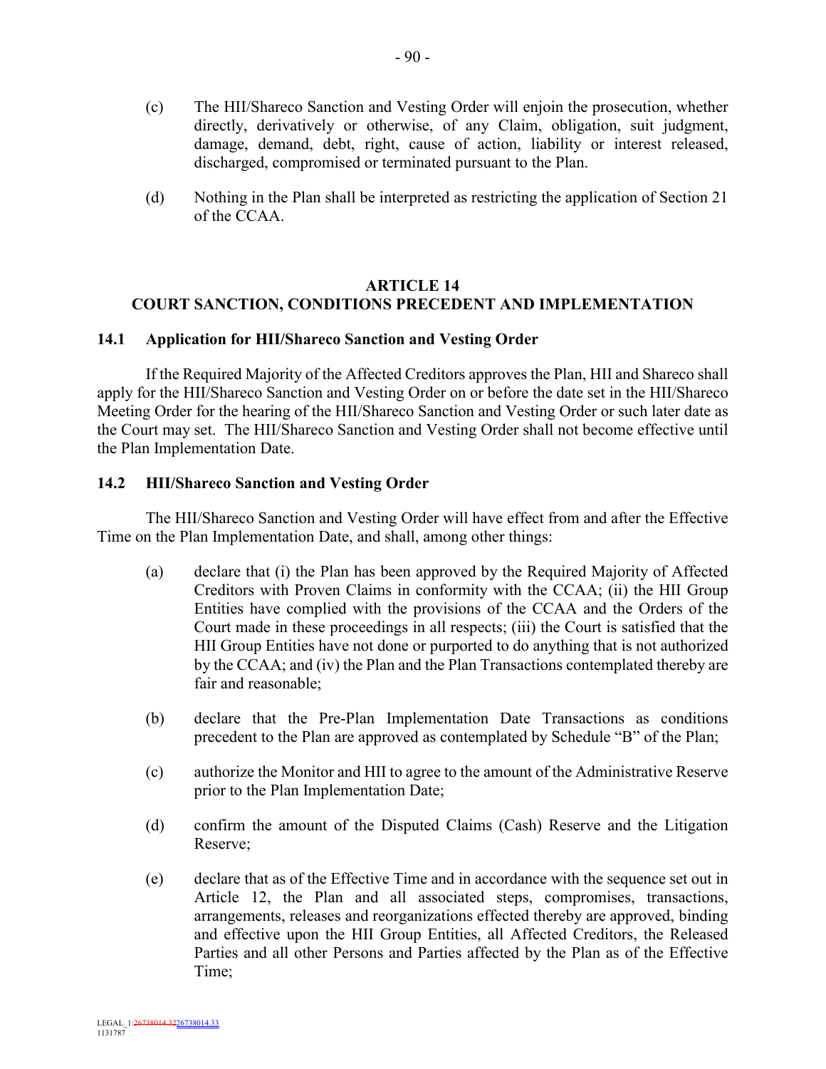(c) The HII/Shareco Sanction and Vesting Order will enjoin the prosecution, whether directly, derivatively or otherwise, of any Claim, obligation, suit judgment, damage, demand, debt, right, cause of action, liability or interest released, discharged, compromised or terminated pursuant to the Plan.

(d) Nothing in the Plan shall be interpreted as restricting the application of Section 21 of the CCAA.

## ARTICLE 14
## COURT SANCTION, CONDITIONS PRECEDENT AND IMPLEMENTATION

### 14.1 Application for HII/Shareco Sanction and Vesting Order

If the Required Majority of the Affected Creditors approves the Plan, HII and Shareco shall apply for the HII/Shareco Sanction and Vesting Order on or before the date set in the HII/Shareco Meeting Order for the hearing of the HII/Shareco Sanction and Vesting Order or such later date as the Court may set. The HII/Shareco Sanction and Vesting Order shall not become effective until the Plan Implementation Date.

### 14.2 HII/Shareco Sanction and Vesting Order

The HII/Shareco Sanction and Vesting Order will have effect from and after the Effective Time on the Plan Implementation Date, and shall, among other things:

(a) declare that (i) the Plan has been approved by the Required Majority of Affected Creditors with Proven Claims in conformity with the CCAA; (ii) the HII Group Entities have complied with the provisions of the CCAA and the Orders of the Court made in these proceedings in all respects; (iii) the Court is satisfied that the HII Group Entities have not done or purported to do anything that is not authorized by the CCAA; and (iv) the Plan and the Plan Transactions contemplated thereby are fair and reasonable;

(b) declare that the Pre-Plan Implementation Date Transactions as conditions precedent to the Plan are approved as contemplated by Schedule "B" of the Plan;

(c) authorize the Monitor and HII to agree to the amount of the Administrative Reserve prior to the Plan Implementation Date;

(d) confirm the amount of the Disputed Claims (Cash) Reserve and the Litigation Reserve;

(e) declare that as of the Effective Time and in accordance with the sequence set out in Article 12, the Plan and all associated steps, compromises, transactions, arrangements, releases and reorganizations effected thereby are approved, binding and effective upon the HII Group Entities, all Affected Creditors, the Released Parties and all other Persons and Parties affected by the Plan as of the Effective Time;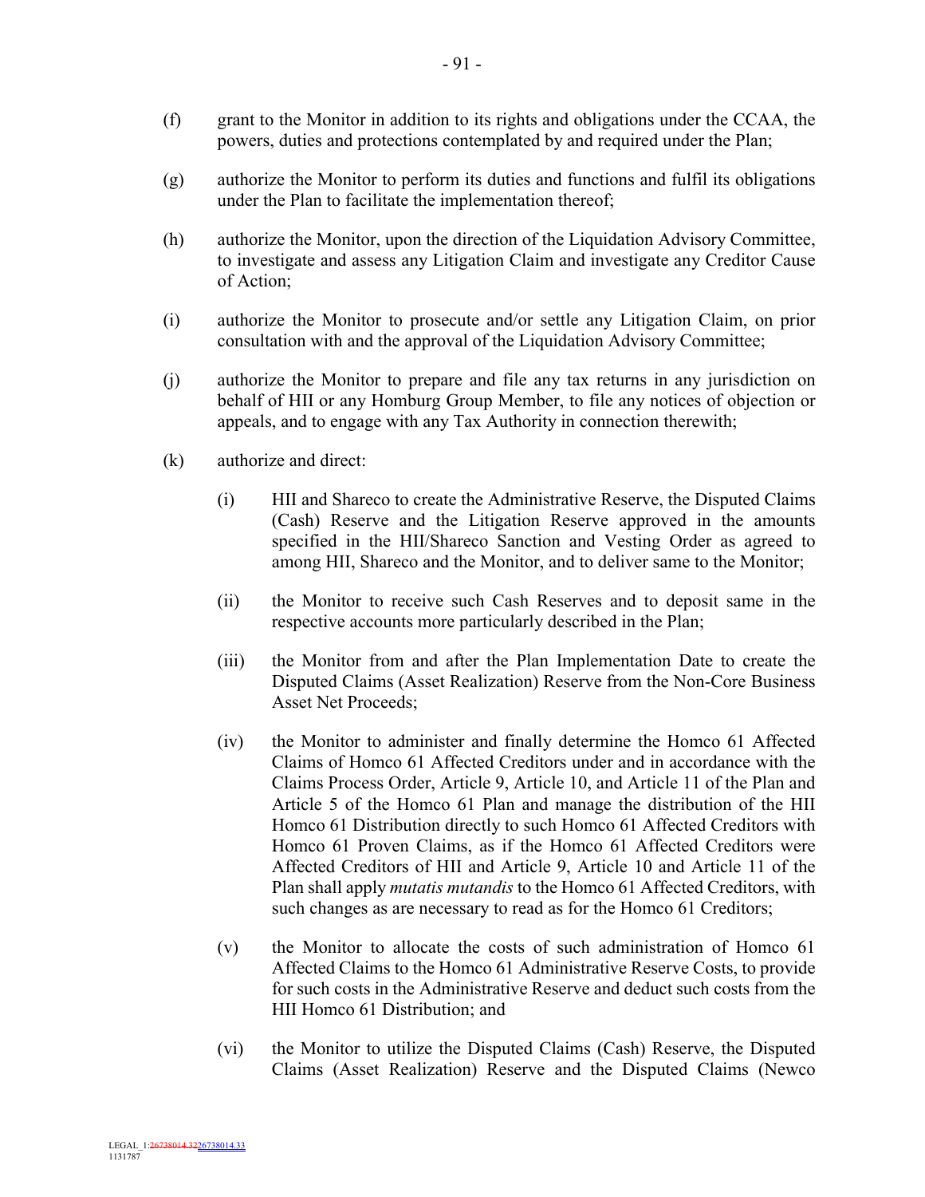(f) grant to the Monitor in addition to its rights and obligations under the CCAA, the powers, duties and protections contemplated by and required under the Plan;

(g) authorize the Monitor to perform its duties and functions and fulfil its obligations under the Plan to facilitate the implementation thereof;

(h) authorize the Monitor, upon the direction of the Liquidation Advisory Committee, to investigate and assess any Litigation Claim and investigate any Creditor Cause of Action;

(i) authorize the Monitor to prosecute and/or settle any Litigation Claim, on prior consultation with and the approval of the Liquidation Advisory Committee;

(j) authorize the Monitor to prepare and file any tax returns in any jurisdiction on behalf of HII or any Homburg Group Member, to file any notices of objection or appeals, and to engage with any Tax Authority in connection therewith;

(k) authorize and direct:

  (i) HII and Shareco to create the Administrative Reserve, the Disputed Claims (Cash) Reserve and the Litigation Reserve approved in the amounts specified in the HII/Shareco Sanction and Vesting Order as agreed to among HII, Shareco and the Monitor, and to deliver same to the Monitor;

  (ii) the Monitor to receive such Cash Reserves and to deposit same in the respective accounts more particularly described in the Plan;

  (iii) the Monitor from and after the Plan Implementation Date to create the Disputed Claims (Asset Realization) Reserve from the Non-Core Business Asset Net Proceeds;

  (iv) the Monitor to administer and finally determine the Homco 61 Affected Claims of Homco 61 Affected Creditors under and in accordance with the Claims Process Order, Article 9, Article 10, and Article 11 of the Plan and Article 5 of the Homco 61 Plan and manage the distribution of the HII Homco 61 Distribution directly to such Homco 61 Affected Creditors with Homco 61 Proven Claims, as if the Homco 61 Affected Creditors were Affected Creditors of HII and Article 9, Article 10 and Article 11 of the Plan shall apply *mutatis mutandis* to the Homco 61 Affected Creditors, with such changes as are necessary to read as for the Homco 61 Creditors;

  (v) the Monitor to allocate the costs of such administration of Homco 61 Affected Claims to the Homco 61 Administrative Reserve Costs, to provide for such costs in the Administrative Reserve and deduct such costs from the HII Homco 61 Distribution; and

  (vi) the Monitor to utilize the Disputed Claims (Cash) Reserve, the Disputed Claims (Asset Realization) Reserve and the Disputed Claims (Newco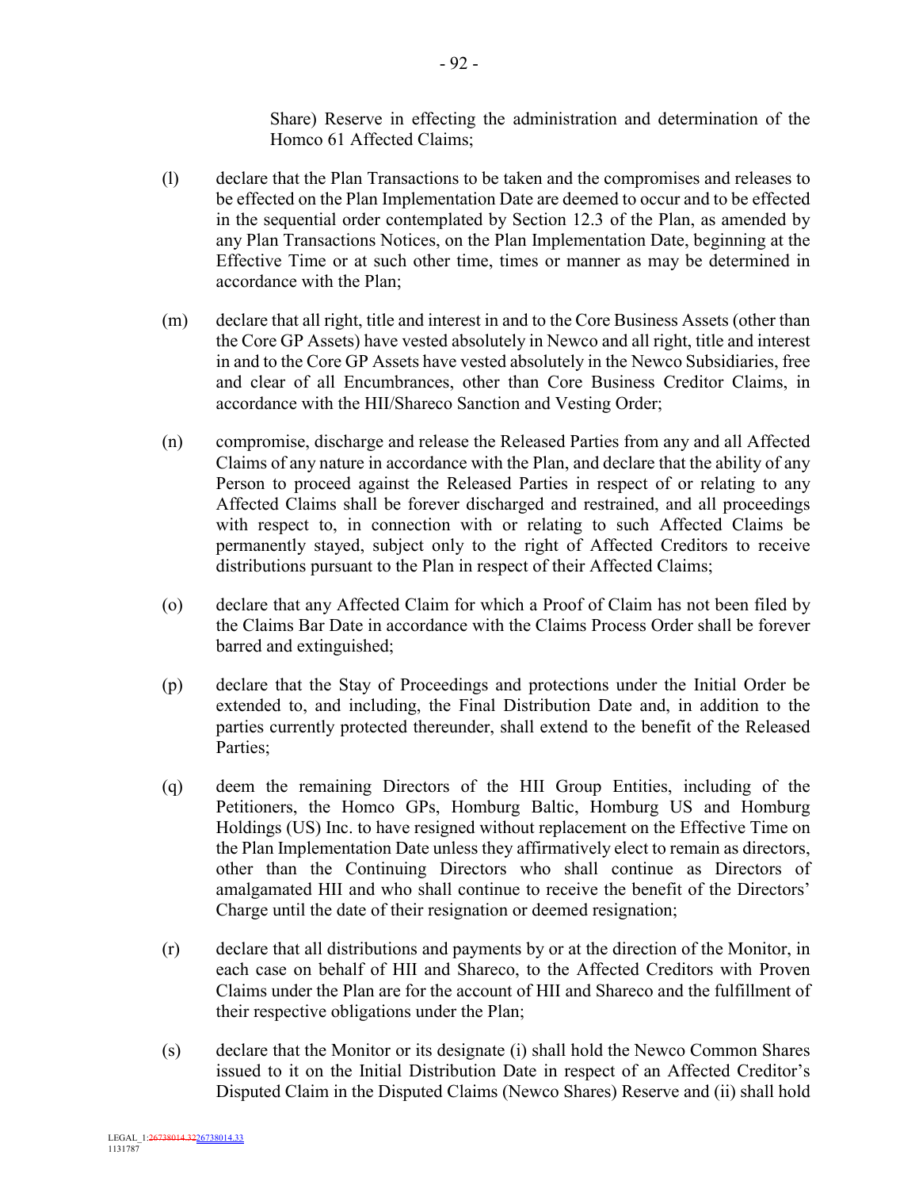Share) Reserve in effecting the administration and determination of the Homco 61 Affected Claims;

(l) declare that the Plan Transactions to be taken and the compromises and releases to be effected on the Plan Implementation Date are deemed to occur and to be effected in the sequential order contemplated by Section 12.3 of the Plan, as amended by any Plan Transactions Notices, on the Plan Implementation Date, beginning at the Effective Time or at such other time, times or manner as may be determined in accordance with the Plan;

(m) declare that all right, title and interest in and to the Core Business Assets (other than the Core GP Assets) have vested absolutely in Newco and all right, title and interest in and to the Core GP Assets have vested absolutely in the Newco Subsidiaries, free and clear of all Encumbrances, other than Core Business Creditor Claims, in accordance with the HII/Shareco Sanction and Vesting Order;

(n) compromise, discharge and release the Released Parties from any and all Affected Claims of any nature in accordance with the Plan, and declare that the ability of any Person to proceed against the Released Parties in respect of or relating to any Affected Claims shall be forever discharged and restrained, and all proceedings with respect to, in connection with or relating to such Affected Claims be permanently stayed, subject only to the right of Affected Creditors to receive distributions pursuant to the Plan in respect of their Affected Claims;

(o) declare that any Affected Claim for which a Proof of Claim has not been filed by the Claims Bar Date in accordance with the Claims Process Order shall be forever barred and extinguished;

(p) declare that the Stay of Proceedings and protections under the Initial Order be extended to, and including, the Final Distribution Date and, in addition to the parties currently protected thereunder, shall extend to the benefit of the Released Parties;

(q) deem the remaining Directors of the HII Group Entities, including of the Petitioners, the Homco GPs, Homburg Baltic, Homburg US and Homburg Holdings (US) Inc. to have resigned without replacement on the Effective Time on the Plan Implementation Date unless they affirmatively elect to remain as directors, other than the Continuing Directors who shall continue as Directors of amalgamated HII and who shall continue to receive the benefit of the Directors' Charge until the date of their resignation or deemed resignation;

(r) declare that all distributions and payments by or at the direction of the Monitor, in each case on behalf of HII and Shareco, to the Affected Creditors with Proven Claims under the Plan are for the account of HII and Shareco and the fulfillment of their respective obligations under the Plan;

(s) declare that the Monitor or its designate (i) shall hold the Newco Common Shares issued to it on the Initial Distribution Date in respect of an Affected Creditor's Disputed Claim in the Disputed Claims (Newco Shares) Reserve and (ii) shall hold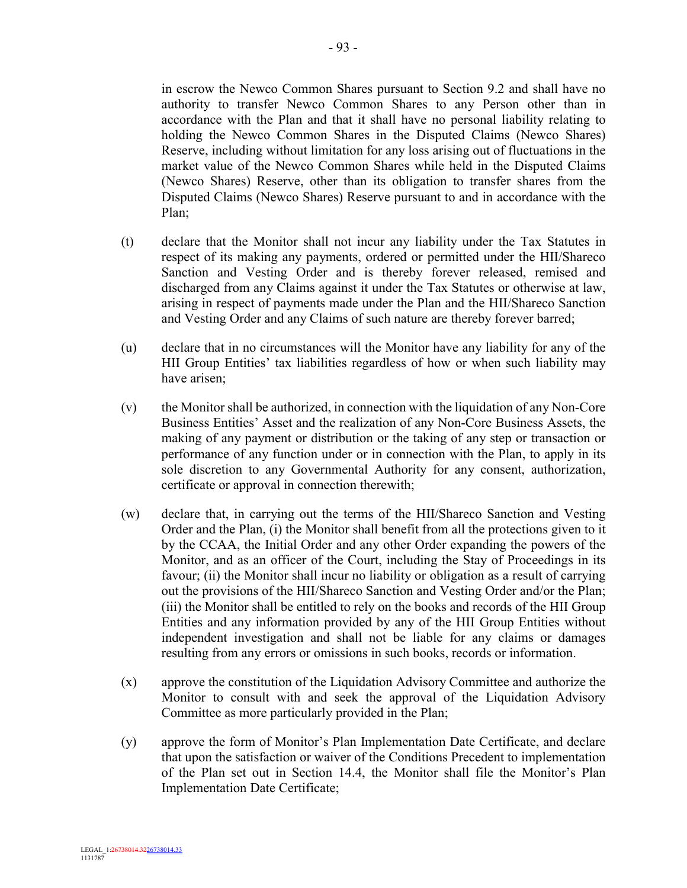in escrow the Newco Common Shares pursuant to Section 9.2 and shall have no authority to transfer Newco Common Shares to any Person other than in accordance with the Plan and that it shall have no personal liability relating to holding the Newco Common Shares in the Disputed Claims (Newco Shares) Reserve, including without limitation for any loss arising out of fluctuations in the market value of the Newco Common Shares while held in the Disputed Claims (Newco Shares) Reserve, other than its obligation to transfer shares from the Disputed Claims (Newco Shares) Reserve pursuant to and in accordance with the Plan;

(t) declare that the Monitor shall not incur any liability under the Tax Statutes in respect of its making any payments, ordered or permitted under the HII/Shareco Sanction and Vesting Order and is thereby forever released, remised and discharged from any Claims against it under the Tax Statutes or otherwise at law, arising in respect of payments made under the Plan and the HII/Shareco Sanction and Vesting Order and any Claims of such nature are thereby forever barred;

(u) declare that in no circumstances will the Monitor have any liability for any of the HII Group Entities' tax liabilities regardless of how or when such liability may have arisen;

(v) the Monitor shall be authorized, in connection with the liquidation of any Non-Core Business Entities' Asset and the realization of any Non-Core Business Assets, the making of any payment or distribution or the taking of any step or transaction or performance of any function under or in connection with the Plan, to apply in its sole discretion to any Governmental Authority for any consent, authorization, certificate or approval in connection therewith;

(w) declare that, in carrying out the terms of the HII/Shareco Sanction and Vesting Order and the Plan, (i) the Monitor shall benefit from all the protections given to it by the CCAA, the Initial Order and any other Order expanding the powers of the Monitor, and as an officer of the Court, including the Stay of Proceedings in its favour; (ii) the Monitor shall incur no liability or obligation as a result of carrying out the provisions of the HII/Shareco Sanction and Vesting Order and/or the Plan; (iii) the Monitor shall be entitled to rely on the books and records of the HII Group Entities and any information provided by any of the HII Group Entities without independent investigation and shall not be liable for any claims or damages resulting from any errors or omissions in such books, records or information.

(x) approve the constitution of the Liquidation Advisory Committee and authorize the Monitor to consult with and seek the approval of the Liquidation Advisory Committee as more particularly provided in the Plan;

(y) approve the form of Monitor's Plan Implementation Date Certificate, and declare that upon the satisfaction or waiver of the Conditions Precedent to implementation of the Plan set out in Section 14.4, the Monitor shall file the Monitor's Plan Implementation Date Certificate;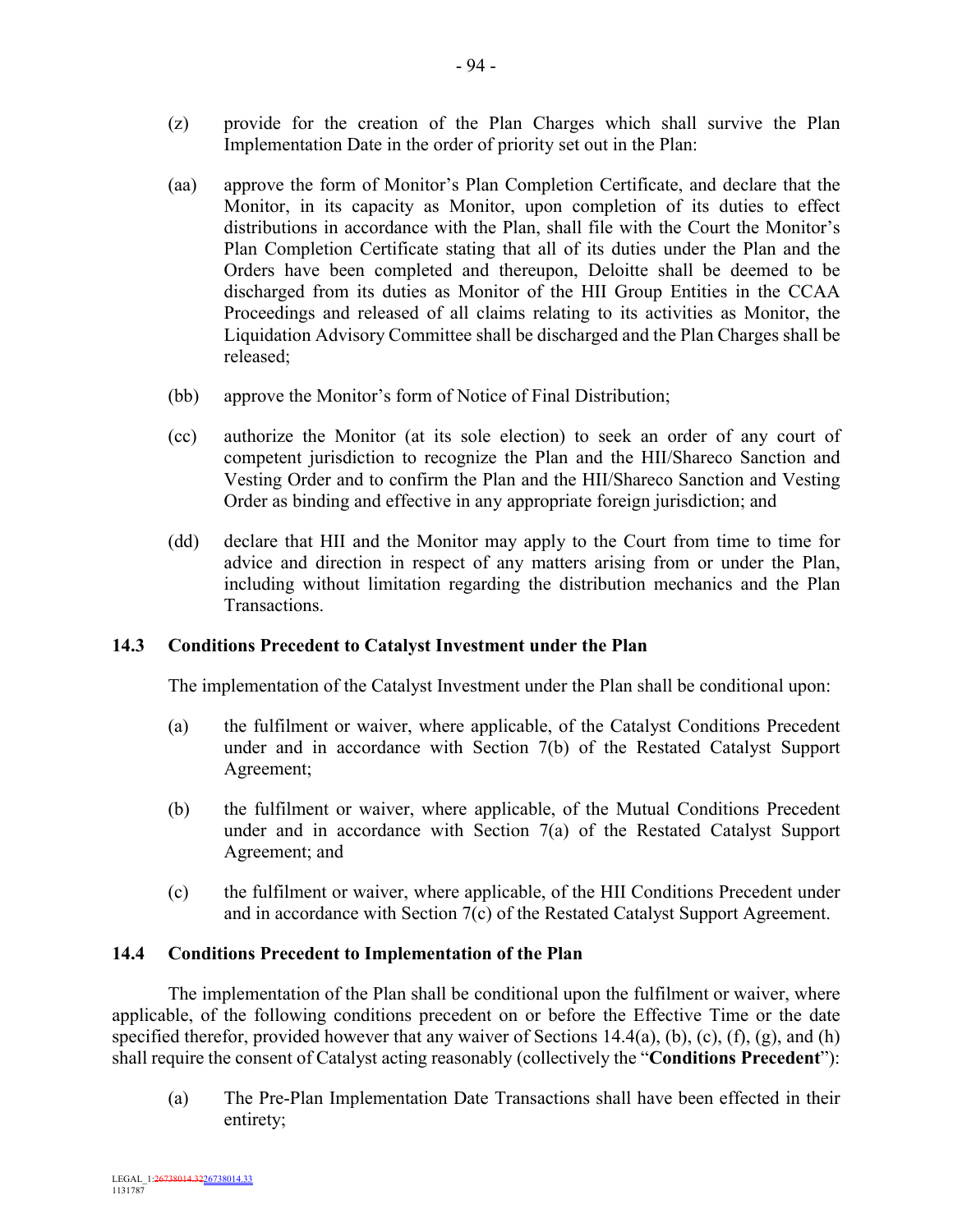(z) provide for the creation of the Plan Charges which shall survive the Plan Implementation Date in the order of priority set out in the Plan:

(aa) approve the form of Monitor's Plan Completion Certificate, and declare that the Monitor, in its capacity as Monitor, upon completion of its duties to effect distributions in accordance with the Plan, shall file with the Court the Monitor's Plan Completion Certificate stating that all of its duties under the Plan and the Orders have been completed and thereupon, Deloitte shall be deemed to be discharged from its duties as Monitor of the HII Group Entities in the CCAA Proceedings and released of all claims relating to its activities as Monitor, the Liquidation Advisory Committee shall be discharged and the Plan Charges shall be released;

(bb) approve the Monitor's form of Notice of Final Distribution;

(cc) authorize the Monitor (at its sole election) to seek an order of any court of competent jurisdiction to recognize the Plan and the HII/Shareco Sanction and Vesting Order and to confirm the Plan and the HII/Shareco Sanction and Vesting Order as binding and effective in any appropriate foreign jurisdiction; and

(dd) declare that HII and the Monitor may apply to the Court from time to time for advice and direction in respect of any matters arising from or under the Plan, including without limitation regarding the distribution mechanics and the Plan Transactions.

### 14.3 Conditions Precedent to Catalyst Investment under the Plan

The implementation of the Catalyst Investment under the Plan shall be conditional upon:

(a) the fulfilment or waiver, where applicable, of the Catalyst Conditions Precedent under and in accordance with Section 7(b) of the Restated Catalyst Support Agreement;

(b) the fulfilment or waiver, where applicable, of the Mutual Conditions Precedent under and in accordance with Section 7(a) of the Restated Catalyst Support Agreement; and

(c) the fulfilment or waiver, where applicable, of the HII Conditions Precedent under and in accordance with Section 7(c) of the Restated Catalyst Support Agreement.

### 14.4 Conditions Precedent to Implementation of the Plan

The implementation of the Plan shall be conditional upon the fulfilment or waiver, where applicable, of the following conditions precedent on or before the Effective Time or the date specified therefor, provided however that any waiver of Sections 14.4(a), (b), (c), (f), (g), and (h) shall require the consent of Catalyst acting reasonably (collectively the "**Conditions Precedent**"):

(a) The Pre-Plan Implementation Date Transactions shall have been effected in their entirety;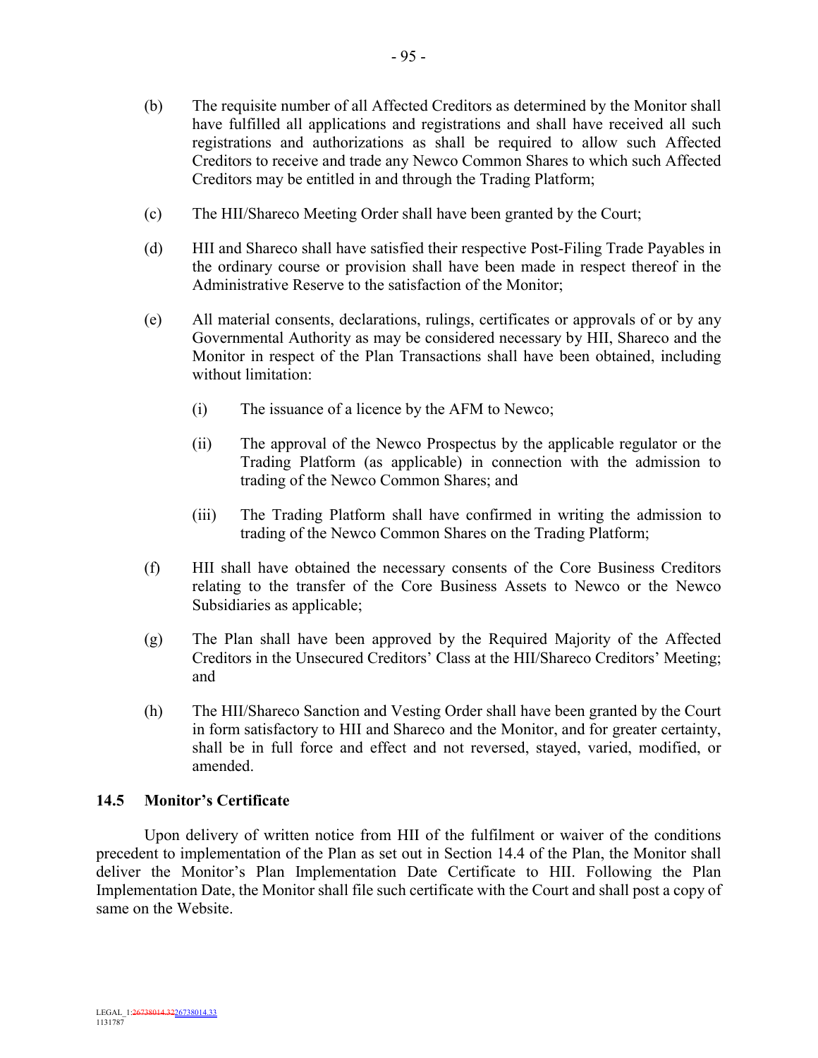(b) The requisite number of all Affected Creditors as determined by the Monitor shall have fulfilled all applications and registrations and shall have received all such registrations and authorizations as shall be required to allow such Affected Creditors to receive and trade any Newco Common Shares to which such Affected Creditors may be entitled in and through the Trading Platform;

(c) The HII/Shareco Meeting Order shall have been granted by the Court;

(d) HII and Shareco shall have satisfied their respective Post-Filing Trade Payables in the ordinary course or provision shall have been made in respect thereof in the Administrative Reserve to the satisfaction of the Monitor;

(e) All material consents, declarations, rulings, certificates or approvals of or by any Governmental Authority as may be considered necessary by HII, Shareco and the Monitor in respect of the Plan Transactions shall have been obtained, including without limitation:

  (i) The issuance of a licence by the AFM to Newco;

  (ii) The approval of the Newco Prospectus by the applicable regulator or the Trading Platform (as applicable) in connection with the admission to trading of the Newco Common Shares; and

  (iii) The Trading Platform shall have confirmed in writing the admission to trading of the Newco Common Shares on the Trading Platform;

(f) HII shall have obtained the necessary consents of the Core Business Creditors relating to the transfer of the Core Business Assets to Newco or the Newco Subsidiaries as applicable;

(g) The Plan shall have been approved by the Required Majority of the Affected Creditors in the Unsecured Creditors' Class at the HII/Shareco Creditors' Meeting; and

(h) The HII/Shareco Sanction and Vesting Order shall have been granted by the Court in form satisfactory to HII and Shareco and the Monitor, and for greater certainty, shall be in full force and effect and not reversed, stayed, varied, modified, or amended.

### 14.5 Monitor's Certificate

Upon delivery of written notice from HII of the fulfilment or waiver of the conditions precedent to implementation of the Plan as set out in Section 14.4 of the Plan, the Monitor shall deliver the Monitor's Plan Implementation Date Certificate to HII. Following the Plan Implementation Date, the Monitor shall file such certificate with the Court and shall post a copy of same on the Website.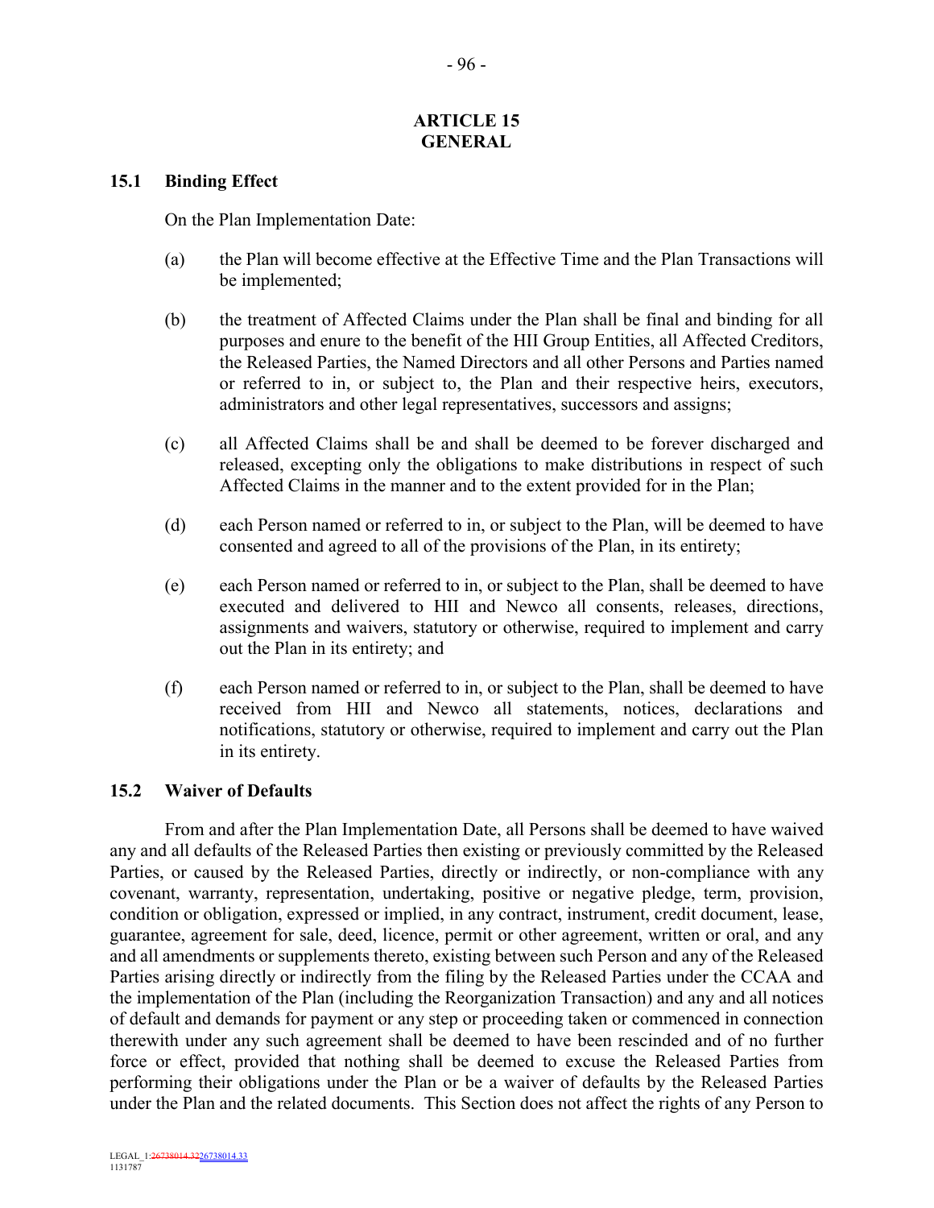# ARTICLE 15
# GENERAL

## 15.1 Binding Effect

On the Plan Implementation Date:

(a) the Plan will become effective at the Effective Time and the Plan Transactions will be implemented;

(b) the treatment of Affected Claims under the Plan shall be final and binding for all purposes and enure to the benefit of the HII Group Entities, all Affected Creditors, the Released Parties, the Named Directors and all other Persons and Parties named or referred to in, or subject to, the Plan and their respective heirs, executors, administrators and other legal representatives, successors and assigns;

(c) all Affected Claims shall be and shall be deemed to be forever discharged and released, excepting only the obligations to make distributions in respect of such Affected Claims in the manner and to the extent provided for in the Plan;

(d) each Person named or referred to in, or subject to the Plan, will be deemed to have consented and agreed to all of the provisions of the Plan, in its entirety;

(e) each Person named or referred to in, or subject to the Plan, shall be deemed to have executed and delivered to HII and Newco all consents, releases, directions, assignments and waivers, statutory or otherwise, required to implement and carry out the Plan in its entirety; and

(f) each Person named or referred to in, or subject to the Plan, shall be deemed to have received from HII and Newco all statements, notices, declarations and notifications, statutory or otherwise, required to implement and carry out the Plan in its entirety.

## 15.2 Waiver of Defaults

From and after the Plan Implementation Date, all Persons shall be deemed to have waived any and all defaults of the Released Parties then existing or previously committed by the Released Parties, or caused by the Released Parties, directly or indirectly, or non-compliance with any covenant, warranty, representation, undertaking, positive or negative pledge, term, provision, condition or obligation, expressed or implied, in any contract, instrument, credit document, lease, guarantee, agreement for sale, deed, licence, permit or other agreement, written or oral, and any and all amendments or supplements thereto, existing between such Person and any of the Released Parties arising directly or indirectly from the filing by the Released Parties under the CCAA and the implementation of the Plan (including the Reorganization Transaction) and any and all notices of default and demands for payment or any step or proceeding taken or commenced in connection therewith under any such agreement shall be deemed to have been rescinded and of no further force or effect, provided that nothing shall be deemed to excuse the Released Parties from performing their obligations under the Plan or be a waiver of defaults by the Released Parties under the Plan and the related documents. This Section does not affect the rights of any Person to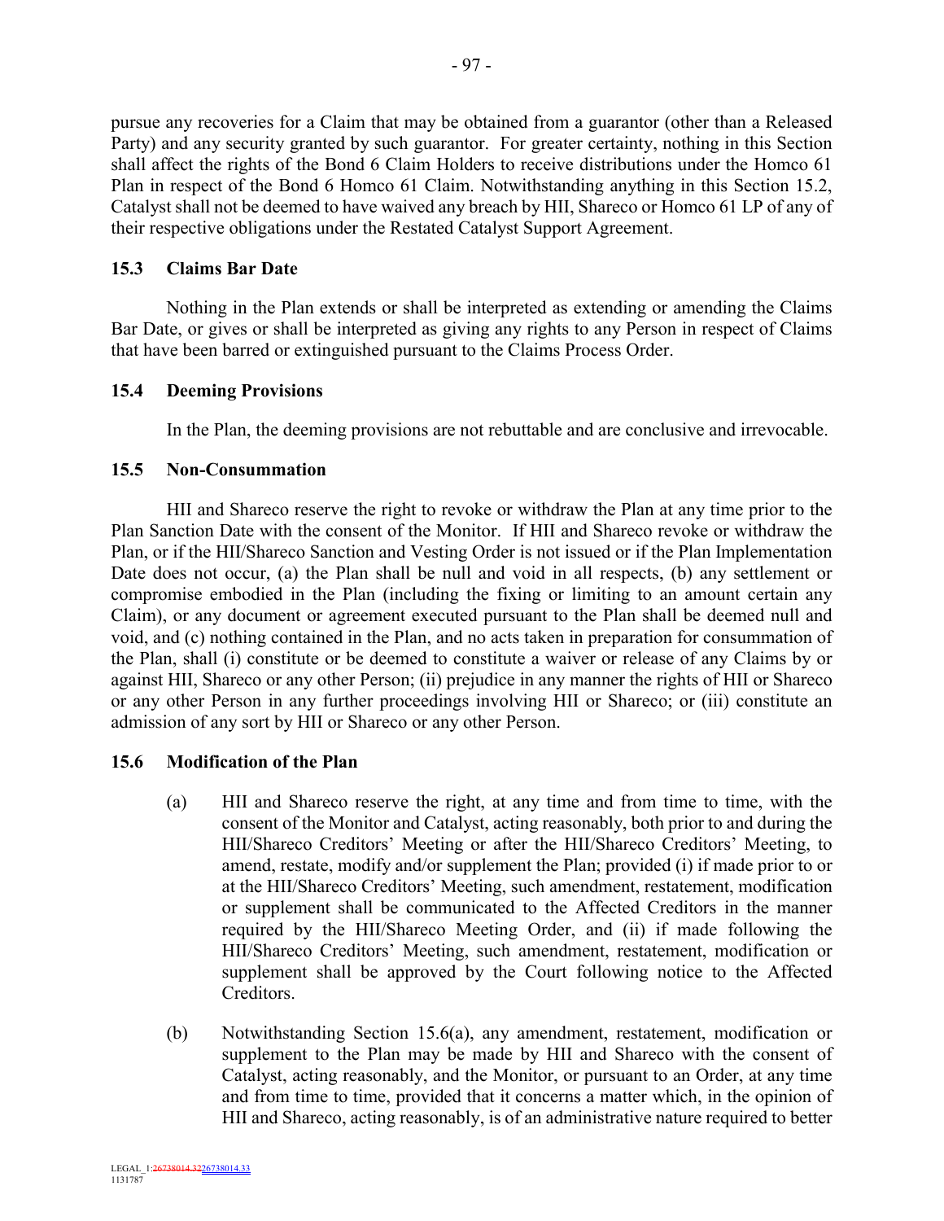pursue any recoveries for a Claim that may be obtained from a guarantor (other than a Released Party) and any security granted by such guarantor. For greater certainty, nothing in this Section shall affect the rights of the Bond 6 Claim Holders to receive distributions under the Homco 61 Plan in respect of the Bond 6 Homco 61 Claim. Notwithstanding anything in this Section 15.2, Catalyst shall not be deemed to have waived any breach by HII, Shareco or Homco 61 LP of any of their respective obligations under the Restated Catalyst Support Agreement.

### 15.3 Claims Bar Date

Nothing in the Plan extends or shall be interpreted as extending or amending the Claims Bar Date, or gives or shall be interpreted as giving any rights to any Person in respect of Claims that have been barred or extinguished pursuant to the Claims Process Order.

### 15.4 Deeming Provisions

In the Plan, the deeming provisions are not rebuttable and are conclusive and irrevocable.

### 15.5 Non-Consummation

HII and Shareco reserve the right to revoke or withdraw the Plan at any time prior to the Plan Sanction Date with the consent of the Monitor. If HII and Shareco revoke or withdraw the Plan, or if the HII/Shareco Sanction and Vesting Order is not issued or if the Plan Implementation Date does not occur, (a) the Plan shall be null and void in all respects, (b) any settlement or compromise embodied in the Plan (including the fixing or limiting to an amount certain any Claim), or any document or agreement executed pursuant to the Plan shall be deemed null and void, and (c) nothing contained in the Plan, and no acts taken in preparation for consummation of the Plan, shall (i) constitute or be deemed to constitute a waiver or release of any Claims by or against HII, Shareco or any other Person; (ii) prejudice in any manner the rights of HII or Shareco or any other Person in any further proceedings involving HII or Shareco; or (iii) constitute an admission of any sort by HII or Shareco or any other Person.

### 15.6 Modification of the Plan

(a) HII and Shareco reserve the right, at any time and from time to time, with the consent of the Monitor and Catalyst, acting reasonably, both prior to and during the HII/Shareco Creditors' Meeting or after the HII/Shareco Creditors' Meeting, to amend, restate, modify and/or supplement the Plan; provided (i) if made prior to or at the HII/Shareco Creditors' Meeting, such amendment, restatement, modification or supplement shall be communicated to the Affected Creditors in the manner required by the HII/Shareco Meeting Order, and (ii) if made following the HII/Shareco Creditors' Meeting, such amendment, restatement, modification or supplement shall be approved by the Court following notice to the Affected Creditors.

(b) Notwithstanding Section 15.6(a), any amendment, restatement, modification or supplement to the Plan may be made by HII and Shareco with the consent of Catalyst, acting reasonably, and the Monitor, or pursuant to an Order, at any time and from time to time, provided that it concerns a matter which, in the opinion of HII and Shareco, acting reasonably, is of an administrative nature required to better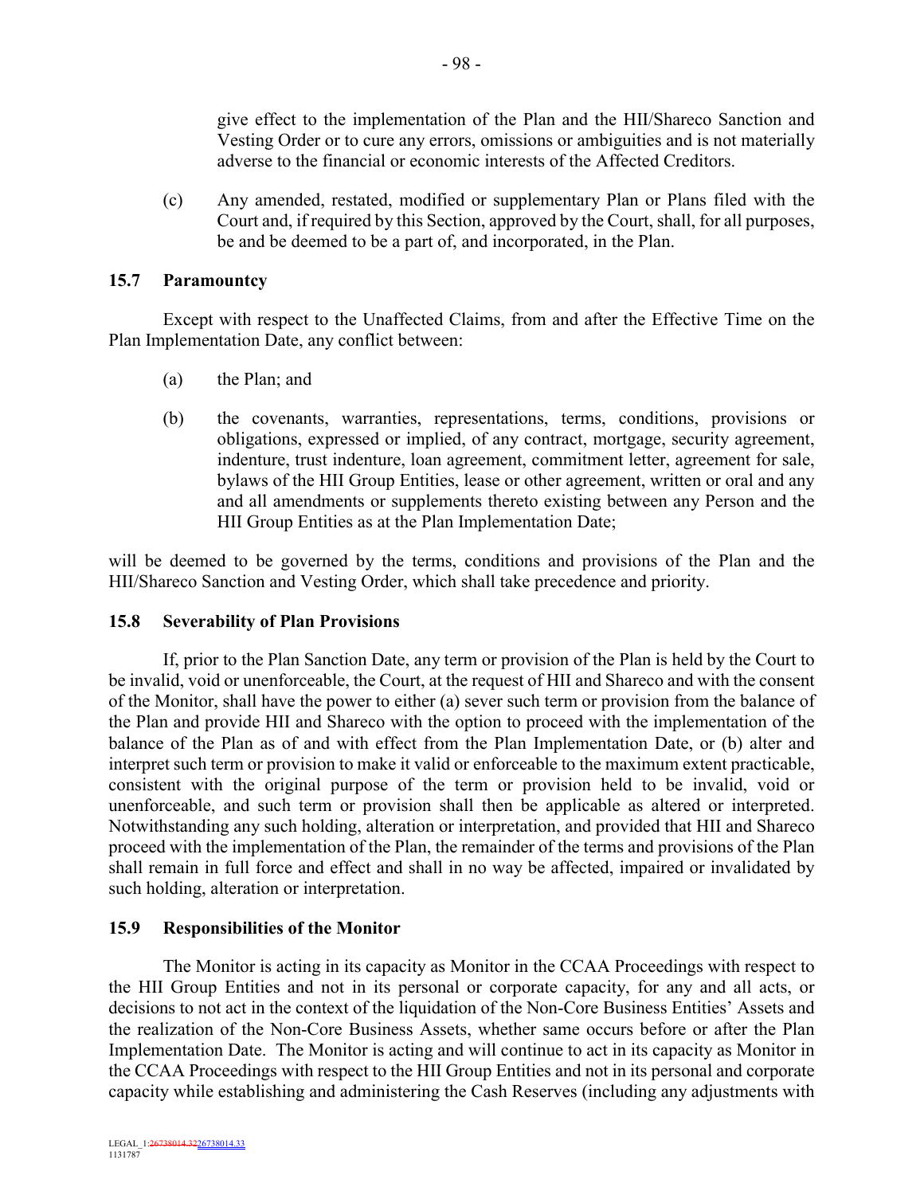give effect to the implementation of the Plan and the HII/Shareco Sanction and Vesting Order or to cure any errors, omissions or ambiguities and is not materially adverse to the financial or economic interests of the Affected Creditors.

(c) Any amended, restated, modified or supplementary Plan or Plans filed with the Court and, if required by this Section, approved by the Court, shall, for all purposes, be and be deemed to be a part of, and incorporated, in the Plan.

### 15.7 Paramountcy

Except with respect to the Unaffected Claims, from and after the Effective Time on the Plan Implementation Date, any conflict between:

(a) the Plan; and

(b) the covenants, warranties, representations, terms, conditions, provisions or obligations, expressed or implied, of any contract, mortgage, security agreement, indenture, trust indenture, loan agreement, commitment letter, agreement for sale, bylaws of the HII Group Entities, lease or other agreement, written or oral and any and all amendments or supplements thereto existing between any Person and the HII Group Entities as at the Plan Implementation Date;

will be deemed to be governed by the terms, conditions and provisions of the Plan and the HII/Shareco Sanction and Vesting Order, which shall take precedence and priority.

### 15.8 Severability of Plan Provisions

If, prior to the Plan Sanction Date, any term or provision of the Plan is held by the Court to be invalid, void or unenforceable, the Court, at the request of HII and Shareco and with the consent of the Monitor, shall have the power to either (a) sever such term or provision from the balance of the Plan and provide HII and Shareco with the option to proceed with the implementation of the balance of the Plan as of and with effect from the Plan Implementation Date, or (b) alter and interpret such term or provision to make it valid or enforceable to the maximum extent practicable, consistent with the original purpose of the term or provision held to be invalid, void or unenforceable, and such term or provision shall then be applicable as altered or interpreted. Notwithstanding any such holding, alteration or interpretation, and provided that HII and Shareco proceed with the implementation of the Plan, the remainder of the terms and provisions of the Plan shall remain in full force and effect and shall in no way be affected, impaired or invalidated by such holding, alteration or interpretation.

### 15.9 Responsibilities of the Monitor

The Monitor is acting in its capacity as Monitor in the CCAA Proceedings with respect to the HII Group Entities and not in its personal or corporate capacity, for any and all acts, or decisions to not act in the context of the liquidation of the Non-Core Business Entities' Assets and the realization of the Non-Core Business Assets, whether same occurs before or after the Plan Implementation Date. The Monitor is acting and will continue to act in its capacity as Monitor in the CCAA Proceedings with respect to the HII Group Entities and not in its personal and corporate capacity while establishing and administering the Cash Reserves (including any adjustments with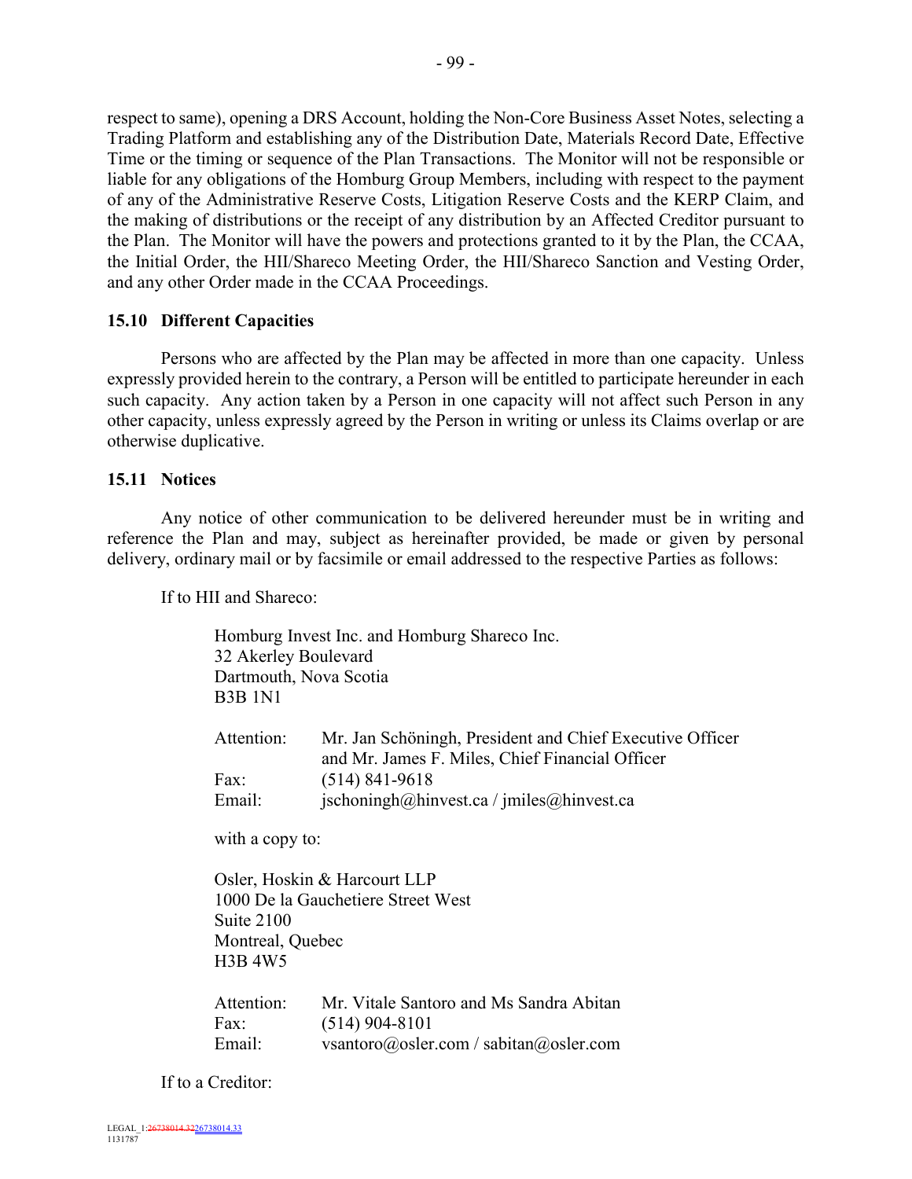respect to same), opening a DRS Account, holding the Non-Core Business Asset Notes, selecting a Trading Platform and establishing any of the Distribution Date, Materials Record Date, Effective Time or the timing or sequence of the Plan Transactions. The Monitor will not be responsible or liable for any obligations of the Homburg Group Members, including with respect to the payment of any of the Administrative Reserve Costs, Litigation Reserve Costs and the KERP Claim, and the making of distributions or the receipt of any distribution by an Affected Creditor pursuant to the Plan. The Monitor will have the powers and protections granted to it by the Plan, the CCAA, the Initial Order, the HII/Shareco Meeting Order, the HII/Shareco Sanction and Vesting Order, and any other Order made in the CCAA Proceedings.

### 15.10 Different Capacities

Persons who are affected by the Plan may be affected in more than one capacity. Unless expressly provided herein to the contrary, a Person will be entitled to participate hereunder in each such capacity. Any action taken by a Person in one capacity will not affect such Person in any other capacity, unless expressly agreed by the Person in writing or unless its Claims overlap or are otherwise duplicative.

### 15.11 Notices

Any notice of other communication to be delivered hereunder must be in writing and reference the Plan and may, subject as hereinafter provided, be made or given by personal delivery, ordinary mail or by facsimile or email addressed to the respective Parties as follows:

If to HII and Shareco:

Homburg Invest Inc. and Homburg Shareco Inc.
32 Akerley Boulevard
Dartmouth, Nova Scotia
B3B 1N1

Attention: Mr. Jan Schöningh, President and Chief Executive Officer and Mr. James F. Miles, Chief Financial Officer
Fax: (514) 841-9618
Email: jschoningh@hinvest.ca / jmiles@hinvest.ca

with a copy to:

Osler, Hoskin & Harcourt LLP
1000 De la Gauchetiere Street West
Suite 2100
Montreal, Quebec
H3B 4W5

Attention: Mr. Vitale Santoro and Ms Sandra Abitan
Fax: (514) 904-8101
Email: vsantoro@osler.com / sabitan@osler.com

If to a Creditor: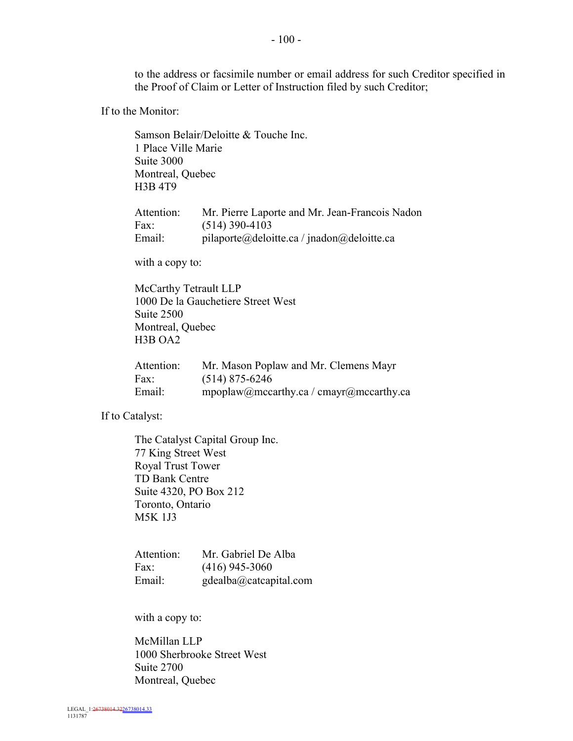to the address or facsimile number or email address for such Creditor specified in the Proof of Claim or Letter of Instruction filed by such Creditor;

If to the Monitor:

Samson Belair/Deloitte & Touche Inc.
1 Place Ville Marie
Suite 3000
Montreal, Quebec
H3B 4T9

Attention: Mr. Pierre Laporte and Mr. Jean-Francois Nadon
Fax: (514) 390-4103
Email: pilaporte@deloitte.ca / jnadon@deloitte.ca

with a copy to:

McCarthy Tetrault LLP
1000 De la Gauchetiere Street West
Suite 2500
Montreal, Quebec
H3B OA2

Attention: Mr. Mason Poplaw and Mr. Clemens Mayr
Fax: (514) 875-6246
Email: mpoplaw@mccarthy.ca / cmayr@mccarthy.ca

If to Catalyst:

The Catalyst Capital Group Inc.
77 King Street West
Royal Trust Tower
TD Bank Centre
Suite 4320, PO Box 212
Toronto, Ontario
M5K 1J3

Attention: Mr. Gabriel De Alba
Fax: (416) 945-3060
Email: gdealba@catcapital.com

with a copy to:

McMillan LLP
1000 Sherbrooke Street West
Suite 2700
Montreal, Quebec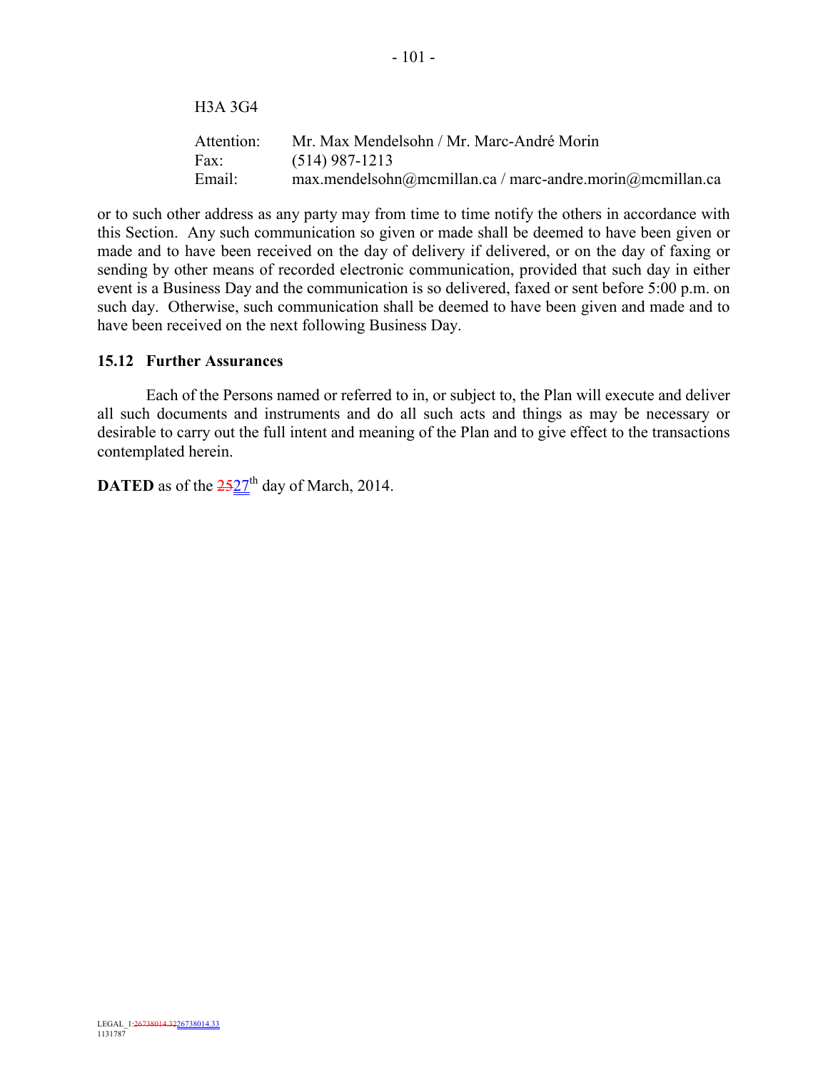H3A 3G4

Attention: Mr. Max Mendelsohn / Mr. Marc-André Morin
Fax: (514) 987-1213
Email: max.mendelsohn@mcmillan.ca / marc-andre.morin@mcmillan.ca

or to such other address as any party may from time to time notify the others in accordance with this Section. Any such communication so given or made shall be deemed to have been given or made and to have been received on the day of delivery if delivered, or on the day of faxing or sending by other means of recorded electronic communication, provided that such day in either event is a Business Day and the communication is so delivered, faxed or sent before 5:00 p.m. on such day. Otherwise, such communication shall be deemed to have been given and made and to have been received on the next following Business Day.

### 15.12 Further Assurances

Each of the Persons named or referred to in, or subject to, the Plan will execute and deliver all such documents and instruments and do all such acts and things as may be necessary or desirable to carry out the full intent and meaning of the Plan and to give effect to the transactions contemplated herein.

**DATED** as of the ~~25~~27th day of March, 2014.

LEGAL_1:~~26738014.32~~26738014.33
1131787